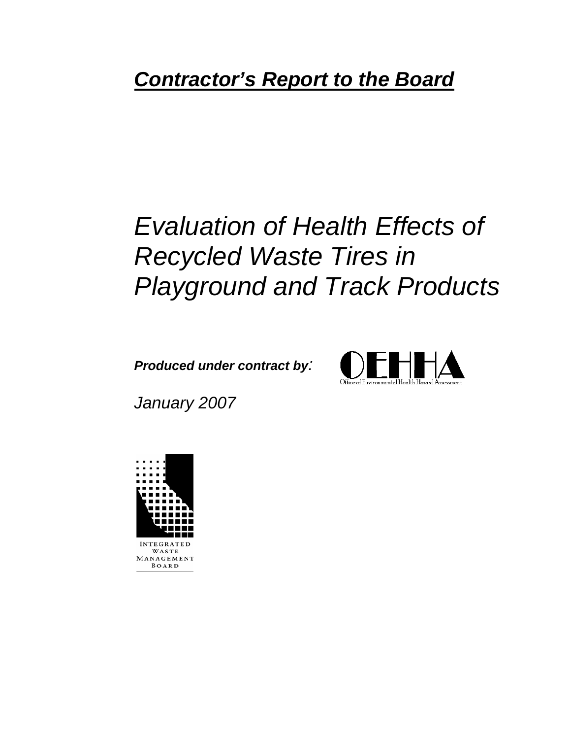***Contractor's Report to the Board***

# *Evaluation of Health Effects of Recycled Waste Tires in Playground and Track Products*

***Produced under contract by:***

OEHHA

Office of Environmental Health Hazard Assessment

*January 2007*

INTEGRATED WASTE MANAGEMENT BOARD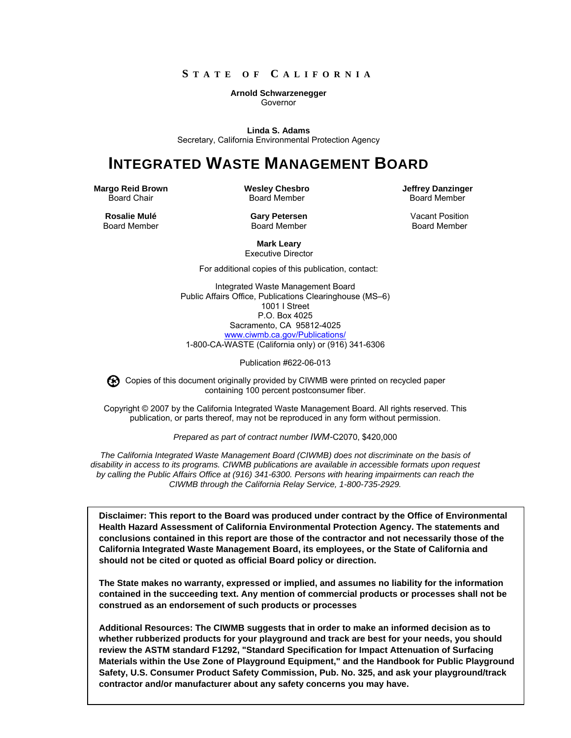**STATE OF CALIFORNIA**

**Arnold Schwarzenegger**
Governor

**Linda S. Adams**
Secretary, California Environmental Protection Agency

# INTEGRATED WASTE MANAGEMENT BOARD

**Margo Reid Brown**
Board Chair

**Wesley Chesbro**
Board Member

**Jeffrey Danzinger**
Board Member

**Rosalie Mulé**
Board Member

**Gary Petersen**
Board Member

Vacant Position
Board Member

**Mark Leary**
Executive Director

For additional copies of this publication, contact:

Integrated Waste Management Board
Public Affairs Office, Publications Clearinghouse (MS–6)
1001 I Street
P.O. Box 4025
Sacramento, CA 95812-4025
www.ciwmb.ca.gov/Publications/
1-800-CA-WASTE (California only) or (916) 341-6306

Publication #622-06-013

Copies of this document originally provided by CIWMB were printed on recycled paper containing 100 percent postconsumer fiber.

Copyright © 2007 by the California Integrated Waste Management Board. All rights reserved. This publication, or parts thereof, may not be reproduced in any form without permission.

*Prepared as part of contract number IWM-*C2070, $420,000

*The California Integrated Waste Management Board (CIWMB) does not discriminate on the basis of disability in access to its programs. CIWMB publications are available in accessible formats upon request by calling the Public Affairs Office at (916) 341-6300. Persons with hearing impairments can reach the CIWMB through the California Relay Service, 1-800-735-2929.*

**Disclaimer: This report to the Board was produced under contract by the Office of Environmental Health Hazard Assessment of California Environmental Protection Agency. The statements and conclusions contained in this report are those of the contractor and not necessarily those of the California Integrated Waste Management Board, its employees, or the State of California and should not be cited or quoted as official Board policy or direction.**

**The State makes no warranty, expressed or implied, and assumes no liability for the information contained in the succeeding text. Any mention of commercial products or processes shall not be construed as an endorsement of such products or processes**

**Additional Resources: The CIWMB suggests that in order to make an informed decision as to whether rubberized products for your playground and track are best for your needs, you should review the ASTM standard F1292, "Standard Specification for Impact Attenuation of Surfacing Materials within the Use Zone of Playground Equipment," and the Handbook for Public Playground Safety, U.S. Consumer Product Safety Commission, Pub. No. 325, and ask your playground/track contractor and/or manufacturer about any safety concerns you may have.**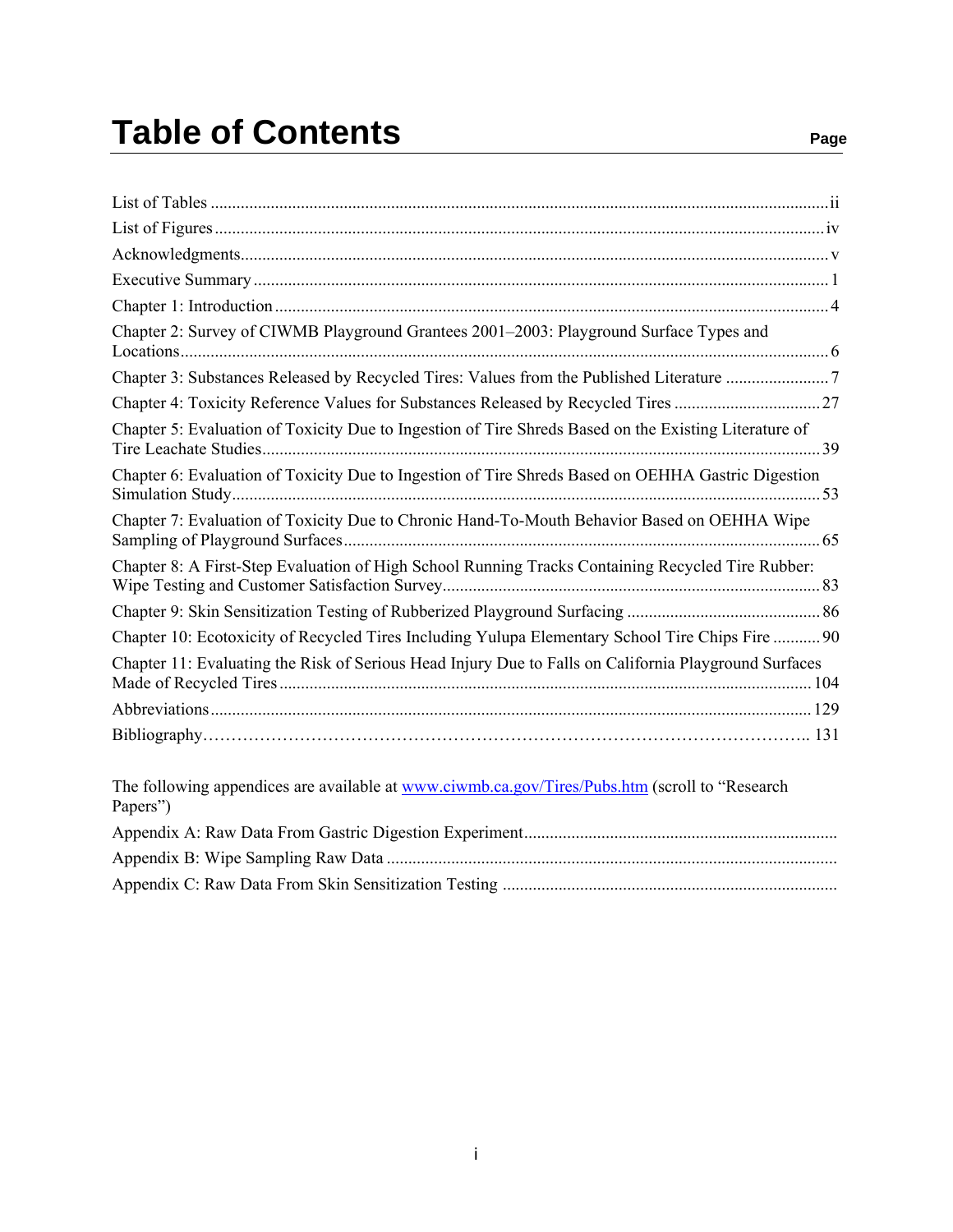# Table of Contents

| | Page |
|---|---|
| List of Tables | ii |
| List of Figures | iv |
| Acknowledgments | v |
| Executive Summary | 1 |
| Chapter 1: Introduction | 4 |
| Chapter 2: Survey of CIWMB Playground Grantees 2001–2003: Playground Surface Types and Locations | 6 |
| Chapter 3: Substances Released by Recycled Tires: Values from the Published Literature | 7 |
| Chapter 4: Toxicity Reference Values for Substances Released by Recycled Tires | 27 |
| Chapter 5: Evaluation of Toxicity Due to Ingestion of Tire Shreds Based on the Existing Literature of Tire Leachate Studies | 39 |
| Chapter 6: Evaluation of Toxicity Due to Ingestion of Tire Shreds Based on OEHHA Gastric Digestion Simulation Study | 53 |
| Chapter 7: Evaluation of Toxicity Due to Chronic Hand-To-Mouth Behavior Based on OEHHA Wipe Sampling of Playground Surfaces | 65 |
| Chapter 8: A First-Step Evaluation of High School Running Tracks Containing Recycled Tire Rubber: Wipe Testing and Customer Satisfaction Survey | 83 |
| Chapter 9: Skin Sensitization Testing of Rubberized Playground Surfacing | 86 |
| Chapter 10: Ecotoxicity of Recycled Tires Including Yulupa Elementary School Tire Chips Fire | 90 |
| Chapter 11: Evaluating the Risk of Serious Head Injury Due to Falls on California Playground Surfaces Made of Recycled Tires | 104 |
| Abbreviations | 129 |
| Bibliography | 131 |

The following appendices are available at www.ciwmb.ca.gov/Tires/Pubs.htm (scroll to "Research Papers")

- Appendix A: Raw Data From Gastric Digestion Experiment
- Appendix B: Wipe Sampling Raw Data
- Appendix C: Raw Data From Skin Sensitization Testing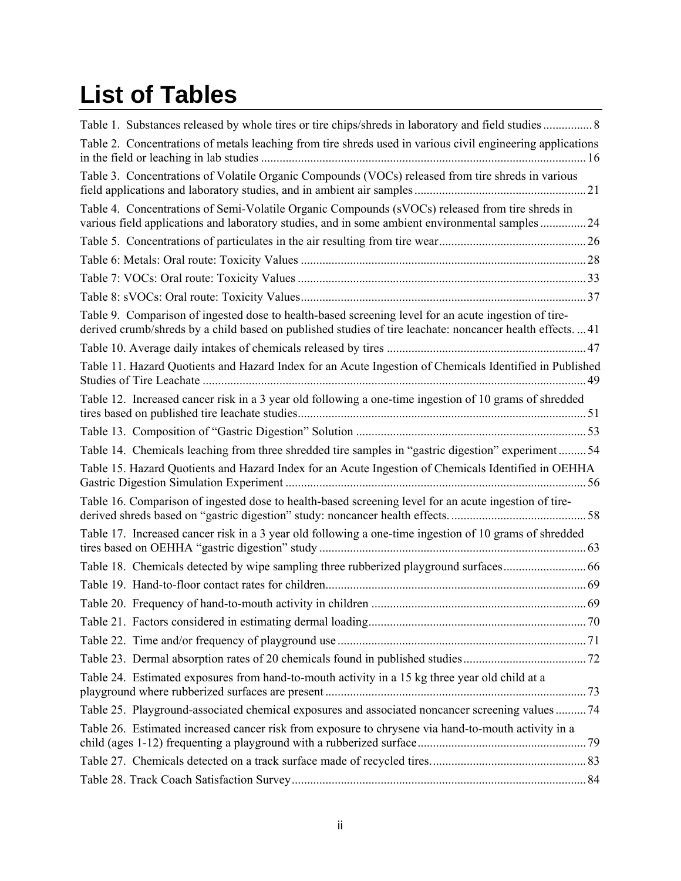# List of Tables

Table 1. Substances released by whole tires or tire chips/shreds in laboratory and field studies ................ 8

Table 2. Concentrations of metals leaching from tire shreds used in various civil engineering applications in the field or leaching in lab studies ......................................................................................................... 16

Table 3. Concentrations of Volatile Organic Compounds (VOCs) released from tire shreds in various field applications and laboratory studies, and in ambient air samples ........................................................ 21

Table 4. Concentrations of Semi-Volatile Organic Compounds (sVOCs) released from tire shreds in various field applications and laboratory studies, and in some ambient environmental samples ............... 24

Table 5. Concentrations of particulates in the air resulting from tire wear................................................ 26

Table 6: Metals: Oral route: Toxicity Values ............................................................................................ 28

Table 7: VOCs: Oral route: Toxicity Values ............................................................................................. 33

Table 8: sVOCs: Oral route: Toxicity Values............................................................................................ 37

Table 9. Comparison of ingested dose to health-based screening level for an acute ingestion of tire-derived crumb/shreds by a child based on published studies of tire leachate: noncancer health effects. ... 41

Table 10. Average daily intakes of chemicals released by tires ................................................................. 47

Table 11. Hazard Quotients and Hazard Index for an Acute Ingestion of Chemicals Identified in Published Studies of Tire Leachate ............................................................................................................................ 49

Table 12. Increased cancer risk in a 3 year old following a one-time ingestion of 10 grams of shredded tires based on published tire leachate studies............................................................................................. 51

Table 13. Composition of "Gastric Digestion" Solution ........................................................................... 53

Table 14. Chemicals leaching from three shredded tire samples in "gastric digestion" experiment ......... 54

Table 15. Hazard Quotients and Hazard Index for an Acute Ingestion of Chemicals Identified in OEHHA Gastric Digestion Simulation Experiment ................................................................................................. 56

Table 16. Comparison of ingested dose to health-based screening level for an acute ingestion of tire-derived shreds based on "gastric digestion" study: noncancer health effects. ............................................ 58

Table 17. Increased cancer risk in a 3 year old following a one-time ingestion of 10 grams of shredded tires based on OEHHA "gastric digestion" study ...................................................................................... 63

Table 18. Chemicals detected by wipe sampling three rubberized playground surfaces........................... 66

Table 19. Hand-to-floor contact rates for children.................................................................................... 69

Table 20. Frequency of hand-to-mouth activity in children ...................................................................... 69

Table 21. Factors considered in estimating dermal loading....................................................................... 70

Table 22. Time and/or frequency of playground use ................................................................................. 71

Table 23. Dermal absorption rates of 20 chemicals found in published studies........................................ 72

Table 24. Estimated exposures from hand-to-mouth activity in a 15 kg three year old child at a playground where rubberized surfaces are present .................................................................................... 73

Table 25. Playground-associated chemical exposures and associated noncancer screening values .......... 74

Table 26. Estimated increased cancer risk from exposure to chrysene via hand-to-mouth activity in a child (ages 1-12) frequenting a playground with a rubberized surface....................................................... 79

Table 27. Chemicals detected on a track surface made of recycled tires.................................................. 83

Table 28. Track Coach Satisfaction Survey............................................................................................... 84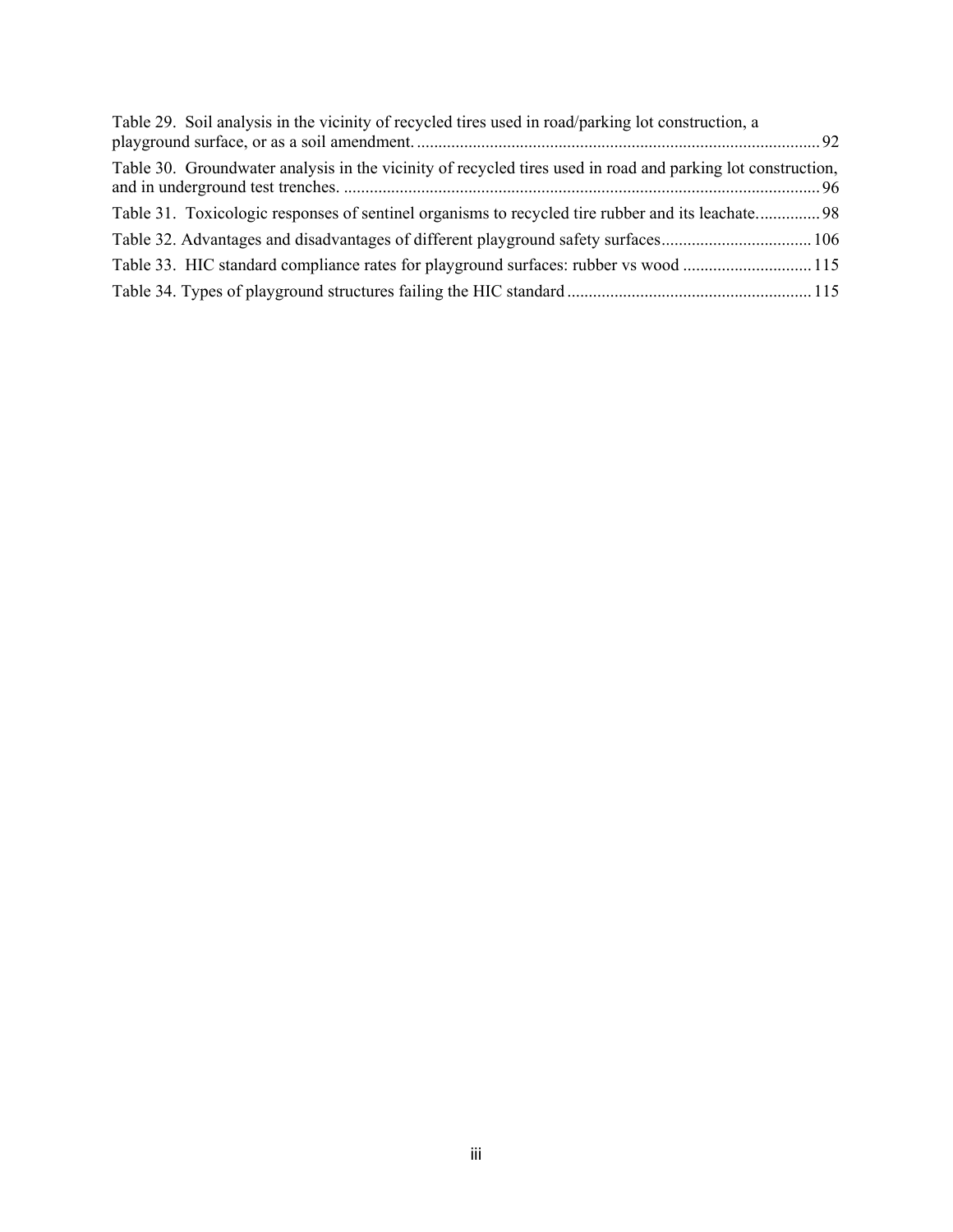Table 29. Soil analysis in the vicinity of recycled tires used in road/parking lot construction, a playground surface, or as a soil amendment. .... 92

Table 30. Groundwater analysis in the vicinity of recycled tires used in road and parking lot construction, and in underground test trenches. .... 96

Table 31. Toxicologic responses of sentinel organisms to recycled tire rubber and its leachate. .... 98

Table 32. Advantages and disadvantages of different playground safety surfaces .... 106

Table 33. HIC standard compliance rates for playground surfaces: rubber vs wood .... 115

Table 34. Types of playground structures failing the HIC standard .... 115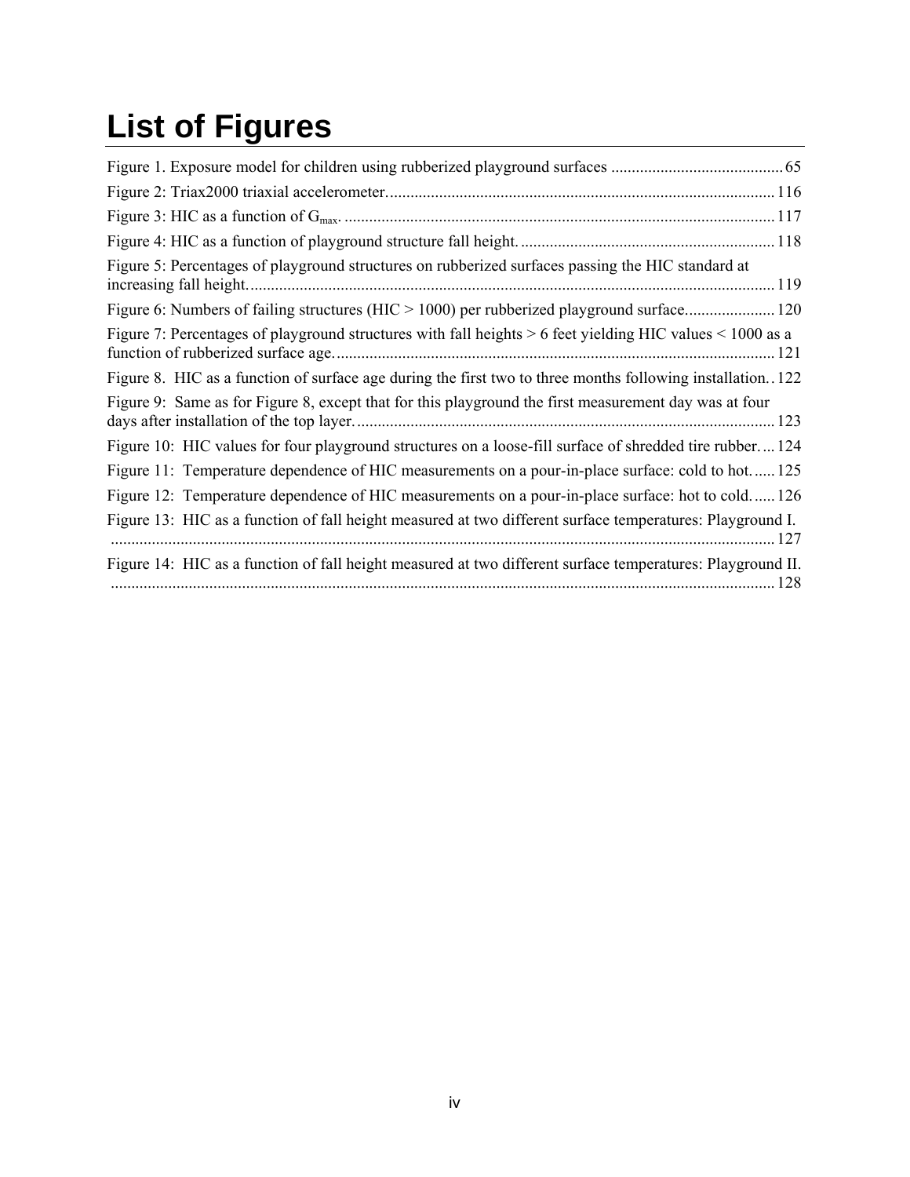# List of Figures

Figure 1. Exposure model for children using rubberized playground surfaces .......................................... 65

Figure 2: Triax2000 triaxial accelerometer. .............................................................................................. 116

Figure 3: HIC as a function of $G_{max}$. ........................................................................................................ 117

Figure 4: HIC as a function of playground structure fall height. .............................................................. 118

Figure 5: Percentages of playground structures on rubberized surfaces passing the HIC standard at increasing fall height. ................................................................................................................................ 119

Figure 6: Numbers of failing structures (HIC > 1000) per rubberized playground surface. ..................... 120

Figure 7: Percentages of playground structures with fall heights > 6 feet yielding HIC values < 1000 as a function of rubberized surface age. ........................................................................................................... 121

Figure 8. HIC as a function of surface age during the first two to three months following installation. . 122

Figure 9: Same as for Figure 8, except that for this playground the first measurement day was at four days after installation of the top layer. ...................................................................................................... 123

Figure 10: HIC values for four playground structures on a loose-fill surface of shredded tire rubber. ... 124

Figure 11: Temperature dependence of HIC measurements on a pour-in-place surface: cold to hot. ..... 125

Figure 12: Temperature dependence of HIC measurements on a pour-in-place surface: hot to cold. ..... 126

Figure 13: HIC as a function of fall height measured at two different surface temperatures: Playground I. ................................................................................................................................................................ 127

Figure 14: HIC as a function of fall height measured at two different surface temperatures: Playground II. ................................................................................................................................................................ 128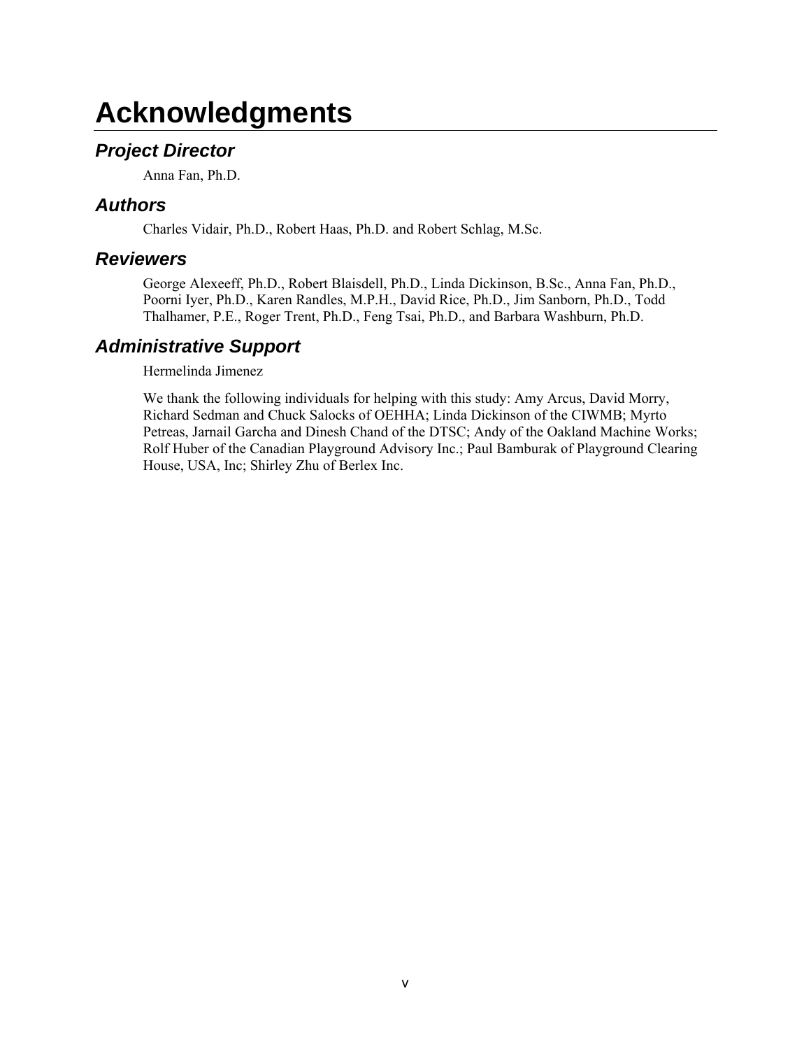# Acknowledgments

## *Project Director*

Anna Fan, Ph.D.

## *Authors*

Charles Vidair, Ph.D., Robert Haas, Ph.D. and Robert Schlag, M.Sc.

## *Reviewers*

George Alexeeff, Ph.D., Robert Blaisdell, Ph.D., Linda Dickinson, B.Sc., Anna Fan, Ph.D., Poorni Iyer, Ph.D., Karen Randles, M.P.H., David Rice, Ph.D., Jim Sanborn, Ph.D., Todd Thalhamer, P.E., Roger Trent, Ph.D., Feng Tsai, Ph.D., and Barbara Washburn, Ph.D.

## *Administrative Support*

Hermelinda Jimenez

We thank the following individuals for helping with this study: Amy Arcus, David Morry, Richard Sedman and Chuck Salocks of OEHHA; Linda Dickinson of the CIWMB; Myrto Petreas, Jarnail Garcha and Dinesh Chand of the DTSC; Andy of the Oakland Machine Works; Rolf Huber of the Canadian Playground Advisory Inc.; Paul Bamburak of Playground Clearing House, USA, Inc; Shirley Zhu of Berlex Inc.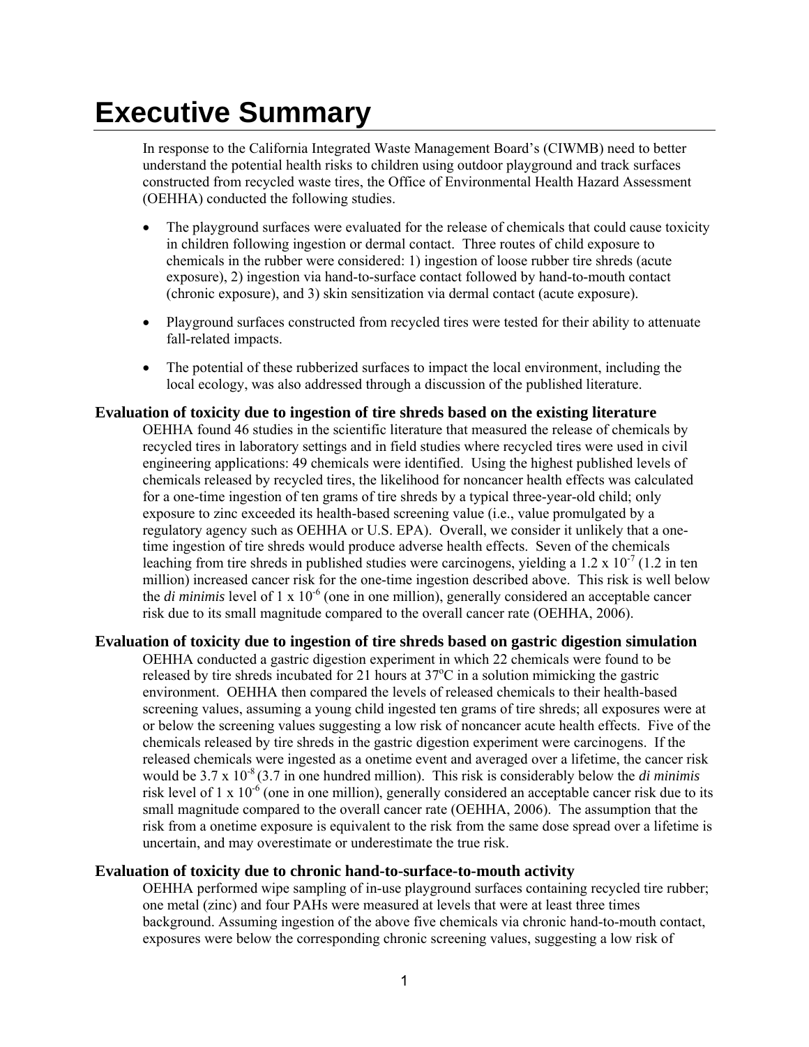# Executive Summary

In response to the California Integrated Waste Management Board's (CIWMB) need to better understand the potential health risks to children using outdoor playground and track surfaces constructed from recycled waste tires, the Office of Environmental Health Hazard Assessment (OEHHA) conducted the following studies.

- The playground surfaces were evaluated for the release of chemicals that could cause toxicity in children following ingestion or dermal contact. Three routes of child exposure to chemicals in the rubber were considered: 1) ingestion of loose rubber tire shreds (acute exposure), 2) ingestion via hand-to-surface contact followed by hand-to-mouth contact (chronic exposure), and 3) skin sensitization via dermal contact (acute exposure).
- Playground surfaces constructed from recycled tires were tested for their ability to attenuate fall-related impacts.
- The potential of these rubberized surfaces to impact the local environment, including the local ecology, was also addressed through a discussion of the published literature.

### Evaluation of toxicity due to ingestion of tire shreds based on the existing literature

OEHHA found 46 studies in the scientific literature that measured the release of chemicals by recycled tires in laboratory settings and in field studies where recycled tires were used in civil engineering applications: 49 chemicals were identified. Using the highest published levels of chemicals released by recycled tires, the likelihood for noncancer health effects was calculated for a one-time ingestion of ten grams of tire shreds by a typical three-year-old child; only exposure to zinc exceeded its health-based screening value (i.e., value promulgated by a regulatory agency such as OEHHA or U.S. EPA). Overall, we consider it unlikely that a one-time ingestion of tire shreds would produce adverse health effects. Seven of the chemicals leaching from tire shreds in published studies were carcinogens, yielding a $1.2 \times 10^{-7}$ (1.2 in ten million) increased cancer risk for the one-time ingestion described above. This risk is well below the *di minimis* level of $1 \times 10^{-6}$ (one in one million), generally considered an acceptable cancer risk due to its small magnitude compared to the overall cancer rate (OEHHA, 2006).

### Evaluation of toxicity due to ingestion of tire shreds based on gastric digestion simulation

OEHHA conducted a gastric digestion experiment in which 22 chemicals were found to be released by tire shreds incubated for 21 hours at 37°C in a solution mimicking the gastric environment. OEHHA then compared the levels of released chemicals to their health-based screening values, assuming a young child ingested ten grams of tire shreds; all exposures were at or below the screening values suggesting a low risk of noncancer acute health effects. Five of the chemicals released by tire shreds in the gastric digestion experiment were carcinogens. If the released chemicals were ingested as a onetime event and averaged over a lifetime, the cancer risk would be $3.7 \times 10^{-8}$ (3.7 in one hundred million). This risk is considerably below the *di minimis* risk level of $1 \times 10^{-6}$ (one in one million), generally considered an acceptable cancer risk due to its small magnitude compared to the overall cancer rate (OEHHA, 2006). The assumption that the risk from a onetime exposure is equivalent to the risk from the same dose spread over a lifetime is uncertain, and may overestimate or underestimate the true risk.

### Evaluation of toxicity due to chronic hand-to-surface-to-mouth activity

OEHHA performed wipe sampling of in-use playground surfaces containing recycled tire rubber; one metal (zinc) and four PAHs were measured at levels that were at least three times background. Assuming ingestion of the above five chemicals via chronic hand-to-mouth contact, exposures were below the corresponding chronic screening values, suggesting a low risk of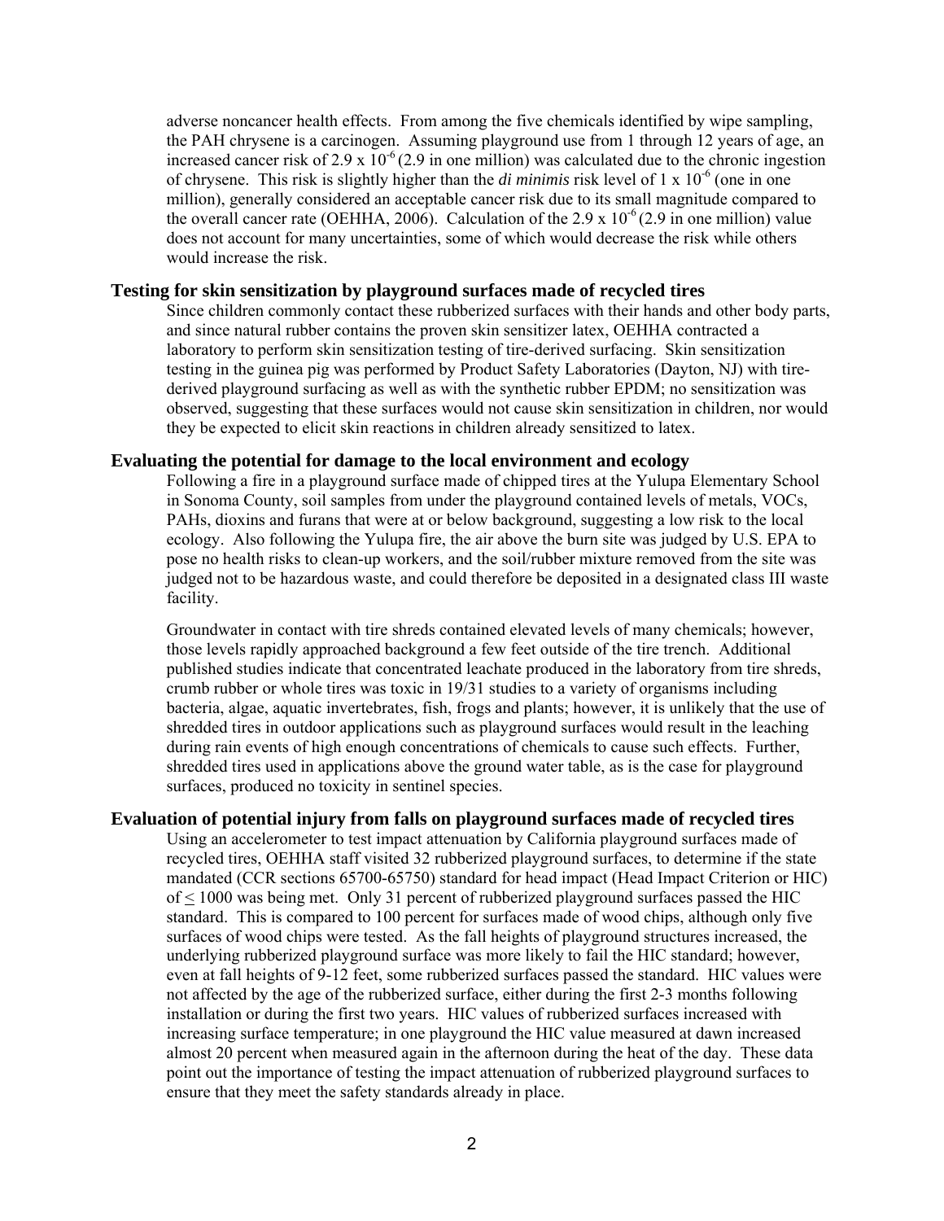adverse noncancer health effects. From among the five chemicals identified by wipe sampling, the PAH chrysene is a carcinogen. Assuming playground use from 1 through 12 years of age, an increased cancer risk of $2.9 \times 10^{-6}$ (2.9 in one million) was calculated due to the chronic ingestion of chrysene. This risk is slightly higher than the *di minimis* risk level of $1 \times 10^{-6}$ (one in one million), generally considered an acceptable cancer risk due to its small magnitude compared to the overall cancer rate (OEHHA, 2006). Calculation of the $2.9 \times 10^{-6}$ (2.9 in one million) value does not account for many uncertainties, some of which would decrease the risk while others would increase the risk.

### Testing for skin sensitization by playground surfaces made of recycled tires

Since children commonly contact these rubberized surfaces with their hands and other body parts, and since natural rubber contains the proven skin sensitizer latex, OEHHA contracted a laboratory to perform skin sensitization testing of tire-derived surfacing. Skin sensitization testing in the guinea pig was performed by Product Safety Laboratories (Dayton, NJ) with tire-derived playground surfacing as well as with the synthetic rubber EPDM; no sensitization was observed, suggesting that these surfaces would not cause skin sensitization in children, nor would they be expected to elicit skin reactions in children already sensitized to latex.

### Evaluating the potential for damage to the local environment and ecology

Following a fire in a playground surface made of chipped tires at the Yulupa Elementary School in Sonoma County, soil samples from under the playground contained levels of metals, VOCs, PAHs, dioxins and furans that were at or below background, suggesting a low risk to the local ecology. Also following the Yulupa fire, the air above the burn site was judged by U.S. EPA to pose no health risks to clean-up workers, and the soil/rubber mixture removed from the site was judged not to be hazardous waste, and could therefore be deposited in a designated class III waste facility.

Groundwater in contact with tire shreds contained elevated levels of many chemicals; however, those levels rapidly approached background a few feet outside of the tire trench. Additional published studies indicate that concentrated leachate produced in the laboratory from tire shreds, crumb rubber or whole tires was toxic in 19/31 studies to a variety of organisms including bacteria, algae, aquatic invertebrates, fish, frogs and plants; however, it is unlikely that the use of shredded tires in outdoor applications such as playground surfaces would result in the leaching during rain events of high enough concentrations of chemicals to cause such effects. Further, shredded tires used in applications above the ground water table, as is the case for playground surfaces, produced no toxicity in sentinel species.

### Evaluation of potential injury from falls on playground surfaces made of recycled tires

Using an accelerometer to test impact attenuation by California playground surfaces made of recycled tires, OEHHA staff visited 32 rubberized playground surfaces, to determine if the state mandated (CCR sections 65700-65750) standard for head impact (Head Impact Criterion or HIC) of $\leq$ 1000 was being met. Only 31 percent of rubberized playground surfaces passed the HIC standard. This is compared to 100 percent for surfaces made of wood chips, although only five surfaces of wood chips were tested. As the fall heights of playground structures increased, the underlying rubberized playground surface was more likely to fail the HIC standard; however, even at fall heights of 9-12 feet, some rubberized surfaces passed the standard. HIC values were not affected by the age of the rubberized surface, either during the first 2-3 months following installation or during the first two years. HIC values of rubberized surfaces increased with increasing surface temperature; in one playground the HIC value measured at dawn increased almost 20 percent when measured again in the afternoon during the heat of the day. These data point out the importance of testing the impact attenuation of rubberized playground surfaces to ensure that they meet the safety standards already in place.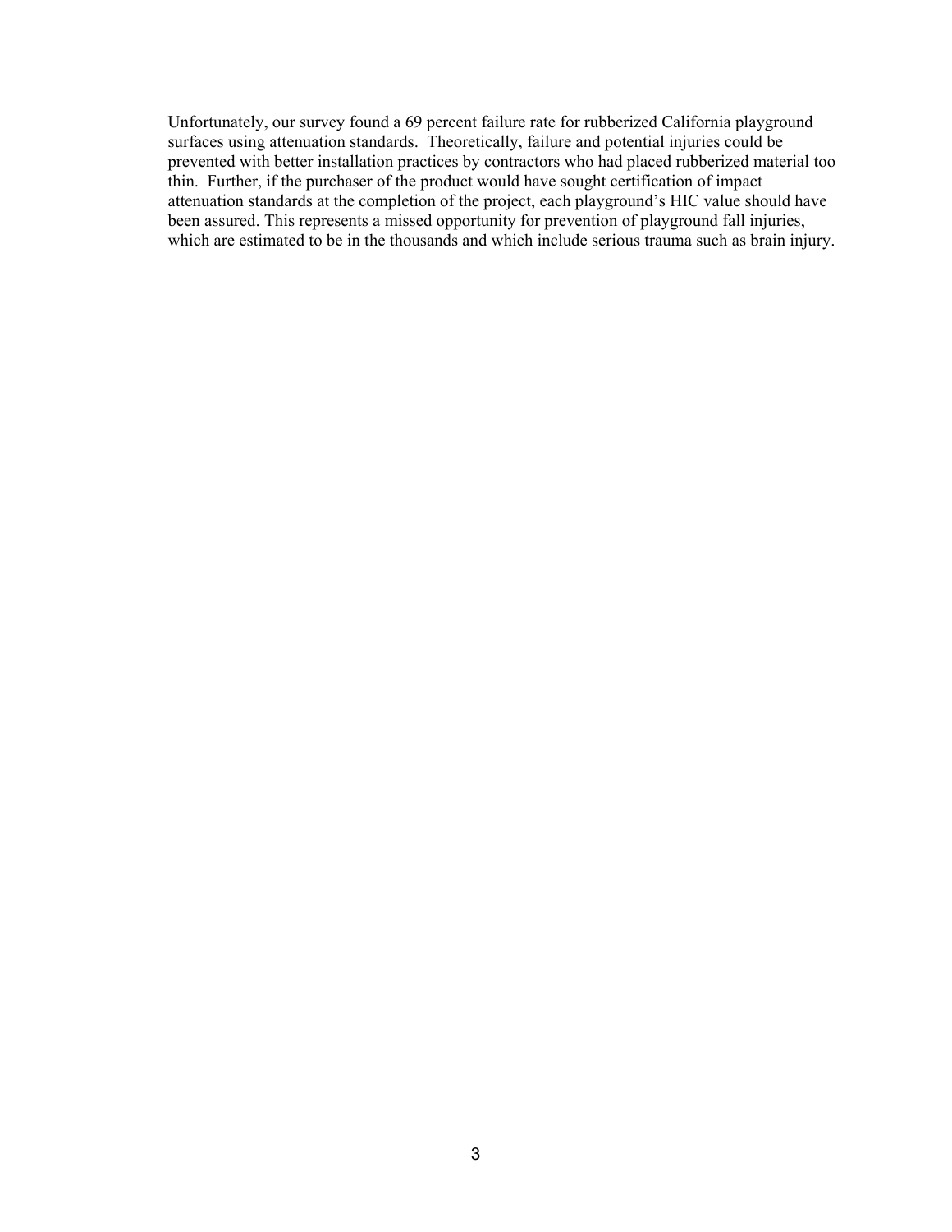Unfortunately, our survey found a 69 percent failure rate for rubberized California playground surfaces using attenuation standards. Theoretically, failure and potential injuries could be prevented with better installation practices by contractors who had placed rubberized material too thin. Further, if the purchaser of the product would have sought certification of impact attenuation standards at the completion of the project, each playground's HIC value should have been assured. This represents a missed opportunity for prevention of playground fall injuries, which are estimated to be in the thousands and which include serious trauma such as brain injury.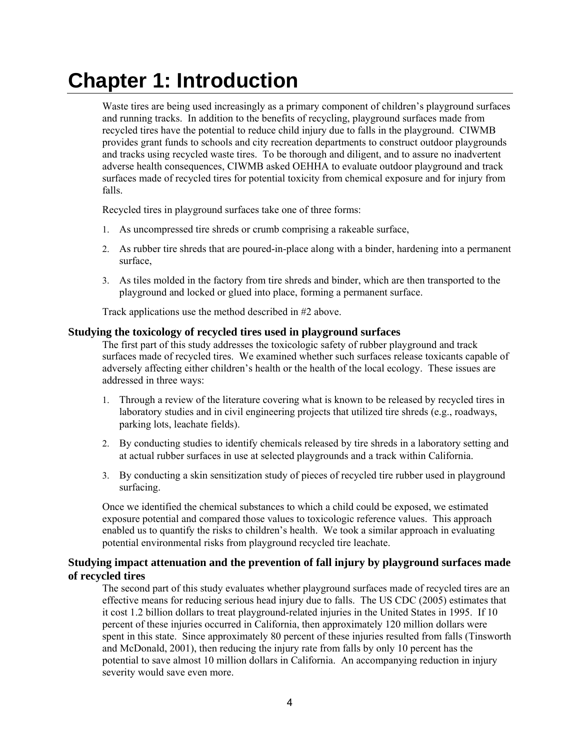# Chapter 1: Introduction

Waste tires are being used increasingly as a primary component of children's playground surfaces and running tracks. In addition to the benefits of recycling, playground surfaces made from recycled tires have the potential to reduce child injury due to falls in the playground. CIWMB provides grant funds to schools and city recreation departments to construct outdoor playgrounds and tracks using recycled waste tires. To be thorough and diligent, and to assure no inadvertent adverse health consequences, CIWMB asked OEHHA to evaluate outdoor playground and track surfaces made of recycled tires for potential toxicity from chemical exposure and for injury from falls.

Recycled tires in playground surfaces take one of three forms:

1. As uncompressed tire shreds or crumb comprising a rakeable surface,
2. As rubber tire shreds that are poured-in-place along with a binder, hardening into a permanent surface,
3. As tiles molded in the factory from tire shreds and binder, which are then transported to the playground and locked or glued into place, forming a permanent surface.

Track applications use the method described in #2 above.

### Studying the toxicology of recycled tires used in playground surfaces

The first part of this study addresses the toxicologic safety of rubber playground and track surfaces made of recycled tires. We examined whether such surfaces release toxicants capable of adversely affecting either children's health or the health of the local ecology. These issues are addressed in three ways:

1. Through a review of the literature covering what is known to be released by recycled tires in laboratory studies and in civil engineering projects that utilized tire shreds (e.g., roadways, parking lots, leachate fields).
2. By conducting studies to identify chemicals released by tire shreds in a laboratory setting and at actual rubber surfaces in use at selected playgrounds and a track within California.
3. By conducting a skin sensitization study of pieces of recycled tire rubber used in playground surfacing.

Once we identified the chemical substances to which a child could be exposed, we estimated exposure potential and compared those values to toxicologic reference values. This approach enabled us to quantify the risks to children's health. We took a similar approach in evaluating potential environmental risks from playground recycled tire leachate.

### Studying impact attenuation and the prevention of fall injury by playground surfaces made of recycled tires

The second part of this study evaluates whether playground surfaces made of recycled tires are an effective means for reducing serious head injury due to falls. The US CDC (2005) estimates that it cost 1.2 billion dollars to treat playground-related injuries in the United States in 1995. If 10 percent of these injuries occurred in California, then approximately 120 million dollars were spent in this state. Since approximately 80 percent of these injuries resulted from falls (Tinsworth and McDonald, 2001), then reducing the injury rate from falls by only 10 percent has the potential to save almost 10 million dollars in California. An accompanying reduction in injury severity would save even more.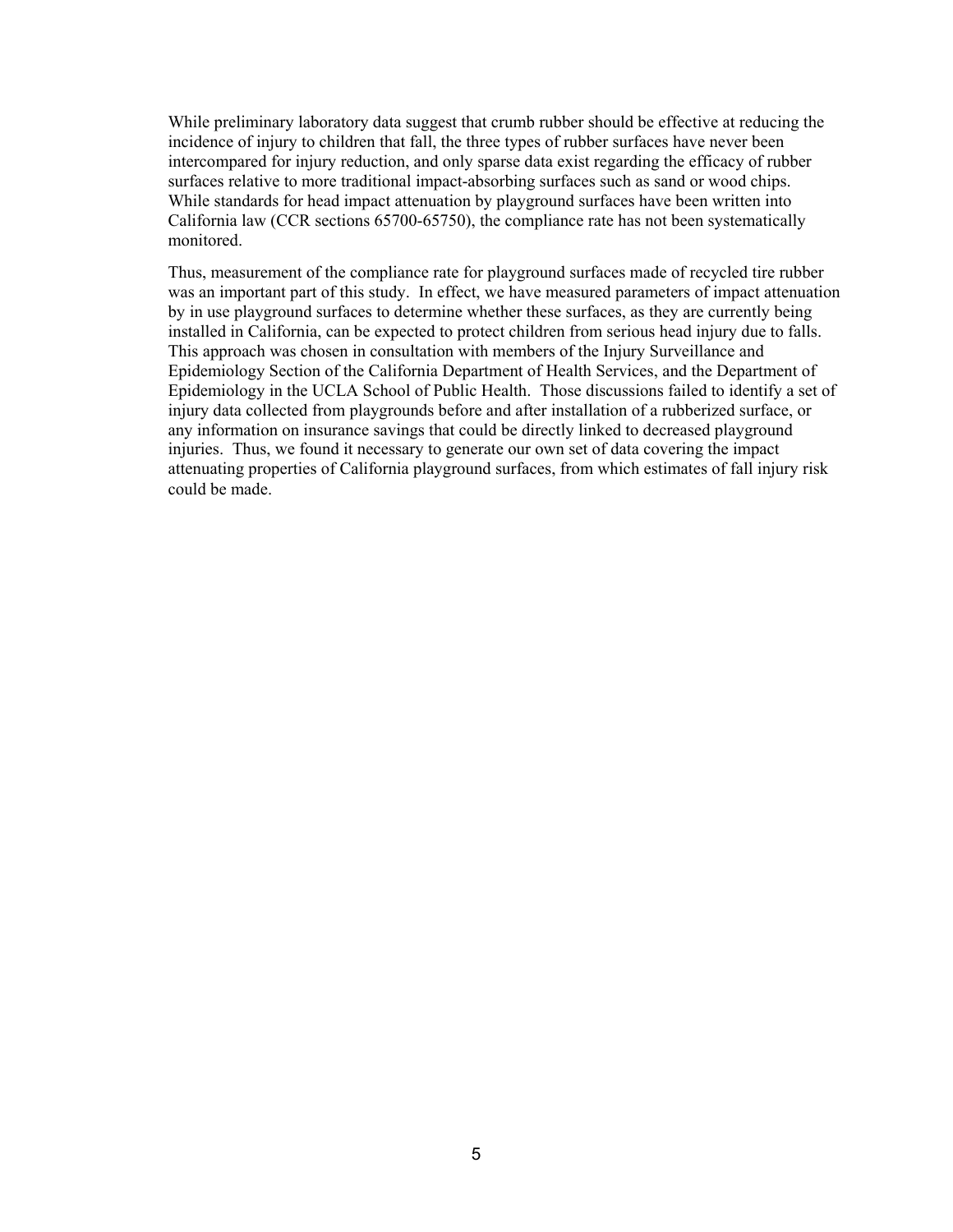While preliminary laboratory data suggest that crumb rubber should be effective at reducing the incidence of injury to children that fall, the three types of rubber surfaces have never been intercompared for injury reduction, and only sparse data exist regarding the efficacy of rubber surfaces relative to more traditional impact-absorbing surfaces such as sand or wood chips. While standards for head impact attenuation by playground surfaces have been written into California law (CCR sections 65700-65750), the compliance rate has not been systematically monitored.

Thus, measurement of the compliance rate for playground surfaces made of recycled tire rubber was an important part of this study. In effect, we have measured parameters of impact attenuation by in use playground surfaces to determine whether these surfaces, as they are currently being installed in California, can be expected to protect children from serious head injury due to falls. This approach was chosen in consultation with members of the Injury Surveillance and Epidemiology Section of the California Department of Health Services, and the Department of Epidemiology in the UCLA School of Public Health. Those discussions failed to identify a set of injury data collected from playgrounds before and after installation of a rubberized surface, or any information on insurance savings that could be directly linked to decreased playground injuries. Thus, we found it necessary to generate our own set of data covering the impact attenuating properties of California playground surfaces, from which estimates of fall injury risk could be made.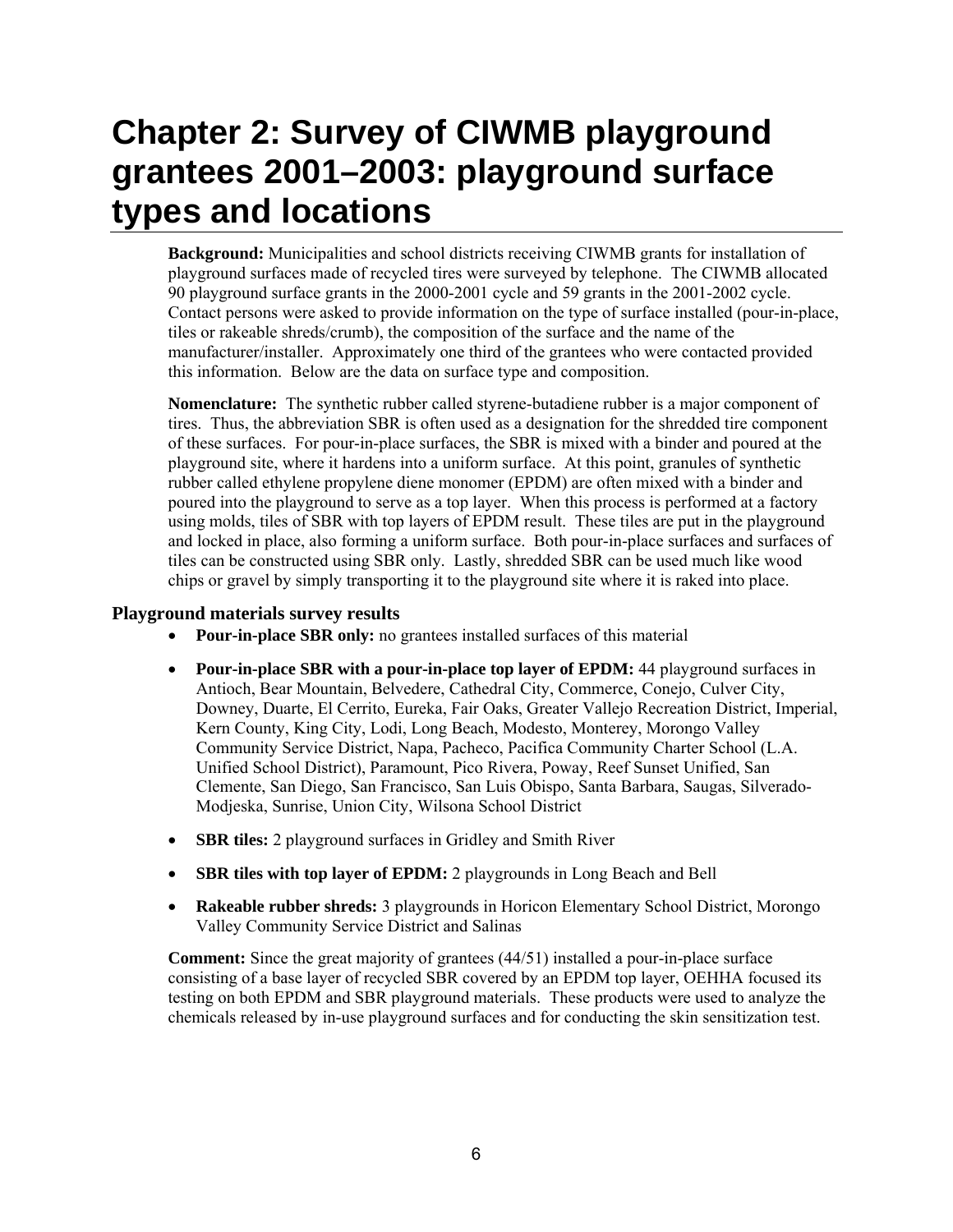# Chapter 2: Survey of CIWMB playground grantees 2001–2003: playground surface types and locations

**Background:** Municipalities and school districts receiving CIWMB grants for installation of playground surfaces made of recycled tires were surveyed by telephone. The CIWMB allocated 90 playground surface grants in the 2000-2001 cycle and 59 grants in the 2001-2002 cycle. Contact persons were asked to provide information on the type of surface installed (pour-in-place, tiles or rakeable shreds/crumb), the composition of the surface and the name of the manufacturer/installer. Approximately one third of the grantees who were contacted provided this information. Below are the data on surface type and composition.

**Nomenclature:** The synthetic rubber called styrene-butadiene rubber is a major component of tires. Thus, the abbreviation SBR is often used as a designation for the shredded tire component of these surfaces. For pour-in-place surfaces, the SBR is mixed with a binder and poured at the playground site, where it hardens into a uniform surface. At this point, granules of synthetic rubber called ethylene propylene diene monomer (EPDM) are often mixed with a binder and poured into the playground to serve as a top layer. When this process is performed at a factory using molds, tiles of SBR with top layers of EPDM result. These tiles are put in the playground and locked in place, also forming a uniform surface. Both pour-in-place surfaces and surfaces of tiles can be constructed using SBR only. Lastly, shredded SBR can be used much like wood chips or gravel by simply transporting it to the playground site where it is raked into place.

### Playground materials survey results

- **Pour-in-place SBR only:** no grantees installed surfaces of this material
- **Pour-in-place SBR with a pour-in-place top layer of EPDM:** 44 playground surfaces in Antioch, Bear Mountain, Belvedere, Cathedral City, Commerce, Conejo, Culver City, Downey, Duarte, El Cerrito, Eureka, Fair Oaks, Greater Vallejo Recreation District, Imperial, Kern County, King City, Lodi, Long Beach, Modesto, Monterey, Morongo Valley Community Service District, Napa, Pacheco, Pacifica Community Charter School (L.A. Unified School District), Paramount, Pico Rivera, Poway, Reef Sunset Unified, San Clemente, San Diego, San Francisco, San Luis Obispo, Santa Barbara, Saugas, Silverado-Modjeska, Sunrise, Union City, Wilsona School District
- **SBR tiles:** 2 playground surfaces in Gridley and Smith River
- **SBR tiles with top layer of EPDM:** 2 playgrounds in Long Beach and Bell
- **Rakeable rubber shreds:** 3 playgrounds in Horicon Elementary School District, Morongo Valley Community Service District and Salinas

**Comment:** Since the great majority of grantees (44/51) installed a pour-in-place surface consisting of a base layer of recycled SBR covered by an EPDM top layer, OEHHA focused its testing on both EPDM and SBR playground materials. These products were used to analyze the chemicals released by in-use playground surfaces and for conducting the skin sensitization test.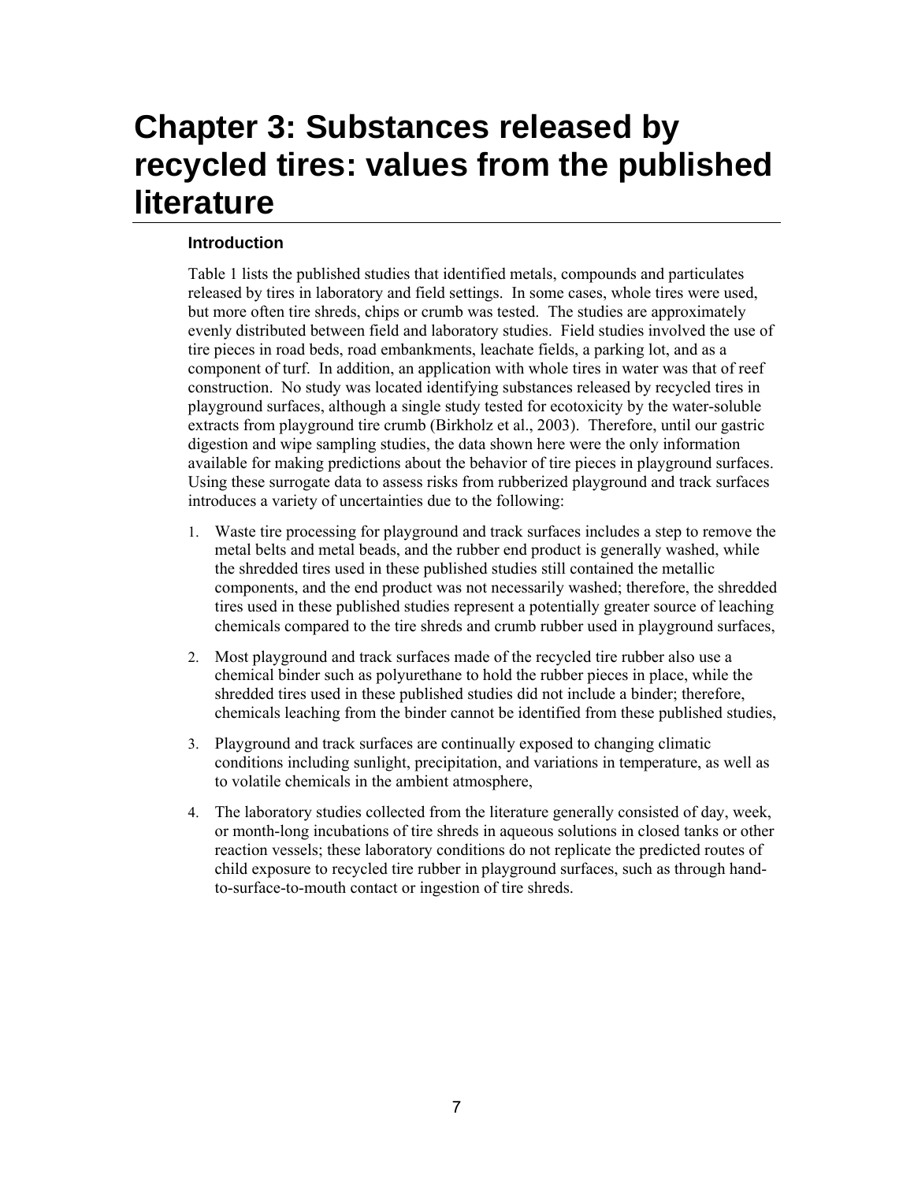# Chapter 3: Substances released by recycled tires: values from the published literature

### Introduction

Table 1 lists the published studies that identified metals, compounds and particulates released by tires in laboratory and field settings. In some cases, whole tires were used, but more often tire shreds, chips or crumb was tested. The studies are approximately evenly distributed between field and laboratory studies. Field studies involved the use of tire pieces in road beds, road embankments, leachate fields, a parking lot, and as a component of turf. In addition, an application with whole tires in water was that of reef construction. No study was located identifying substances released by recycled tires in playground surfaces, although a single study tested for ecotoxicity by the water-soluble extracts from playground tire crumb (Birkholz et al., 2003). Therefore, until our gastric digestion and wipe sampling studies, the data shown here were the only information available for making predictions about the behavior of tire pieces in playground surfaces. Using these surrogate data to assess risks from rubberized playground and track surfaces introduces a variety of uncertainties due to the following:

1. Waste tire processing for playground and track surfaces includes a step to remove the metal belts and metal beads, and the rubber end product is generally washed, while the shredded tires used in these published studies still contained the metallic components, and the end product was not necessarily washed; therefore, the shredded tires used in these published studies represent a potentially greater source of leaching chemicals compared to the tire shreds and crumb rubber used in playground surfaces,

2. Most playground and track surfaces made of the recycled tire rubber also use a chemical binder such as polyurethane to hold the rubber pieces in place, while the shredded tires used in these published studies did not include a binder; therefore, chemicals leaching from the binder cannot be identified from these published studies,

3. Playground and track surfaces are continually exposed to changing climatic conditions including sunlight, precipitation, and variations in temperature, as well as to volatile chemicals in the ambient atmosphere,

4. The laboratory studies collected from the literature generally consisted of day, week, or month-long incubations of tire shreds in aqueous solutions in closed tanks or other reaction vessels; these laboratory conditions do not replicate the predicted routes of child exposure to recycled tire rubber in playground surfaces, such as through hand-to-surface-to-mouth contact or ingestion of tire shreds.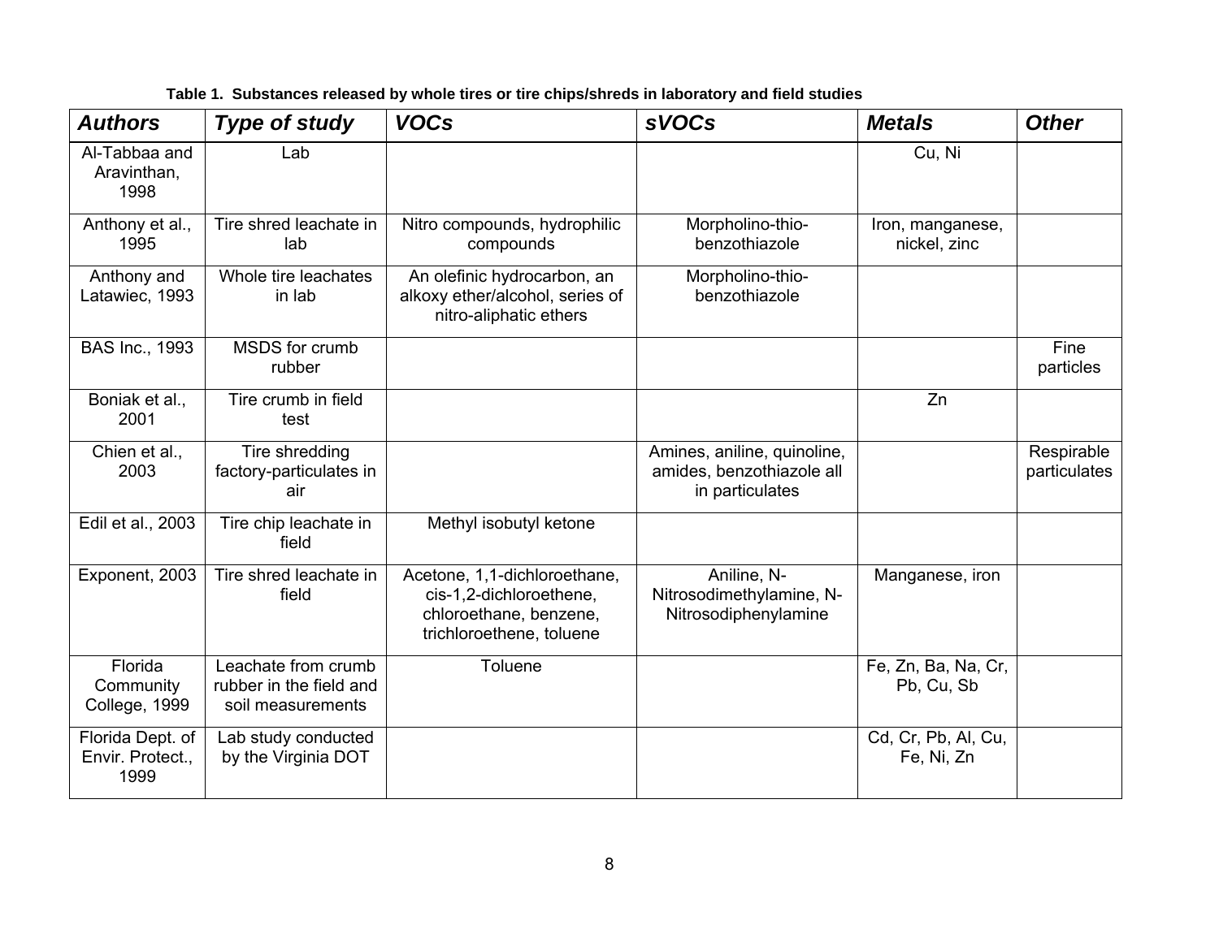**Table 1. Substances released by whole tires or tire chips/shreds in laboratory and field studies**

| *Authors* | *Type of study* | *VOCs* | *sVOCs* | *Metals* | *Other* |
|---|---|---|---|---|---|
| Al-Tabbaa and Aravinthan, 1998 | Lab | | | Cu, Ni | |
| Anthony et al., 1995 | Tire shred leachate in lab | Nitro compounds, hydrophilic compounds | Morpholino-thio-benzothiazole | Iron, manganese, nickel, zinc | |
| Anthony and Latawiec, 1993 | Whole tire leachates in lab | An olefinic hydrocarbon, an alkoxy ether/alcohol, series of nitro-aliphatic ethers | Morpholino-thio-benzothiazole | | |
| BAS Inc., 1993 | MSDS for crumb rubber | | | | Fine particles |
| Boniak et al., 2001 | Tire crumb in field test | | | Zn | |
| Chien et al., 2003 | Tire shredding factory-particulates in air | | Amines, aniline, quinoline, amides, benzothiazole all in particulates | | Respirable particulates |
| Edil et al., 2003 | Tire chip leachate in field | Methyl isobutyl ketone | | | |
| Exponent, 2003 | Tire shred leachate in field | Acetone, 1,1-dichloroethane, cis-1,2-dichloroethene, chloroethane, benzene, trichloroethene, toluene | Aniline, N-Nitrosodimethylamine, N-Nitrosodiphenylamine | Manganese, iron | |
| Florida Community College, 1999 | Leachate from crumb rubber in the field and soil measurements | Toluene | | Fe, Zn, Ba, Na, Cr, Pb, Cu, Sb | |
| Florida Dept. of Envir. Protect., 1999 | Lab study conducted by the Virginia DOT | | | Cd, Cr, Pb, Al, Cu, Fe, Ni, Zn | |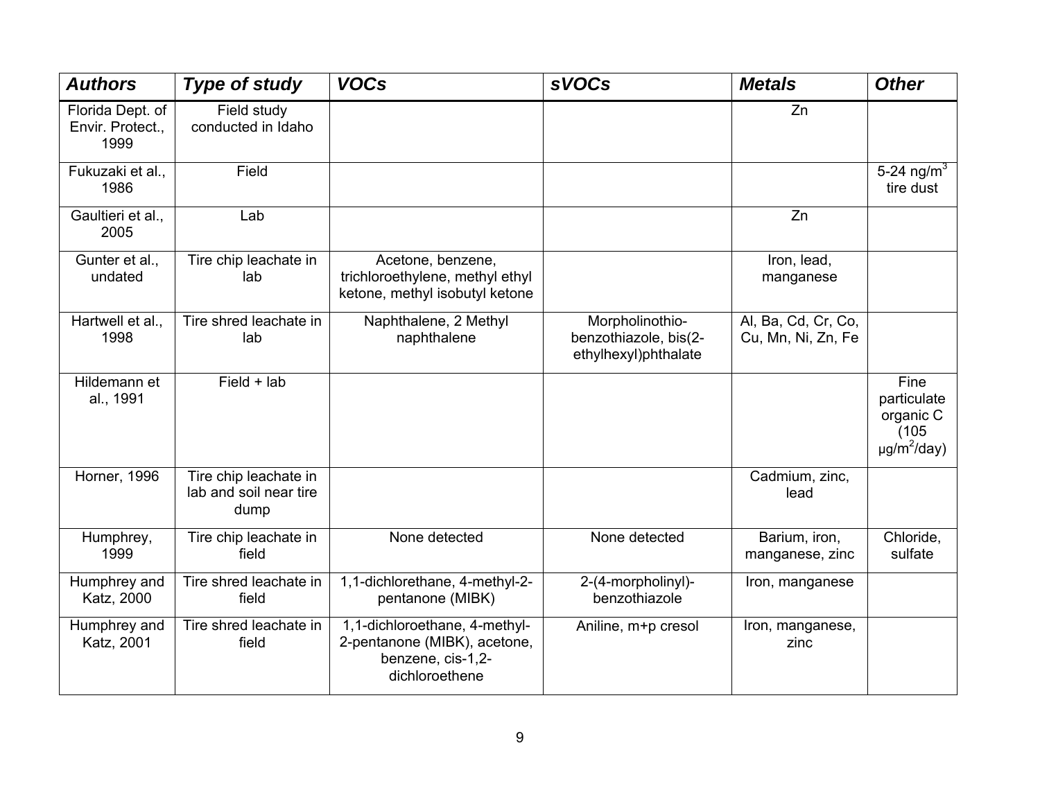| ***Authors*** | ***Type of study*** | ***VOCs*** | ***sVOCs*** | ***Metals*** | ***Other*** |
|---|---|---|---|---|---|
| Florida Dept. of Envir. Protect., 1999 | Field study conducted in Idaho | | | Zn | |
| Fukuzaki et al., 1986 | Field | | | | 5-24 $ng/m^3$ tire dust |
| Gaultieri et al., 2005 | Lab | | | Zn | |
| Gunter et al., undated | Tire chip leachate in lab | Acetone, benzene, trichloroethylene, methyl ethyl ketone, methyl isobutyl ketone | | Iron, lead, manganese | |
| Hartwell et al., 1998 | Tire shred leachate in lab | Naphthalene, 2 Methyl naphthalene | Morpholinothio-benzothiazole, bis(2-ethylhexyl)phthalate | Al, Ba, Cd, Cr, Co, Cu, Mn, Ni, Zn, Fe | |
| Hildemann et al., 1991 | Field + lab | | | | Fine particulate organic C (105 $\mu g/m^2/day$) |
| Horner, 1996 | Tire chip leachate in lab and soil near tire dump | | | Cadmium, zinc, lead | |
| Humphrey, 1999 | Tire chip leachate in field | None detected | None detected | Barium, iron, manganese, zinc | Chloride, sulfate |
| Humphrey and Katz, 2000 | Tire shred leachate in field | 1,1-dichlorethane, 4-methyl-2-pentanone (MIBK) | 2-(4-morpholinyl)-benzothiazole | Iron, manganese | |
| Humphrey and Katz, 2001 | Tire shred leachate in field | 1,1-dichloroethane, 4-methyl-2-pentanone (MIBK), acetone, benzene, cis-1,2-dichloroethene | Aniline, m+p cresol | Iron, manganese, zinc | |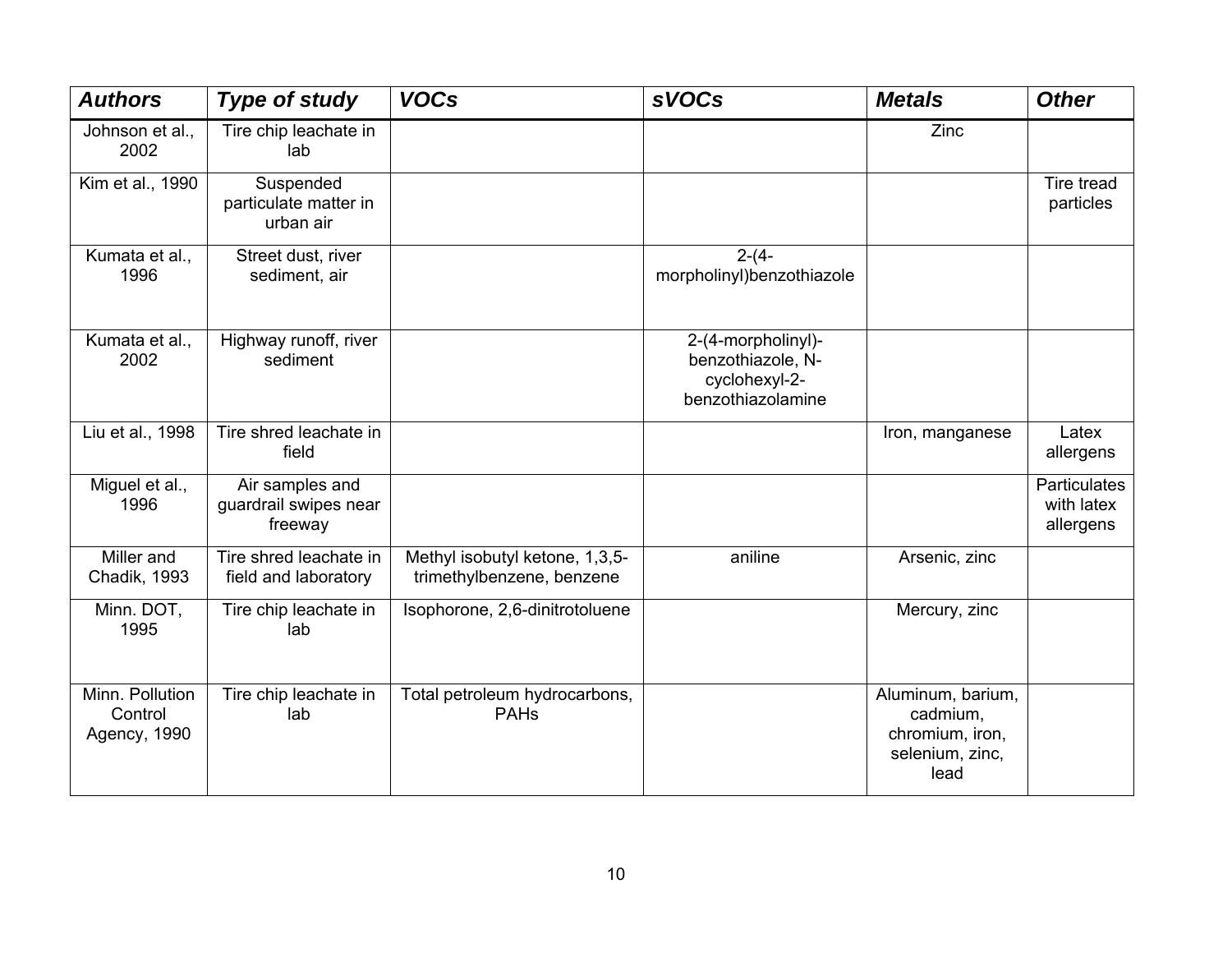| *Authors* | *Type of study* | *VOCs* | *sVOCs* | *Metals* | *Other* |
|---|---|---|---|---|---|
| Johnson et al., 2002 | Tire chip leachate in lab | | | Zinc | |
| Kim et al., 1990 | Suspended particulate matter in urban air | | | | Tire tread particles |
| Kumata et al., 1996 | Street dust, river sediment, air | | 2-(4-morpholinyl)benzothiazole | | |
| Kumata et al., 2002 | Highway runoff, river sediment | | 2-(4-morpholinyl)-benzothiazole, N-cyclohexyl-2-benzothiazolamine | | |
| Liu et al., 1998 | Tire shred leachate in field | | | Iron, manganese | Latex allergens |
| Miguel et al., 1996 | Air samples and guardrail swipes near freeway | | | | Particulates with latex allergens |
| Miller and Chadik, 1993 | Tire shred leachate in field and laboratory | Methyl isobutyl ketone, 1,3,5-trimethylbenzene, benzene | aniline | Arsenic, zinc | |
| Minn. DOT, 1995 | Tire chip leachate in lab | Isophorone, 2,6-dinitrotoluene | | Mercury, zinc | |
| Minn. Pollution Control Agency, 1990 | Tire chip leachate in lab | Total petroleum hydrocarbons, PAHs | | Aluminum, barium, cadmium, chromium, iron, selenium, zinc, lead | |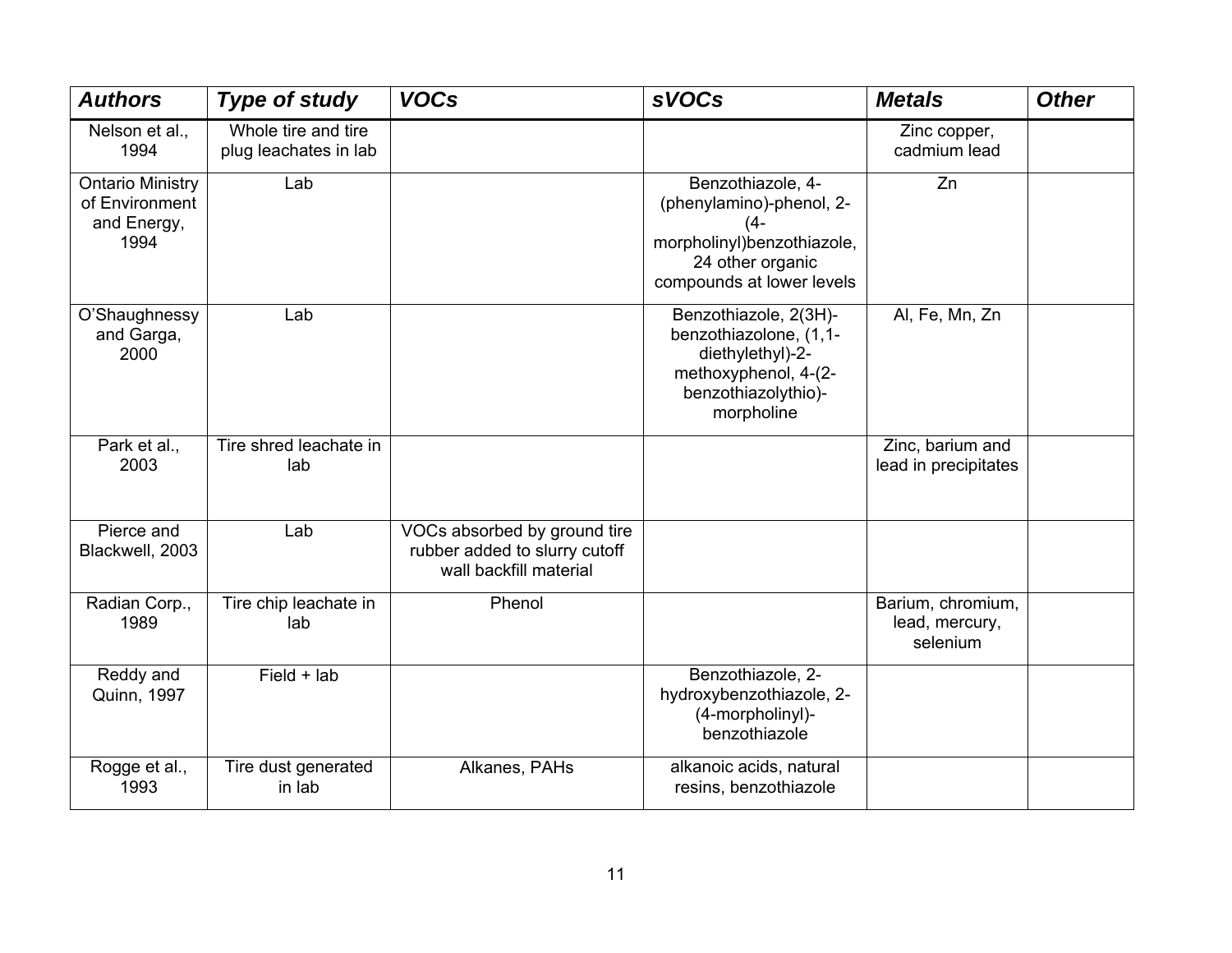| *Authors* | *Type of study* | *VOCs* | *sVOCs* | *Metals* | *Other* |
|---|---|---|---|---|---|
| Nelson et al., 1994 | Whole tire and tire plug leachates in lab | | | Zinc copper, cadmium lead | |
| Ontario Ministry of Environment and Energy, 1994 | Lab | | Benzothiazole, 4-(phenylamino)-phenol, 2-(4-morpholinyl)benzothiazole, 24 other organic compounds at lower levels | Zn | |
| O'Shaughnessy and Garga, 2000 | Lab | | Benzothiazole, 2(3H)-benzothiazolone, (1,1-diethylethyl)-2-methoxyphenol, 4-(2-benzothiazolythio)-morpholine | Al, Fe, Mn, Zn | |
| Park et al., 2003 | Tire shred leachate in lab | | | Zinc, barium and lead in precipitates | |
| Pierce and Blackwell, 2003 | Lab | VOCs absorbed by ground tire rubber added to slurry cutoff wall backfill material | | | |
| Radian Corp., 1989 | Tire chip leachate in lab | Phenol | | Barium, chromium, lead, mercury, selenium | |
| Reddy and Quinn, 1997 | Field + lab | | Benzothiazole, 2-hydroxybenzothiazole, 2-(4-morpholinyl)-benzothiazole | | |
| Rogge et al., 1993 | Tire dust generated in lab | Alkanes, PAHs | alkanoic acids, natural resins, benzothiazole | | |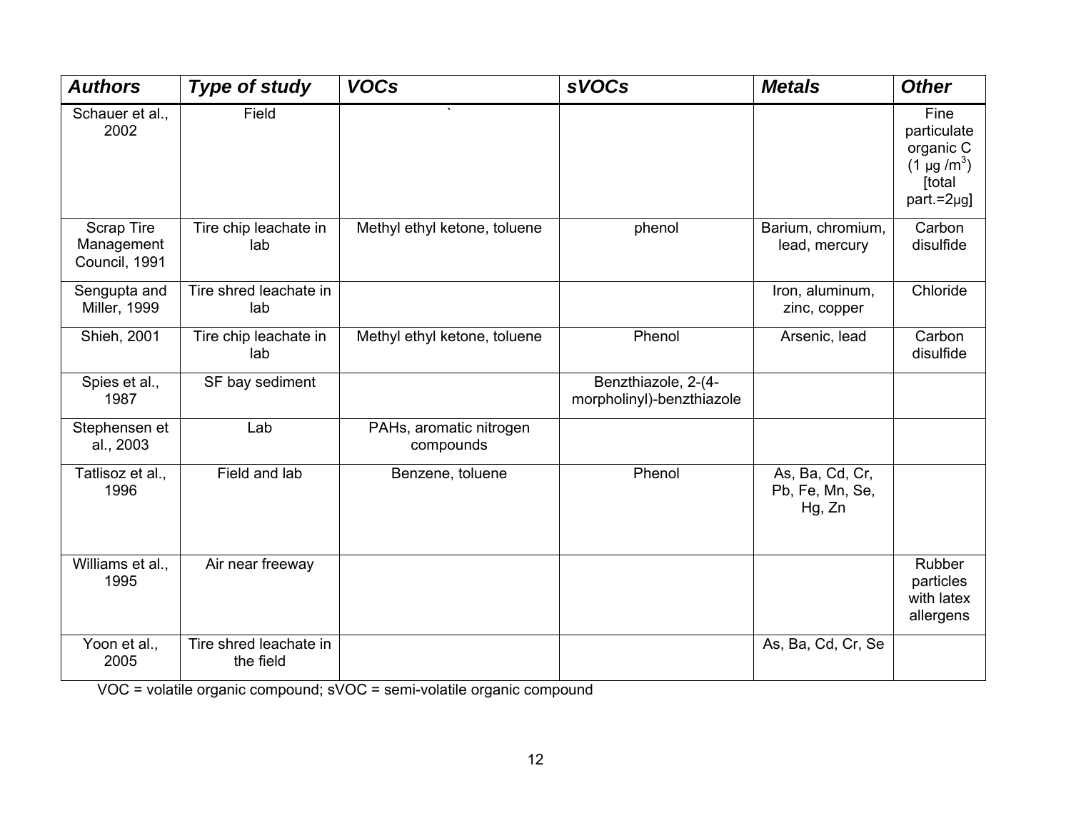| ***Authors*** | ***Type of study*** | ***VOCs*** | ***sVOCs*** | ***Metals*** | ***Other*** |
|---|---|---|---|---|---|
| Schauer et al., 2002 | Field | ` | | | Fine particulate organic C (1 μg /m$^3$) [total part.=2μg] |
| Scrap Tire Management Council, 1991 | Tire chip leachate in lab | Methyl ethyl ketone, toluene | phenol | Barium, chromium, lead, mercury | Carbon disulfide |
| Sengupta and Miller, 1999 | Tire shred leachate in lab | | | Iron, aluminum, zinc, copper | Chloride |
| Shieh, 2001 | Tire chip leachate in lab | Methyl ethyl ketone, toluene | Phenol | Arsenic, lead | Carbon disulfide |
| Spies et al., 1987 | SF bay sediment | | Benzthiazole, 2-(4-morpholinyl)-benzthiazole | | |
| Stephensen et al., 2003 | Lab | PAHs, aromatic nitrogen compounds | | | |
| Tatlisoz et al., 1996 | Field and lab | Benzene, toluene | Phenol | As, Ba, Cd, Cr, Pb, Fe, Mn, Se, Hg, Zn | |
| Williams et al., 1995 | Air near freeway | | | | Rubber particles with latex allergens |
| Yoon et al., 2005 | Tire shred leachate in the field | | | As, Ba, Cd, Cr, Se | |

VOC = volatile organic compound; sVOC = semi-volatile organic compound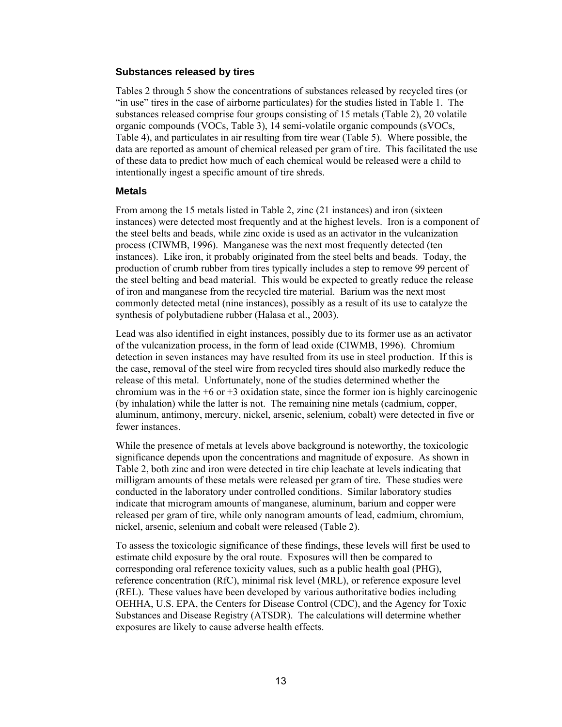### Substances released by tires

Tables 2 through 5 show the concentrations of substances released by recycled tires (or "in use" tires in the case of airborne particulates) for the studies listed in Table 1. The substances released comprise four groups consisting of 15 metals (Table 2), 20 volatile organic compounds (VOCs, Table 3), 14 semi-volatile organic compounds (sVOCs, Table 4), and particulates in air resulting from tire wear (Table 5). Where possible, the data are reported as amount of chemical released per gram of tire. This facilitated the use of these data to predict how much of each chemical would be released were a child to intentionally ingest a specific amount of tire shreds.

### Metals

From among the 15 metals listed in Table 2, zinc (21 instances) and iron (sixteen instances) were detected most frequently and at the highest levels. Iron is a component of the steel belts and beads, while zinc oxide is used as an activator in the vulcanization process (CIWMB, 1996). Manganese was the next most frequently detected (ten instances). Like iron, it probably originated from the steel belts and beads. Today, the production of crumb rubber from tires typically includes a step to remove 99 percent of the steel belting and bead material. This would be expected to greatly reduce the release of iron and manganese from the recycled tire material. Barium was the next most commonly detected metal (nine instances), possibly as a result of its use to catalyze the synthesis of polybutadiene rubber (Halasa et al., 2003).

Lead was also identified in eight instances, possibly due to its former use as an activator of the vulcanization process, in the form of lead oxide (CIWMB, 1996). Chromium detection in seven instances may have resulted from its use in steel production. If this is the case, removal of the steel wire from recycled tires should also markedly reduce the release of this metal. Unfortunately, none of the studies determined whether the chromium was in the +6 or +3 oxidation state, since the former ion is highly carcinogenic (by inhalation) while the latter is not. The remaining nine metals (cadmium, copper, aluminum, antimony, mercury, nickel, arsenic, selenium, cobalt) were detected in five or fewer instances.

While the presence of metals at levels above background is noteworthy, the toxicologic significance depends upon the concentrations and magnitude of exposure. As shown in Table 2, both zinc and iron were detected in tire chip leachate at levels indicating that milligram amounts of these metals were released per gram of tire. These studies were conducted in the laboratory under controlled conditions. Similar laboratory studies indicate that microgram amounts of manganese, aluminum, barium and copper were released per gram of tire, while only nanogram amounts of lead, cadmium, chromium, nickel, arsenic, selenium and cobalt were released (Table 2).

To assess the toxicologic significance of these findings, these levels will first be used to estimate child exposure by the oral route. Exposures will then be compared to corresponding oral reference toxicity values, such as a public health goal (PHG), reference concentration (RfC), minimal risk level (MRL), or reference exposure level (REL). These values have been developed by various authoritative bodies including OEHHA, U.S. EPA, the Centers for Disease Control (CDC), and the Agency for Toxic Substances and Disease Registry (ATSDR). The calculations will determine whether exposures are likely to cause adverse health effects.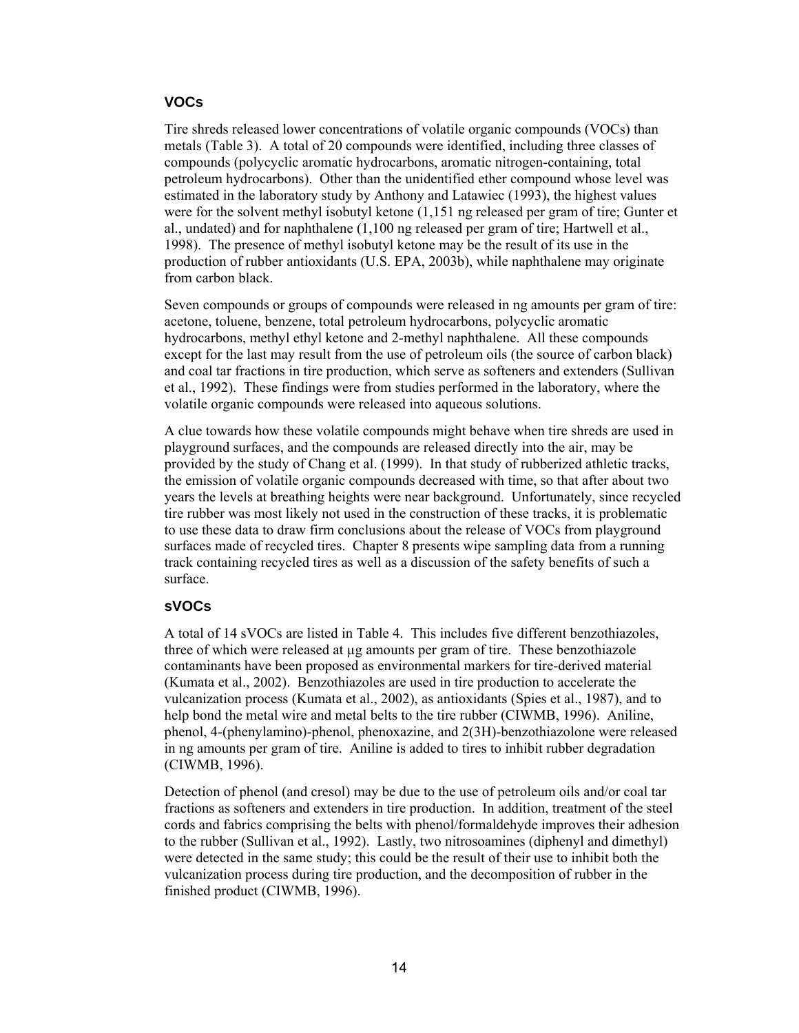### VOCs

Tire shreds released lower concentrations of volatile organic compounds (VOCs) than metals (Table 3). A total of 20 compounds were identified, including three classes of compounds (polycyclic aromatic hydrocarbons, aromatic nitrogen-containing, total petroleum hydrocarbons). Other than the unidentified ether compound whose level was estimated in the laboratory study by Anthony and Latawiec (1993), the highest values were for the solvent methyl isobutyl ketone (1,151 ng released per gram of tire; Gunter et al., undated) and for naphthalene (1,100 ng released per gram of tire; Hartwell et al., 1998). The presence of methyl isobutyl ketone may be the result of its use in the production of rubber antioxidants (U.S. EPA, 2003b), while naphthalene may originate from carbon black.

Seven compounds or groups of compounds were released in ng amounts per gram of tire: acetone, toluene, benzene, total petroleum hydrocarbons, polycyclic aromatic hydrocarbons, methyl ethyl ketone and 2-methyl naphthalene. All these compounds except for the last may result from the use of petroleum oils (the source of carbon black) and coal tar fractions in tire production, which serve as softeners and extenders (Sullivan et al., 1992). These findings were from studies performed in the laboratory, where the volatile organic compounds were released into aqueous solutions.

A clue towards how these volatile compounds might behave when tire shreds are used in playground surfaces, and the compounds are released directly into the air, may be provided by the study of Chang et al. (1999). In that study of rubberized athletic tracks, the emission of volatile organic compounds decreased with time, so that after about two years the levels at breathing heights were near background. Unfortunately, since recycled tire rubber was most likely not used in the construction of these tracks, it is problematic to use these data to draw firm conclusions about the release of VOCs from playground surfaces made of recycled tires. Chapter 8 presents wipe sampling data from a running track containing recycled tires as well as a discussion of the safety benefits of such a surface.

### sVOCs

A total of 14 sVOCs are listed in Table 4. This includes five different benzothiazoles, three of which were released at µg amounts per gram of tire. These benzothiazole contaminants have been proposed as environmental markers for tire-derived material (Kumata et al., 2002). Benzothiazoles are used in tire production to accelerate the vulcanization process (Kumata et al., 2002), as antioxidants (Spies et al., 1987), and to help bond the metal wire and metal belts to the tire rubber (CIWMB, 1996). Aniline, phenol, 4-(phenylamino)-phenol, phenoxazine, and 2(3H)-benzothiazolone were released in ng amounts per gram of tire. Aniline is added to tires to inhibit rubber degradation (CIWMB, 1996).

Detection of phenol (and cresol) may be due to the use of petroleum oils and/or coal tar fractions as softeners and extenders in tire production. In addition, treatment of the steel cords and fabrics comprising the belts with phenol/formaldehyde improves their adhesion to the rubber (Sullivan et al., 1992). Lastly, two nitrosoamines (diphenyl and dimethyl) were detected in the same study; this could be the result of their use to inhibit both the vulcanization process during tire production, and the decomposition of rubber in the finished product (CIWMB, 1996).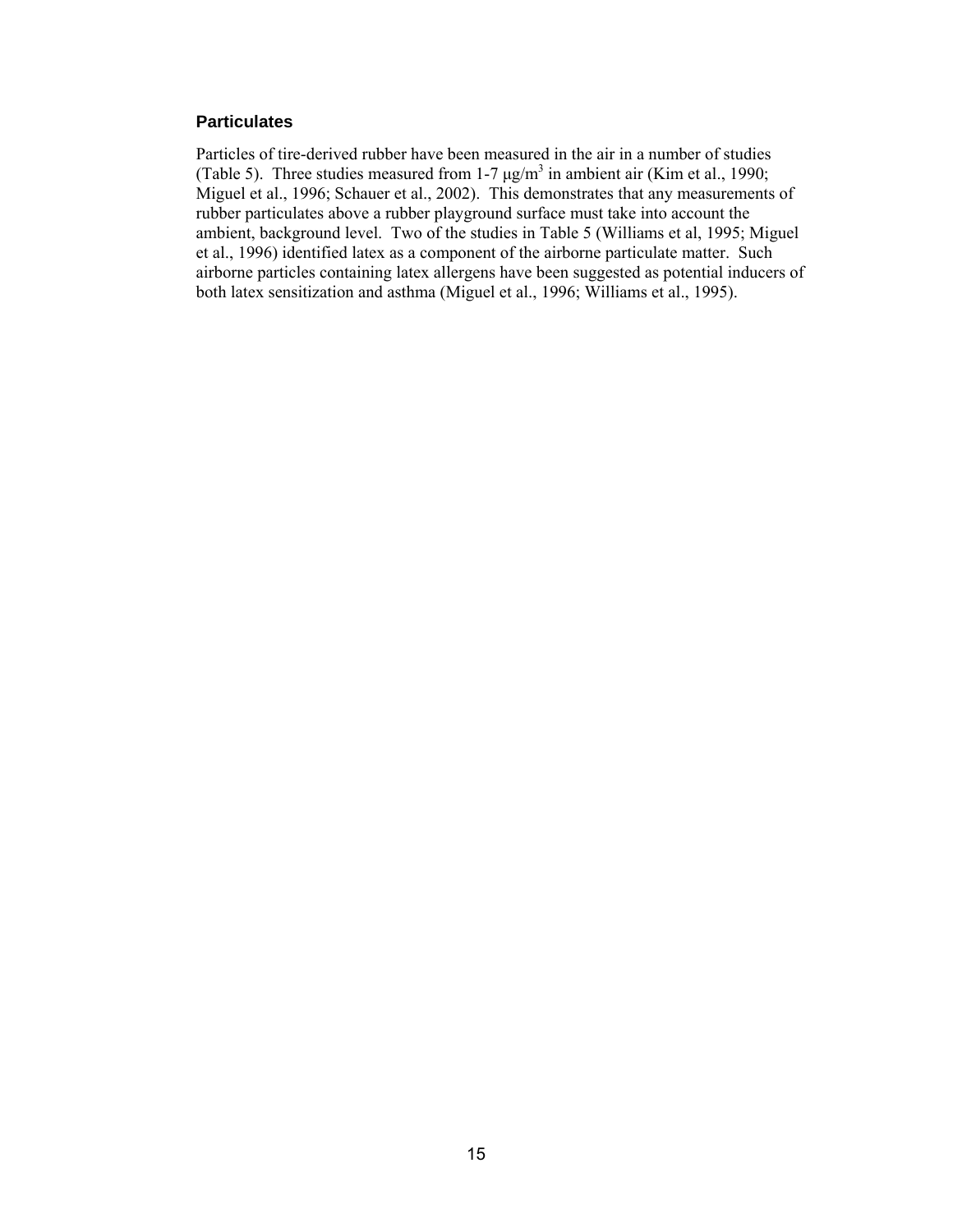### Particulates

Particles of tire-derived rubber have been measured in the air in a number of studies (Table 5). Three studies measured from 1-7 μg/$m^3$ in ambient air (Kim et al., 1990; Miguel et al., 1996; Schauer et al., 2002). This demonstrates that any measurements of rubber particulates above a rubber playground surface must take into account the ambient, background level. Two of the studies in Table 5 (Williams et al, 1995; Miguel et al., 1996) identified latex as a component of the airborne particulate matter. Such airborne particles containing latex allergens have been suggested as potential inducers of both latex sensitization and asthma (Miguel et al., 1996; Williams et al., 1995).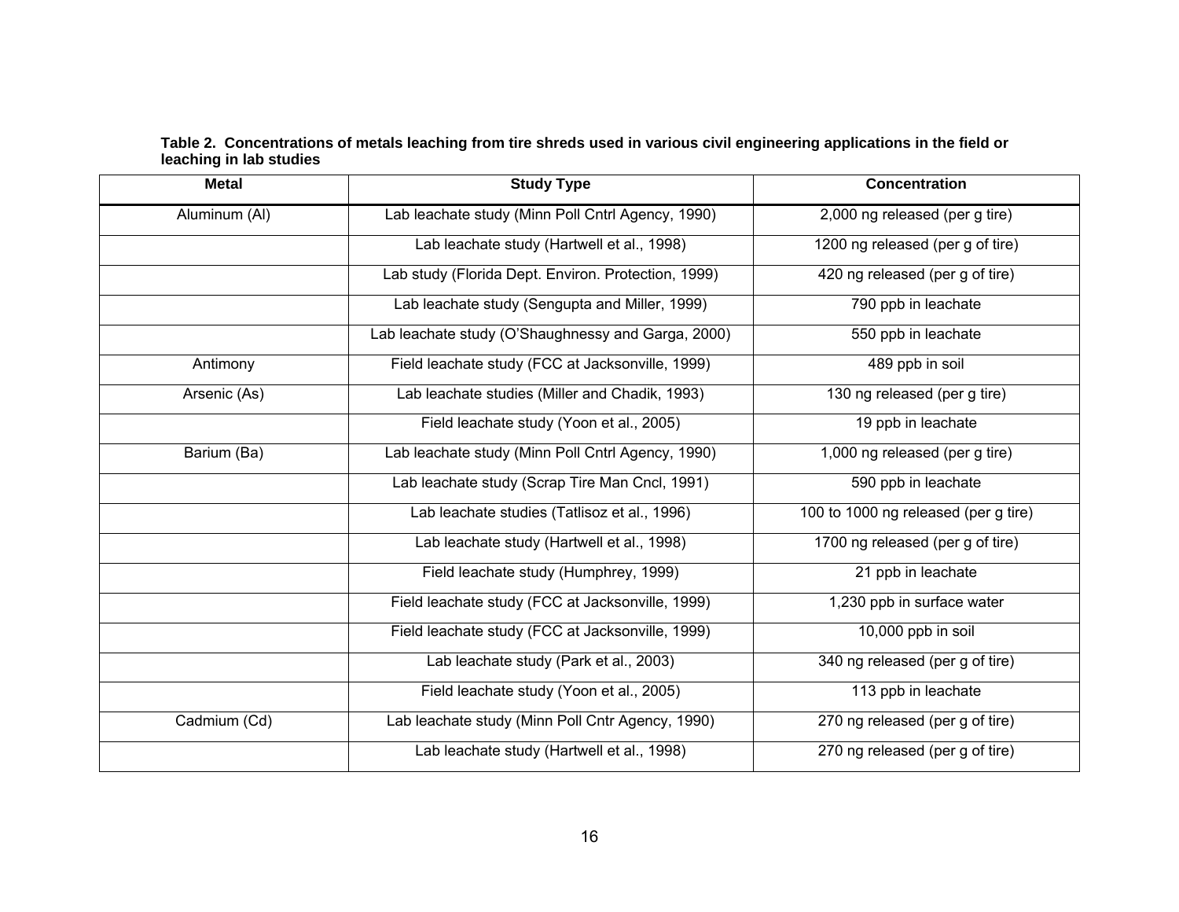**Table 2. Concentrations of metals leaching from tire shreds used in various civil engineering applications in the field or leaching in lab studies**

| Metal | Study Type | Concentration |
|---|---|---|
| Aluminum (Al) | Lab leachate study (Minn Poll Cntrl Agency, 1990) | 2,000 ng released (per g tire) |
| | Lab leachate study (Hartwell et al., 1998) | 1200 ng released (per g of tire) |
| | Lab study (Florida Dept. Environ. Protection, 1999) | 420 ng released (per g of tire) |
| | Lab leachate study (Sengupta and Miller, 1999) | 790 ppb in leachate |
| | Lab leachate study (O'Shaughnessy and Garga, 2000) | 550 ppb in leachate |
| Antimony | Field leachate study (FCC at Jacksonville, 1999) | 489 ppb in soil |
| Arsenic (As) | Lab leachate studies (Miller and Chadik, 1993) | 130 ng released (per g tire) |
| | Field leachate study (Yoon et al., 2005) | 19 ppb in leachate |
| Barium (Ba) | Lab leachate study (Minn Poll Cntrl Agency, 1990) | 1,000 ng released (per g tire) |
| | Lab leachate study (Scrap Tire Man Cncl, 1991) | 590 ppb in leachate |
| | Lab leachate studies (Tatlisoz et al., 1996) | 100 to 1000 ng released (per g tire) |
| | Lab leachate study (Hartwell et al., 1998) | 1700 ng released (per g of tire) |
| | Field leachate study (Humphrey, 1999) | 21 ppb in leachate |
| | Field leachate study (FCC at Jacksonville, 1999) | 1,230 ppb in surface water |
| | Field leachate study (FCC at Jacksonville, 1999) | 10,000 ppb in soil |
| | Lab leachate study (Park et al., 2003) | 340 ng released (per g of tire) |
| | Field leachate study (Yoon et al., 2005) | 113 ppb in leachate |
| Cadmium (Cd) | Lab leachate study (Minn Poll Cntr Agency, 1990) | 270 ng released (per g of tire) |
| | Lab leachate study (Hartwell et al., 1998) | 270 ng released (per g of tire) |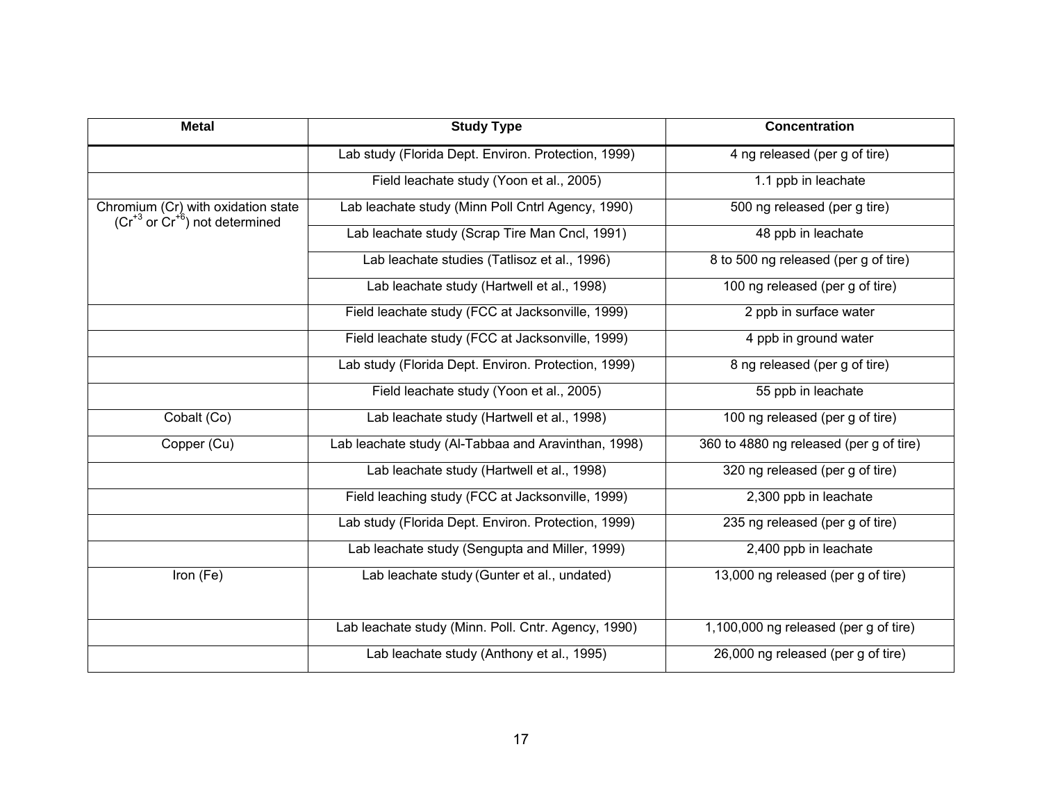| Metal | Study Type | Concentration |
|---|---|---|
| | Lab study (Florida Dept. Environ. Protection, 1999) | 4 ng released (per g of tire) |
| | Field leachate study (Yoon et al., 2005) | 1.1 ppb in leachate |
| Chromium (Cr) with oxidation state ($Cr^{+3}$ or $Cr^{+6}$) not determined | Lab leachate study (Minn Poll Cntrl Agency, 1990) | 500 ng released (per g tire) |
| | Lab leachate study (Scrap Tire Man Cncl, 1991) | 48 ppb in leachate |
| | Lab leachate studies (Tatlisoz et al., 1996) | 8 to 500 ng released (per g of tire) |
| | Lab leachate study (Hartwell et al., 1998) | 100 ng released (per g of tire) |
| | Field leachate study (FCC at Jacksonville, 1999) | 2 ppb in surface water |
| | Field leachate study (FCC at Jacksonville, 1999) | 4 ppb in ground water |
| | Lab study (Florida Dept. Environ. Protection, 1999) | 8 ng released (per g of tire) |
| | Field leachate study (Yoon et al., 2005) | 55 ppb in leachate |
| Cobalt (Co) | Lab leachate study (Hartwell et al., 1998) | 100 ng released (per g of tire) |
| Copper (Cu) | Lab leachate study (Al-Tabbaa and Aravinthan, 1998) | 360 to 4880 ng released (per g of tire) |
| | Lab leachate study (Hartwell et al., 1998) | 320 ng released (per g of tire) |
| | Field leaching study (FCC at Jacksonville, 1999) | 2,300 ppb in leachate |
| | Lab study (Florida Dept. Environ. Protection, 1999) | 235 ng released (per g of tire) |
| | Lab leachate study (Sengupta and Miller, 1999) | 2,400 ppb in leachate |
| Iron (Fe) | Lab leachate study (Gunter et al., undated) | 13,000 ng released (per g of tire) |
| | Lab leachate study (Minn. Poll. Cntr. Agency, 1990) | 1,100,000 ng released (per g of tire) |
| | Lab leachate study (Anthony et al., 1995) | 26,000 ng released (per g of tire) |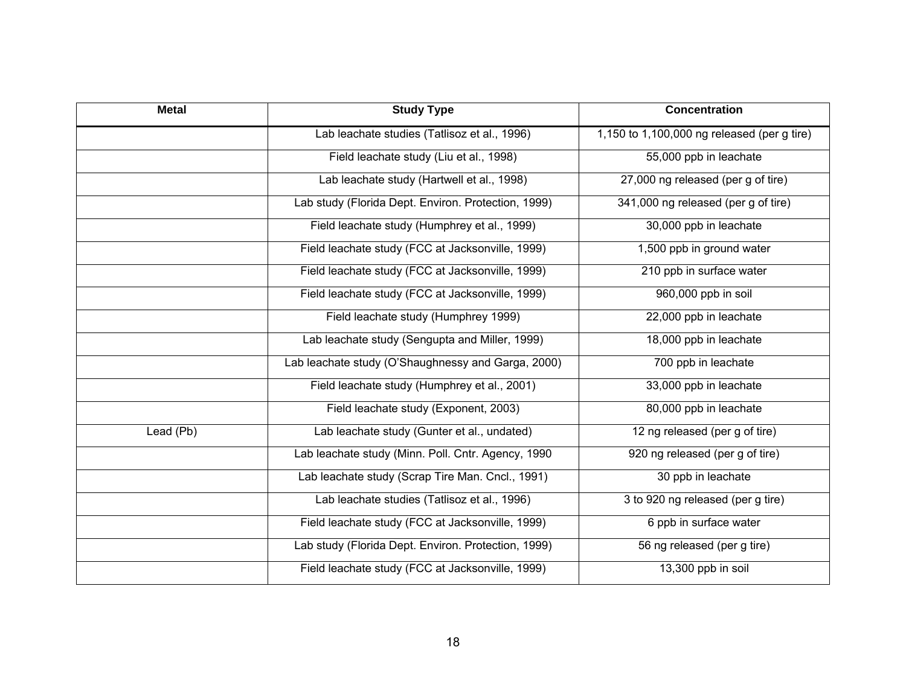| Metal | Study Type | Concentration |
|---|---|---|
| | Lab leachate studies (Tatlisoz et al., 1996) | 1,150 to 1,100,000 ng released (per g tire) |
| | Field leachate study (Liu et al., 1998) | 55,000 ppb in leachate |
| | Lab leachate study (Hartwell et al., 1998) | 27,000 ng released (per g of tire) |
| | Lab study (Florida Dept. Environ. Protection, 1999) | 341,000 ng released (per g of tire) |
| | Field leachate study (Humphrey et al., 1999) | 30,000 ppb in leachate |
| | Field leachate study (FCC at Jacksonville, 1999) | 1,500 ppb in ground water |
| | Field leachate study (FCC at Jacksonville, 1999) | 210 ppb in surface water |
| | Field leachate study (FCC at Jacksonville, 1999) | 960,000 ppb in soil |
| | Field leachate study (Humphrey 1999) | 22,000 ppb in leachate |
| | Lab leachate study (Sengupta and Miller, 1999) | 18,000 ppb in leachate |
| | Lab leachate study (O'Shaughnessy and Garga, 2000) | 700 ppb in leachate |
| | Field leachate study (Humphrey et al., 2001) | 33,000 ppb in leachate |
| | Field leachate study (Exponent, 2003) | 80,000 ppb in leachate |
| Lead (Pb) | Lab leachate study (Gunter et al., undated) | 12 ng released (per g of tire) |
| | Lab leachate study (Minn. Poll. Cntr. Agency, 1990 | 920 ng released (per g of tire) |
| | Lab leachate study (Scrap Tire Man. Cncl., 1991) | 30 ppb in leachate |
| | Lab leachate studies (Tatlisoz et al., 1996) | 3 to 920 ng released (per g tire) |
| | Field leachate study (FCC at Jacksonville, 1999) | 6 ppb in surface water |
| | Lab study (Florida Dept. Environ. Protection, 1999) | 56 ng released (per g tire) |
| | Field leachate study (FCC at Jacksonville, 1999) | 13,300 ppb in soil |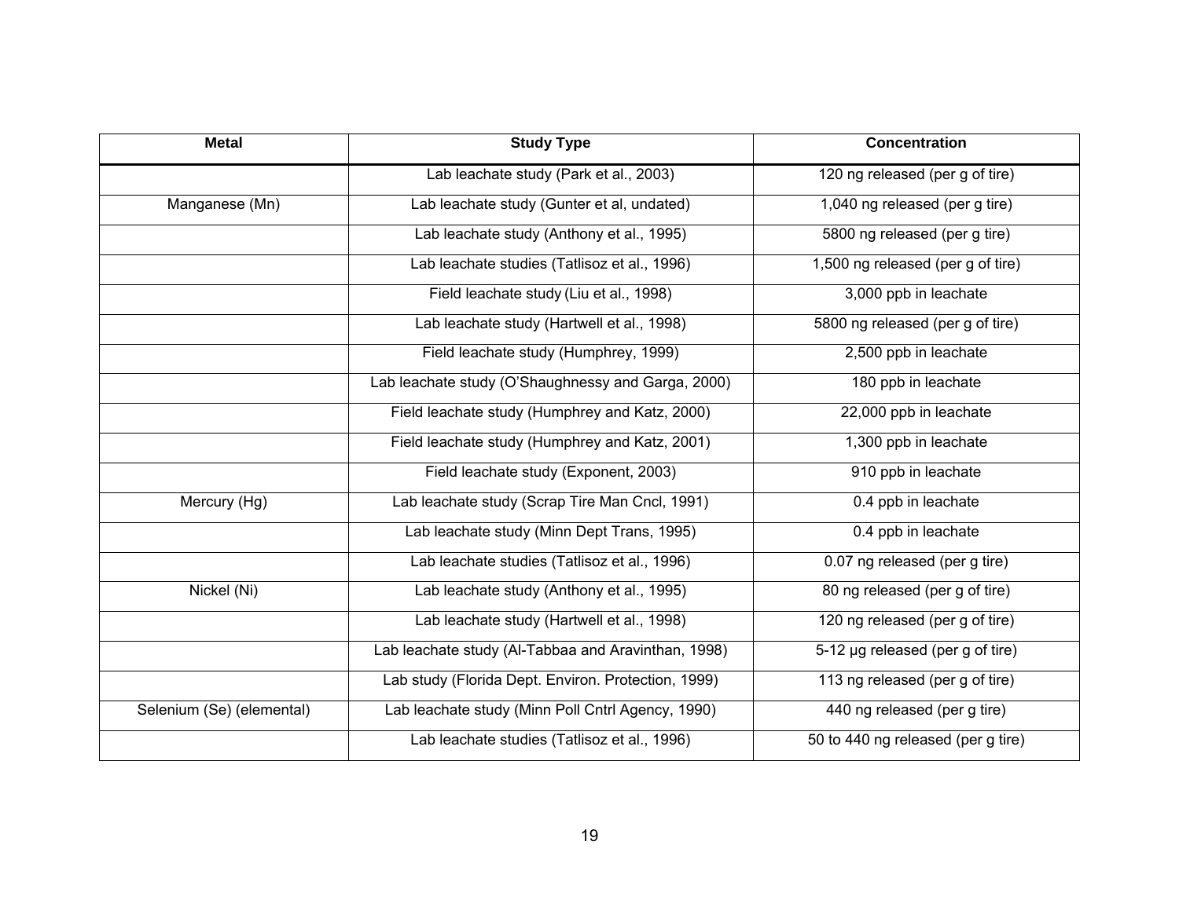| Metal | Study Type | Concentration |
|---|---|---|
| | Lab leachate study (Park et al., 2003) | 120 ng released (per g of tire) |
| Manganese (Mn) | Lab leachate study (Gunter et al, undated) | 1,040 ng released (per g tire) |
| | Lab leachate study (Anthony et al., 1995) | 5800 ng released (per g tire) |
| | Lab leachate studies (Tatlisoz et al., 1996) | 1,500 ng released (per g of tire) |
| | Field leachate study (Liu et al., 1998) | 3,000 ppb in leachate |
| | Lab leachate study (Hartwell et al., 1998) | 5800 ng released (per g of tire) |
| | Field leachate study (Humphrey, 1999) | 2,500 ppb in leachate |
| | Lab leachate study (O'Shaughnessy and Garga, 2000) | 180 ppb in leachate |
| | Field leachate study (Humphrey and Katz, 2000) | 22,000 ppb in leachate |
| | Field leachate study (Humphrey and Katz, 2001) | 1,300 ppb in leachate |
| | Field leachate study (Exponent, 2003) | 910 ppb in leachate |
| Mercury (Hg) | Lab leachate study (Scrap Tire Man Cncl, 1991) | 0.4 ppb in leachate |
| | Lab leachate study (Minn Dept Trans, 1995) | 0.4 ppb in leachate |
| | Lab leachate studies (Tatlisoz et al., 1996) | 0.07 ng released (per g tire) |
| Nickel (Ni) | Lab leachate study (Anthony et al., 1995) | 80 ng released (per g of tire) |
| | Lab leachate study (Hartwell et al., 1998) | 120 ng released (per g of tire) |
| | Lab leachate study (Al-Tabbaa and Aravinthan, 1998) | 5-12 µg released (per g of tire) |
| | Lab study (Florida Dept. Environ. Protection, 1999) | 113 ng released (per g of tire) |
| Selenium (Se) (elemental) | Lab leachate study (Minn Poll Cntrl Agency, 1990) | 440 ng released (per g tire) |
| | Lab leachate studies (Tatlisoz et al., 1996) | 50 to 440 ng released (per g tire) |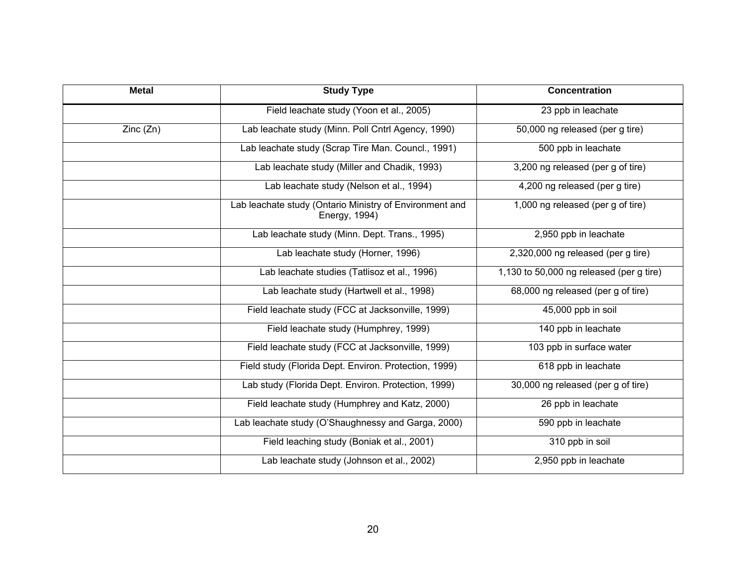| Metal | Study Type | Concentration |
|---|---|---|
| | Field leachate study (Yoon et al., 2005) | 23 ppb in leachate |
| Zinc (Zn) | Lab leachate study (Minn. Poll Cntrl Agency, 1990) | 50,000 ng released (per g tire) |
| | Lab leachate study (Scrap Tire Man. Councl., 1991) | 500 ppb in leachate |
| | Lab leachate study (Miller and Chadik, 1993) | 3,200 ng released (per g of tire) |
| | Lab leachate study (Nelson et al., 1994) | 4,200 ng released (per g tire) |
| | Lab leachate study (Ontario Ministry of Environment and Energy, 1994) | 1,000 ng released (per g of tire) |
| | Lab leachate study (Minn. Dept. Trans., 1995) | 2,950 ppb in leachate |
| | Lab leachate study (Horner, 1996) | 2,320,000 ng released (per g tire) |
| | Lab leachate studies (Tatlisoz et al., 1996) | 1,130 to 50,000 ng released (per g tire) |
| | Lab leachate study (Hartwell et al., 1998) | 68,000 ng released (per g of tire) |
| | Field leachate study (FCC at Jacksonville, 1999) | 45,000 ppb in soil |
| | Field leachate study (Humphrey, 1999) | 140 ppb in leachate |
| | Field leachate study (FCC at Jacksonville, 1999) | 103 ppb in surface water |
| | Field study (Florida Dept. Environ. Protection, 1999) | 618 ppb in leachate |
| | Lab study (Florida Dept. Environ. Protection, 1999) | 30,000 ng released (per g of tire) |
| | Field leachate study (Humphrey and Katz, 2000) | 26 ppb in leachate |
| | Lab leachate study (O'Shaughnessy and Garga, 2000) | 590 ppb in leachate |
| | Field leaching study (Boniak et al., 2001) | 310 ppb in soil |
| | Lab leachate study (Johnson et al., 2002) | 2,950 ppb in leachate |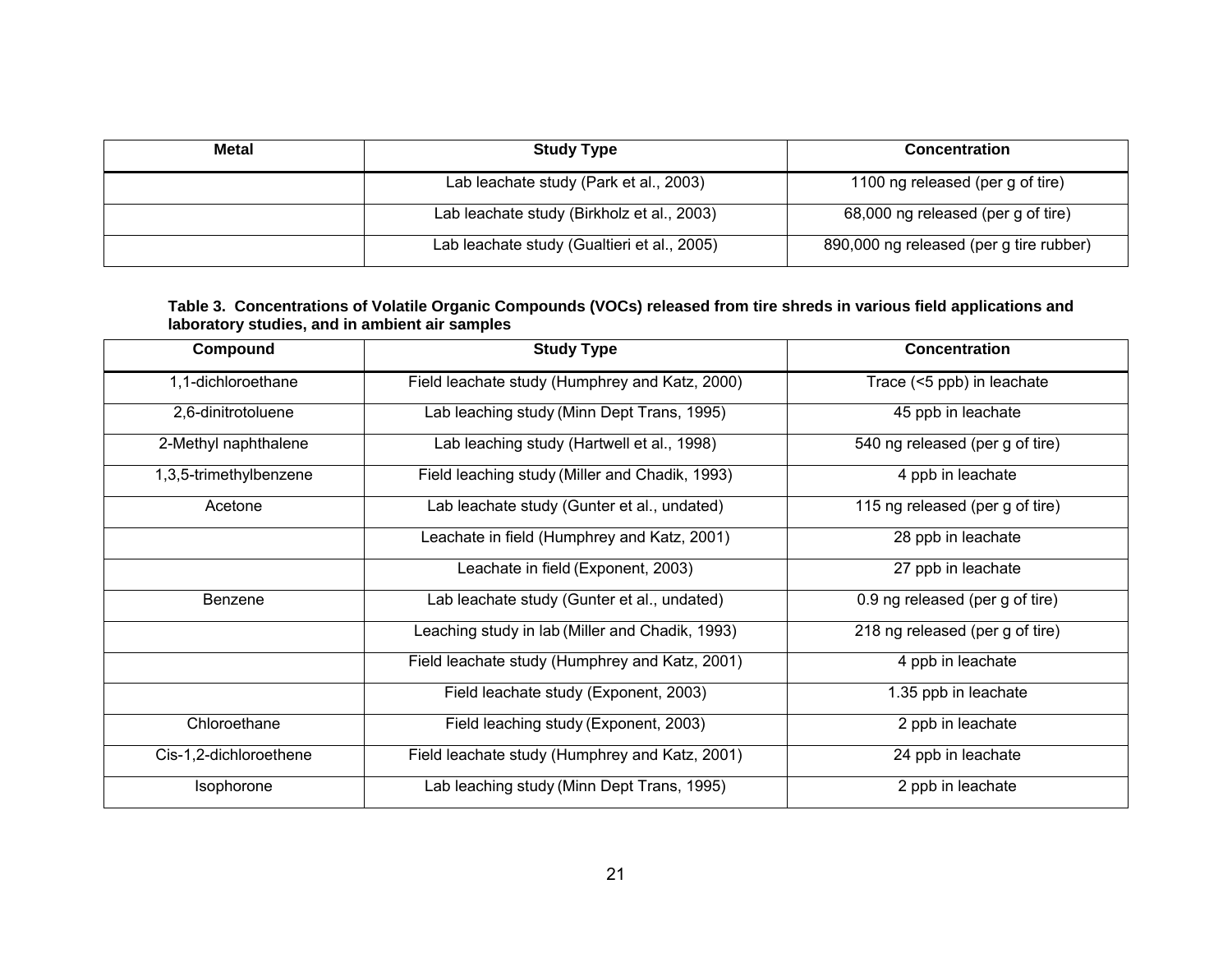| Metal | Study Type | Concentration |
|---|---|---|
| | Lab leachate study (Park et al., 2003) | 1100 ng released (per g of tire) |
| | Lab leachate study (Birkholz et al., 2003) | 68,000 ng released (per g of tire) |
| | Lab leachate study (Gualtieri et al., 2005) | 890,000 ng released (per g tire rubber) |

**Table 3. Concentrations of Volatile Organic Compounds (VOCs) released from tire shreds in various field applications and laboratory studies, and in ambient air samples**

| Compound | Study Type | Concentration |
|---|---|---|
| 1,1-dichloroethane | Field leachate study (Humphrey and Katz, 2000) | Trace (<5 ppb) in leachate |
| 2,6-dinitrotoluene | Lab leaching study (Minn Dept Trans, 1995) | 45 ppb in leachate |
| 2-Methyl naphthalene | Lab leaching study (Hartwell et al., 1998) | 540 ng released (per g of tire) |
| 1,3,5-trimethylbenzene | Field leaching study (Miller and Chadik, 1993) | 4 ppb in leachate |
| Acetone | Lab leachate study (Gunter et al., undated) | 115 ng released (per g of tire) |
| | Leachate in field (Humphrey and Katz, 2001) | 28 ppb in leachate |
| | Leachate in field (Exponent, 2003) | 27 ppb in leachate |
| Benzene | Lab leachate study (Gunter et al., undated) | 0.9 ng released (per g of tire) |
| | Leaching study in lab (Miller and Chadik, 1993) | 218 ng released (per g of tire) |
| | Field leachate study (Humphrey and Katz, 2001) | 4 ppb in leachate |
| | Field leachate study (Exponent, 2003) | 1.35 ppb in leachate |
| Chloroethane | Field leaching study (Exponent, 2003) | 2 ppb in leachate |
| Cis-1,2-dichloroethene | Field leachate study (Humphrey and Katz, 2001) | 24 ppb in leachate |
| Isophorone | Lab leaching study (Minn Dept Trans, 1995) | 2 ppb in leachate |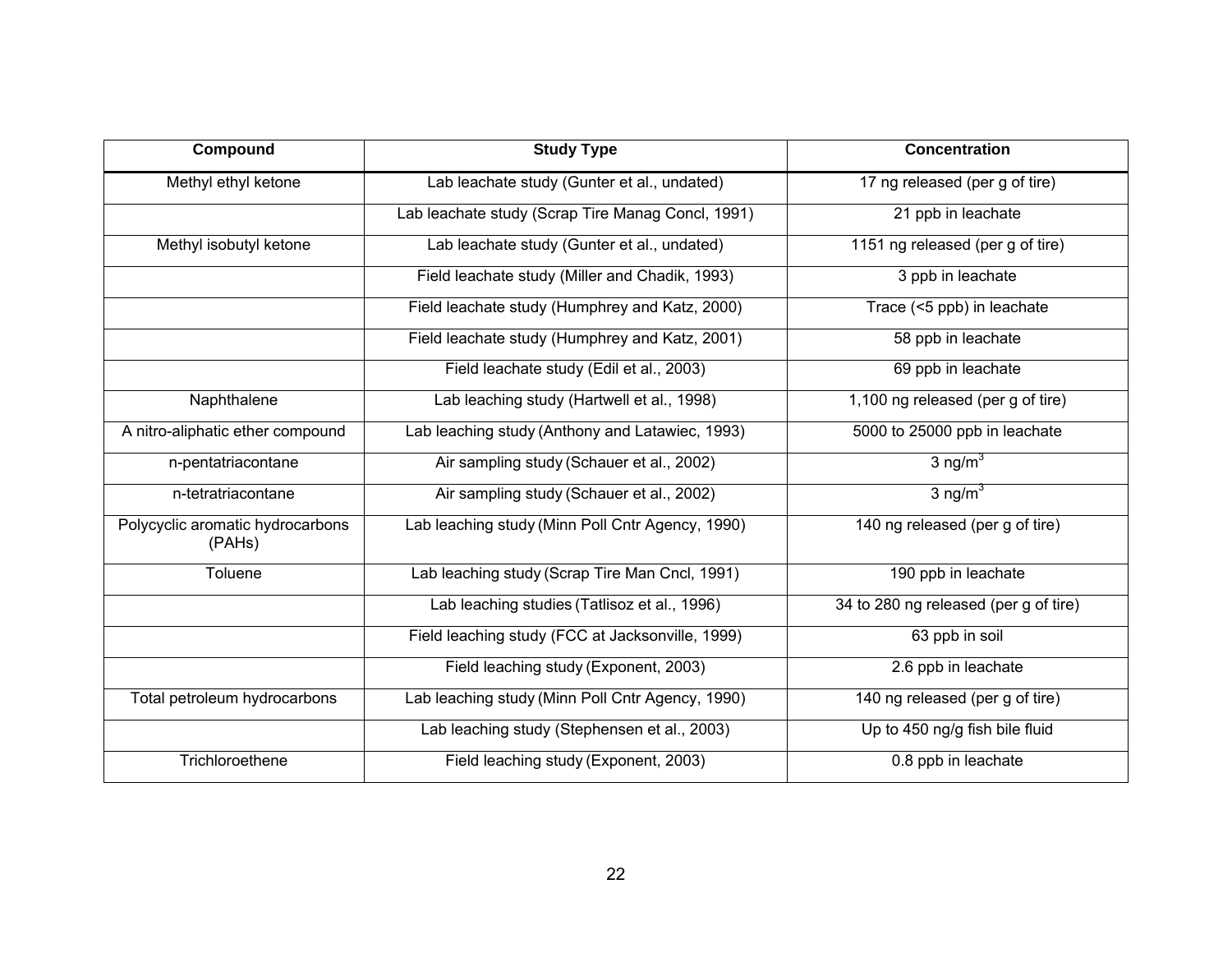| Compound | Study Type | Concentration |
|---|---|---|
| Methyl ethyl ketone | Lab leachate study (Gunter et al., undated) | 17 ng released (per g of tire) |
| | Lab leachate study (Scrap Tire Manag Concl, 1991) | 21 ppb in leachate |
| Methyl isobutyl ketone | Lab leachate study (Gunter et al., undated) | 1151 ng released (per g of tire) |
| | Field leachate study (Miller and Chadik, 1993) | 3 ppb in leachate |
| | Field leachate study (Humphrey and Katz, 2000) | Trace (<5 ppb) in leachate |
| | Field leachate study (Humphrey and Katz, 2001) | 58 ppb in leachate |
| | Field leachate study (Edil et al., 2003) | 69 ppb in leachate |
| Naphthalene | Lab leaching study (Hartwell et al., 1998) | 1,100 ng released (per g of tire) |
| A nitro-aliphatic ether compound | Lab leaching study (Anthony and Latawiec, 1993) | 5000 to 25000 ppb in leachate |
| n-pentatriacontane | Air sampling study (Schauer et al., 2002) | 3 $ng/m^3$ |
| n-tetratriacontane | Air sampling study (Schauer et al., 2002) | 3 $ng/m^3$ |
| Polycyclic aromatic hydrocarbons (PAHs) | Lab leaching study (Minn Poll Cntr Agency, 1990) | 140 ng released (per g of tire) |
| Toluene | Lab leaching study (Scrap Tire Man Cncl, 1991) | 190 ppb in leachate |
| | Lab leaching studies (Tatlisoz et al., 1996) | 34 to 280 ng released (per g of tire) |
| | Field leaching study (FCC at Jacksonville, 1999) | 63 ppb in soil |
| | Field leaching study (Exponent, 2003) | 2.6 ppb in leachate |
| Total petroleum hydrocarbons | Lab leaching study (Minn Poll Cntr Agency, 1990) | 140 ng released (per g of tire) |
| | Lab leaching study (Stephensen et al., 2003) | Up to 450 ng/g fish bile fluid |
| Trichloroethene | Field leaching study (Exponent, 2003) | 0.8 ppb in leachate |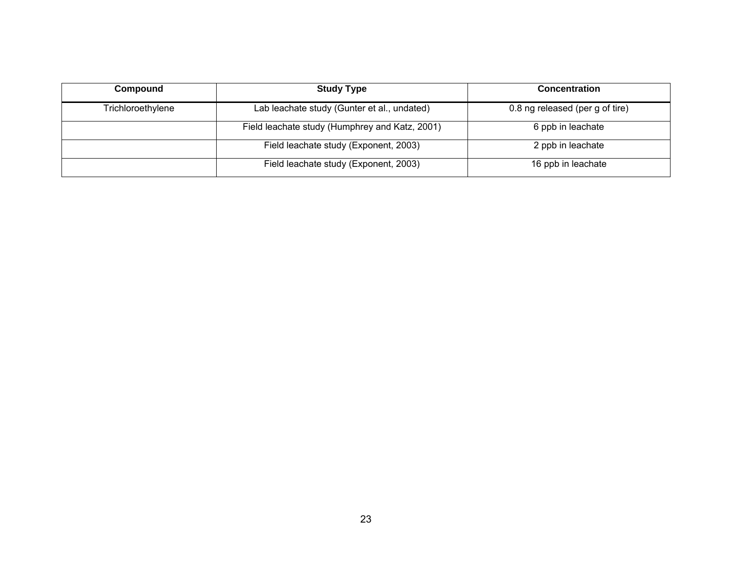| Compound | Study Type | Concentration |
| --- | --- | --- |
| Trichloroethylene | Lab leachate study (Gunter et al., undated) | 0.8 ng released (per g of tire) |
| | Field leachate study (Humphrey and Katz, 2001) | 6 ppb in leachate |
| | Field leachate study (Exponent, 2003) | 2 ppb in leachate |
| | Field leachate study (Exponent, 2003) | 16 ppb in leachate |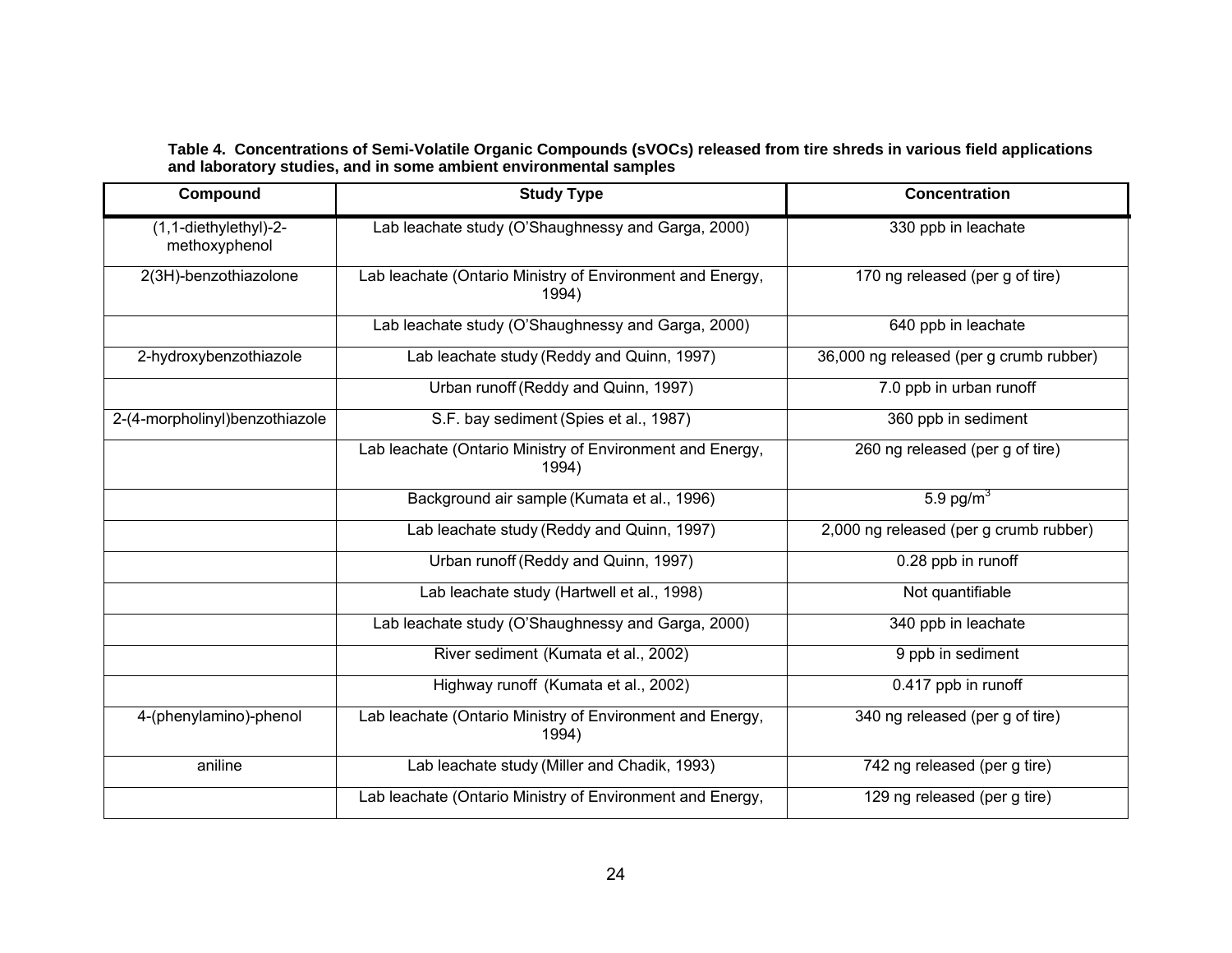**Table 4. Concentrations of Semi-Volatile Organic Compounds (sVOCs) released from tire shreds in various field applications and laboratory studies, and in some ambient environmental samples**

| Compound | Study Type | Concentration |
|---|---|---|
| (1,1-diethylethyl)-2-methoxyphenol | Lab leachate study (O'Shaughnessy and Garga, 2000) | 330 ppb in leachate |
| 2(3H)-benzothiazolone | Lab leachate (Ontario Ministry of Environment and Energy, 1994) | 170 ng released (per g of tire) |
| | Lab leachate study (O'Shaughnessy and Garga, 2000) | 640 ppb in leachate |
| 2-hydroxybenzothiazole | Lab leachate study (Reddy and Quinn, 1997) | 36,000 ng released (per g crumb rubber) |
| | Urban runoff (Reddy and Quinn, 1997) | 7.0 ppb in urban runoff |
| 2-(4-morpholinyl)benzothiazole | S.F. bay sediment (Spies et al., 1987) | 360 ppb in sediment |
| | Lab leachate (Ontario Ministry of Environment and Energy, 1994) | 260 ng released (per g of tire) |
| | Background air sample (Kumata et al., 1996) | 5.9 pg/$m^3$ |
| | Lab leachate study (Reddy and Quinn, 1997) | 2,000 ng released (per g crumb rubber) |
| | Urban runoff (Reddy and Quinn, 1997) | 0.28 ppb in runoff |
| | Lab leachate study (Hartwell et al., 1998) | Not quantifiable |
| | Lab leachate study (O'Shaughnessy and Garga, 2000) | 340 ppb in leachate |
| | River sediment (Kumata et al., 2002) | 9 ppb in sediment |
| | Highway runoff (Kumata et al., 2002) | 0.417 ppb in runoff |
| 4-(phenylamino)-phenol | Lab leachate (Ontario Ministry of Environment and Energy, 1994) | 340 ng released (per g of tire) |
| aniline | Lab leachate study (Miller and Chadik, 1993) | 742 ng released (per g tire) |
| | Lab leachate (Ontario Ministry of Environment and Energy, | 129 ng released (per g tire) |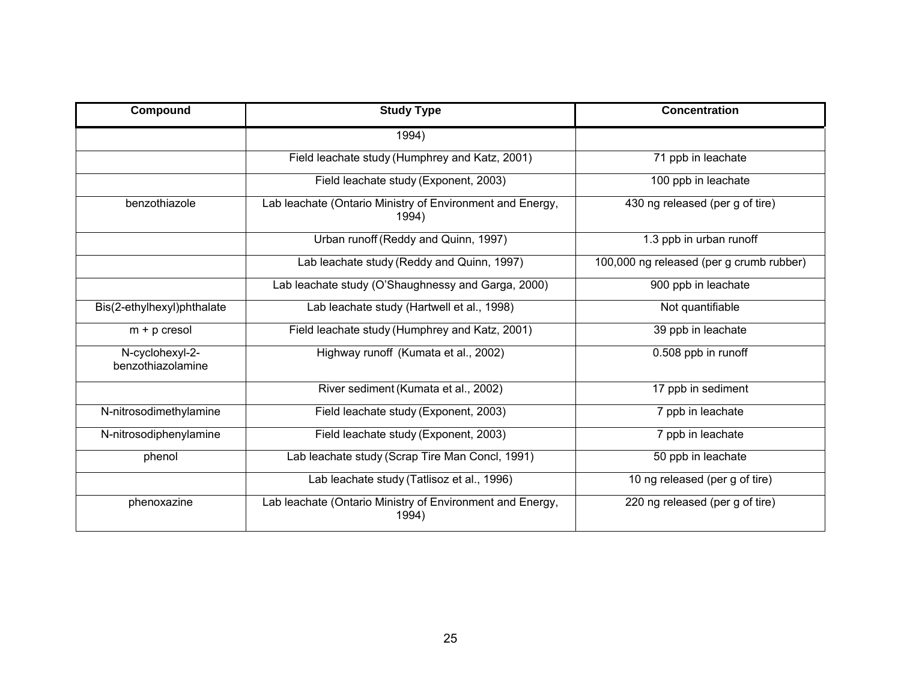| Compound | Study Type | Concentration |
| --- | --- | --- |
| | 1994) | |
| | Field leachate study (Humphrey and Katz, 2001) | 71 ppb in leachate |
| | Field leachate study (Exponent, 2003) | 100 ppb in leachate |
| benzothiazole | Lab leachate (Ontario Ministry of Environment and Energy, 1994) | 430 ng released (per g of tire) |
| | Urban runoff (Reddy and Quinn, 1997) | 1.3 ppb in urban runoff |
| | Lab leachate study (Reddy and Quinn, 1997) | 100,000 ng released (per g crumb rubber) |
| | Lab leachate study (O'Shaughnessy and Garga, 2000) | 900 ppb in leachate |
| Bis(2-ethylhexyl)phthalate | Lab leachate study (Hartwell et al., 1998) | Not quantifiable |
| m + p cresol | Field leachate study (Humphrey and Katz, 2001) | 39 ppb in leachate |
| N-cyclohexyl-2-benzothiazolamine | Highway runoff (Kumata et al., 2002) | 0.508 ppb in runoff |
| | River sediment (Kumata et al., 2002) | 17 ppb in sediment |
| N-nitrosodimethylamine | Field leachate study (Exponent, 2003) | 7 ppb in leachate |
| N-nitrosodiphenylamine | Field leachate study (Exponent, 2003) | 7 ppb in leachate |
| phenol | Lab leachate study (Scrap Tire Man Concl, 1991) | 50 ppb in leachate |
| | Lab leachate study (Tatlisoz et al., 1996) | 10 ng released (per g of tire) |
| phenoxazine | Lab leachate (Ontario Ministry of Environment and Energy, 1994) | 220 ng released (per g of tire) |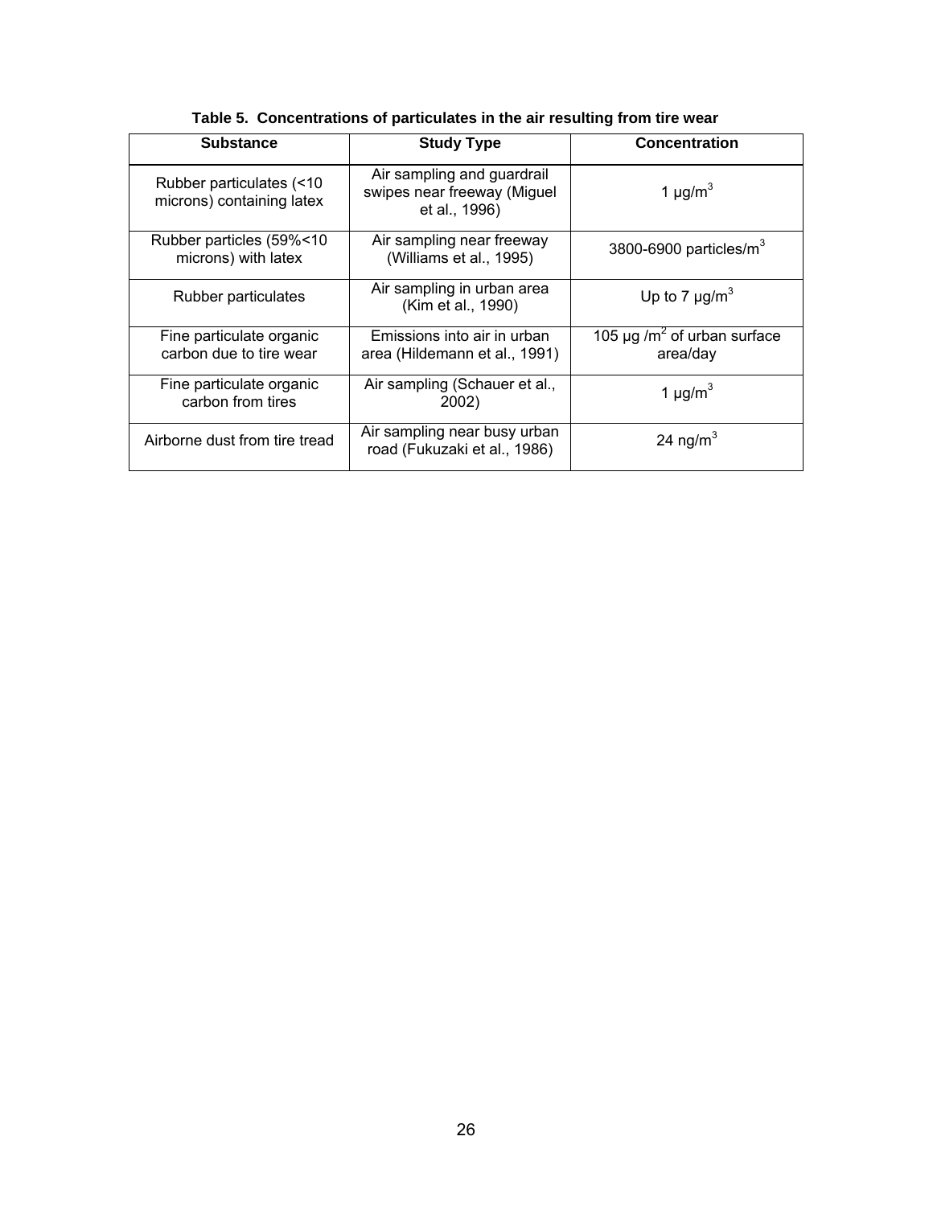**Table 5. Concentrations of particulates in the air resulting from tire wear**

| Substance | Study Type | Concentration |
| --- | --- | --- |
| Rubber particulates (<10 microns) containing latex | Air sampling and guardrail swipes near freeway (Miguel et al., 1996) | 1 μg/m$^3$ |
| Rubber particles (59%<10 microns) with latex | Air sampling near freeway (Williams et al., 1995) | 3800-6900 particles/m$^3$ |
| Rubber particulates | Air sampling in urban area (Kim et al., 1990) | Up to 7 μg/m$^3$ |
| Fine particulate organic carbon due to tire wear | Emissions into air in urban area (Hildemann et al., 1991) | 105 μg /m$^2$ of urban surface area/day |
| Fine particulate organic carbon from tires | Air sampling (Schauer et al., 2002) | 1 μg/m$^3$ |
| Airborne dust from tire tread | Air sampling near busy urban road (Fukuzaki et al., 1986) | 24 ng/m$^3$ |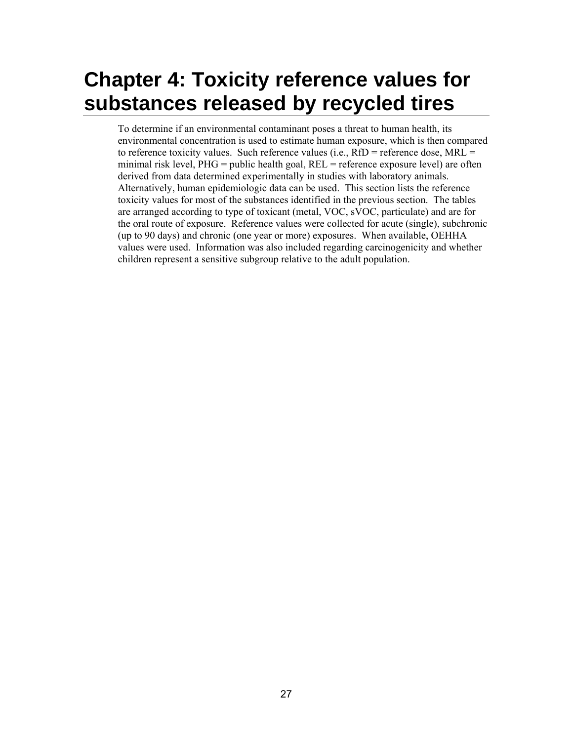# Chapter 4: Toxicity reference values for substances released by recycled tires

To determine if an environmental contaminant poses a threat to human health, its environmental concentration is used to estimate human exposure, which is then compared to reference toxicity values. Such reference values (i.e., RfD = reference dose, MRL = minimal risk level, PHG = public health goal, REL = reference exposure level) are often derived from data determined experimentally in studies with laboratory animals. Alternatively, human epidemiologic data can be used. This section lists the reference toxicity values for most of the substances identified in the previous section. The tables are arranged according to type of toxicant (metal, VOC, sVOC, particulate) and are for the oral route of exposure. Reference values were collected for acute (single), subchronic (up to 90 days) and chronic (one year or more) exposures. When available, OEHHA values were used. Information was also included regarding carcinogenicity and whether children represent a sensitive subgroup relative to the adult population.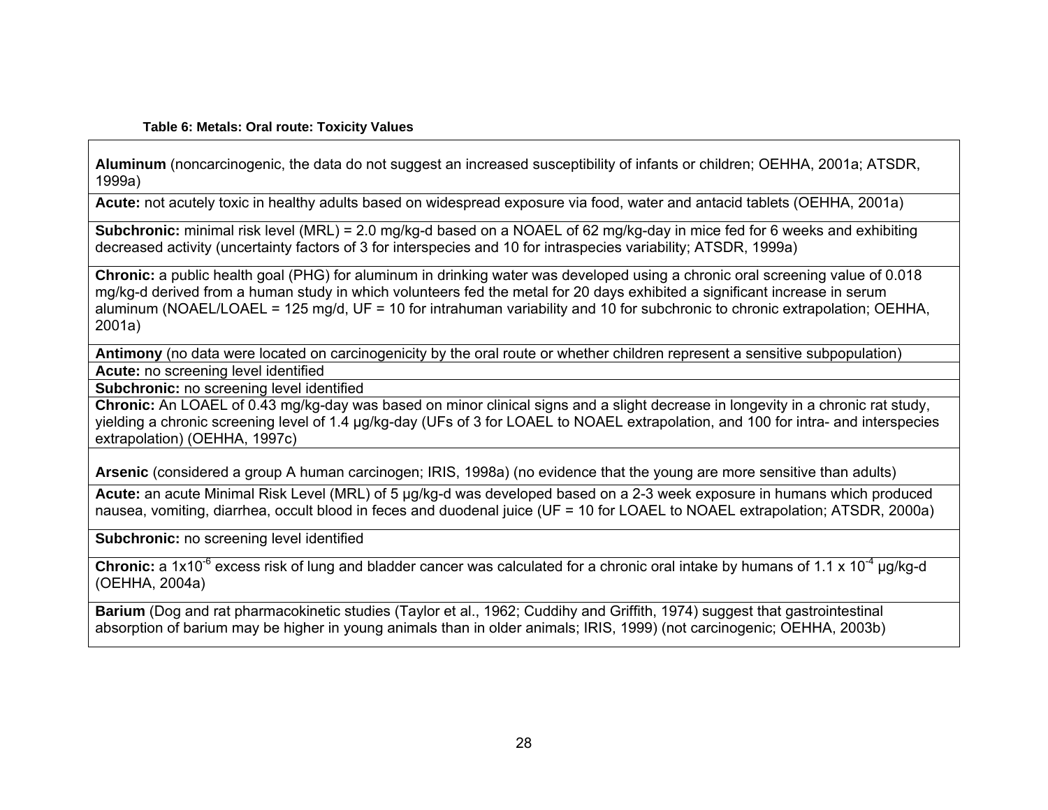**Table 6: Metals: Oral route: Toxicity Values**

| **Aluminum** (noncarcinogenic, the data do not suggest an increased susceptibility of infants or children; OEHHA, 2001a; ATSDR, 1999a) |
|---|
| **Acute:** not acutely toxic in healthy adults based on widespread exposure via food, water and antacid tablets (OEHHA, 2001a) |
| **Subchronic:** minimal risk level (MRL) = 2.0 mg/kg-d based on a NOAEL of 62 mg/kg-day in mice fed for 6 weeks and exhibiting decreased activity (uncertainty factors of 3 for interspecies and 10 for intraspecies variability; ATSDR, 1999a) |
| **Chronic:** a public health goal (PHG) for aluminum in drinking water was developed using a chronic oral screening value of 0.018 mg/kg-d derived from a human study in which volunteers fed the metal for 20 days exhibited a significant increase in serum aluminum (NOAEL/LOAEL = 125 mg/d, UF = 10 for intrahuman variability and 10 for subchronic to chronic extrapolation; OEHHA, 2001a) |
| **Antimony** (no data were located on carcinogenicity by the oral route or whether children represent a sensitive subpopulation) |
| **Acute:** no screening level identified |
| **Subchronic:** no screening level identified |
| **Chronic:** An LOAEL of 0.43 mg/kg-day was based on minor clinical signs and a slight decrease in longevity in a chronic rat study, yielding a chronic screening level of 1.4 µg/kg-day (UFs of 3 for LOAEL to NOAEL extrapolation, and 100 for intra- and interspecies extrapolation) (OEHHA, 1997c) |
| **Arsenic** (considered a group A human carcinogen; IRIS, 1998a) (no evidence that the young are more sensitive than adults) |
| **Acute:** an acute Minimal Risk Level (MRL) of 5 µg/kg-d was developed based on a 2-3 week exposure in humans which produced nausea, vomiting, diarrhea, occult blood in feces and duodenal juice (UF = 10 for LOAEL to NOAEL extrapolation; ATSDR, 2000a) |
| **Subchronic:** no screening level identified |
| **Chronic:** a $1 \times 10^{-6}$ excess risk of lung and bladder cancer was calculated for a chronic oral intake by humans of $1.1 \times 10^{-4}$ µg/kg-d (OEHHA, 2004a) |
| **Barium** (Dog and rat pharmacokinetic studies (Taylor et al., 1962; Cuddihy and Griffith, 1974) suggest that gastrointestinal absorption of barium may be higher in young animals than in older animals; IRIS, 1999) (not carcinogenic; OEHHA, 2003b) |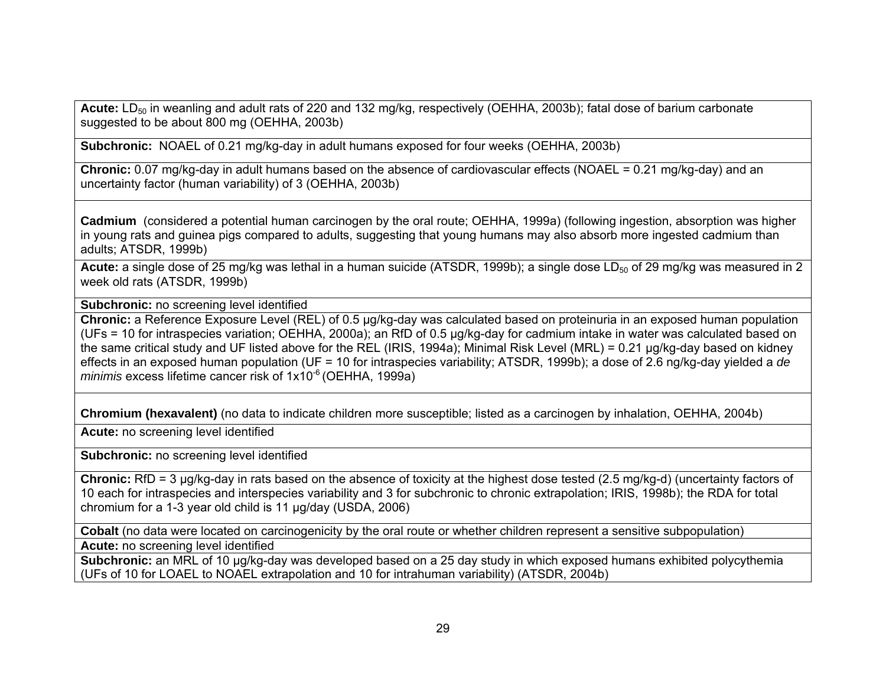| |
|---|
| **Acute:** $LD_{50}$ in weanling and adult rats of 220 and 132 mg/kg, respectively (OEHHA, 2003b); fatal dose of barium carbonate suggested to be about 800 mg (OEHHA, 2003b) |
| **Subchronic:** NOAEL of 0.21 mg/kg-day in adult humans exposed for four weeks (OEHHA, 2003b) |
| **Chronic:** 0.07 mg/kg-day in adult humans based on the absence of cardiovascular effects (NOAEL = 0.21 mg/kg-day) and an uncertainty factor (human variability) of 3 (OEHHA, 2003b) |
| **Cadmium** (considered a potential human carcinogen by the oral route; OEHHA, 1999a) (following ingestion, absorption was higher in young rats and guinea pigs compared to adults, suggesting that young humans may also absorb more ingested cadmium than adults; ATSDR, 1999b) |
| **Acute:** a single dose of 25 mg/kg was lethal in a human suicide (ATSDR, 1999b); a single dose $LD_{50}$ of 29 mg/kg was measured in 2 week old rats (ATSDR, 1999b) |
| **Subchronic:** no screening level identified |
| **Chronic:** a Reference Exposure Level (REL) of 0.5 µg/kg-day was calculated based on proteinuria in an exposed human population (UFs = 10 for intraspecies variation; OEHHA, 2000a); an RfD of 0.5 µg/kg-day for cadmium intake in water was calculated based on the same critical study and UF listed above for the REL (IRIS, 1994a); Minimal Risk Level (MRL) = 0.21 µg/kg-day based on kidney effects in an exposed human population (UF = 10 for intraspecies variability; ATSDR, 1999b); a dose of 2.6 ng/kg-day yielded a *de minimis* excess lifetime cancer risk of $1 \times 10^{-6}$ (OEHHA, 1999a) |
| **Chromium (hexavalent)** (no data to indicate children more susceptible; listed as a carcinogen by inhalation, OEHHA, 2004b) |
| **Acute:** no screening level identified |
| **Subchronic:** no screening level identified |
| **Chronic:** RfD = 3 µg/kg-day in rats based on the absence of toxicity at the highest dose tested (2.5 mg/kg-d) (uncertainty factors of 10 each for intraspecies and interspecies variability and 3 for subchronic to chronic extrapolation; IRIS, 1998b); the RDA for total chromium for a 1-3 year old child is 11 µg/day (USDA, 2006) |
| **Cobalt** (no data were located on carcinogenicity by the oral route or whether children represent a sensitive subpopulation) |
| **Acute:** no screening level identified |
| **Subchronic:** an MRL of 10 µg/kg-day was developed based on a 25 day study in which exposed humans exhibited polycythemia (UFs of 10 for LOAEL to NOAEL extrapolation and 10 for intrahuman variability) (ATSDR, 2004b) |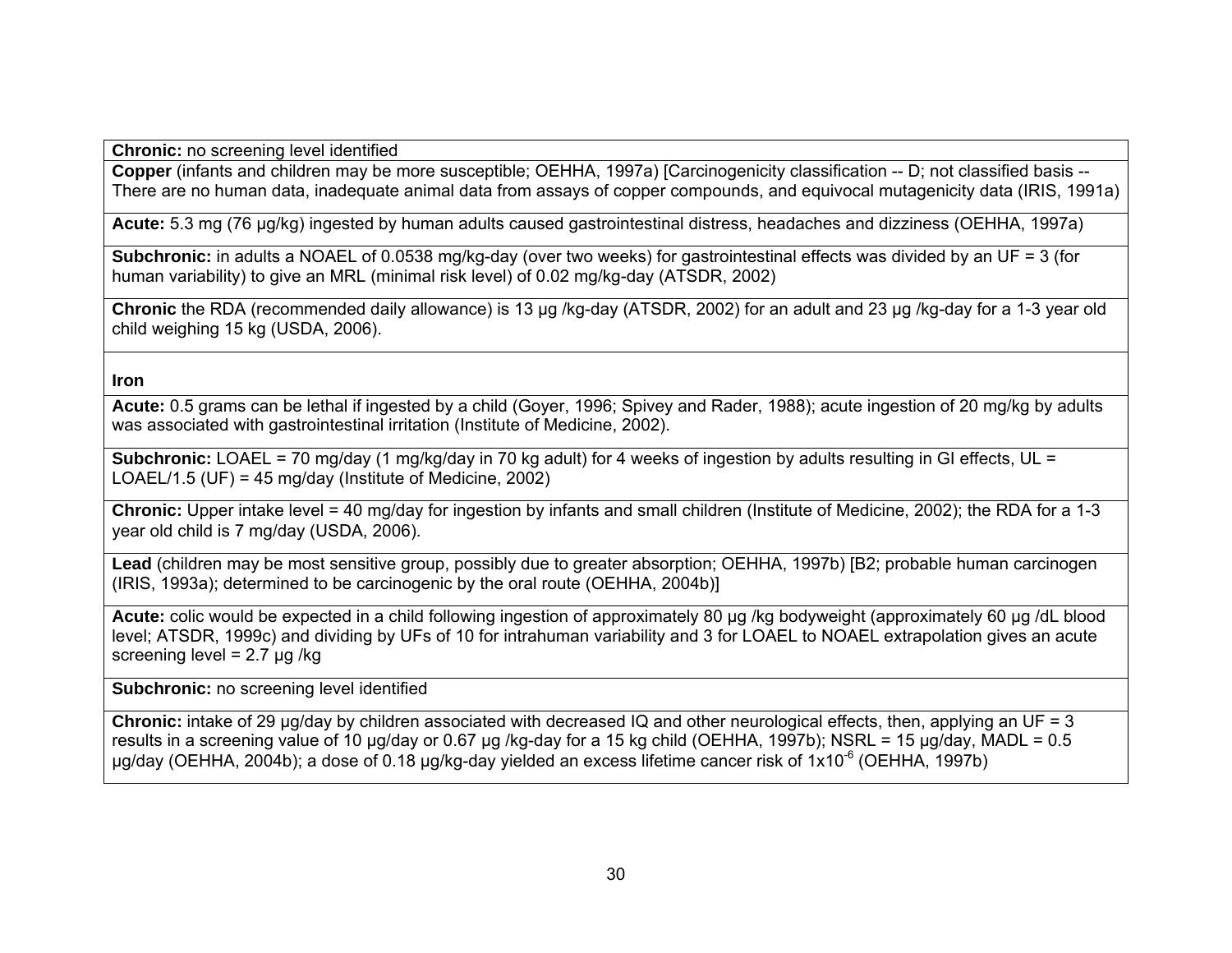| |
|---|
| **Chronic:** no screening level identified |
| **Copper** (infants and children may be more susceptible; OEHHA, 1997a) [Carcinogenicity classification -- D; not classified basis -- There are no human data, inadequate animal data from assays of copper compounds, and equivocal mutagenicity data (IRIS, 1991a) |
| **Acute:** 5.3 mg (76 µg/kg) ingested by human adults caused gastrointestinal distress, headaches and dizziness (OEHHA, 1997a) |
| **Subchronic:** in adults a NOAEL of 0.0538 mg/kg-day (over two weeks) for gastrointestinal effects was divided by an UF = 3 (for human variability) to give an MRL (minimal risk level) of 0.02 mg/kg-day (ATSDR, 2002) |
| **Chronic** the RDA (recommended daily allowance) is 13 µg /kg-day (ATSDR, 2002) for an adult and 23 µg /kg-day for a 1-3 year old child weighing 15 kg (USDA, 2006). |
| **Iron** |
| **Acute:** 0.5 grams can be lethal if ingested by a child (Goyer, 1996; Spivey and Rader, 1988); acute ingestion of 20 mg/kg by adults was associated with gastrointestinal irritation (Institute of Medicine, 2002). |
| **Subchronic:** LOAEL = 70 mg/day (1 mg/kg/day in 70 kg adult) for 4 weeks of ingestion by adults resulting in GI effects, UL = LOAEL/1.5 (UF) = 45 mg/day (Institute of Medicine, 2002) |
| **Chronic:** Upper intake level = 40 mg/day for ingestion by infants and small children (Institute of Medicine, 2002); the RDA for a 1-3 year old child is 7 mg/day (USDA, 2006). |
| **Lead** (children may be most sensitive group, possibly due to greater absorption; OEHHA, 1997b) [B2; probable human carcinogen (IRIS, 1993a); determined to be carcinogenic by the oral route (OEHHA, 2004b)] |
| **Acute:** colic would be expected in a child following ingestion of approximately 80 µg /kg bodyweight (approximately 60 µg /dL blood level; ATSDR, 1999c) and dividing by UFs of 10 for intrahuman variability and 3 for LOAEL to NOAEL extrapolation gives an acute screening level = 2.7 µg /kg |
| **Subchronic:** no screening level identified |
| **Chronic:** intake of 29 µg/day by children associated with decreased IQ and other neurological effects, then, applying an UF = 3 results in a screening value of 10 µg/day or 0.67 µg /kg-day for a 15 kg child (OEHHA, 1997b); NSRL = 15 µg/day, MADL = 0.5 µg/day (OEHHA, 2004b); a dose of 0.18 µg/kg-day yielded an excess lifetime cancer risk of $1 \times 10^{-6}$ (OEHHA, 1997b) |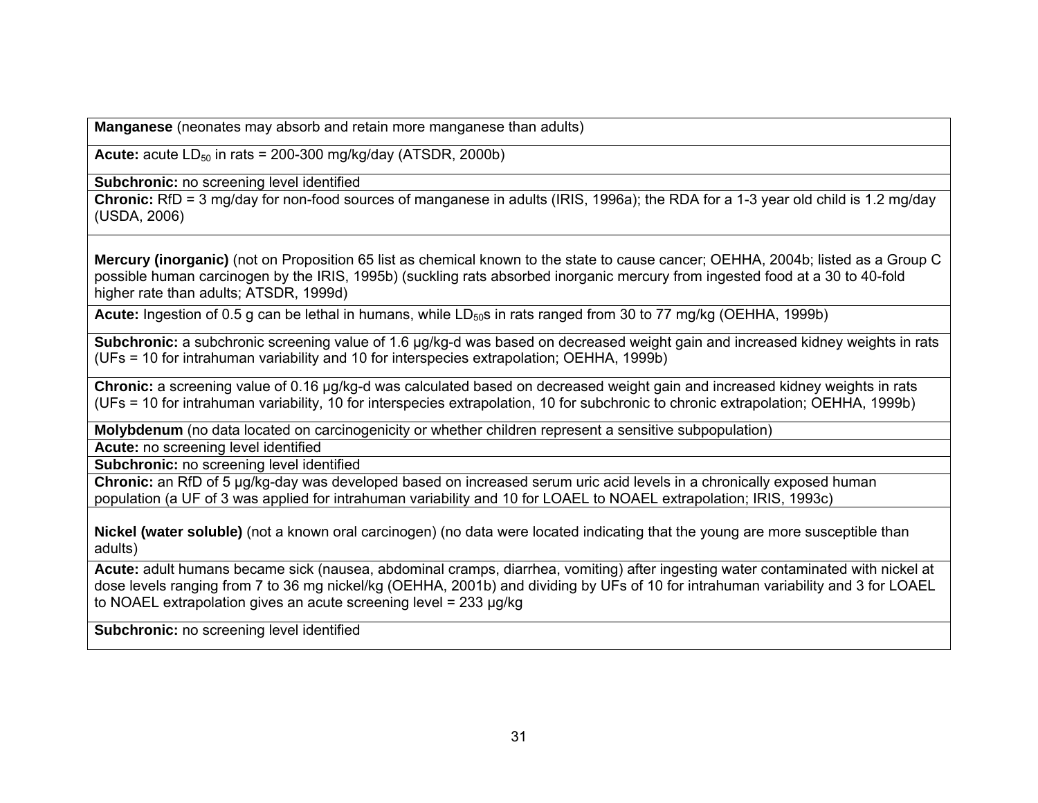| **Manganese** (neonates may absorb and retain more manganese than adults) |
|---|
| **Acute:** acute $LD_{50}$ in rats = 200-300 mg/kg/day (ATSDR, 2000b) |
| **Subchronic:** no screening level identified |
| **Chronic:** RfD = 3 mg/day for non-food sources of manganese in adults (IRIS, 1996a); the RDA for a 1-3 year old child is 1.2 mg/day (USDA, 2006) |
| **Mercury (inorganic)** (not on Proposition 65 list as chemical known to the state to cause cancer; OEHHA, 2004b; listed as a Group C possible human carcinogen by the IRIS, 1995b) (suckling rats absorbed inorganic mercury from ingested food at a 30 to 40-fold higher rate than adults; ATSDR, 1999d) |
| **Acute:** Ingestion of 0.5 g can be lethal in humans, while $LD_{50}$s in rats ranged from 30 to 77 mg/kg (OEHHA, 1999b) |
| **Subchronic:** a subchronic screening value of 1.6 µg/kg-d was based on decreased weight gain and increased kidney weights in rats (UFs = 10 for intrahuman variability and 10 for interspecies extrapolation; OEHHA, 1999b) |
| **Chronic:** a screening value of 0.16 µg/kg-d was calculated based on decreased weight gain and increased kidney weights in rats (UFs = 10 for intrahuman variability, 10 for interspecies extrapolation, 10 for subchronic to chronic extrapolation; OEHHA, 1999b) |
| **Molybdenum** (no data located on carcinogenicity or whether children represent a sensitive subpopulation) |
| **Acute:** no screening level identified |
| **Subchronic:** no screening level identified |
| **Chronic:** an RfD of 5 µg/kg-day was developed based on increased serum uric acid levels in a chronically exposed human population (a UF of 3 was applied for intrahuman variability and 10 for LOAEL to NOAEL extrapolation; IRIS, 1993c) |
| **Nickel (water soluble)** (not a known oral carcinogen) (no data were located indicating that the young are more susceptible than adults) |
| **Acute:** adult humans became sick (nausea, abdominal cramps, diarrhea, vomiting) after ingesting water contaminated with nickel at dose levels ranging from 7 to 36 mg nickel/kg (OEHHA, 2001b) and dividing by UFs of 10 for intrahuman variability and 3 for LOAEL to NOAEL extrapolation gives an acute screening level = 233 µg/kg |
| **Subchronic:** no screening level identified |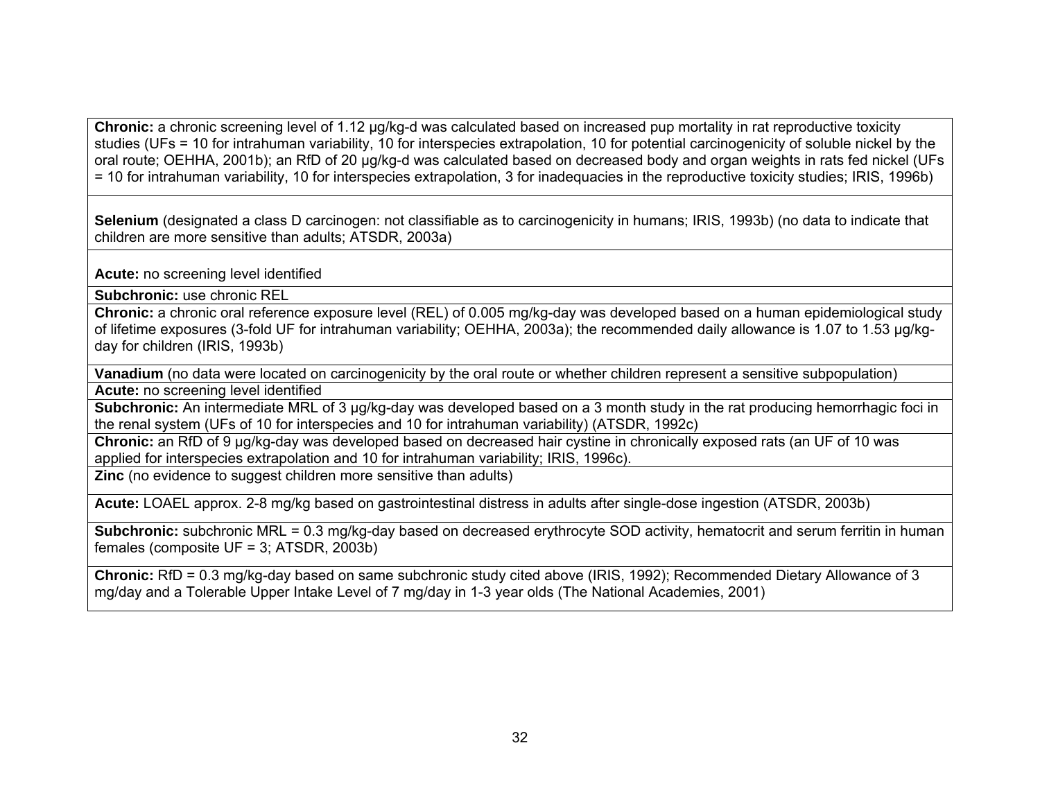| |
|---|
| **Chronic:** a chronic screening level of 1.12 µg/kg-d was calculated based on increased pup mortality in rat reproductive toxicity studies (UFs = 10 for intrahuman variability, 10 for interspecies extrapolation, 10 for potential carcinogenicity of soluble nickel by the oral route; OEHHA, 2001b); an RfD of 20 µg/kg-d was calculated based on decreased body and organ weights in rats fed nickel (UFs = 10 for intrahuman variability, 10 for interspecies extrapolation, 3 for inadequacies in the reproductive toxicity studies; IRIS, 1996b) |
| **Selenium** (designated a class D carcinogen: not classifiable as to carcinogenicity in humans; IRIS, 1993b) (no data to indicate that children are more sensitive than adults; ATSDR, 2003a) |
| **Acute:** no screening level identified |
| **Subchronic:** use chronic REL |
| **Chronic:** a chronic oral reference exposure level (REL) of 0.005 mg/kg-day was developed based on a human epidemiological study of lifetime exposures (3-fold UF for intrahuman variability; OEHHA, 2003a); the recommended daily allowance is 1.07 to 1.53 µg/kg-day for children (IRIS, 1993b) |
| **Vanadium** (no data were located on carcinogenicity by the oral route or whether children represent a sensitive subpopulation) |
| **Acute:** no screening level identified |
| **Subchronic:** An intermediate MRL of 3 µg/kg-day was developed based on a 3 month study in the rat producing hemorrhagic foci in the renal system (UFs of 10 for interspecies and 10 for intrahuman variability) (ATSDR, 1992c) |
| **Chronic:** an RfD of 9 µg/kg-day was developed based on decreased hair cystine in chronically exposed rats (an UF of 10 was applied for interspecies extrapolation and 10 for intrahuman variability; IRIS, 1996c). |
| **Zinc** (no evidence to suggest children more sensitive than adults) |
| **Acute:** LOAEL approx. 2-8 mg/kg based on gastrointestinal distress in adults after single-dose ingestion (ATSDR, 2003b) |
| **Subchronic:** subchronic MRL = 0.3 mg/kg-day based on decreased erythrocyte SOD activity, hematocrit and serum ferritin in human females (composite UF = 3; ATSDR, 2003b) |
| **Chronic:** RfD = 0.3 mg/kg-day based on same subchronic study cited above (IRIS, 1992); Recommended Dietary Allowance of 3 mg/day and a Tolerable Upper Intake Level of 7 mg/day in 1-3 year olds (The National Academies, 2001) |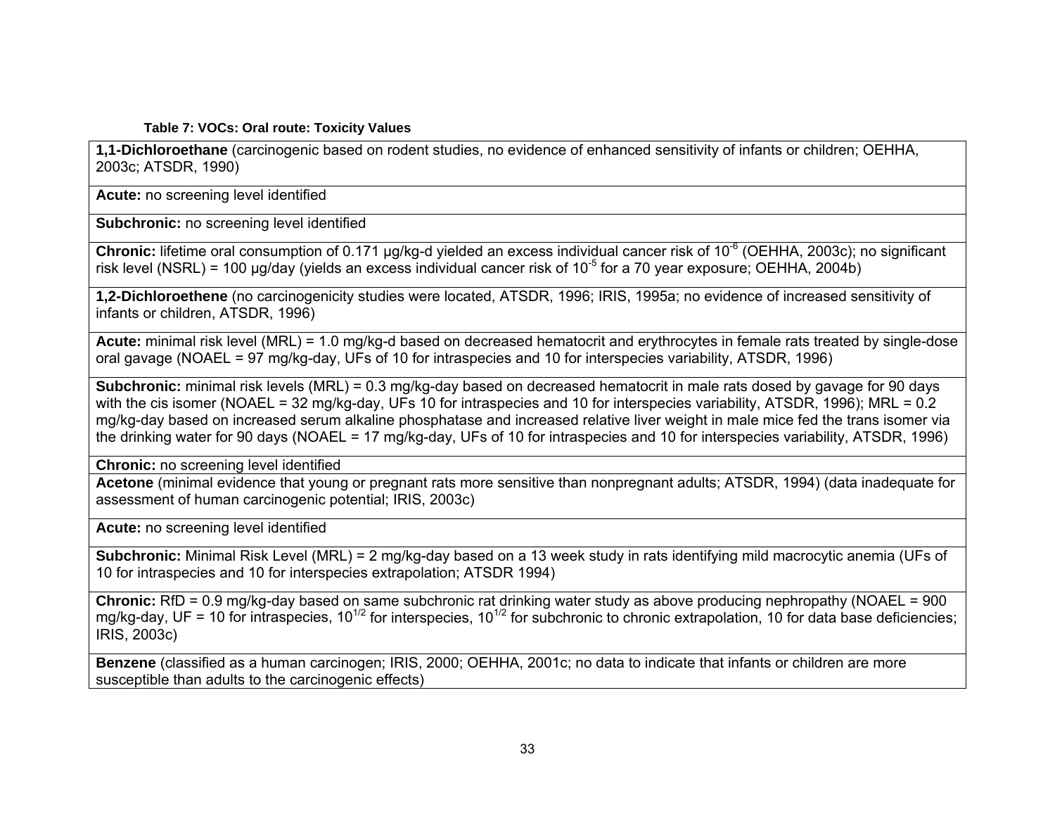**Table 7: VOCs: Oral route: Toxicity Values**

| |
|---|
| **1,1-Dichloroethane** (carcinogenic based on rodent studies, no evidence of enhanced sensitivity of infants or children; OEHHA, 2003c; ATSDR, 1990) |
| **Acute:** no screening level identified |
| **Subchronic:** no screening level identified |
| **Chronic:** lifetime oral consumption of 0.171 µg/kg-d yielded an excess individual cancer risk of $10^{-6}$ (OEHHA, 2003c); no significant risk level (NSRL) = 100 µg/day (yields an excess individual cancer risk of $10^{-5}$ for a 70 year exposure; OEHHA, 2004b) |
| **1,2-Dichloroethene** (no carcinogenicity studies were located, ATSDR, 1996; IRIS, 1995a; no evidence of increased sensitivity of infants or children, ATSDR, 1996) |
| **Acute:** minimal risk level (MRL) = 1.0 mg/kg-d based on decreased hematocrit and erythrocytes in female rats treated by single-dose oral gavage (NOAEL = 97 mg/kg-day, UFs of 10 for intraspecies and 10 for interspecies variability, ATSDR, 1996) |
| **Subchronic:** minimal risk levels (MRL) = 0.3 mg/kg-day based on decreased hematocrit in male rats dosed by gavage for 90 days with the cis isomer (NOAEL = 32 mg/kg-day, UFs 10 for intraspecies and 10 for interspecies variability, ATSDR, 1996); MRL = 0.2 mg/kg-day based on increased serum alkaline phosphatase and increased relative liver weight in male mice fed the trans isomer via the drinking water for 90 days (NOAEL = 17 mg/kg-day, UFs of 10 for intraspecies and 10 for interspecies variability, ATSDR, 1996) |
| **Chronic:** no screening level identified |
| **Acetone** (minimal evidence that young or pregnant rats more sensitive than nonpregnant adults; ATSDR, 1994) (data inadequate for assessment of human carcinogenic potential; IRIS, 2003c) |
| **Acute:** no screening level identified |
| **Subchronic:** Minimal Risk Level (MRL) = 2 mg/kg-day based on a 13 week study in rats identifying mild macrocytic anemia (UFs of 10 for intraspecies and 10 for interspecies extrapolation; ATSDR 1994) |
| **Chronic:** RfD = 0.9 mg/kg-day based on same subchronic rat drinking water study as above producing nephropathy (NOAEL = 900 mg/kg-day, UF = 10 for intraspecies, $10^{1/2}$ for interspecies, $10^{1/2}$ for subchronic to chronic extrapolation, 10 for data base deficiencies; IRIS, 2003c) |
| **Benzene** (classified as a human carcinogen; IRIS, 2000; OEHHA, 2001c; no data to indicate that infants or children are more susceptible than adults to the carcinogenic effects) |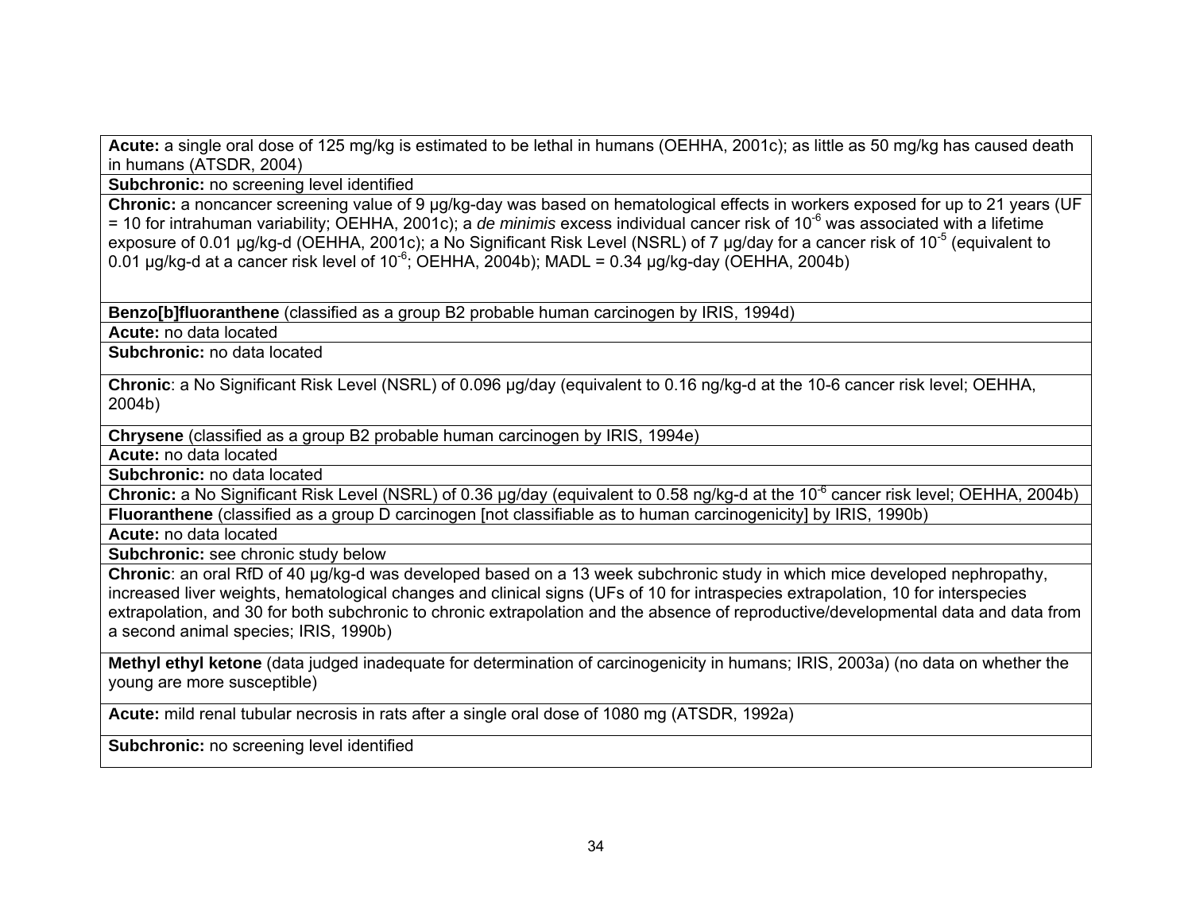| |
|---|
| **Acute:** a single oral dose of 125 mg/kg is estimated to be lethal in humans (OEHHA, 2001c); as little as 50 mg/kg has caused death in humans (ATSDR, 2004) |
| **Subchronic:** no screening level identified |
| **Chronic:** a noncancer screening value of 9 µg/kg-day was based on hematological effects in workers exposed for up to 21 years (UF = 10 for intrahuman variability; OEHHA, 2001c); a *de minimis* excess individual cancer risk of $10^{-6}$ was associated with a lifetime exposure of 0.01 µg/kg-d (OEHHA, 2001c); a No Significant Risk Level (NSRL) of 7 µg/day for a cancer risk of $10^{-5}$ (equivalent to 0.01 µg/kg-d at a cancer risk level of $10^{-6}$; OEHHA, 2004b); MADL = 0.34 µg/kg-day (OEHHA, 2004b) |
| **Benzo[b]fluoranthene** (classified as a group B2 probable human carcinogen by IRIS, 1994d) |
| **Acute:** no data located |
| **Subchronic:** no data located |
| **Chronic**: a No Significant Risk Level (NSRL) of 0.096 µg/day (equivalent to 0.16 ng/kg-d at the 10-6 cancer risk level; OEHHA, 2004b) |
| **Chrysene** (classified as a group B2 probable human carcinogen by IRIS, 1994e) |
| **Acute:** no data located |
| **Subchronic:** no data located |
| **Chronic:** a No Significant Risk Level (NSRL) of 0.36 µg/day (equivalent to 0.58 ng/kg-d at the $10^{-6}$ cancer risk level; OEHHA, 2004b) |
| **Fluoranthene** (classified as a group D carcinogen [not classifiable as to human carcinogenicity] by IRIS, 1990b) |
| **Acute:** no data located |
| **Subchronic:** see chronic study below |
| **Chronic**: an oral RfD of 40 µg/kg-d was developed based on a 13 week subchronic study in which mice developed nephropathy, increased liver weights, hematological changes and clinical signs (UFs of 10 for intraspecies extrapolation, 10 for interspecies extrapolation, and 30 for both subchronic to chronic extrapolation and the absence of reproductive/developmental data and data from a second animal species; IRIS, 1990b) |
| **Methyl ethyl ketone** (data judged inadequate for determination of carcinogenicity in humans; IRIS, 2003a) (no data on whether the young are more susceptible) |
| **Acute:** mild renal tubular necrosis in rats after a single oral dose of 1080 mg (ATSDR, 1992a) |
| **Subchronic:** no screening level identified |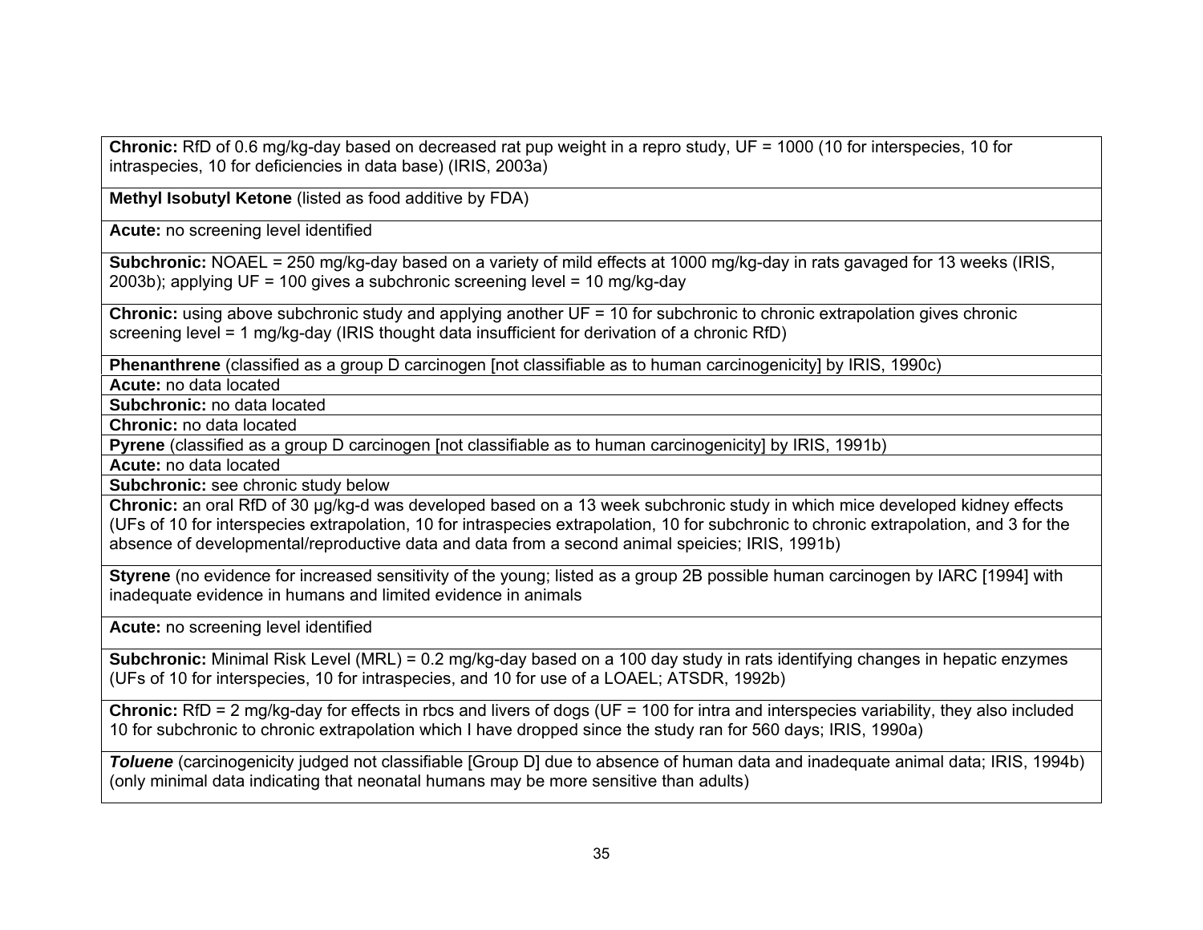| |
|---|
| **Chronic:** RfD of 0.6 mg/kg-day based on decreased rat pup weight in a repro study, UF = 1000 (10 for interspecies, 10 for intraspecies, 10 for deficiencies in data base) (IRIS, 2003a) |
| **Methyl Isobutyl Ketone** (listed as food additive by FDA) |
| **Acute:** no screening level identified |
| **Subchronic:** NOAEL = 250 mg/kg-day based on a variety of mild effects at 1000 mg/kg-day in rats gavaged for 13 weeks (IRIS, 2003b); applying UF = 100 gives a subchronic screening level = 10 mg/kg-day |
| **Chronic:** using above subchronic study and applying another UF = 10 for subchronic to chronic extrapolation gives chronic screening level = 1 mg/kg-day (IRIS thought data insufficient for derivation of a chronic RfD) |
| **Phenanthrene** (classified as a group D carcinogen [not classifiable as to human carcinogenicity] by IRIS, 1990c) |
| **Acute:** no data located |
| **Subchronic:** no data located |
| **Chronic:** no data located |
| **Pyrene** (classified as a group D carcinogen [not classifiable as to human carcinogenicity] by IRIS, 1991b) |
| **Acute:** no data located |
| **Subchronic:** see chronic study below |
| **Chronic:** an oral RfD of 30 µg/kg-d was developed based on a 13 week subchronic study in which mice developed kidney effects (UFs of 10 for interspecies extrapolation, 10 for intraspecies extrapolation, 10 for subchronic to chronic extrapolation, and 3 for the absence of developmental/reproductive data and data from a second animal speicies; IRIS, 1991b) |
| **Styrene** (no evidence for increased sensitivity of the young; listed as a group 2B possible human carcinogen by IARC [1994] with inadequate evidence in humans and limited evidence in animals |
| **Acute:** no screening level identified |
| **Subchronic:** Minimal Risk Level (MRL) = 0.2 mg/kg-day based on a 100 day study in rats identifying changes in hepatic enzymes (UFs of 10 for interspecies, 10 for intraspecies, and 10 for use of a LOAEL; ATSDR, 1992b) |
| **Chronic:** RfD = 2 mg/kg-day for effects in rbcs and livers of dogs (UF = 100 for intra and interspecies variability, they also included 10 for subchronic to chronic extrapolation which I have dropped since the study ran for 560 days; IRIS, 1990a) |
| ***Toluene*** (carcinogenicity judged not classifiable [Group D] due to absence of human data and inadequate animal data; IRIS, 1994b) (only minimal data indicating that neonatal humans may be more sensitive than adults) |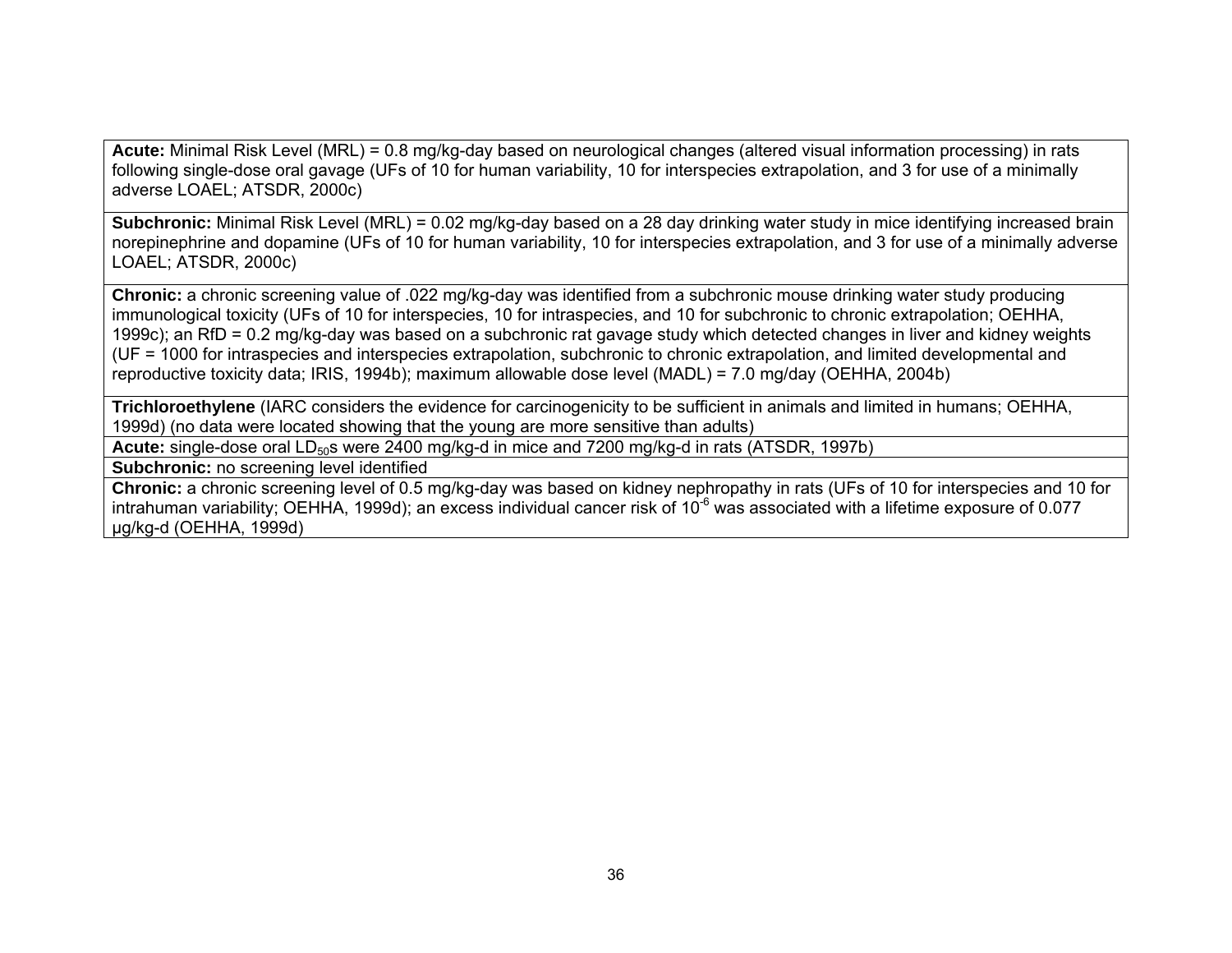| |
|---|
| **Acute:** Minimal Risk Level (MRL) = 0.8 mg/kg-day based on neurological changes (altered visual information processing) in rats following single-dose oral gavage (UFs of 10 for human variability, 10 for interspecies extrapolation, and 3 for use of a minimally adverse LOAEL; ATSDR, 2000c) |
| **Subchronic:** Minimal Risk Level (MRL) = 0.02 mg/kg-day based on a 28 day drinking water study in mice identifying increased brain norepinephrine and dopamine (UFs of 10 for human variability, 10 for interspecies extrapolation, and 3 for use of a minimally adverse LOAEL; ATSDR, 2000c) |
| **Chronic:** a chronic screening value of .022 mg/kg-day was identified from a subchronic mouse drinking water study producing immunological toxicity (UFs of 10 for interspecies, 10 for intraspecies, and 10 for subchronic to chronic extrapolation; OEHHA, 1999c); an RfD = 0.2 mg/kg-day was based on a subchronic rat gavage study which detected changes in liver and kidney weights (UF = 1000 for intraspecies and interspecies extrapolation, subchronic to chronic extrapolation, and limited developmental and reproductive toxicity data; IRIS, 1994b); maximum allowable dose level (MADL) = 7.0 mg/day (OEHHA, 2004b) |
| **Trichloroethylene** (IARC considers the evidence for carcinogenicity to be sufficient in animals and limited in humans; OEHHA, 1999d) (no data were located showing that the young are more sensitive than adults) |
| **Acute:** single-dose oral $LD_{50}$s were 2400 mg/kg-d in mice and 7200 mg/kg-d in rats (ATSDR, 1997b) |
| **Subchronic:** no screening level identified |
| **Chronic:** a chronic screening level of 0.5 mg/kg-day was based on kidney nephropathy in rats (UFs of 10 for interspecies and 10 for intrahuman variability; OEHHA, 1999d); an excess individual cancer risk of $10^{-6}$ was associated with a lifetime exposure of 0.077 µg/kg-d (OEHHA, 1999d) |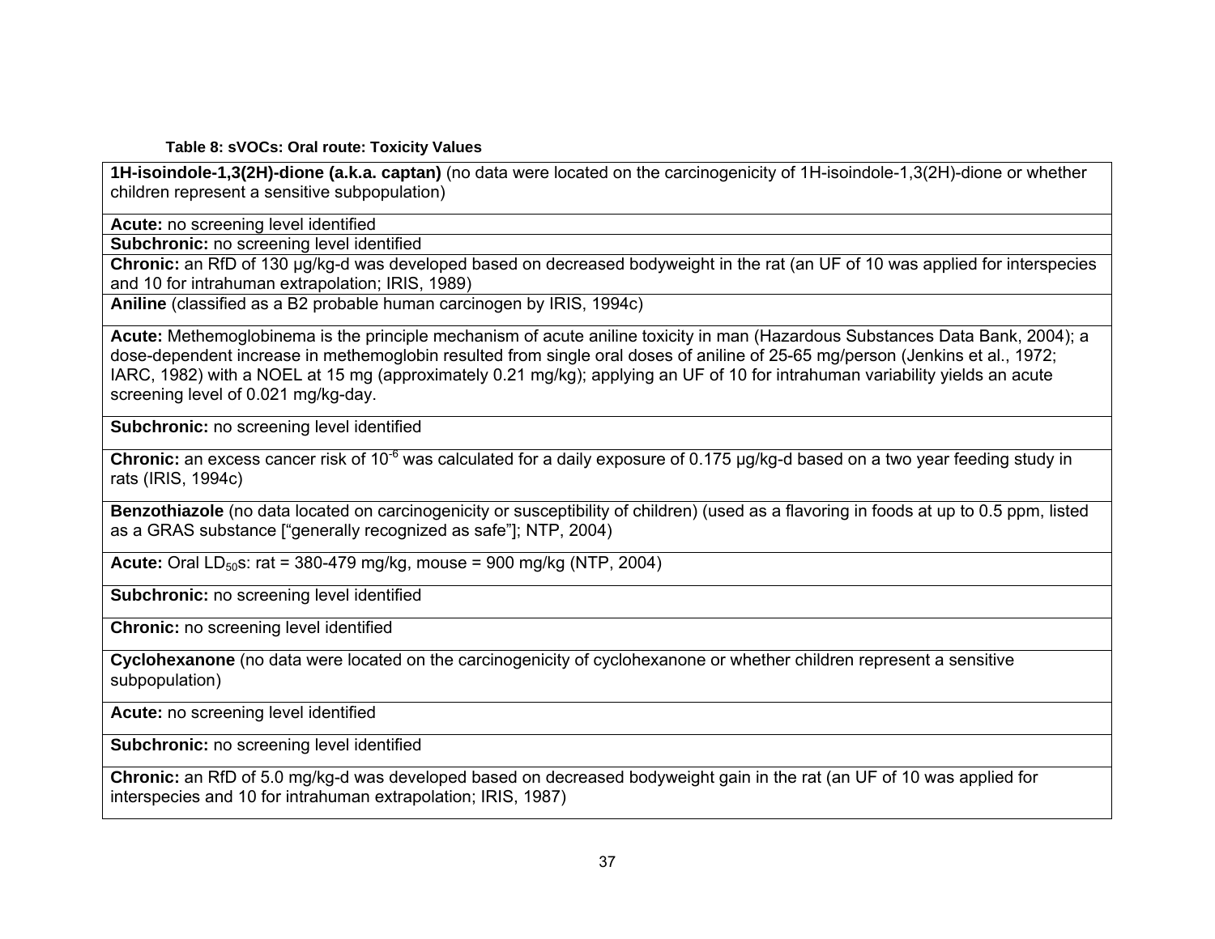**Table 8: sVOCs: Oral route: Toxicity Values**

| **1H-isoindole-1,3(2H)-dione (a.k.a. captan)** (no data were located on the carcinogenicity of 1H-isoindole-1,3(2H)-dione or whether children represent a sensitive subpopulation) |
|---|
| **Acute:** no screening level identified |
| **Subchronic:** no screening level identified |
| **Chronic:** an RfD of 130 µg/kg-d was developed based on decreased bodyweight in the rat (an UF of 10 was applied for interspecies and 10 for intrahuman extrapolation; IRIS, 1989) |
| **Aniline** (classified as a B2 probable human carcinogen by IRIS, 1994c) |
| **Acute:** Methemoglobinema is the principle mechanism of acute aniline toxicity in man (Hazardous Substances Data Bank, 2004); a dose-dependent increase in methemoglobin resulted from single oral doses of aniline of 25-65 mg/person (Jenkins et al., 1972; IARC, 1982) with a NOEL at 15 mg (approximately 0.21 mg/kg); applying an UF of 10 for intrahuman variability yields an acute screening level of 0.021 mg/kg-day. |
| **Subchronic:** no screening level identified |
| **Chronic:** an excess cancer risk of $10^{-6}$ was calculated for a daily exposure of 0.175 µg/kg-d based on a two year feeding study in rats (IRIS, 1994c) |
| **Benzothiazole** (no data located on carcinogenicity or susceptibility of children) (used as a flavoring in foods at up to 0.5 ppm, listed as a GRAS substance ["generally recognized as safe"]; NTP, 2004) |
| **Acute:** Oral $LD_{50}$s: rat = 380-479 mg/kg, mouse = 900 mg/kg (NTP, 2004) |
| **Subchronic:** no screening level identified |
| **Chronic:** no screening level identified |
| **Cyclohexanone** (no data were located on the carcinogenicity of cyclohexanone or whether children represent a sensitive subpopulation) |
| **Acute:** no screening level identified |
| **Subchronic:** no screening level identified |
| **Chronic:** an RfD of 5.0 mg/kg-d was developed based on decreased bodyweight gain in the rat (an UF of 10 was applied for interspecies and 10 for intrahuman extrapolation; IRIS, 1987) |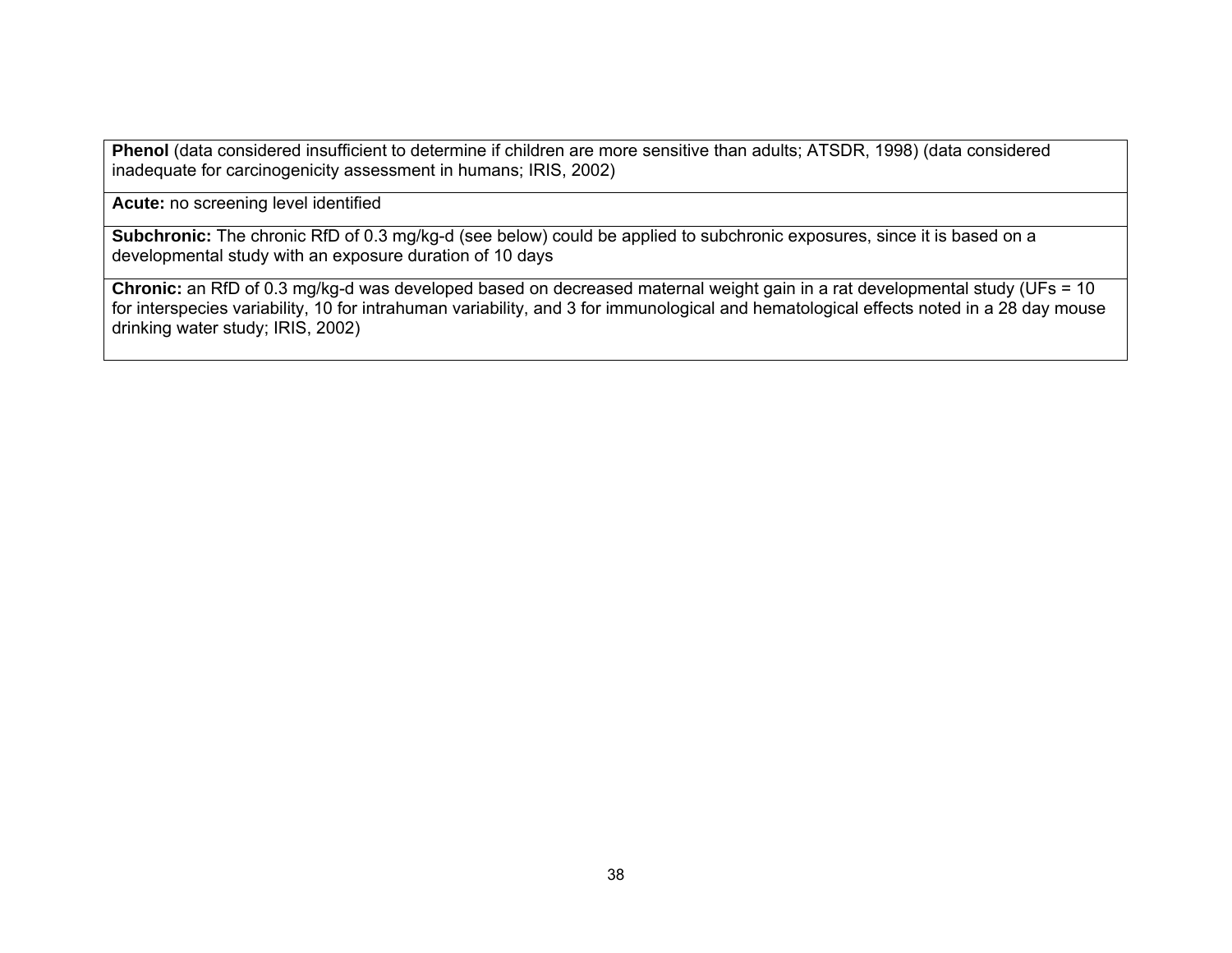| **Phenol** (data considered insufficient to determine if children are more sensitive than adults; ATSDR, 1998) (data considered inadequate for carcinogenicity assessment in humans; IRIS, 2002) |
|---|
| **Acute:** no screening level identified |
| **Subchronic:** The chronic RfD of 0.3 mg/kg-d (see below) could be applied to subchronic exposures, since it is based on a developmental study with an exposure duration of 10 days |
| **Chronic:** an RfD of 0.3 mg/kg-d was developed based on decreased maternal weight gain in a rat developmental study (UFs = 10 for interspecies variability, 10 for intrahuman variability, and 3 for immunological and hematological effects noted in a 28 day mouse drinking water study; IRIS, 2002) |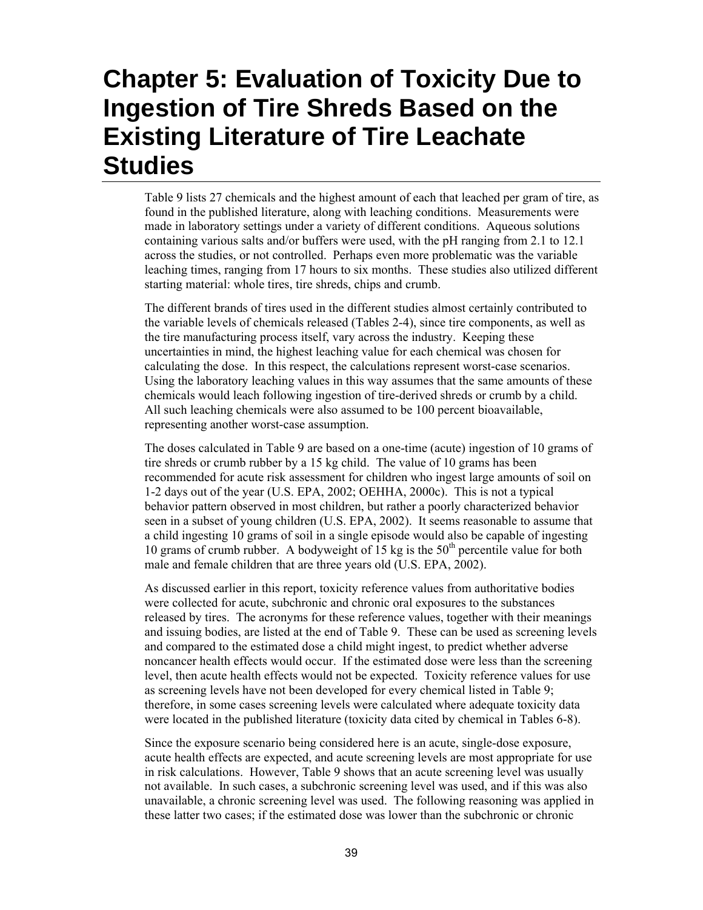# Chapter 5: Evaluation of Toxicity Due to Ingestion of Tire Shreds Based on the Existing Literature of Tire Leachate Studies

Table 9 lists 27 chemicals and the highest amount of each that leached per gram of tire, as found in the published literature, along with leaching conditions. Measurements were made in laboratory settings under a variety of different conditions. Aqueous solutions containing various salts and/or buffers were used, with the pH ranging from 2.1 to 12.1 across the studies, or not controlled. Perhaps even more problematic was the variable leaching times, ranging from 17 hours to six months. These studies also utilized different starting material: whole tires, tire shreds, chips and crumb.

The different brands of tires used in the different studies almost certainly contributed to the variable levels of chemicals released (Tables 2-4), since tire components, as well as the tire manufacturing process itself, vary across the industry. Keeping these uncertainties in mind, the highest leaching value for each chemical was chosen for calculating the dose. In this respect, the calculations represent worst-case scenarios. Using the laboratory leaching values in this way assumes that the same amounts of these chemicals would leach following ingestion of tire-derived shreds or crumb by a child. All such leaching chemicals were also assumed to be 100 percent bioavailable, representing another worst-case assumption.

The doses calculated in Table 9 are based on a one-time (acute) ingestion of 10 grams of tire shreds or crumb rubber by a 15 kg child. The value of 10 grams has been recommended for acute risk assessment for children who ingest large amounts of soil on 1-2 days out of the year (U.S. EPA, 2002; OEHHA, 2000c). This is not a typical behavior pattern observed in most children, but rather a poorly characterized behavior seen in a subset of young children (U.S. EPA, 2002). It seems reasonable to assume that a child ingesting 10 grams of soil in a single episode would also be capable of ingesting 10 grams of crumb rubber. A bodyweight of 15 kg is the 50th percentile value for both male and female children that are three years old (U.S. EPA, 2002).

As discussed earlier in this report, toxicity reference values from authoritative bodies were collected for acute, subchronic and chronic oral exposures to the substances released by tires. The acronyms for these reference values, together with their meanings and issuing bodies, are listed at the end of Table 9. These can be used as screening levels and compared to the estimated dose a child might ingest, to predict whether adverse noncancer health effects would occur. If the estimated dose were less than the screening level, then acute health effects would not be expected. Toxicity reference values for use as screening levels have not been developed for every chemical listed in Table 9; therefore, in some cases screening levels were calculated where adequate toxicity data were located in the published literature (toxicity data cited by chemical in Tables 6-8).

Since the exposure scenario being considered here is an acute, single-dose exposure, acute health effects are expected, and acute screening levels are most appropriate for use in risk calculations. However, Table 9 shows that an acute screening level was usually not available. In such cases, a subchronic screening level was used, and if this was also unavailable, a chronic screening level was used. The following reasoning was applied in these latter two cases; if the estimated dose was lower than the subchronic or chronic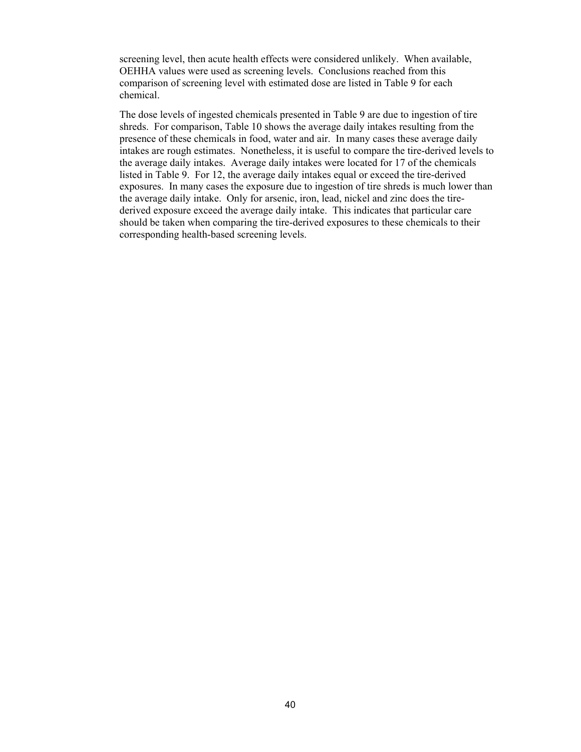screening level, then acute health effects were considered unlikely. When available, OEHHA values were used as screening levels. Conclusions reached from this comparison of screening level with estimated dose are listed in Table 9 for each chemical.

The dose levels of ingested chemicals presented in Table 9 are due to ingestion of tire shreds. For comparison, Table 10 shows the average daily intakes resulting from the presence of these chemicals in food, water and air. In many cases these average daily intakes are rough estimates. Nonetheless, it is useful to compare the tire-derived levels to the average daily intakes. Average daily intakes were located for 17 of the chemicals listed in Table 9. For 12, the average daily intakes equal or exceed the tire-derived exposures. In many cases the exposure due to ingestion of tire shreds is much lower than the average daily intake. Only for arsenic, iron, lead, nickel and zinc does the tire-derived exposure exceed the average daily intake. This indicates that particular care should be taken when comparing the tire-derived exposures to these chemicals to their corresponding health-based screening levels.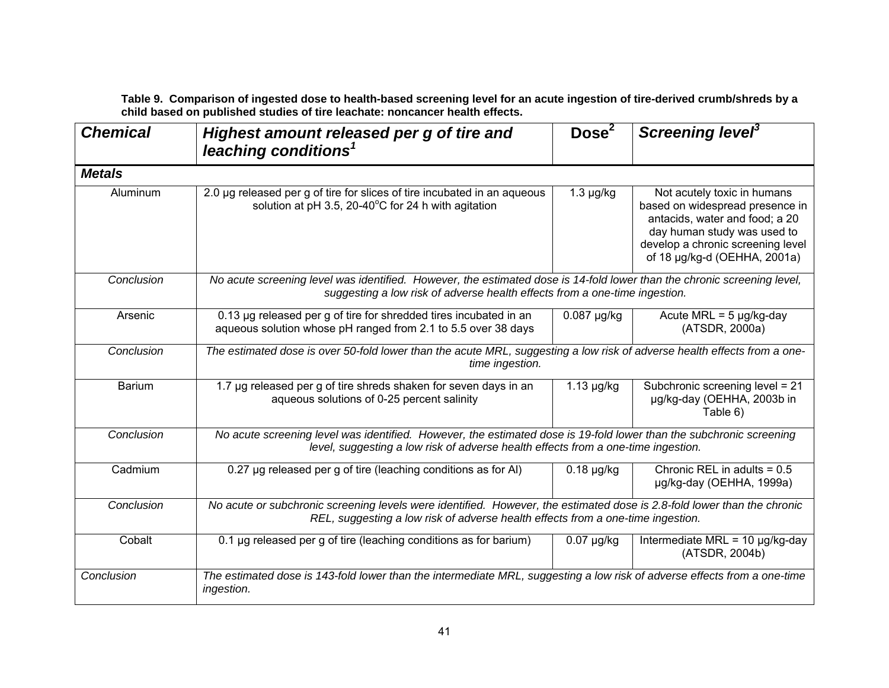**Table 9. Comparison of ingested dose to health-based screening level for an acute ingestion of tire-derived crumb/shreds by a child based on published studies of tire leachate: noncancer health effects.**

| *Chemical* | *Highest amount released per g of tire and leaching conditions[1]* | Dose[2] | *Screening level[3]* |
|---|---|---|---|
| ***Metals*** | | | |
| Aluminum | 2.0 μg released per g of tire for slices of tire incubated in an aqueous solution at pH 3.5, 20-40°C for 24 h with agitation | 1.3 μg/kg | Not acutely toxic in humans based on widespread presence in antacids, water and food; a 20 day human study was used to develop a chronic screening level of 18 μg/kg-d (OEHHA, 2001a) |
| *Conclusion* | *No acute screening level was identified. However, the estimated dose is 14-fold lower than the chronic screening level, suggesting a low risk of adverse health effects from a one-time ingestion.* | | |
| Arsenic | 0.13 μg released per g of tire for shredded tires incubated in an aqueous solution whose pH ranged from 2.1 to 5.5 over 38 days | 0.087 μg/kg | Acute MRL = 5 μg/kg-day (ATSDR, 2000a) |
| *Conclusion* | *The estimated dose is over 50-fold lower than the acute MRL, suggesting a low risk of adverse health effects from a one-time ingestion.* | | |
| Barium | 1.7 μg released per g of tire shreds shaken for seven days in an aqueous solutions of 0-25 percent salinity | 1.13 μg/kg | Subchronic screening level = 21 μg/kg-day (OEHHA, 2003b in Table 6) |
| *Conclusion* | *No acute screening level was identified. However, the estimated dose is 19-fold lower than the subchronic screening level, suggesting a low risk of adverse health effects from a one-time ingestion.* | | |
| Cadmium | 0.27 μg released per g of tire (leaching conditions as for Al) | 0.18 μg/kg | Chronic REL in adults = 0.5 μg/kg-day (OEHHA, 1999a) |
| *Conclusion* | *No acute or subchronic screening levels were identified. However, the estimated dose is 2.8-fold lower than the chronic REL, suggesting a low risk of adverse health effects from a one-time ingestion.* | | |
| Cobalt | 0.1 μg released per g of tire (leaching conditions as for barium) | 0.07 μg/kg | Intermediate MRL = 10 μg/kg-day (ATSDR, 2004b) |
| *Conclusion* | *The estimated dose is 143-fold lower than the intermediate MRL, suggesting a low risk of adverse effects from a one-time ingestion.* | | |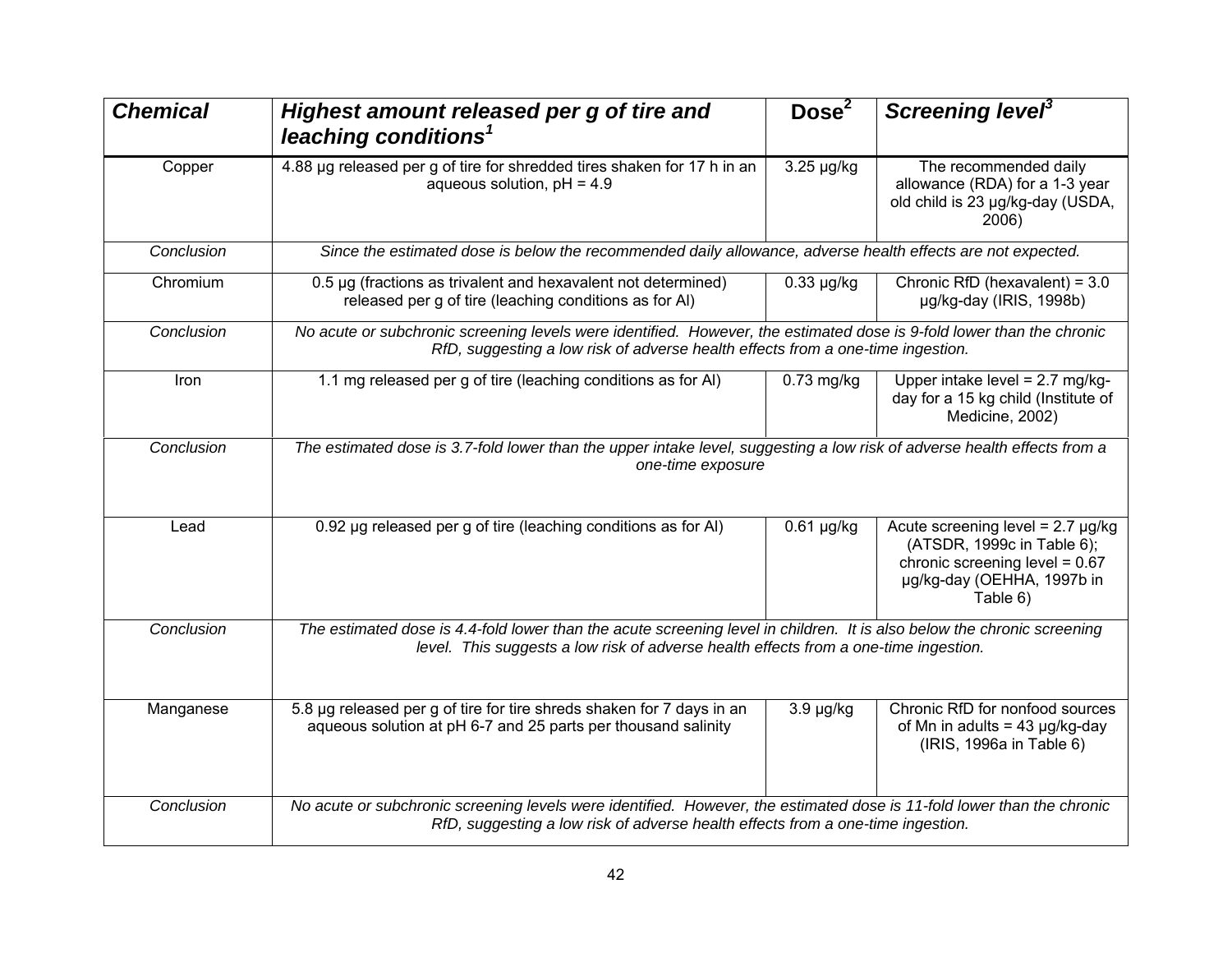| *Chemical* | *Highest amount released per g of tire and leaching conditions*[1] | Dose[2] | *Screening level*[3] |
|---|---|---|---|
| Copper | 4.88 µg released per g of tire for shredded tires shaken for 17 h in an aqueous solution, pH = 4.9 | 3.25 µg/kg | The recommended daily allowance (RDA) for a 1-3 year old child is 23 µg/kg-day (USDA, 2006) |
| *Conclusion* | *Since the estimated dose is below the recommended daily allowance, adverse health effects are not expected.* | | |
| Chromium | 0.5 µg (fractions as trivalent and hexavalent not determined) released per g of tire (leaching conditions as for Al) | 0.33 µg/kg | Chronic RfD (hexavalent) = 3.0 µg/kg-day (IRIS, 1998b) |
| *Conclusion* | *No acute or subchronic screening levels were identified. However, the estimated dose is 9-fold lower than the chronic RfD, suggesting a low risk of adverse health effects from a one-time ingestion.* | | |
| Iron | 1.1 mg released per g of tire (leaching conditions as for Al) | 0.73 mg/kg | Upper intake level = 2.7 mg/kg-day for a 15 kg child (Institute of Medicine, 2002) |
| *Conclusion* | *The estimated dose is 3.7-fold lower than the upper intake level, suggesting a low risk of adverse health effects from a one-time exposure* | | |
| Lead | 0.92 µg released per g of tire (leaching conditions as for Al) | 0.61 µg/kg | Acute screening level = 2.7 µg/kg (ATSDR, 1999c in Table 6); chronic screening level = 0.67 µg/kg-day (OEHHA, 1997b in Table 6) |
| *Conclusion* | *The estimated dose is 4.4-fold lower than the acute screening level in children. It is also below the chronic screening level. This suggests a low risk of adverse health effects from a one-time ingestion.* | | |
| Manganese | 5.8 µg released per g of tire for tire shreds shaken for 7 days in an aqueous solution at pH 6-7 and 25 parts per thousand salinity | 3.9 µg/kg | Chronic RfD for nonfood sources of Mn in adults = 43 µg/kg-day (IRIS, 1996a in Table 6) |
| *Conclusion* | *No acute or subchronic screening levels were identified. However, the estimated dose is 11-fold lower than the chronic RfD, suggesting a low risk of adverse health effects from a one-time ingestion.* | | |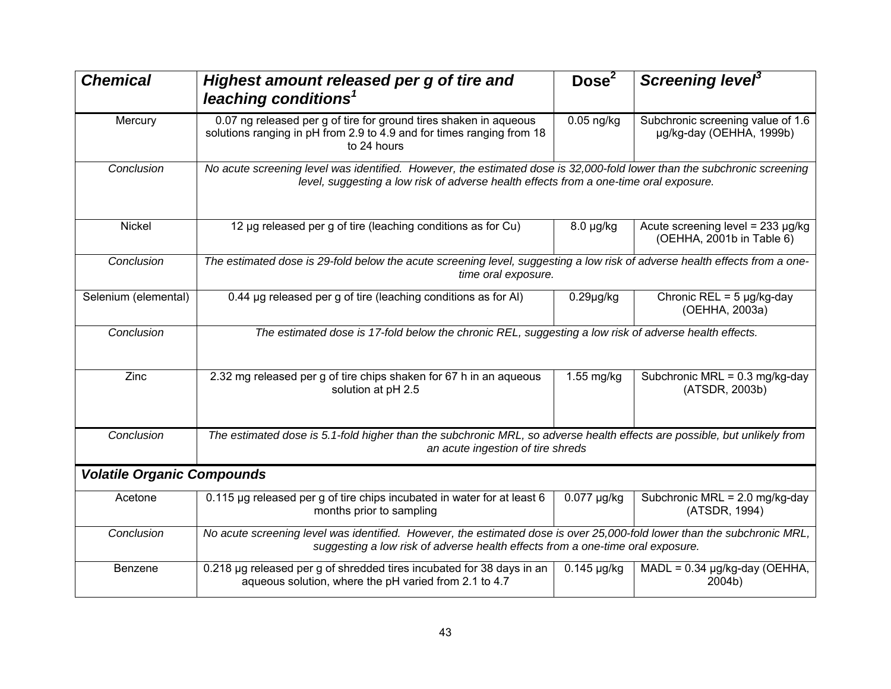| ***Chemical*** | ***Highest amount released per g of tire and leaching conditions*** [1] | **Dose** [2] | ***Screening level*** [3] |
|---|---|---|---|
| Mercury | 0.07 ng released per g of tire for ground tires shaken in aqueous solutions ranging in pH from 2.9 to 4.9 and for times ranging from 18 to 24 hours | 0.05 ng/kg | Subchronic screening value of 1.6 µg/kg-day (OEHHA, 1999b) |
| *Conclusion* | *No acute screening level was identified. However, the estimated dose is 32,000-fold lower than the subchronic screening level, suggesting a low risk of adverse health effects from a one-time oral exposure.* | | |
| Nickel | 12 µg released per g of tire (leaching conditions as for Cu) | 8.0 µg/kg | Acute screening level = 233 µg/kg (OEHHA, 2001b in Table 6) |
| *Conclusion* | *The estimated dose is 29-fold below the acute screening level, suggesting a low risk of adverse health effects from a one-time oral exposure.* | | |
| Selenium (elemental) | 0.44 µg released per g of tire (leaching conditions as for Al) | 0.29µg/kg | Chronic REL = 5 µg/kg-day (OEHHA, 2003a) |
| *Conclusion* | *The estimated dose is 17-fold below the chronic REL, suggesting a low risk of adverse health effects.* | | |
| Zinc | 2.32 mg released per g of tire chips shaken for 67 h in an aqueous solution at pH 2.5 | 1.55 mg/kg | Subchronic MRL = 0.3 mg/kg-day (ATSDR, 2003b) |
| *Conclusion* | *The estimated dose is 5.1-fold higher than the subchronic MRL, so adverse health effects are possible, but unlikely from an acute ingestion of tire shreds* | | |
| ***Volatile Organic Compounds*** | | | |
| Acetone | 0.115 µg released per g of tire chips incubated in water for at least 6 months prior to sampling | 0.077 µg/kg | Subchronic MRL = 2.0 mg/kg-day (ATSDR, 1994) |
| *Conclusion* | *No acute screening level was identified. However, the estimated dose is over 25,000-fold lower than the subchronic MRL, suggesting a low risk of adverse health effects from a one-time oral exposure.* | | |
| Benzene | 0.218 µg released per g of shredded tires incubated for 38 days in an aqueous solution, where the pH varied from 2.1 to 4.7 | 0.145 µg/kg | MADL = 0.34 µg/kg-day (OEHHA, 2004b) |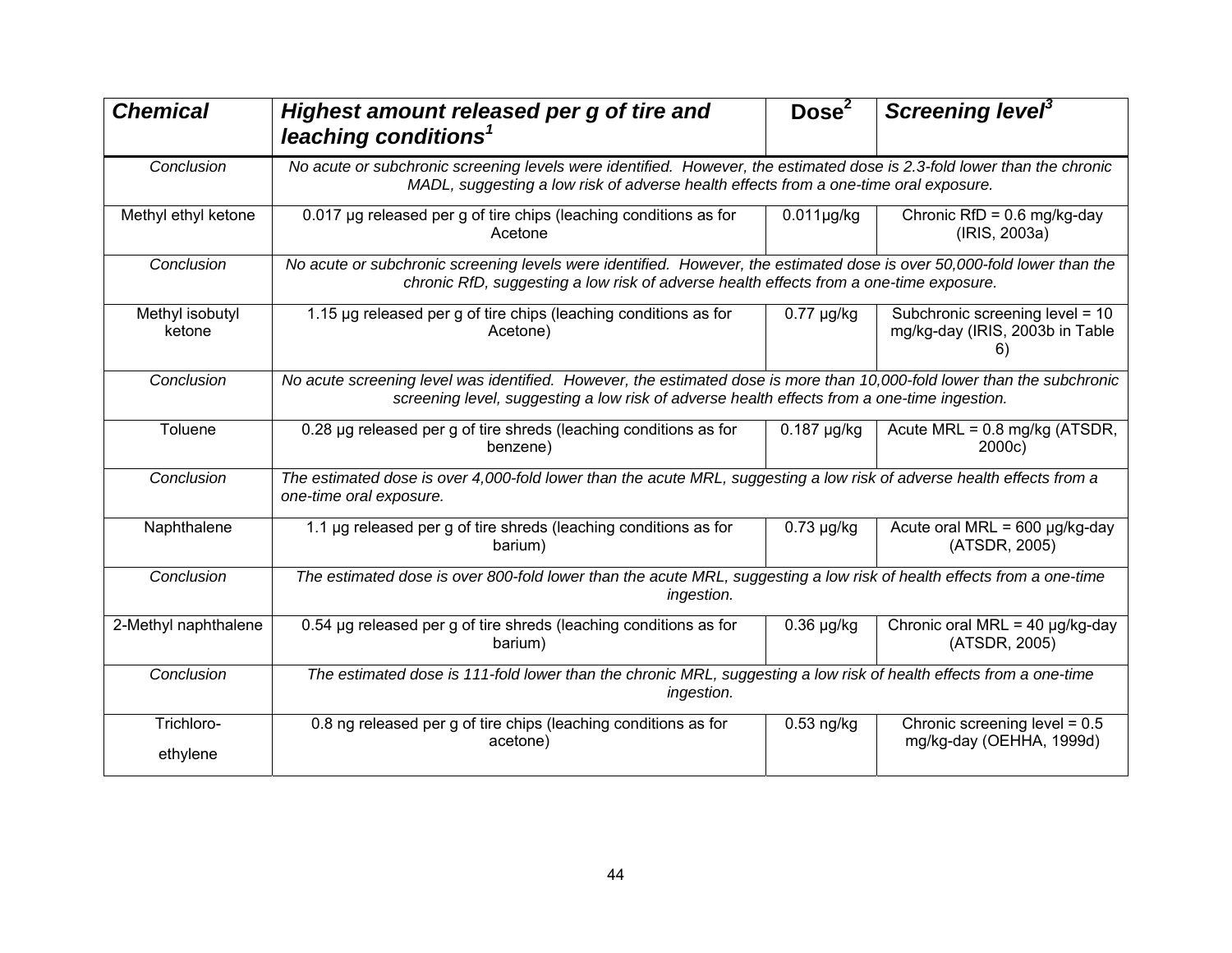| *Chemical* | *Highest amount released per g of tire and leaching conditions[1]* | Dose[2] | *Screening level[3]* |
|---|---|---|---|
| *Conclusion* | *No acute or subchronic screening levels were identified. However, the estimated dose is 2.3-fold lower than the chronic MADL, suggesting a low risk of adverse health effects from a one-time oral exposure.* | | |
| Methyl ethyl ketone | 0.017 μg released per g of tire chips (leaching conditions as for Acetone | 0.011μg/kg | Chronic RfD = 0.6 mg/kg-day (IRIS, 2003a) |
| *Conclusion* | *No acute or subchronic screening levels were identified. However, the estimated dose is over 50,000-fold lower than the chronic RfD, suggesting a low risk of adverse health effects from a one-time exposure.* | | |
| Methyl isobutyl ketone | 1.15 μg released per g of tire chips (leaching conditions as for Acetone) | 0.77 μg/kg | Subchronic screening level = 10 mg/kg-day (IRIS, 2003b in Table 6) |
| *Conclusion* | *No acute screening level was identified. However, the estimated dose is more than 10,000-fold lower than the subchronic screening level, suggesting a low risk of adverse health effects from a one-time ingestion.* | | |
| Toluene | 0.28 μg released per g of tire shreds (leaching conditions as for benzene) | 0.187 μg/kg | Acute MRL = 0.8 mg/kg (ATSDR, 2000c) |
| *Conclusion* | *The estimated dose is over 4,000-fold lower than the acute MRL, suggesting a low risk of adverse health effects from a one-time oral exposure.* | | |
| Naphthalene | 1.1 μg released per g of tire shreds (leaching conditions as for barium) | 0.73 μg/kg | Acute oral MRL = 600 μg/kg-day (ATSDR, 2005) |
| *Conclusion* | *The estimated dose is over 800-fold lower than the acute MRL, suggesting a low risk of health effects from a one-time ingestion.* | | |
| 2-Methyl naphthalene | 0.54 μg released per g of tire shreds (leaching conditions as for barium) | 0.36 μg/kg | Chronic oral MRL = 40 μg/kg-day (ATSDR, 2005) |
| *Conclusion* | *The estimated dose is 111-fold lower than the chronic MRL, suggesting a low risk of health effects from a one-time ingestion.* | | |
| Trichloro-ethylene | 0.8 ng released per g of tire chips (leaching conditions as for acetone) | 0.53 ng/kg | Chronic screening level = 0.5 mg/kg-day (OEHHA, 1999d) |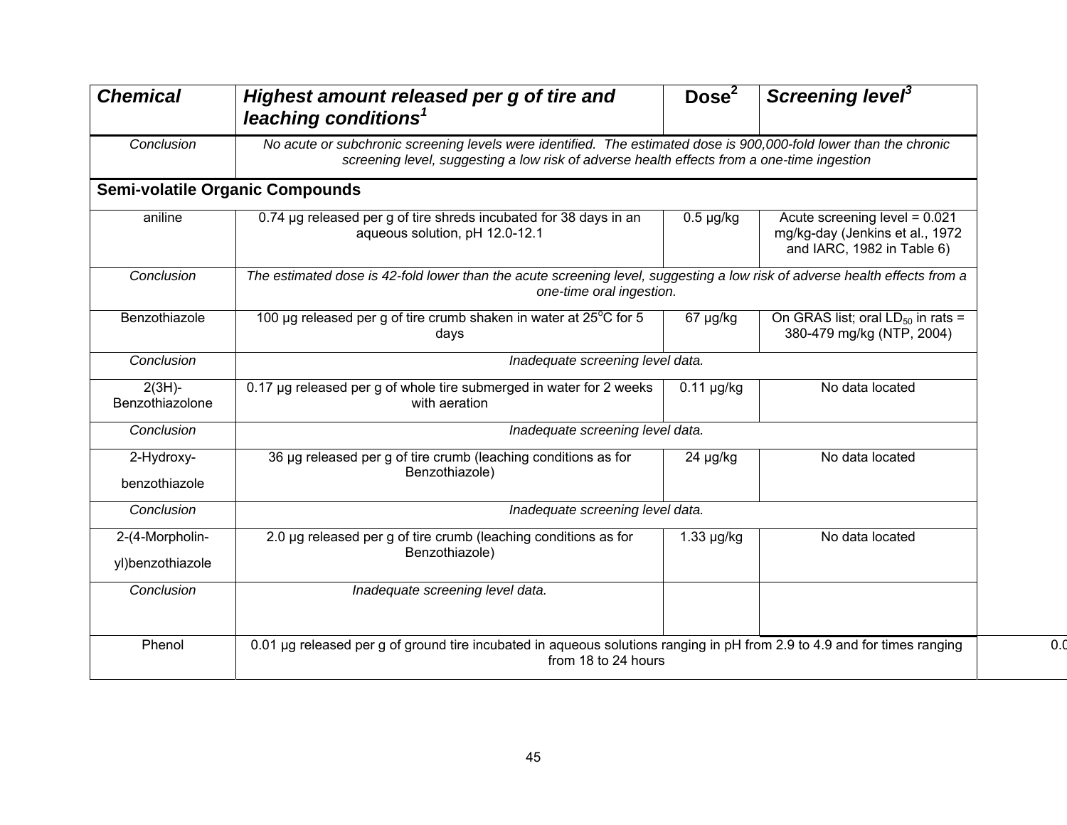| *Chemical* | *Highest amount released per g of tire and leaching conditions*[1] | Dose[2] | *Screening level*[3] |
|---|---|---|---|
| *Conclusion* | *No acute or subchronic screening levels were identified. The estimated dose is 900,000-fold lower than the chronic screening level, suggesting a low risk of adverse health effects from a one-time ingestion* | | |
| **Semi-volatile Organic Compounds** | | | |
| aniline | 0.74 µg released per g of tire shreds incubated for 38 days in an aqueous solution, pH 12.0-12.1 | 0.5 µg/kg | Acute screening level = 0.021 mg/kg-day (Jenkins et al., 1972 and IARC, 1982 in Table 6) |
| *Conclusion* | *The estimated dose is 42-fold lower than the acute screening level, suggesting a low risk of adverse health effects from a one-time oral ingestion.* | | |
| Benzothiazole | 100 µg released per g of tire crumb shaken in water at 25°C for 5 days | 67 µg/kg | On GRAS list; oral $LD_{50}$ in rats = 380-479 mg/kg (NTP, 2004) |
| *Conclusion* | *Inadequate screening level data.* | | |
| 2(3H)-Benzothiazolone | 0.17 µg released per g of whole tire submerged in water for 2 weeks with aeration | 0.11 µg/kg | No data located |
| *Conclusion* | *Inadequate screening level data.* | | |
| 2-Hydroxy-benzothiazole | 36 µg released per g of tire crumb (leaching conditions as for Benzothiazole) | 24 µg/kg | No data located |
| *Conclusion* | *Inadequate screening level data.* | | |
| 2-(4-Morpholin-yl)benzothiazole | 2.0 µg released per g of tire crumb (leaching conditions as for Benzothiazole) | 1.33 µg/kg | No data located |
| *Conclusion* | *Inadequate screening level data.* | | |
| Phenol | 0.01 µg released per g of ground tire incubated in aqueous solutions ranging in pH from 2.9 to 4.9 and for times ranging from 18 to 24 hours | 0.0 | |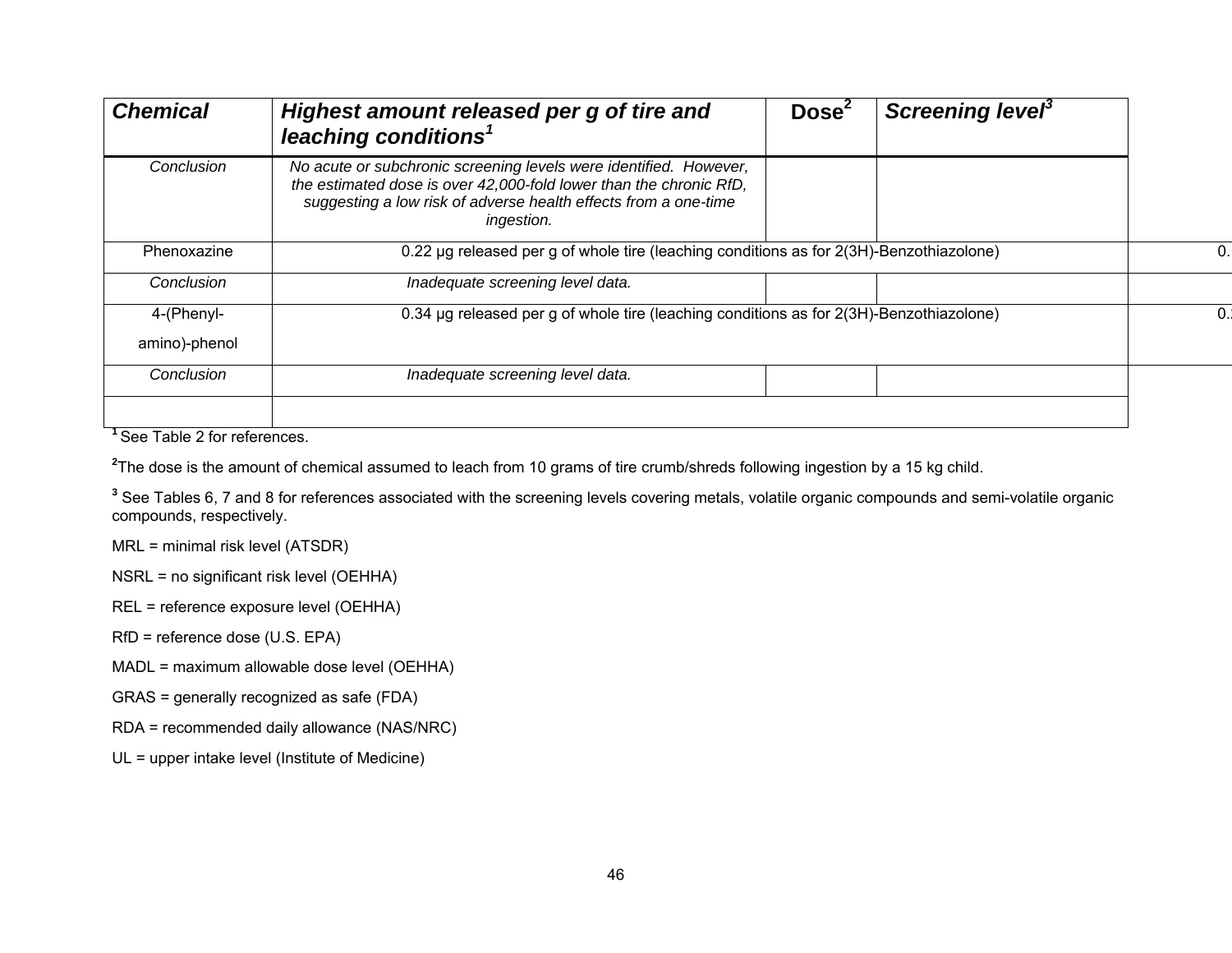| *Chemical* | *Highest amount released per g of tire and leaching conditions*[1] | Dose[2] | *Screening level*[3] |
|---|---|---|---|
| *Conclusion* | *No acute or subchronic screening levels were identified. However, the estimated dose is over 42,000-fold lower than the chronic RfD, suggesting a low risk of adverse health effects from a one-time ingestion.* | | |
| Phenoxazine | 0.22 µg released per g of whole tire (leaching conditions as for 2(3H)-Benzothiazolone) | | |
| *Conclusion* | *Inadequate screening level data.* | | |
| 4-(Phenyl-amino)-phenol | 0.34 µg released per g of whole tire (leaching conditions as for 2(3H)-Benzothiazolone) | | |
| *Conclusion* | *Inadequate screening level data.* | | |
| | | | |

[1] See Table 2 for references.

[2] The dose is the amount of chemical assumed to leach from 10 grams of tire crumb/shreds following ingestion by a 15 kg child.

[3] See Tables 6, 7 and 8 for references associated with the screening levels covering metals, volatile organic compounds and semi-volatile organic compounds, respectively.

MRL = minimal risk level (ATSDR)

NSRL = no significant risk level (OEHHA)

REL = reference exposure level (OEHHA)

RfD = reference dose (U.S. EPA)

MADL = maximum allowable dose level (OEHHA)

GRAS = generally recognized as safe (FDA)

RDA = recommended daily allowance (NAS/NRC)

UL = upper intake level (Institute of Medicine)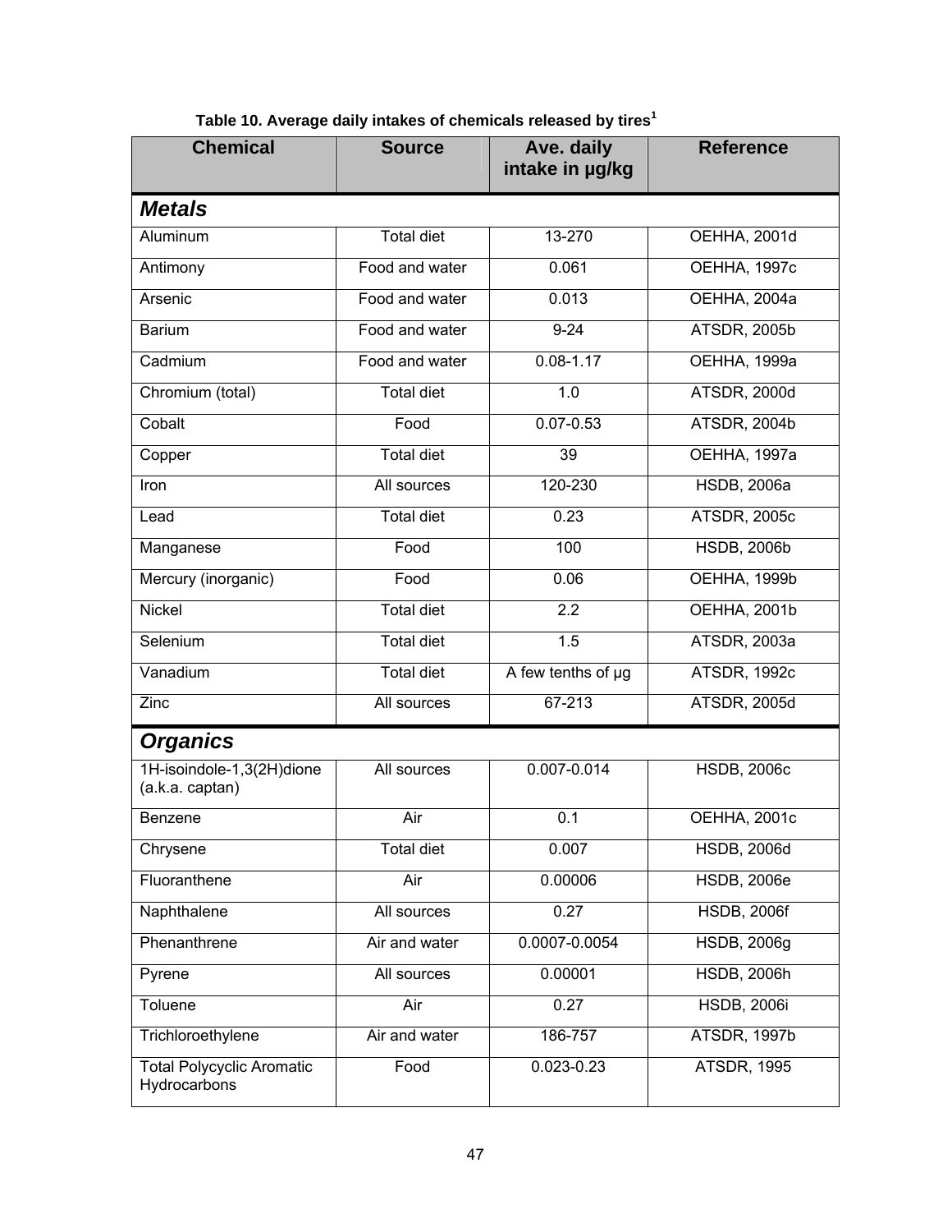**Table 10. Average daily intakes of chemicals released by tires[1]**

| Chemical | Source | Ave. daily intake in µg/kg | Reference |
|---|---|---|---|
| ***Metals*** | | | |
| Aluminum | Total diet | 13-270 | OEHHA, 2001d |
| Antimony | Food and water | 0.061 | OEHHA, 1997c |
| Arsenic | Food and water | 0.013 | OEHHA, 2004a |
| Barium | Food and water | 9-24 | ATSDR, 2005b |
| Cadmium | Food and water | 0.08-1.17 | OEHHA, 1999a |
| Chromium (total) | Total diet | 1.0 | ATSDR, 2000d |
| Cobalt | Food | 0.07-0.53 | ATSDR, 2004b |
| Copper | Total diet | 39 | OEHHA, 1997a |
| Iron | All sources | 120-230 | HSDB, 2006a |
| Lead | Total diet | 0.23 | ATSDR, 2005c |
| Manganese | Food | 100 | HSDB, 2006b |
| Mercury (inorganic) | Food | 0.06 | OEHHA, 1999b |
| Nickel | Total diet | 2.2 | OEHHA, 2001b |
| Selenium | Total diet | 1.5 | ATSDR, 2003a |
| Vanadium | Total diet | A few tenths of µg | ATSDR, 1992c |
| Zinc | All sources | 67-213 | ATSDR, 2005d |
| ***Organics*** | | | |
| 1H-isoindole-1,3(2H)dione (a.k.a. captan) | All sources | 0.007-0.014 | HSDB, 2006c |
| Benzene | Air | 0.1 | OEHHA, 2001c |
| Chrysene | Total diet | 0.007 | HSDB, 2006d |
| Fluoranthene | Air | 0.00006 | HSDB, 2006e |
| Naphthalene | All sources | 0.27 | HSDB, 2006f |
| Phenanthrene | Air and water | 0.0007-0.0054 | HSDB, 2006g |
| Pyrene | All sources | 0.00001 | HSDB, 2006h |
| Toluene | Air | 0.27 | HSDB, 2006i |
| Trichloroethylene | Air and water | 186-757 | ATSDR, 1997b |
| Total Polycyclic Aromatic Hydrocarbons | Food | 0.023-0.23 | ATSDR, 1995 |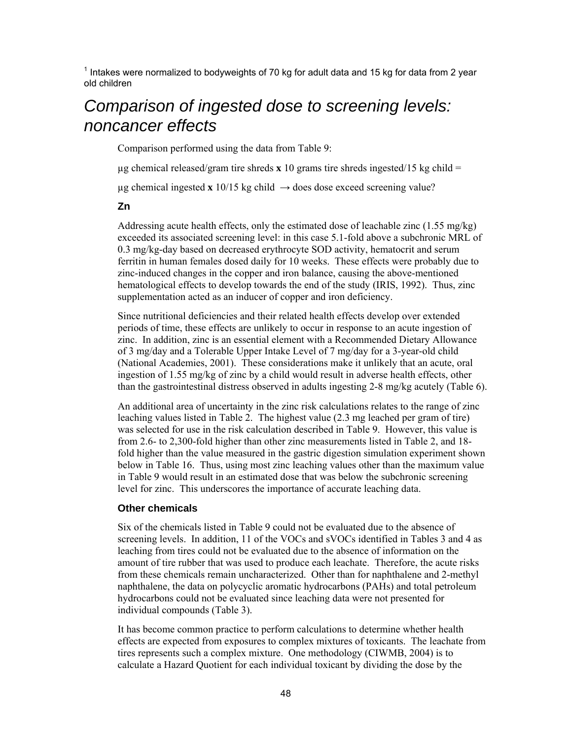[1] Intakes were normalized to bodyweights of 70 kg for adult data and 15 kg for data from 2 year old children

# *Comparison of ingested dose to screening levels: noncancer effects*

Comparison performed using the data from Table 9:

μg chemical released/gram tire shreds **x** 10 grams tire shreds ingested/15 kg child =

μg chemical ingested **x** 10/15 kg child → does dose exceed screening value?

### Zn

Addressing acute health effects, only the estimated dose of leachable zinc (1.55 mg/kg) exceeded its associated screening level: in this case 5.1-fold above a subchronic MRL of 0.3 mg/kg-day based on decreased erythrocyte SOD activity, hematocrit and serum ferritin in human females dosed daily for 10 weeks. These effects were probably due to zinc-induced changes in the copper and iron balance, causing the above-mentioned hematological effects to develop towards the end of the study (IRIS, 1992). Thus, zinc supplementation acted as an inducer of copper and iron deficiency.

Since nutritional deficiencies and their related health effects develop over extended periods of time, these effects are unlikely to occur in response to an acute ingestion of zinc. In addition, zinc is an essential element with a Recommended Dietary Allowance of 3 mg/day and a Tolerable Upper Intake Level of 7 mg/day for a 3-year-old child (National Academies, 2001). These considerations make it unlikely that an acute, oral ingestion of 1.55 mg/kg of zinc by a child would result in adverse health effects, other than the gastrointestinal distress observed in adults ingesting 2-8 mg/kg acutely (Table 6).

An additional area of uncertainty in the zinc risk calculations relates to the range of zinc leaching values listed in Table 2. The highest value (2.3 mg leached per gram of tire) was selected for use in the risk calculation described in Table 9. However, this value is from 2.6- to 2,300-fold higher than other zinc measurements listed in Table 2, and 18-fold higher than the value measured in the gastric digestion simulation experiment shown below in Table 16. Thus, using most zinc leaching values other than the maximum value in Table 9 would result in an estimated dose that was below the subchronic screening level for zinc. This underscores the importance of accurate leaching data.

### Other chemicals

Six of the chemicals listed in Table 9 could not be evaluated due to the absence of screening levels. In addition, 11 of the VOCs and sVOCs identified in Tables 3 and 4 as leaching from tires could not be evaluated due to the absence of information on the amount of tire rubber that was used to produce each leachate. Therefore, the acute risks from these chemicals remain uncharacterized. Other than for naphthalene and 2-methyl naphthalene, the data on polycyclic aromatic hydrocarbons (PAHs) and total petroleum hydrocarbons could not be evaluated since leaching data were not presented for individual compounds (Table 3).

It has become common practice to perform calculations to determine whether health effects are expected from exposures to complex mixtures of toxicants. The leachate from tires represents such a complex mixture. One methodology (CIWMB, 2004) is to calculate a Hazard Quotient for each individual toxicant by dividing the dose by the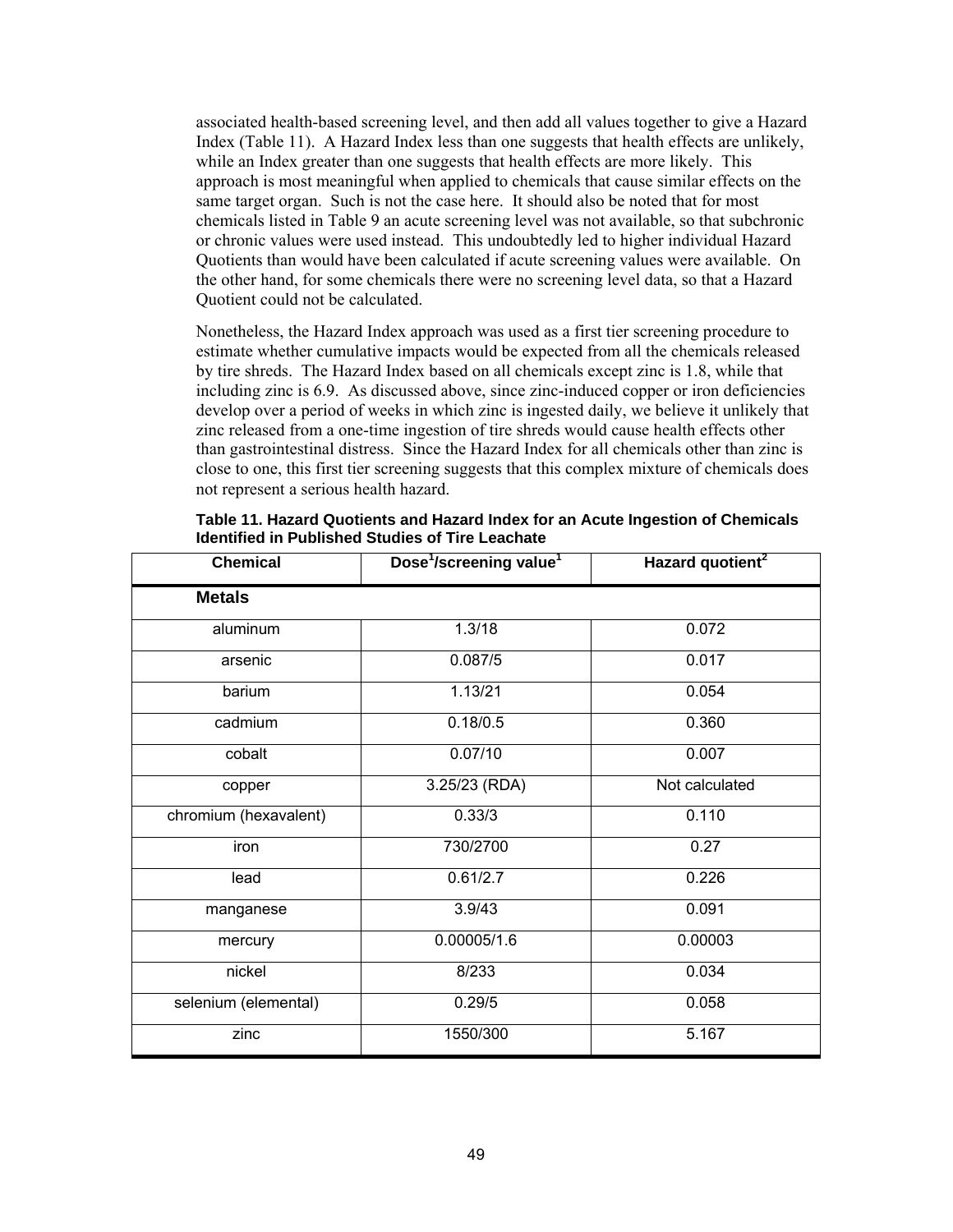associated health-based screening level, and then add all values together to give a Hazard Index (Table 11). A Hazard Index less than one suggests that health effects are unlikely, while an Index greater than one suggests that health effects are more likely. This approach is most meaningful when applied to chemicals that cause similar effects on the same target organ. Such is not the case here. It should also be noted that for most chemicals listed in Table 9 an acute screening level was not available, so that subchronic or chronic values were used instead. This undoubtedly led to higher individual Hazard Quotients than would have been calculated if acute screening values were available. On the other hand, for some chemicals there were no screening level data, so that a Hazard Quotient could not be calculated.

Nonetheless, the Hazard Index approach was used as a first tier screening procedure to estimate whether cumulative impacts would be expected from all the chemicals released by tire shreds. The Hazard Index based on all chemicals except zinc is 1.8, while that including zinc is 6.9. As discussed above, since zinc-induced copper or iron deficiencies develop over a period of weeks in which zinc is ingested daily, we believe it unlikely that zinc released from a one-time ingestion of tire shreds would cause health effects other than gastrointestinal distress. Since the Hazard Index for all chemicals other than zinc is close to one, this first tier screening suggests that this complex mixture of chemicals does not represent a serious health hazard.

**Table 11. Hazard Quotients and Hazard Index for an Acute Ingestion of Chemicals Identified in Published Studies of Tire Leachate**

| Chemical | Dose[1]/screening value[1] | Hazard quotient[2] |
|---|---|---|
| **Metals** | | |
| aluminum | 1.3/18 | 0.072 |
| arsenic | 0.087/5 | 0.017 |
| barium | 1.13/21 | 0.054 |
| cadmium | 0.18/0.5 | 0.360 |
| cobalt | 0.07/10 | 0.007 |
| copper | 3.25/23 (RDA) | Not calculated |
| chromium (hexavalent) | 0.33/3 | 0.110 |
| iron | 730/2700 | 0.27 |
| lead | 0.61/2.7 | 0.226 |
| manganese | 3.9/43 | 0.091 |
| mercury | 0.00005/1.6 | 0.00003 |
| nickel | 8/233 | 0.034 |
| selenium (elemental) | 0.29/5 | 0.058 |
| zinc | 1550/300 | 5.167 |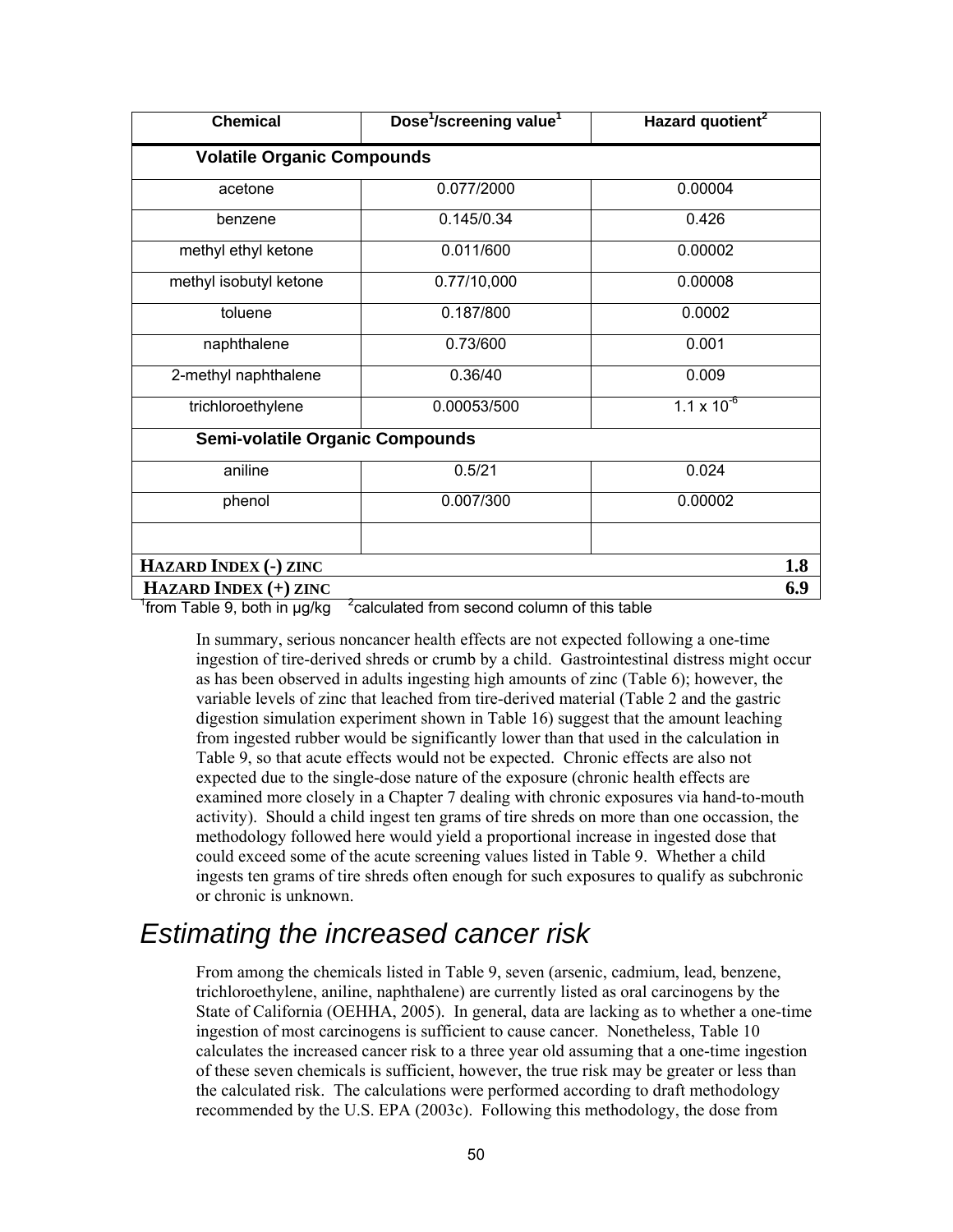| Chemical | Dose[1]/screening value[1] | Hazard quotient[2] |
|---|---|---|
| **Volatile Organic Compounds** | | |
| acetone | 0.077/2000 | 0.00004 |
| benzene | 0.145/0.34 | 0.426 |
| methyl ethyl ketone | 0.011/600 | 0.00002 |
| methyl isobutyl ketone | 0.77/10,000 | 0.00008 |
| toluene | 0.187/800 | 0.0002 |
| naphthalene | 0.73/600 | 0.001 |
| 2-methyl naphthalene | 0.36/40 | 0.009 |
| trichloroethylene | 0.00053/500 | $1.1 \times 10^{-6}$ |
| **Semi-volatile Organic Compounds** | | |
| aniline | 0.5/21 | 0.024 |
| phenol | 0.007/300 | 0.00002 |
| | | |
| **HAZARD INDEX (-) ZINC** | | **1.8** |
| **HAZARD INDEX (+) ZINC** | | **6.9** |

[1]from Table 9, both in µg/kg [2]calculated from second column of this table

In summary, serious noncancer health effects are not expected following a one-time ingestion of tire-derived shreds or crumb by a child. Gastrointestinal distress might occur as has been observed in adults ingesting high amounts of zinc (Table 6); however, the variable levels of zinc that leached from tire-derived material (Table 2 and the gastric digestion simulation experiment shown in Table 16) suggest that the amount leaching from ingested rubber would be significantly lower than that used in the calculation in Table 9, so that acute effects would not be expected. Chronic effects are also not expected due to the single-dose nature of the exposure (chronic health effects are examined more closely in a Chapter 7 dealing with chronic exposures via hand-to-mouth activity). Should a child ingest ten grams of tire shreds on more than one occassion, the methodology followed here would yield a proportional increase in ingested dose that could exceed some of the acute screening values listed in Table 9. Whether a child ingests ten grams of tire shreds often enough for such exposures to qualify as subchronic or chronic is unknown.

## *Estimating the increased cancer risk*

From among the chemicals listed in Table 9, seven (arsenic, cadmium, lead, benzene, trichloroethylene, aniline, naphthalene) are currently listed as oral carcinogens by the State of California (OEHHA, 2005). In general, data are lacking as to whether a one-time ingestion of most carcinogens is sufficient to cause cancer. Nonetheless, Table 10 calculates the increased cancer risk to a three year old assuming that a one-time ingestion of these seven chemicals is sufficient, however, the true risk may be greater or less than the calculated risk. The calculations were performed according to draft methodology recommended by the U.S. EPA (2003c). Following this methodology, the dose from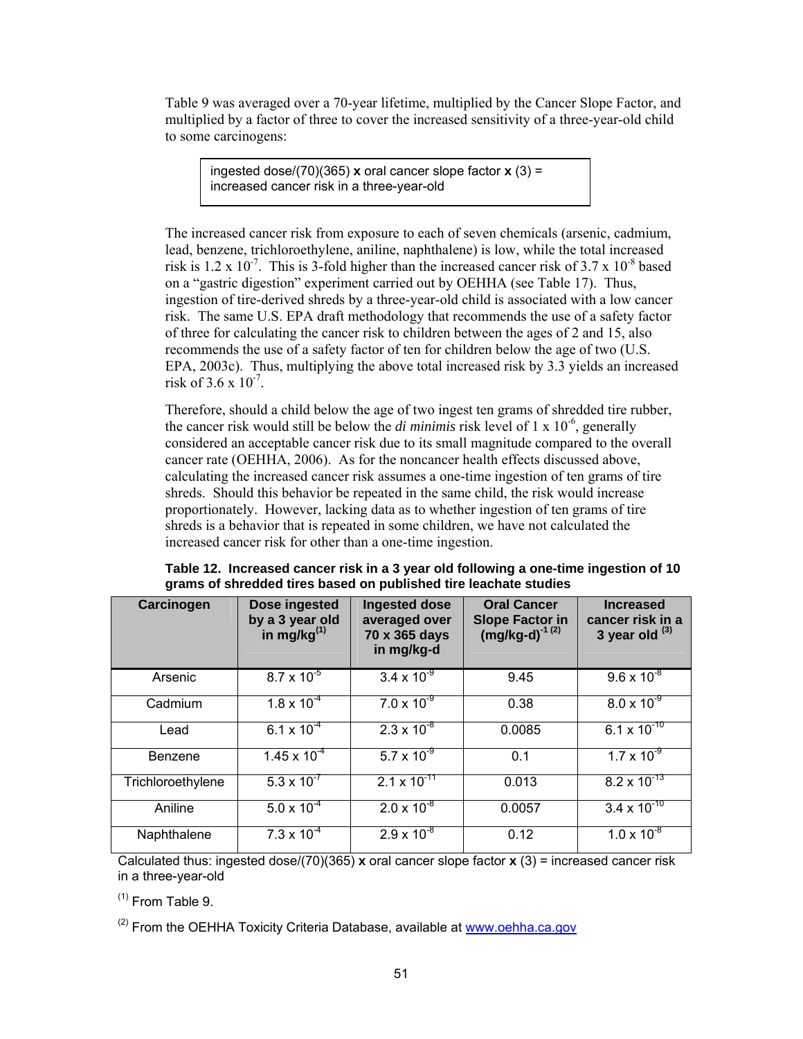Table 9 was averaged over a 70-year lifetime, multiplied by the Cancer Slope Factor, and multiplied by a factor of three to cover the increased sensitivity of a three-year-old child to some carcinogens:

> ingested dose/(70)(365) **x** oral cancer slope factor **x** (3) = increased cancer risk in a three-year-old

The increased cancer risk from exposure to each of seven chemicals (arsenic, cadmium, lead, benzene, trichloroethylene, aniline, naphthalene) is low, while the total increased risk is $1.2 \times 10^{-7}$. This is 3-fold higher than the increased cancer risk of $3.7 \times 10^{-8}$ based on a "gastric digestion" experiment carried out by OEHHA (see Table 17). Thus, ingestion of tire-derived shreds by a three-year-old child is associated with a low cancer risk. The same U.S. EPA draft methodology that recommends the use of a safety factor of three for calculating the cancer risk to children between the ages of 2 and 15, also recommends the use of a safety factor of ten for children below the age of two (U.S. EPA, 2003c). Thus, multiplying the above total increased risk by 3.3 yields an increased risk of $3.6 \times 10^{-7}$.

Therefore, should a child below the age of two ingest ten grams of shredded tire rubber, the cancer risk would still be below the *di minimis* risk level of $1 \times 10^{-6}$, generally considered an acceptable cancer risk due to its small magnitude compared to the overall cancer rate (OEHHA, 2006). As for the noncancer health effects discussed above, calculating the increased cancer risk assumes a one-time ingestion of ten grams of tire shreds. Should this behavior be repeated in the same child, the risk would increase proportionately. However, lacking data as to whether ingestion of ten grams of tire shreds is a behavior that is repeated in some children, we have not calculated the increased cancer risk for other than a one-time ingestion.

**Table 12. Increased cancer risk in a 3 year old following a one-time ingestion of 10 grams of shredded tires based on published tire leachate studies**

| Carcinogen | Dose ingested by a 3 year old in mg/kg[1] | Ingested dose averaged over 70 x 365 days in mg/kg-d | Oral Cancer Slope Factor in $(mg/kg\text{-}d)^{-1}$ [2] | Increased cancer risk in a 3 year old [3] |
|---|---|---|---|---|
| Arsenic | $8.7 \times 10^{-5}$ | $3.4 \times 10^{-9}$ | 9.45 | $9.6 \times 10^{-8}$ |
| Cadmium | $1.8 \times 10^{-4}$ | $7.0 \times 10^{-9}$ | 0.38 | $8.0 \times 10^{-9}$ |
| Lead | $6.1 \times 10^{-4}$ | $2.3 \times 10^{-8}$ | 0.0085 | $6.1 \times 10^{-10}$ |
| Benzene | $1.45 \times 10^{-4}$ | $5.7 \times 10^{-9}$ | 0.1 | $1.7 \times 10^{-9}$ |
| Trichloroethylene | $5.3 \times 10^{-7}$ | $2.1 \times 10^{-11}$ | 0.013 | $8.2 \times 10^{-13}$ |
| Aniline | $5.0 \times 10^{-4}$ | $2.0 \times 10^{-8}$ | 0.0057 | $3.4 \times 10^{-10}$ |
| Naphthalene | $7.3 \times 10^{-4}$ | $2.9 \times 10^{-8}$ | 0.12 | $1.0 \times 10^{-8}$ |

Calculated thus: ingested dose/(70)(365) **x** oral cancer slope factor **x** (3) = increased cancer risk in a three-year-old

[1] From Table 9.

[2] From the OEHHA Toxicity Criteria Database, available at www.oehha.ca.gov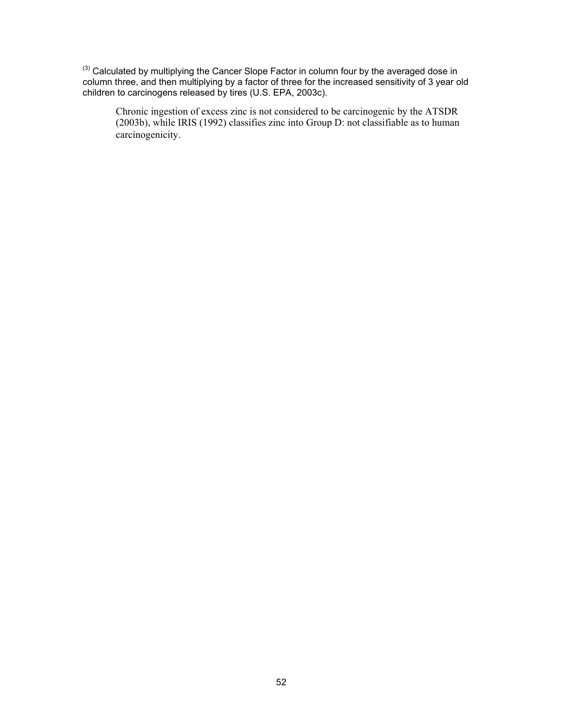[3] Calculated by multiplying the Cancer Slope Factor in column four by the averaged dose in column three, and then multiplying by a factor of three for the increased sensitivity of 3 year old children to carcinogens released by tires (U.S. EPA, 2003c).

Chronic ingestion of excess zinc is not considered to be carcinogenic by the ATSDR (2003b), while IRIS (1992) classifies zinc into Group D: not classifiable as to human carcinogenicity.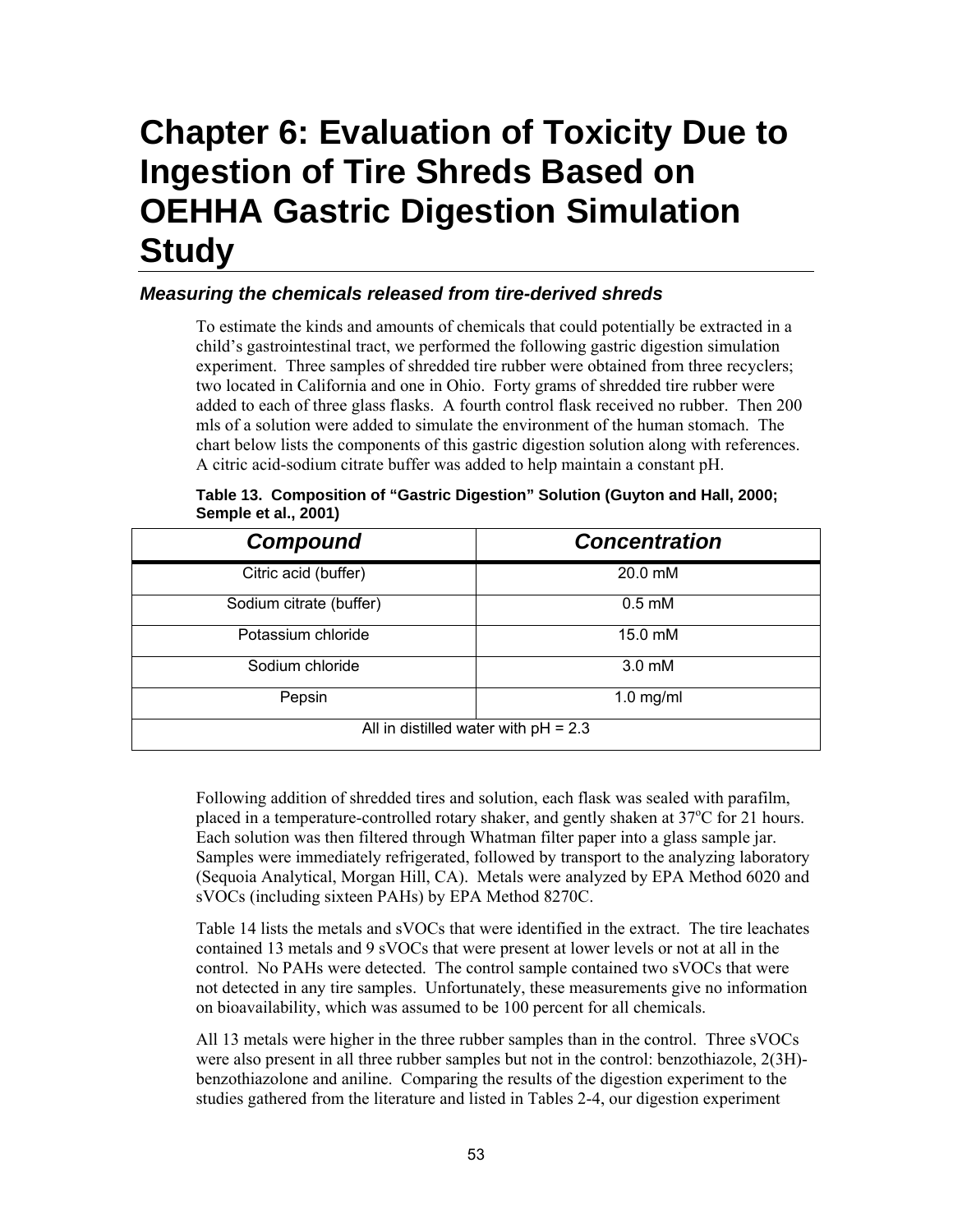# Chapter 6: Evaluation of Toxicity Due to Ingestion of Tire Shreds Based on OEHHA Gastric Digestion Simulation Study

### *Measuring the chemicals released from tire-derived shreds*

To estimate the kinds and amounts of chemicals that could potentially be extracted in a child's gastrointestinal tract, we performed the following gastric digestion simulation experiment. Three samples of shredded tire rubber were obtained from three recyclers; two located in California and one in Ohio. Forty grams of shredded tire rubber were added to each of three glass flasks. A fourth control flask received no rubber. Then 200 mls of a solution were added to simulate the environment of the human stomach. The chart below lists the components of this gastric digestion solution along with references. A citric acid-sodium citrate buffer was added to help maintain a constant pH.

**Table 13. Composition of "Gastric Digestion" Solution (Guyton and Hall, 2000; Semple et al., 2001)**

| *Compound* | *Concentration* |
|---|---|
| Citric acid (buffer) | 20.0 mM |
| Sodium citrate (buffer) | 0.5 mM |
| Potassium chloride | 15.0 mM |
| Sodium chloride | 3.0 mM |
| Pepsin | 1.0 mg/ml |
| All in distilled water with pH = 2.3 | |

Following addition of shredded tires and solution, each flask was sealed with parafilm, placed in a temperature-controlled rotary shaker, and gently shaken at $37^{o}C$ for 21 hours. Each solution was then filtered through Whatman filter paper into a glass sample jar. Samples were immediately refrigerated, followed by transport to the analyzing laboratory (Sequoia Analytical, Morgan Hill, CA). Metals were analyzed by EPA Method 6020 and sVOCs (including sixteen PAHs) by EPA Method 8270C.

Table 14 lists the metals and sVOCs that were identified in the extract. The tire leachates contained 13 metals and 9 sVOCs that were present at lower levels or not at all in the control. No PAHs were detected. The control sample contained two sVOCs that were not detected in any tire samples. Unfortunately, these measurements give no information on bioavailability, which was assumed to be 100 percent for all chemicals.

All 13 metals were higher in the three rubber samples than in the control. Three sVOCs were also present in all three rubber samples but not in the control: benzothiazole, 2(3H)-benzothiazolone and aniline. Comparing the results of the digestion experiment to the studies gathered from the literature and listed in Tables 2-4, our digestion experiment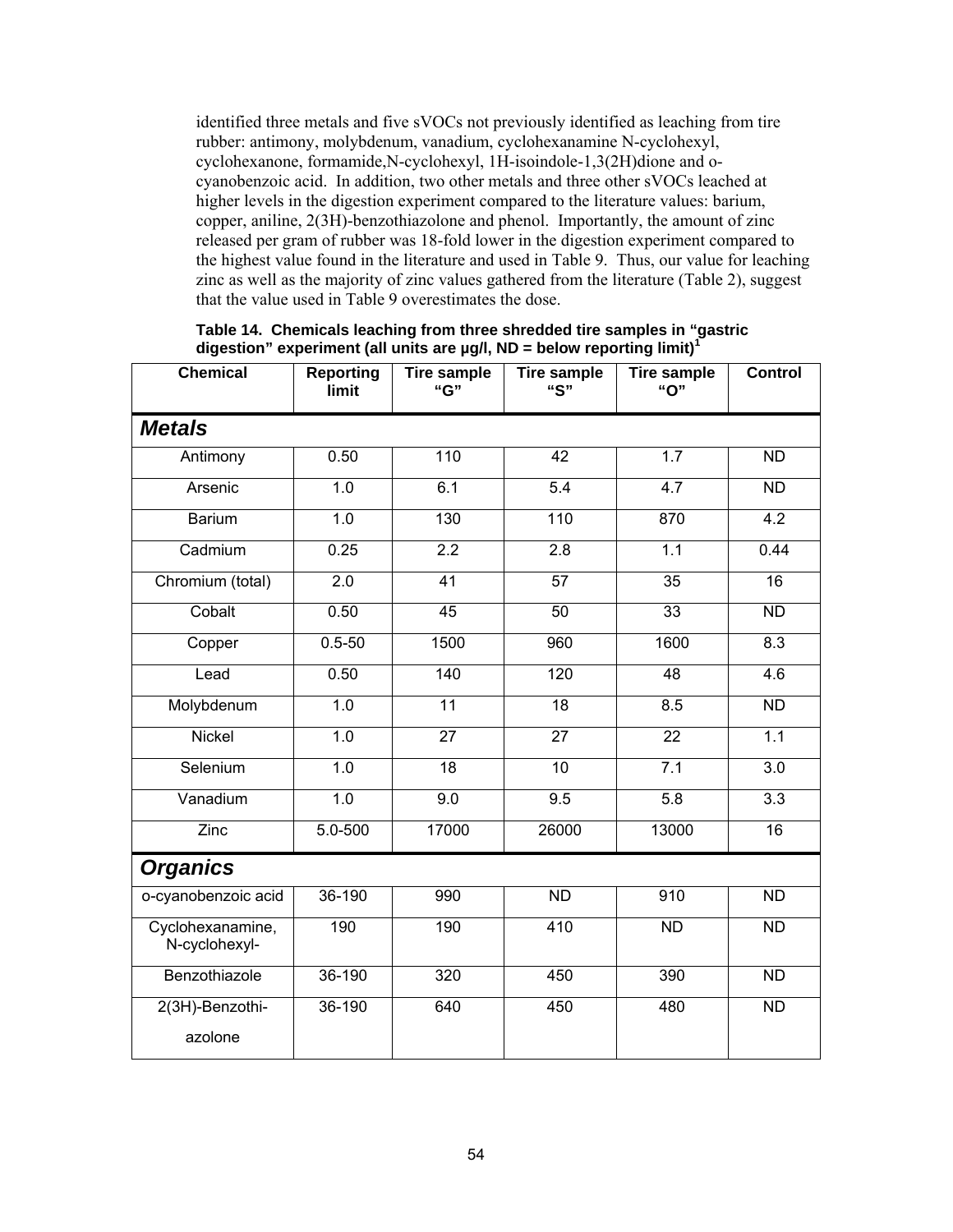identified three metals and five sVOCs not previously identified as leaching from tire rubber: antimony, molybdenum, vanadium, cyclohexanamine N-cyclohexyl, cyclohexanone, formamide,N-cyclohexyl, 1H-isoindole-1,3(2H)dione and o-cyanobenzoic acid. In addition, two other metals and three other sVOCs leached at higher levels in the digestion experiment compared to the literature values: barium, copper, aniline, 2(3H)-benzothiazolone and phenol. Importantly, the amount of zinc released per gram of rubber was 18-fold lower in the digestion experiment compared to the highest value found in the literature and used in Table 9. Thus, our value for leaching zinc as well as the majority of zinc values gathered from the literature (Table 2), suggest that the value used in Table 9 overestimates the dose.

**Table 14. Chemicals leaching from three shredded tire samples in "gastric digestion" experiment (all units are µg/l, ND = below reporting limit)[1]**

| Chemical | Reporting limit | Tire sample "G" | Tire sample "S" | Tire sample "O" | Control |
|---|---|---|---|---|---|
| ***Metals*** | | | | | |
| Antimony | 0.50 | 110 | 42 | 1.7 | ND |
| Arsenic | 1.0 | 6.1 | 5.4 | 4.7 | ND |
| Barium | 1.0 | 130 | 110 | 870 | 4.2 |
| Cadmium | 0.25 | 2.2 | 2.8 | 1.1 | 0.44 |
| Chromium (total) | 2.0 | 41 | 57 | 35 | 16 |
| Cobalt | 0.50 | 45 | 50 | 33 | ND |
| Copper | 0.5-50 | 1500 | 960 | 1600 | 8.3 |
| Lead | 0.50 | 140 | 120 | 48 | 4.6 |
| Molybdenum | 1.0 | 11 | 18 | 8.5 | ND |
| Nickel | 1.0 | 27 | 27 | 22 | 1.1 |
| Selenium | 1.0 | 18 | 10 | 7.1 | 3.0 |
| Vanadium | 1.0 | 9.0 | 9.5 | 5.8 | 3.3 |
| Zinc | 5.0-500 | 17000 | 26000 | 13000 | 16 |
| ***Organics*** | | | | | |
| o-cyanobenzoic acid | 36-190 | 990 | ND | 910 | ND |
| Cyclohexanamine, N-cyclohexyl- | 190 | 190 | 410 | ND | ND |
| Benzothiazole | 36-190 | 320 | 450 | 390 | ND |
| 2(3H)-Benzothiazolone | 36-190 | 640 | 450 | 480 | ND |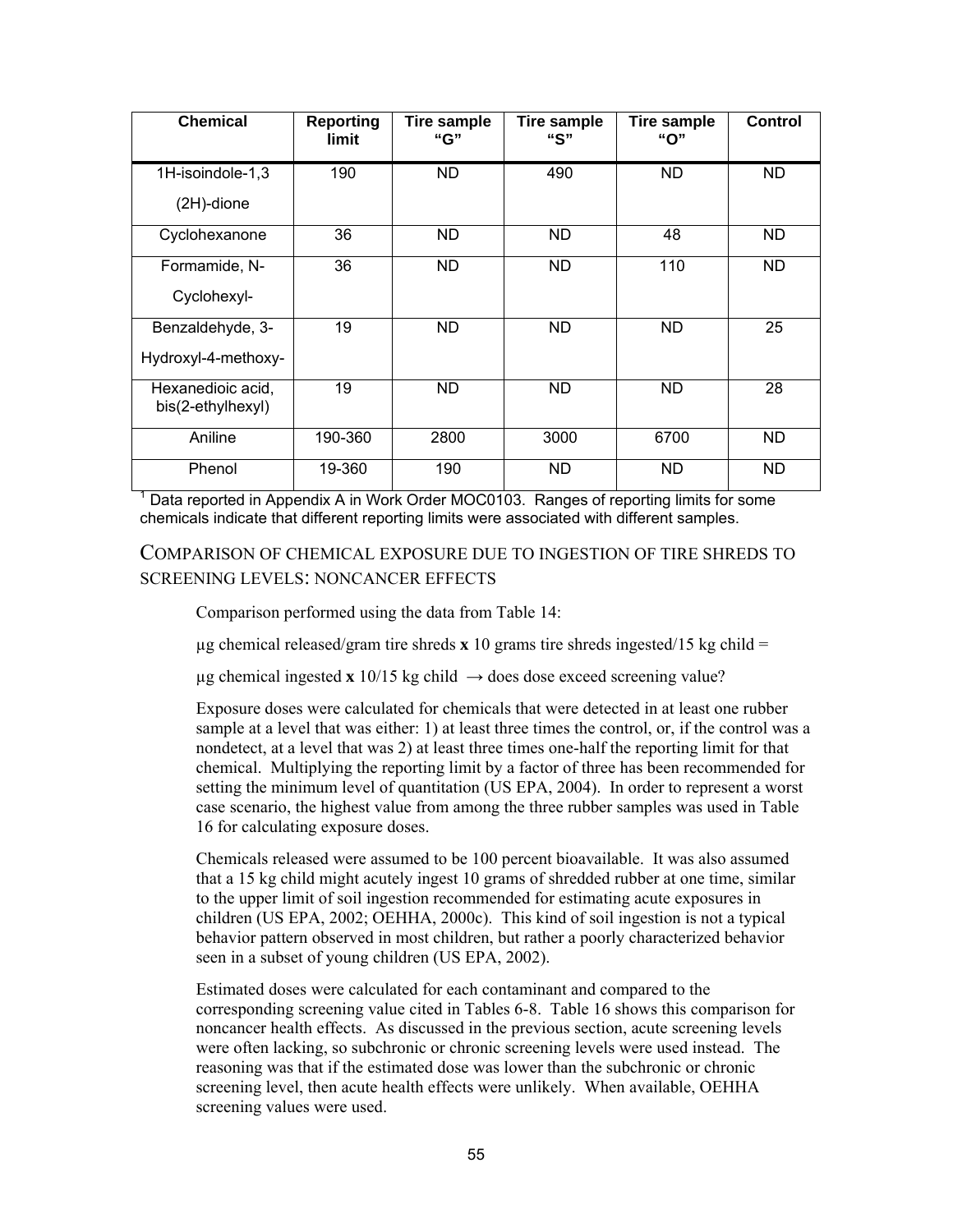| Chemical | Reporting limit | Tire sample "G" | Tire sample "S" | Tire sample "O" | Control |
|---|---|---|---|---|---|
| 1H-isoindole-1,3 (2H)-dione | 190 | ND | 490 | ND | ND |
| Cyclohexanone | 36 | ND | ND | 48 | ND |
| Formamide, N-Cyclohexyl- | 36 | ND | ND | 110 | ND |
| Benzaldehyde, 3-Hydroxyl-4-methoxy- | 19 | ND | ND | ND | 25 |
| Hexanedioic acid, bis(2-ethylhexyl) | 19 | ND | ND | ND | 28 |
| Aniline | 190-360 | 2800 | 3000 | 6700 | ND |
| Phenol | 19-360 | 190 | ND | ND | ND |

[1] Data reported in Appendix A in Work Order MOC0103. Ranges of reporting limits for some chemicals indicate that different reporting limits were associated with different samples.

## COMPARISON OF CHEMICAL EXPOSURE DUE TO INGESTION OF TIRE SHREDS TO SCREENING LEVELS: NONCANCER EFFECTS

Comparison performed using the data from Table 14:

μg chemical released/gram tire shreds **x** 10 grams tire shreds ingested/15 kg child =

μg chemical ingested **x** 10/15 kg child → does dose exceed screening value?

Exposure doses were calculated for chemicals that were detected in at least one rubber sample at a level that was either: 1) at least three times the control, or, if the control was a nondetect, at a level that was 2) at least three times one-half the reporting limit for that chemical. Multiplying the reporting limit by a factor of three has been recommended for setting the minimum level of quantitation (US EPA, 2004). In order to represent a worst case scenario, the highest value from among the three rubber samples was used in Table 16 for calculating exposure doses.

Chemicals released were assumed to be 100 percent bioavailable. It was also assumed that a 15 kg child might acutely ingest 10 grams of shredded rubber at one time, similar to the upper limit of soil ingestion recommended for estimating acute exposures in children (US EPA, 2002; OEHHA, 2000c). This kind of soil ingestion is not a typical behavior pattern observed in most children, but rather a poorly characterized behavior seen in a subset of young children (US EPA, 2002).

Estimated doses were calculated for each contaminant and compared to the corresponding screening value cited in Tables 6-8. Table 16 shows this comparison for noncancer health effects. As discussed in the previous section, acute screening levels were often lacking, so subchronic or chronic screening levels were used instead. The reasoning was that if the estimated dose was lower than the subchronic or chronic screening level, then acute health effects were unlikely. When available, OEHHA screening values were used.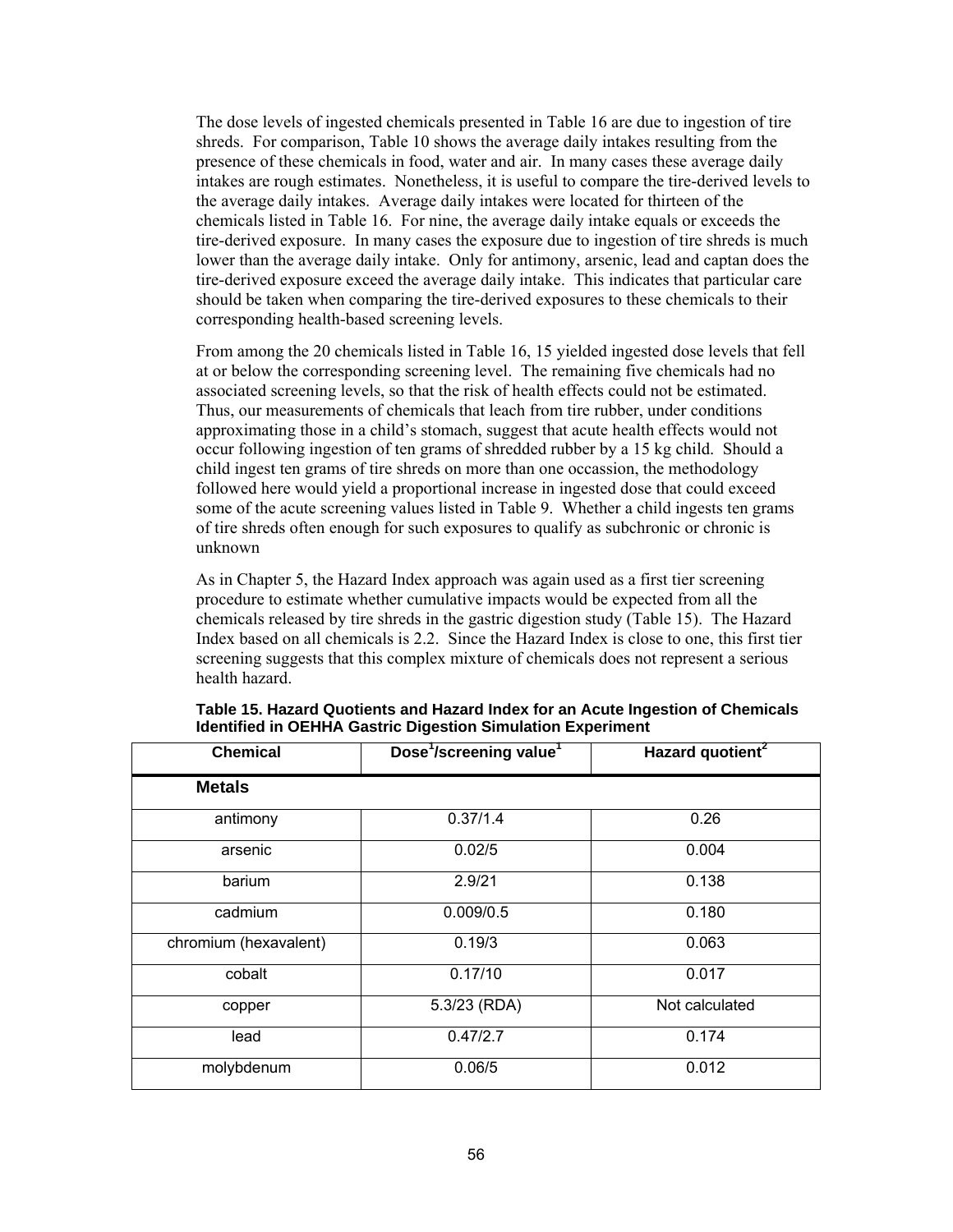The dose levels of ingested chemicals presented in Table 16 are due to ingestion of tire shreds. For comparison, Table 10 shows the average daily intakes resulting from the presence of these chemicals in food, water and air. In many cases these average daily intakes are rough estimates. Nonetheless, it is useful to compare the tire-derived levels to the average daily intakes. Average daily intakes were located for thirteen of the chemicals listed in Table 16. For nine, the average daily intake equals or exceeds the tire-derived exposure. In many cases the exposure due to ingestion of tire shreds is much lower than the average daily intake. Only for antimony, arsenic, lead and captan does the tire-derived exposure exceed the average daily intake. This indicates that particular care should be taken when comparing the tire-derived exposures to these chemicals to their corresponding health-based screening levels.

From among the 20 chemicals listed in Table 16, 15 yielded ingested dose levels that fell at or below the corresponding screening level. The remaining five chemicals had no associated screening levels, so that the risk of health effects could not be estimated. Thus, our measurements of chemicals that leach from tire rubber, under conditions approximating those in a child's stomach, suggest that acute health effects would not occur following ingestion of ten grams of shredded rubber by a 15 kg child. Should a child ingest ten grams of tire shreds on more than one occassion, the methodology followed here would yield a proportional increase in ingested dose that could exceed some of the acute screening values listed in Table 9. Whether a child ingests ten grams of tire shreds often enough for such exposures to qualify as subchronic or chronic is unknown

As in Chapter 5, the Hazard Index approach was again used as a first tier screening procedure to estimate whether cumulative impacts would be expected from all the chemicals released by tire shreds in the gastric digestion study (Table 15). The Hazard Index based on all chemicals is 2.2. Since the Hazard Index is close to one, this first tier screening suggests that this complex mixture of chemicals does not represent a serious health hazard.

**Table 15. Hazard Quotients and Hazard Index for an Acute Ingestion of Chemicals Identified in OEHHA Gastric Digestion Simulation Experiment**

| Chemical | Dose[1]/screening value[1] | Hazard quotient[2] |
|---|---|---|
| **Metals** | | |
| antimony | 0.37/1.4 | 0.26 |
| arsenic | 0.02/5 | 0.004 |
| barium | 2.9/21 | 0.138 |
| cadmium | 0.009/0.5 | 0.180 |
| chromium (hexavalent) | 0.19/3 | 0.063 |
| cobalt | 0.17/10 | 0.017 |
| copper | 5.3/23 (RDA) | Not calculated |
| lead | 0.47/2.7 | 0.174 |
| molybdenum | 0.06/5 | 0.012 |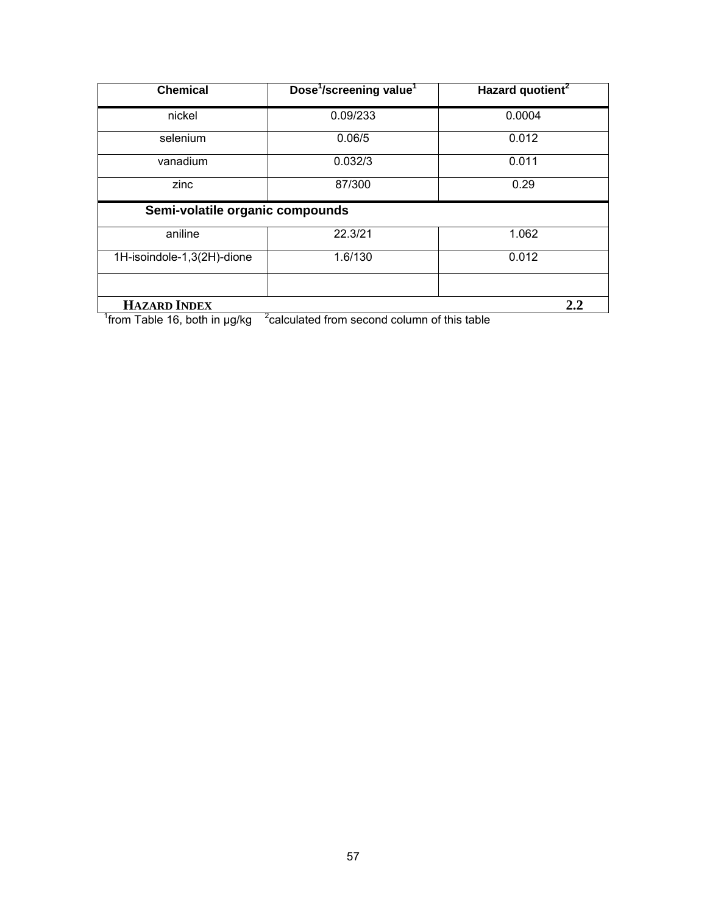| Chemical | Dose[1]/screening value[1] | Hazard quotient[2] |
|---|---|---|
| nickel | 0.09/233 | 0.0004 |
| selenium | 0.06/5 | 0.012 |
| vanadium | 0.032/3 | 0.011 |
| zinc | 87/300 | 0.29 |
| **Semi-volatile organic compounds** | | |
| aniline | 22.3/21 | 1.062 |
| 1H-isoindole-1,3(2H)-dione | 1.6/130 | 0.012 |
| | | |
| **HAZARD INDEX** | | **2.2** |

[1]from Table 16, both in µg/kg [2]calculated from second column of this table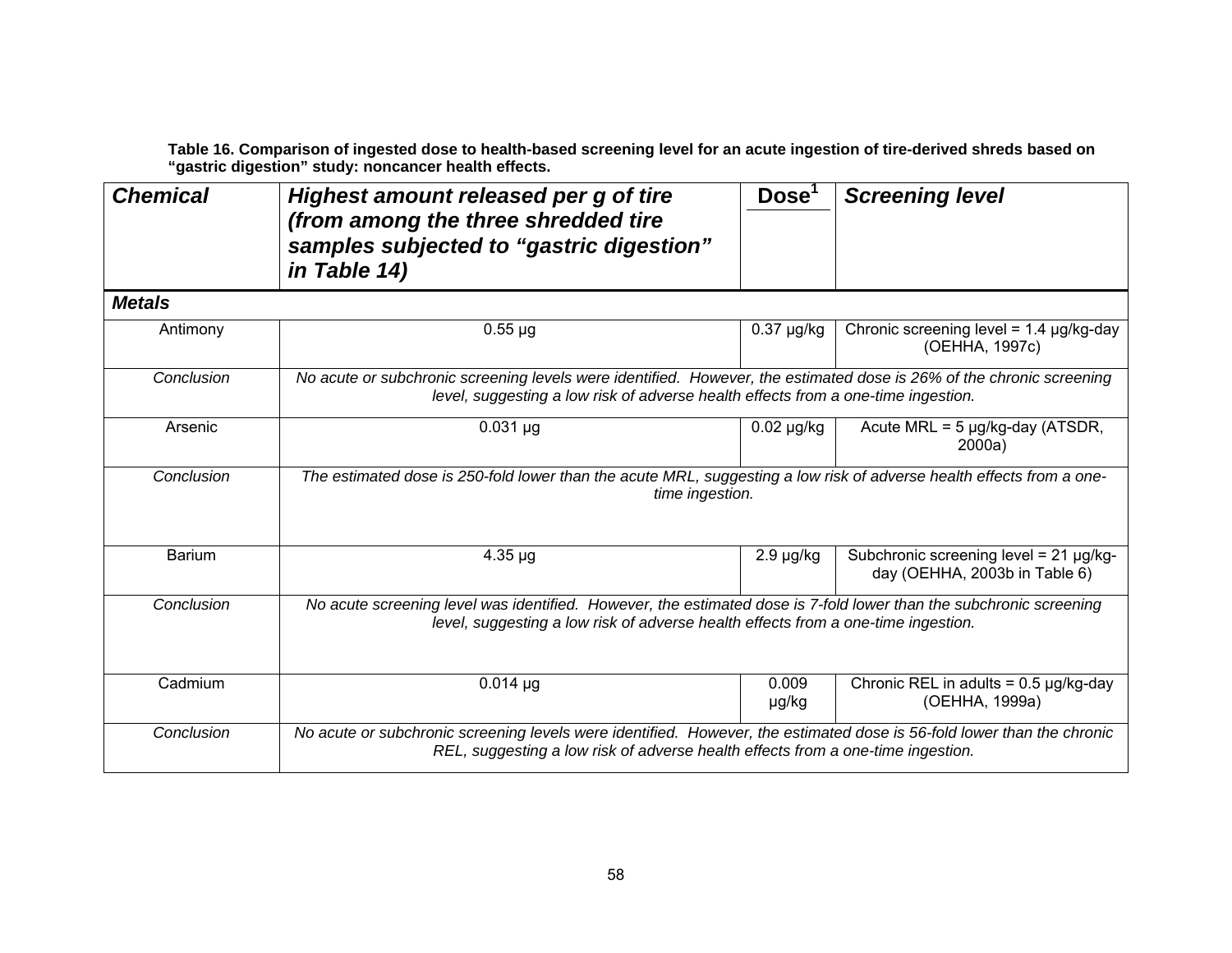**Table 16. Comparison of ingested dose to health-based screening level for an acute ingestion of tire-derived shreds based on "gastric digestion" study: noncancer health effects.**

| *Chemical* | *Highest amount released per g of tire (from among the three shredded tire samples subjected to "gastric digestion" in Table 14)* | Dose[1] | *Screening level* |
|---|---|---|---|
| ***Metals*** | | | |
| Antimony | 0.55 µg | 0.37 µg/kg | Chronic screening level = 1.4 µg/kg-day (OEHHA, 1997c) |
| *Conclusion* | *No acute or subchronic screening levels were identified. However, the estimated dose is 26% of the chronic screening level, suggesting a low risk of adverse health effects from a one-time ingestion.* | | |
| Arsenic | 0.031 µg | 0.02 µg/kg | Acute MRL = 5 µg/kg-day (ATSDR, 2000a) |
| *Conclusion* | *The estimated dose is 250-fold lower than the acute MRL, suggesting a low risk of adverse health effects from a one-time ingestion.* | | |
| Barium | 4.35 µg | 2.9 µg/kg | Subchronic screening level = 21 µg/kg-day (OEHHA, 2003b in Table 6) |
| *Conclusion* | *No acute screening level was identified. However, the estimated dose is 7-fold lower than the subchronic screening level, suggesting a low risk of adverse health effects from a one-time ingestion.* | | |
| Cadmium | 0.014 µg | 0.009 µg/kg | Chronic REL in adults = 0.5 µg/kg-day (OEHHA, 1999a) |
| *Conclusion* | *No acute or subchronic screening levels were identified. However, the estimated dose is 56-fold lower than the chronic REL, suggesting a low risk of adverse health effects from a one-time ingestion.* | | |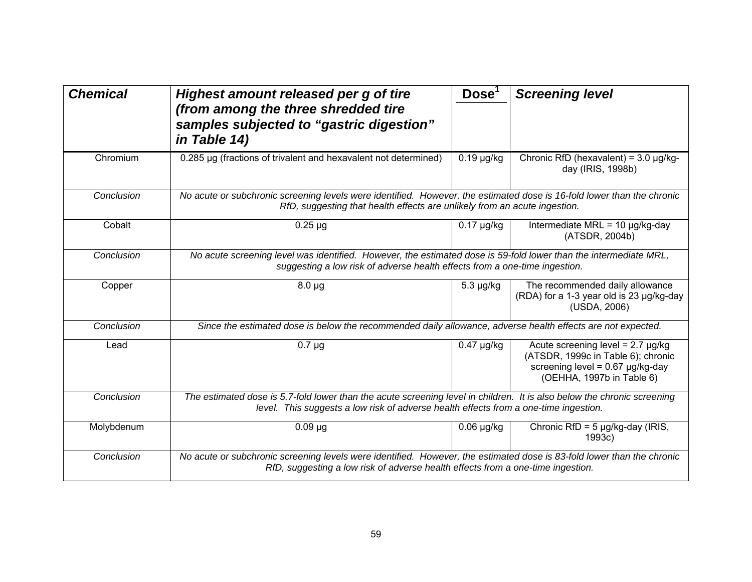| *Chemical* | *Highest amount released per g of tire (from among the three shredded tire samples subjected to "gastric digestion" in Table 14)* | Dose[1] | *Screening level* |
|---|---|---|---|
| Chromium | 0.285 µg (fractions of trivalent and hexavalent not determined) | 0.19 µg/kg | Chronic RfD (hexavalent) = 3.0 µg/kg-day (IRIS, 1998b) |
| *Conclusion* | *No acute or subchronic screening levels were identified. However, the estimated dose is 16-fold lower than the chronic RfD, suggesting that health effects are unlikely from an acute ingestion.* | | |
| Cobalt | 0.25 µg | 0.17 µg/kg | Intermediate MRL = 10 µg/kg-day (ATSDR, 2004b) |
| *Conclusion* | *No acute screening level was identified. However, the estimated dose is 59-fold lower than the intermediate MRL, suggesting a low risk of adverse health effects from a one-time ingestion.* | | |
| Copper | 8.0 µg | 5.3 µg/kg | The recommended daily allowance (RDA) for a 1-3 year old is 23 µg/kg-day (USDA, 2006) |
| *Conclusion* | *Since the estimated dose is below the recommended daily allowance, adverse health effects are not expected.* | | |
| Lead | 0.7 µg | 0.47 µg/kg | Acute screening level = 2.7 µg/kg (ATSDR, 1999c in Table 6); chronic screening level = 0.67 µg/kg-day (OEHHA, 1997b in Table 6) |
| *Conclusion* | *The estimated dose is 5.7-fold lower than the acute screening level in children. It is also below the chronic screening level. This suggests a low risk of adverse health effects from a one-time ingestion.* | | |
| Molybdenum | 0.09 µg | 0.06 µg/kg | Chronic RfD = 5 µg/kg-day (IRIS, 1993c) |
| *Conclusion* | *No acute or subchronic screening levels were identified. However, the estimated dose is 83-fold lower than the chronic RfD, suggesting a low risk of adverse health effects from a one-time ingestion.* | | |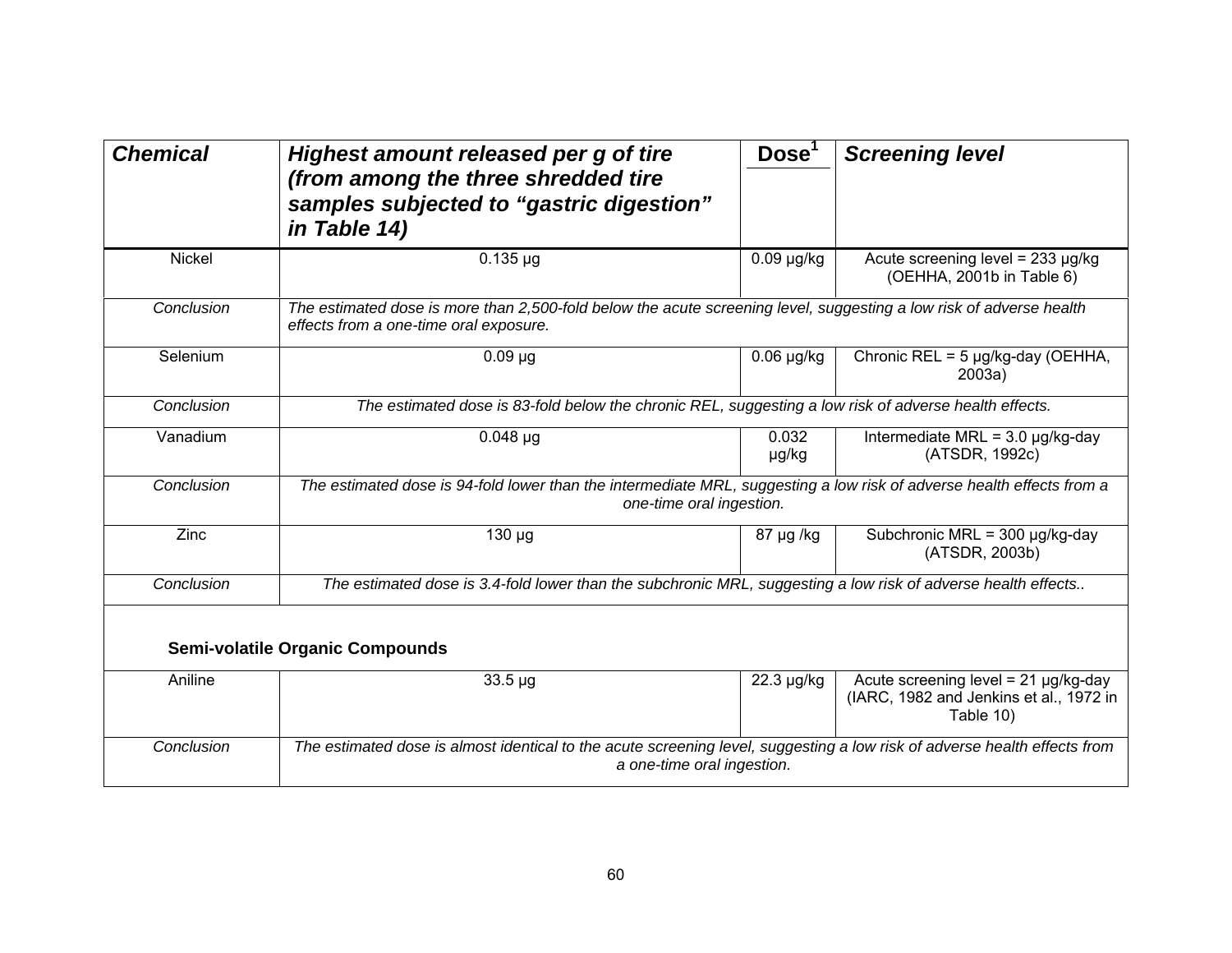| ***Chemical*** | ***Highest amount released per g of tire (from among the three shredded tire samples subjected to "gastric digestion" in Table 14)*** | **Dose[1]** | ***Screening level*** |
|---|---|---|---|
| Nickel | 0.135 µg | 0.09 µg/kg | Acute screening level = 233 µg/kg (OEHHA, 2001b in Table 6) |
| *Conclusion* | *The estimated dose is more than 2,500-fold below the acute screening level, suggesting a low risk of adverse health effects from a one-time oral exposure.* | | |
| Selenium | 0.09 µg | 0.06 µg/kg | Chronic REL = 5 µg/kg-day (OEHHA, 2003a) |
| *Conclusion* | *The estimated dose is 83-fold below the chronic REL, suggesting a low risk of adverse health effects.* | | |
| Vanadium | 0.048 µg | 0.032 µg/kg | Intermediate MRL = 3.0 µg/kg-day (ATSDR, 1992c) |
| *Conclusion* | *The estimated dose is 94-fold lower than the intermediate MRL, suggesting a low risk of adverse health effects from a one-time oral ingestion.* | | |
| Zinc | 130 µg | 87 µg /kg | Subchronic MRL = 300 µg/kg-day (ATSDR, 2003b) |
| *Conclusion* | *The estimated dose is 3.4-fold lower than the subchronic MRL, suggesting a low risk of adverse health effects..* | | |
| **Semi-volatile Organic Compounds** | | | |
| Aniline | 33.5 µg | 22.3 µg/kg | Acute screening level = 21 µg/kg-day (IARC, 1982 and Jenkins et al., 1972 in Table 10) |
| *Conclusion* | *The estimated dose is almost identical to the acute screening level, suggesting a low risk of adverse health effects from a one-time oral ingestion.* | | |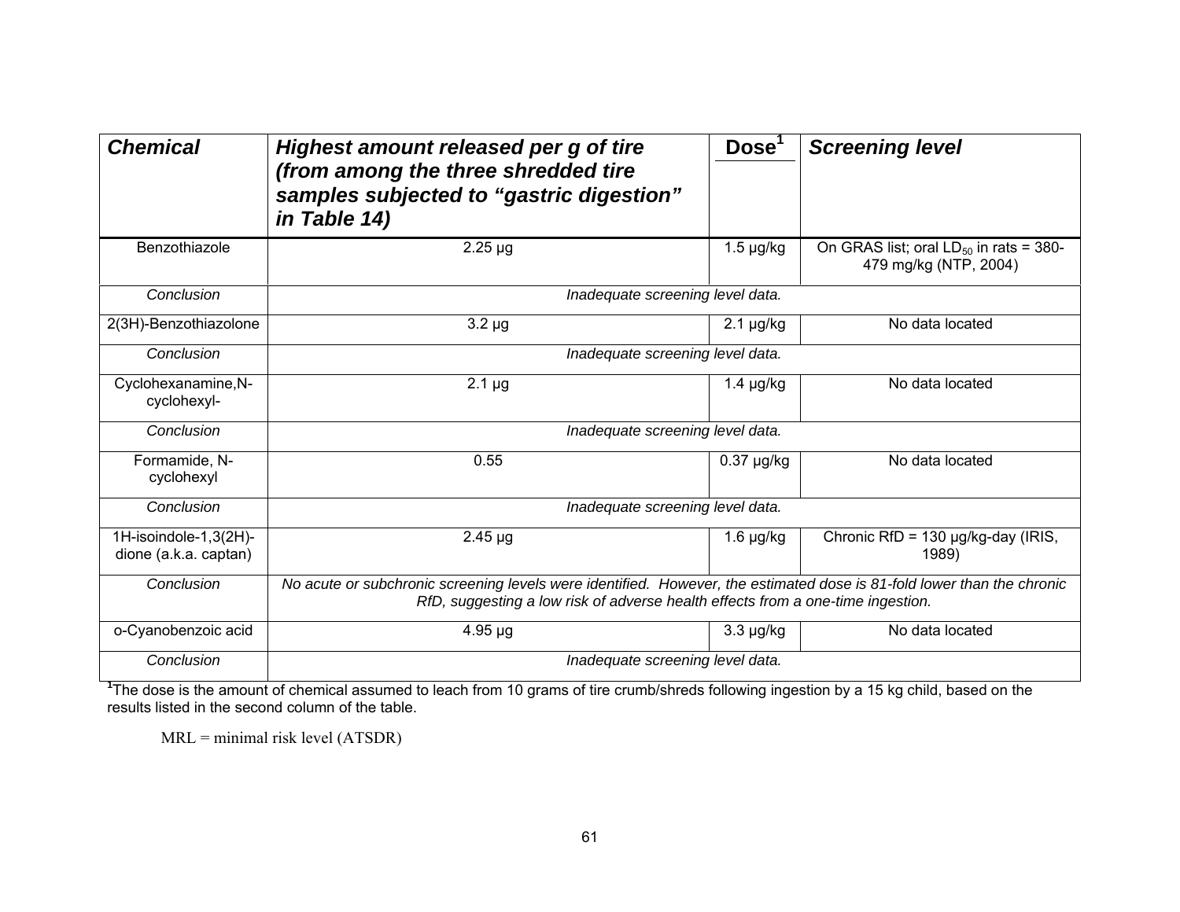| *Chemical* | *Highest amount released per g of tire (from among the three shredded tire samples subjected to "gastric digestion" in Table 14)* | Dose[1] | *Screening level* |
|---|---|---|---|
| Benzothiazole | 2.25 µg | 1.5 µg/kg | On GRAS list; oral $LD_{50}$ in rats = 380-479 mg/kg (NTP, 2004) |
| *Conclusion* | *Inadequate screening level data.* | | |
| 2(3H)-Benzothiazolone | 3.2 µg | 2.1 µg/kg | No data located |
| *Conclusion* | *Inadequate screening level data.* | | |
| Cyclohexanamine,N-cyclohexyl- | 2.1 µg | 1.4 µg/kg | No data located |
| *Conclusion* | *Inadequate screening level data.* | | |
| Formamide, N-cyclohexyl | 0.55 | 0.37 µg/kg | No data located |
| *Conclusion* | *Inadequate screening level data.* | | |
| 1H-isoindole-1,3(2H)-dione (a.k.a. captan) | 2.45 µg | 1.6 µg/kg | Chronic RfD = 130 µg/kg-day (IRIS, 1989) |
| *Conclusion* | *No acute or subchronic screening levels were identified. However, the estimated dose is 81-fold lower than the chronic RfD, suggesting a low risk of adverse health effects from a one-time ingestion.* | | |
| o-Cyanobenzoic acid | 4.95 µg | 3.3 µg/kg | No data located |
| *Conclusion* | *Inadequate screening level data.* | | |

[1]The dose is the amount of chemical assumed to leach from 10 grams of tire crumb/shreds following ingestion by a 15 kg child, based on the results listed in the second column of the table.

MRL = minimal risk level (ATSDR)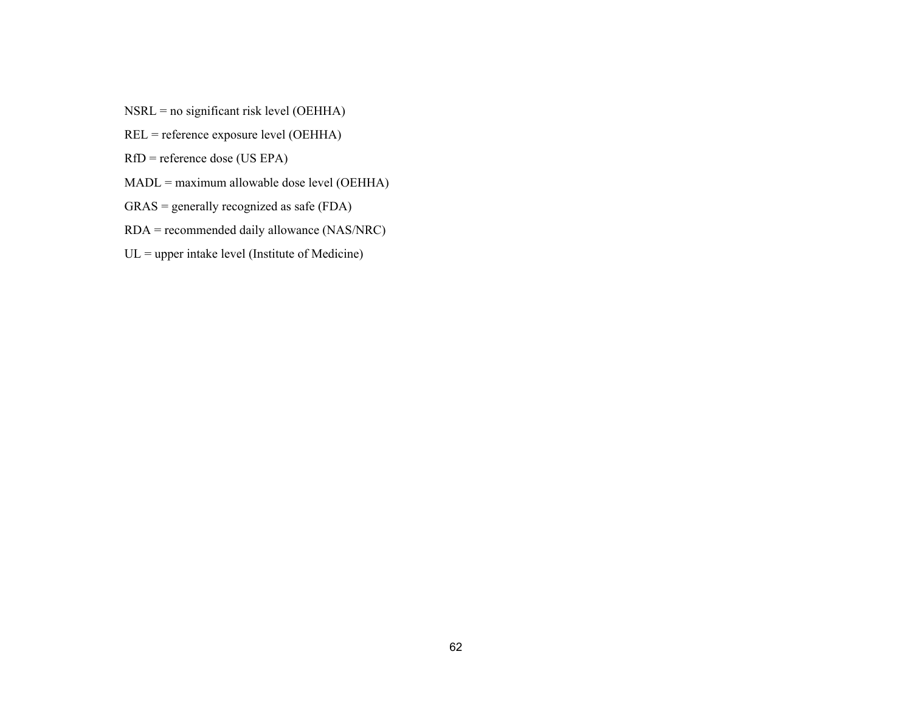NSRL = no significant risk level (OEHHA)

REL = reference exposure level (OEHHA)

RfD = reference dose (US EPA)

MADL = maximum allowable dose level (OEHHA)

GRAS = generally recognized as safe (FDA)

RDA = recommended daily allowance (NAS/NRC)

UL = upper intake level (Institute of Medicine)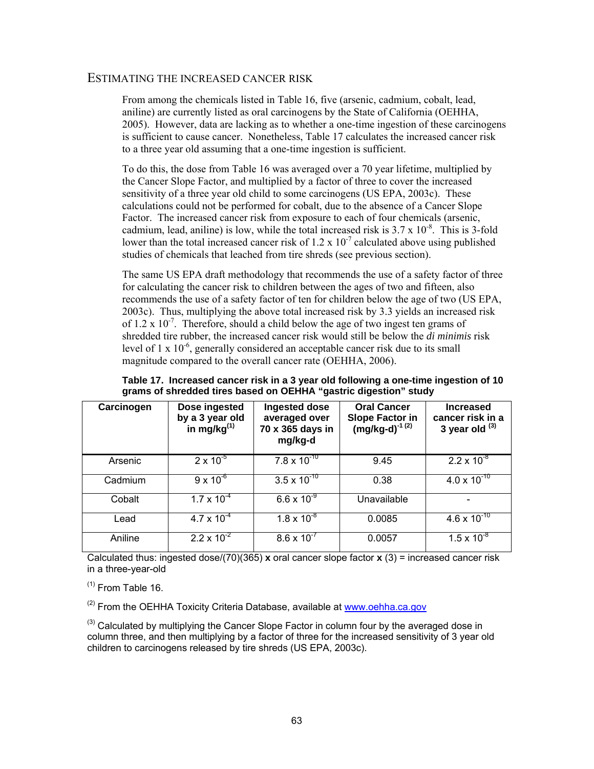## ESTIMATING THE INCREASED CANCER RISK

From among the chemicals listed in Table 16, five (arsenic, cadmium, cobalt, lead, aniline) are currently listed as oral carcinogens by the State of California (OEHHA, 2005). However, data are lacking as to whether a one-time ingestion of these carcinogens is sufficient to cause cancer. Nonetheless, Table 17 calculates the increased cancer risk to a three year old assuming that a one-time ingestion is sufficient.

To do this, the dose from Table 16 was averaged over a 70 year lifetime, multiplied by the Cancer Slope Factor, and multiplied by a factor of three to cover the increased sensitivity of a three year old child to some carcinogens (US EPA, 2003c). These calculations could not be performed for cobalt, due to the absence of a Cancer Slope Factor. The increased cancer risk from exposure to each of four chemicals (arsenic, cadmium, lead, aniline) is low, while the total increased risk is $3.7 \times 10^{-8}$. This is 3-fold lower than the total increased cancer risk of $1.2 \times 10^{-7}$ calculated above using published studies of chemicals that leached from tire shreds (see previous section).

The same US EPA draft methodology that recommends the use of a safety factor of three for calculating the cancer risk to children between the ages of two and fifteen, also recommends the use of a safety factor of ten for children below the age of two (US EPA, 2003c). Thus, multiplying the above total increased risk by 3.3 yields an increased risk of $1.2 \times 10^{-7}$. Therefore, should a child below the age of two ingest ten grams of shredded tire rubber, the increased cancer risk would still be below the *di minimis* risk level of $1 \times 10^{-6}$, generally considered an acceptable cancer risk due to its small magnitude compared to the overall cancer rate (OEHHA, 2006).

**Table 17. Increased cancer risk in a 3 year old following a one-time ingestion of 10 grams of shredded tires based on OEHHA "gastric digestion" study**

| Carcinogen | Dose ingested by a 3 year old in mg/kg[(1)] | Ingested dose averaged over 70 x 365 days in mg/kg-d | Oral Cancer Slope Factor in $(mg/kg\text{-}d)^{-1}$ [(2)] | Increased cancer risk in a 3 year old [(3)] |
|---|---|---|---|---|
| Arsenic | $2 \times 10^{-5}$ | $7.8 \times 10^{-10}$ | 9.45 | $2.2 \times 10^{-8}$ |
| Cadmium | $9 \times 10^{-6}$ | $3.5 \times 10^{-10}$ | 0.38 | $4.0 \times 10^{-10}$ |
| Cobalt | $1.7 \times 10^{-4}$ | $6.6 \times 10^{-9}$ | Unavailable | - |
| Lead | $4.7 \times 10^{-4}$ | $1.8 \times 10^{-8}$ | 0.0085 | $4.6 \times 10^{-10}$ |
| Aniline | $2.2 \times 10^{-2}$ | $8.6 \times 10^{-7}$ | 0.0057 | $1.5 \times 10^{-8}$ |

Calculated thus: ingested dose/(70)(365) **x** oral cancer slope factor **x** (3) = increased cancer risk in a three-year-old

(1) From Table 16.

(2) From the OEHHA Toxicity Criteria Database, available at www.oehha.ca.gov

(3) Calculated by multiplying the Cancer Slope Factor in column four by the averaged dose in column three, and then multiplying by a factor of three for the increased sensitivity of 3 year old children to carcinogens released by tire shreds (US EPA, 2003c).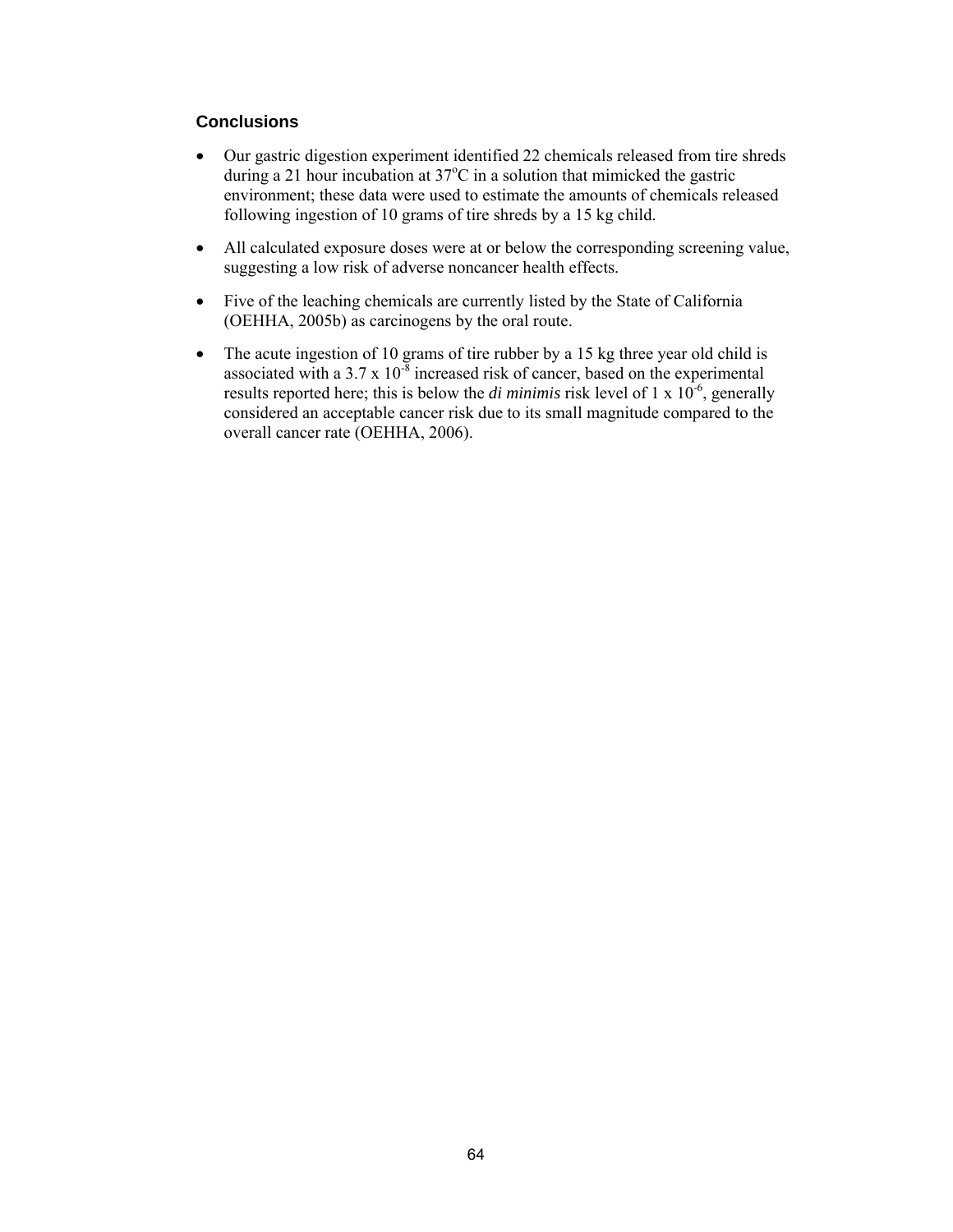### Conclusions

- Our gastric digestion experiment identified 22 chemicals released from tire shreds during a 21 hour incubation at 37°C in a solution that mimicked the gastric environment; these data were used to estimate the amounts of chemicals released following ingestion of 10 grams of tire shreds by a 15 kg child.
- All calculated exposure doses were at or below the corresponding screening value, suggesting a low risk of adverse noncancer health effects.
- Five of the leaching chemicals are currently listed by the State of California (OEHHA, 2005b) as carcinogens by the oral route.
- The acute ingestion of 10 grams of tire rubber by a 15 kg three year old child is associated with a $3.7 \times 10^{-8}$ increased risk of cancer, based on the experimental results reported here; this is below the *di minimis* risk level of $1 \times 10^{-6}$, generally considered an acceptable cancer risk due to its small magnitude compared to the overall cancer rate (OEHHA, 2006).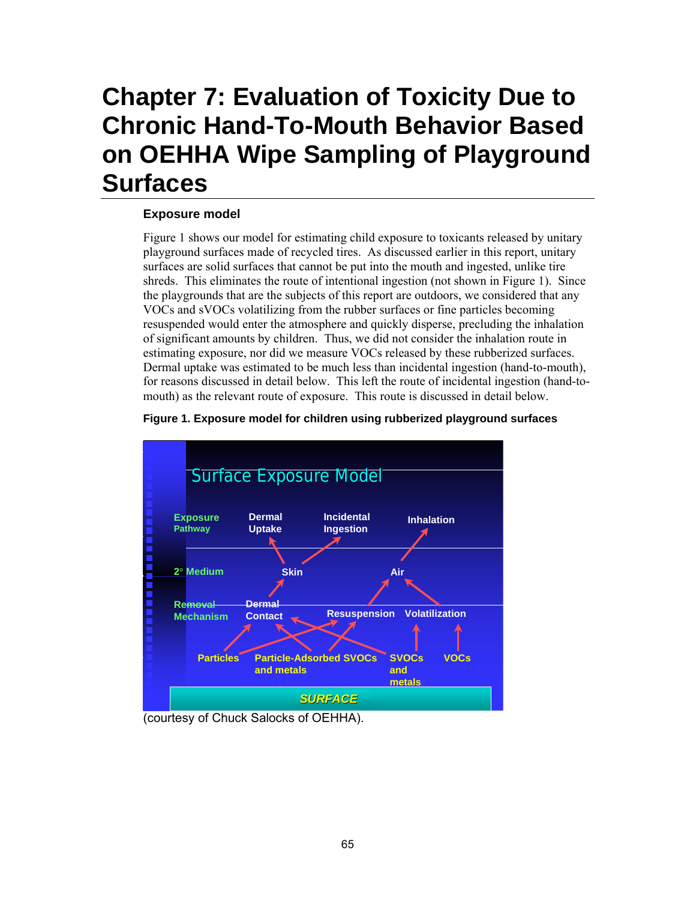# Chapter 7: Evaluation of Toxicity Due to Chronic Hand-To-Mouth Behavior Based on OEHHA Wipe Sampling of Playground Surfaces

### Exposure model

Figure 1 shows our model for estimating child exposure to toxicants released by unitary playground surfaces made of recycled tires. As discussed earlier in this report, unitary surfaces are solid surfaces that cannot be put into the mouth and ingested, unlike tire shreds. This eliminates the route of intentional ingestion (not shown in Figure 1). Since the playgrounds that are the subjects of this report are outdoors, we considered that any VOCs and sVOCs volatilizing from the rubber surfaces or fine particles becoming resuspended would enter the atmosphere and quickly disperse, precluding the inhalation of significant amounts by children. Thus, we did not consider the inhalation route in estimating exposure, nor did we measure VOCs released by these rubberized surfaces. Dermal uptake was estimated to be much less than incidental ingestion (hand-to-mouth), for reasons discussed in detail below. This left the route of incidental ingestion (hand-to-mouth) as the relevant route of exposure. This route is discussed in detail below.

**Figure 1. Exposure model for children using rubberized playground surfaces**

Surface Exposure Model

| Exposure Pathway | Dermal Uptake | Incidental Ingestion | Inhalation |
|---|---|---|---|
| 2° Medium | Skin | | Air |
| Removal Mechanism | Dermal Contact | Resuspension | Volatilization |
| | Particles | Particle-Adsorbed SVOCs and metals | SVOCs and metals; VOCs |

SURFACE

(courtesy of Chuck Salocks of OEHHA).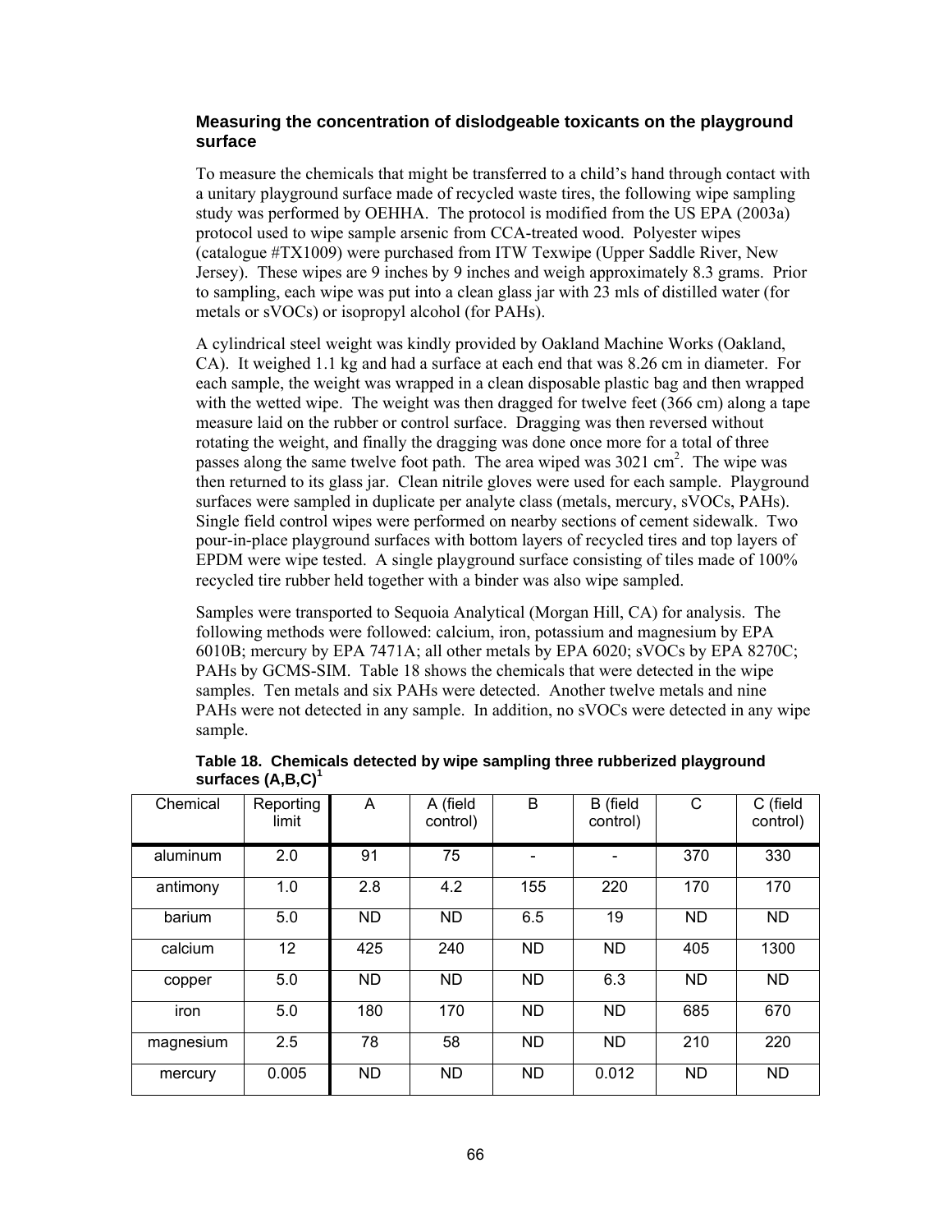### Measuring the concentration of dislodgeable toxicants on the playground surface

To measure the chemicals that might be transferred to a child's hand through contact with a unitary playground surface made of recycled waste tires, the following wipe sampling study was performed by OEHHA. The protocol is modified from the US EPA (2003a) protocol used to wipe sample arsenic from CCA-treated wood. Polyester wipes (catalogue #TX1009) were purchased from ITW Texwipe (Upper Saddle River, New Jersey). These wipes are 9 inches by 9 inches and weigh approximately 8.3 grams. Prior to sampling, each wipe was put into a clean glass jar with 23 mls of distilled water (for metals or sVOCs) or isopropyl alcohol (for PAHs).

A cylindrical steel weight was kindly provided by Oakland Machine Works (Oakland, CA). It weighed 1.1 kg and had a surface at each end that was 8.26 cm in diameter. For each sample, the weight was wrapped in a clean disposable plastic bag and then wrapped with the wetted wipe. The weight was then dragged for twelve feet (366 cm) along a tape measure laid on the rubber or control surface. Dragging was then reversed without rotating the weight, and finally the dragging was done once more for a total of three passes along the same twelve foot path. The area wiped was 3021 $cm^2$. The wipe was then returned to its glass jar. Clean nitrile gloves were used for each sample. Playground surfaces were sampled in duplicate per analyte class (metals, mercury, sVOCs, PAHs). Single field control wipes were performed on nearby sections of cement sidewalk. Two pour-in-place playground surfaces with bottom layers of recycled tires and top layers of EPDM were wipe tested. A single playground surface consisting of tiles made of 100% recycled tire rubber held together with a binder was also wipe sampled.

Samples were transported to Sequoia Analytical (Morgan Hill, CA) for analysis. The following methods were followed: calcium, iron, potassium and magnesium by EPA 6010B; mercury by EPA 7471A; all other metals by EPA 6020; sVOCs by EPA 8270C; PAHs by GCMS-SIM. Table 18 shows the chemicals that were detected in the wipe samples. Ten metals and six PAHs were detected. Another twelve metals and nine PAHs were not detected in any sample. In addition, no sVOCs were detected in any wipe sample.

**Table 18. Chemicals detected by wipe sampling three rubberized playground surfaces (A,B,C)[1]**

| Chemical | Reporting limit | A | A (field control) | B | B (field control) | C | C (field control) |
|---|---|---|---|---|---|---|---|
| aluminum | 2.0 | 91 | 75 | - | - | 370 | 330 |
| antimony | 1.0 | 2.8 | 4.2 | 155 | 220 | 170 | 170 |
| barium | 5.0 | ND | ND | 6.5 | 19 | ND | ND |
| calcium | 12 | 425 | 240 | ND | ND | 405 | 1300 |
| copper | 5.0 | ND | ND | ND | 6.3 | ND | ND |
| iron | 5.0 | 180 | 170 | ND | ND | 685 | 670 |
| magnesium | 2.5 | 78 | 58 | ND | ND | 210 | 220 |
| mercury | 0.005 | ND | ND | ND | 0.012 | ND | ND |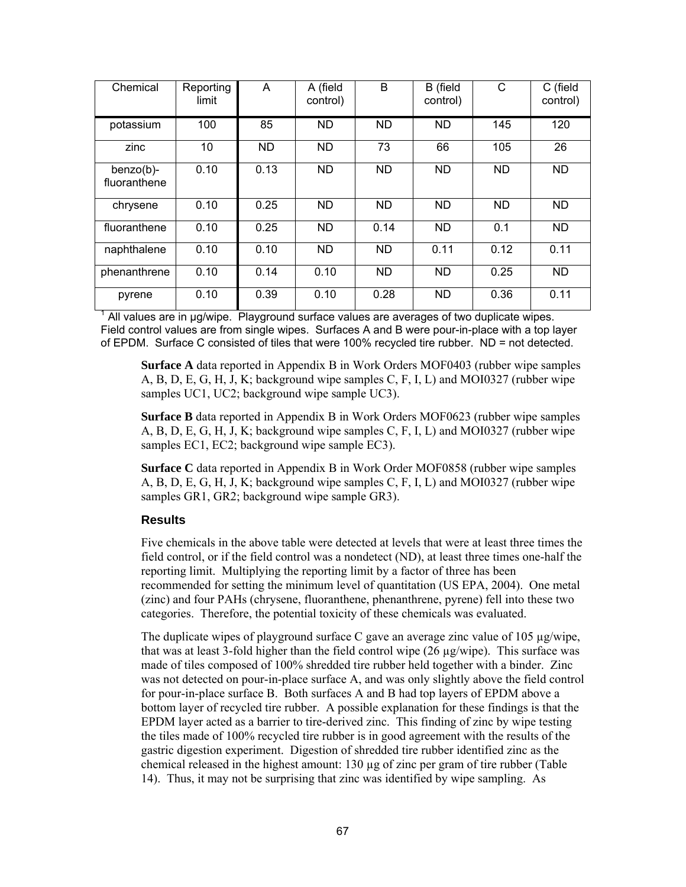| Chemical | Reporting limit | A | A (field control) | B | B (field control) | C | C (field control) |
|---|---|---|---|---|---|---|---|
| potassium | 100 | 85 | ND | ND | ND | 145 | 120 |
| zinc | 10 | ND | ND | 73 | 66 | 105 | 26 |
| benzo(b)-fluoranthene | 0.10 | 0.13 | ND | ND | ND | ND | ND |
| chrysene | 0.10 | 0.25 | ND | ND | ND | ND | ND |
| fluoranthene | 0.10 | 0.25 | ND | 0.14 | ND | 0.1 | ND |
| naphthalene | 0.10 | 0.10 | ND | ND | 0.11 | 0.12 | 0.11 |
| phenanthrene | 0.10 | 0.14 | 0.10 | ND | ND | 0.25 | ND |
| pyrene | 0.10 | 0.39 | 0.10 | 0.28 | ND | 0.36 | 0.11 |

[1] All values are in µg/wipe. Playground surface values are averages of two duplicate wipes. Field control values are from single wipes. Surfaces A and B were pour-in-place with a top layer of EPDM. Surface C consisted of tiles that were 100% recycled tire rubber. ND = not detected.

**Surface A** data reported in Appendix B in Work Orders MOF0403 (rubber wipe samples A, B, D, E, G, H, J, K; background wipe samples C, F, I, L) and MOI0327 (rubber wipe samples UC1, UC2; background wipe sample UC3).

**Surface B** data reported in Appendix B in Work Orders MOF0623 (rubber wipe samples A, B, D, E, G, H, J, K; background wipe samples C, F, I, L) and MOI0327 (rubber wipe samples EC1, EC2; background wipe sample EC3).

**Surface C** data reported in Appendix B in Work Order MOF0858 (rubber wipe samples A, B, D, E, G, H, J, K; background wipe samples C, F, I, L) and MOI0327 (rubber wipe samples GR1, GR2; background wipe sample GR3).

### Results

Five chemicals in the above table were detected at levels that were at least three times the field control, or if the field control was a nondetect (ND), at least three times one-half the reporting limit. Multiplying the reporting limit by a factor of three has been recommended for setting the minimum level of quantitation (US EPA, 2004). One metal (zinc) and four PAHs (chrysene, fluoranthene, phenanthrene, pyrene) fell into these two categories. Therefore, the potential toxicity of these chemicals was evaluated.

The duplicate wipes of playground surface C gave an average zinc value of 105 µg/wipe, that was at least 3-fold higher than the field control wipe (26 µg/wipe). This surface was made of tiles composed of 100% shredded tire rubber held together with a binder. Zinc was not detected on pour-in-place surface A, and was only slightly above the field control for pour-in-place surface B. Both surfaces A and B had top layers of EPDM above a bottom layer of recycled tire rubber. A possible explanation for these findings is that the EPDM layer acted as a barrier to tire-derived zinc. This finding of zinc by wipe testing the tiles made of 100% recycled tire rubber is in good agreement with the results of the gastric digestion experiment. Digestion of shredded tire rubber identified zinc as the chemical released in the highest amount: 130 µg of zinc per gram of tire rubber (Table 14). Thus, it may not be surprising that zinc was identified by wipe sampling. As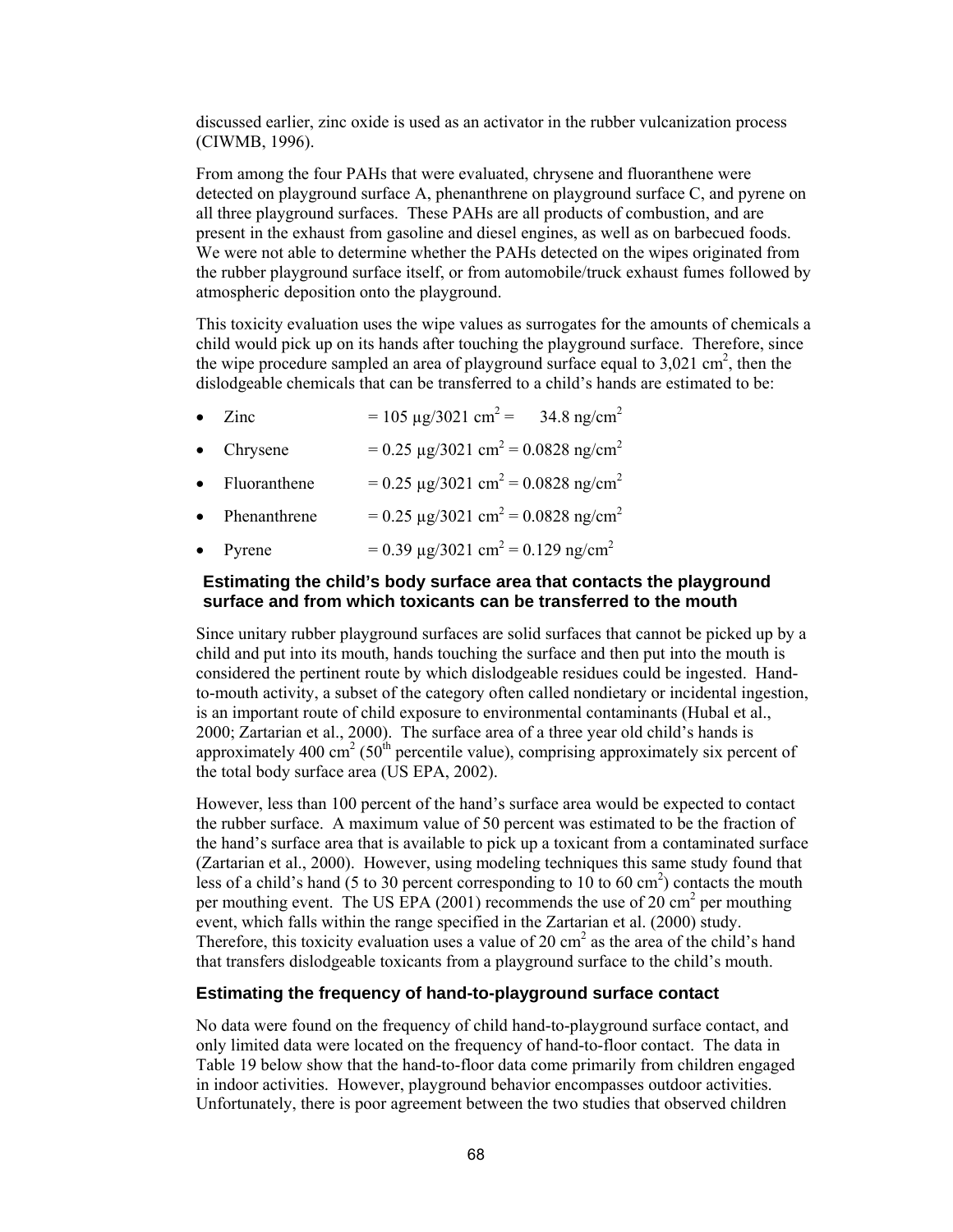discussed earlier, zinc oxide is used as an activator in the rubber vulcanization process (CIWMB, 1996).

From among the four PAHs that were evaluated, chrysene and fluoranthene were detected on playground surface A, phenanthrene on playground surface C, and pyrene on all three playground surfaces. These PAHs are all products of combustion, and are present in the exhaust from gasoline and diesel engines, as well as on barbecued foods. We were not able to determine whether the PAHs detected on the wipes originated from the rubber playground surface itself, or from automobile/truck exhaust fumes followed by atmospheric deposition onto the playground.

This toxicity evaluation uses the wipe values as surrogates for the amounts of chemicals a child would pick up on its hands after touching the playground surface. Therefore, since the wipe procedure sampled an area of playground surface equal to 3,021 $cm^2$, then the dislodgeable chemicals that can be transferred to a child's hands are estimated to be:

- Zinc = 105 μg/3021 $cm^2$ = 34.8 ng/$cm^2$
- Chrysene = 0.25 μg/3021 $cm^2$ = 0.0828 ng/$cm^2$
- Fluoranthene = 0.25 μg/3021 $cm^2$ = 0.0828 ng/$cm^2$
- Phenanthrene = 0.25 μg/3021 $cm^2$ = 0.0828 ng/$cm^2$
- Pyrene = 0.39 μg/3021 $cm^2$ = 0.129 ng/$cm^2$

### Estimating the child's body surface area that contacts the playground surface and from which toxicants can be transferred to the mouth

Since unitary rubber playground surfaces are solid surfaces that cannot be picked up by a child and put into its mouth, hands touching the surface and then put into the mouth is considered the pertinent route by which dislodgeable residues could be ingested. Hand-to-mouth activity, a subset of the category often called nondietary or incidental ingestion, is an important route of child exposure to environmental contaminants (Hubal et al., 2000; Zartarian et al., 2000). The surface area of a three year old child's hands is approximately 400 $cm^2$ (50$^{th}$ percentile value), comprising approximately six percent of the total body surface area (US EPA, 2002).

However, less than 100 percent of the hand's surface area would be expected to contact the rubber surface. A maximum value of 50 percent was estimated to be the fraction of the hand's surface area that is available to pick up a toxicant from a contaminated surface (Zartarian et al., 2000). However, using modeling techniques this same study found that less of a child's hand (5 to 30 percent corresponding to 10 to 60 $cm^2$) contacts the mouth per mouthing event. The US EPA (2001) recommends the use of 20 $cm^2$ per mouthing event, which falls within the range specified in the Zartarian et al. (2000) study. Therefore, this toxicity evaluation uses a value of 20 $cm^2$ as the area of the child's hand that transfers dislodgeable toxicants from a playground surface to the child's mouth.

### Estimating the frequency of hand-to-playground surface contact

No data were found on the frequency of child hand-to-playground surface contact, and only limited data were located on the frequency of hand-to-floor contact. The data in Table 19 below show that the hand-to-floor data come primarily from children engaged in indoor activities. However, playground behavior encompasses outdoor activities. Unfortunately, there is poor agreement between the two studies that observed children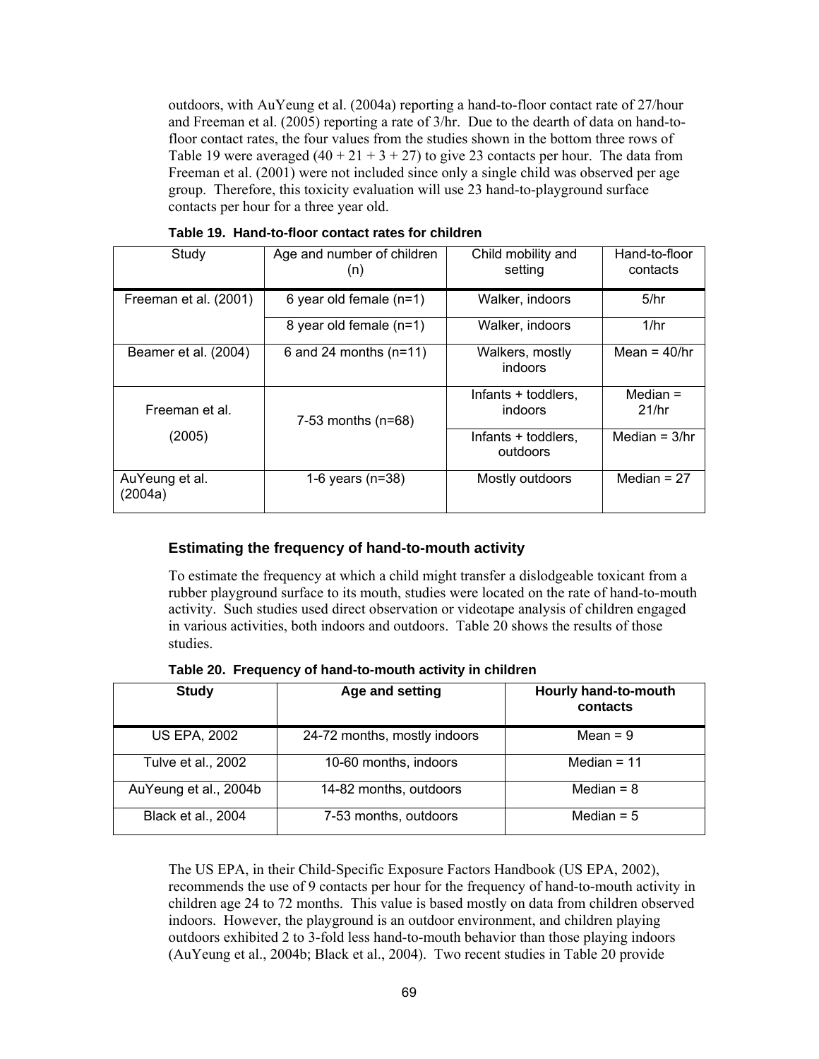outdoors, with AuYeung et al. (2004a) reporting a hand-to-floor contact rate of 27/hour and Freeman et al. (2005) reporting a rate of 3/hr. Due to the dearth of data on hand-to-floor contact rates, the four values from the studies shown in the bottom three rows of Table 19 were averaged (40 + 21 + 3 + 27) to give 23 contacts per hour. The data from Freeman et al. (2001) were not included since only a single child was observed per age group. Therefore, this toxicity evaluation will use 23 hand-to-playground surface contacts per hour for a three year old.

**Table 19. Hand-to-floor contact rates for children**

| Study | Age and number of children (n) | Child mobility and setting | Hand-to-floor contacts |
|---|---|---|---|
| Freeman et al. (2001) | 6 year old female (n=1) | Walker, indoors | 5/hr |
| | 8 year old female (n=1) | Walker, indoors | 1/hr |
| Beamer et al. (2004) | 6 and 24 months (n=11) | Walkers, mostly indoors | Mean = 40/hr |
| Freeman et al. (2005) | 7-53 months (n=68) | Infants + toddlers, indoors | Median = 21/hr |
| | | Infants + toddlers, outdoors | Median = 3/hr |
| AuYeung et al. (2004a) | 1-6 years (n=38) | Mostly outdoors | Median = 27 |

### Estimating the frequency of hand-to-mouth activity

To estimate the frequency at which a child might transfer a dislodgeable toxicant from a rubber playground surface to its mouth, studies were located on the rate of hand-to-mouth activity. Such studies used direct observation or videotape analysis of children engaged in various activities, both indoors and outdoors. Table 20 shows the results of those studies.

**Table 20. Frequency of hand-to-mouth activity in children**

| Study | Age and setting | Hourly hand-to-mouth contacts |
|---|---|---|
| US EPA, 2002 | 24-72 months, mostly indoors | Mean = 9 |
| Tulve et al., 2002 | 10-60 months, indoors | Median = 11 |
| AuYeung et al., 2004b | 14-82 months, outdoors | Median = 8 |
| Black et al., 2004 | 7-53 months, outdoors | Median = 5 |

The US EPA, in their Child-Specific Exposure Factors Handbook (US EPA, 2002), recommends the use of 9 contacts per hour for the frequency of hand-to-mouth activity in children age 24 to 72 months. This value is based mostly on data from children observed indoors. However, the playground is an outdoor environment, and children playing outdoors exhibited 2 to 3-fold less hand-to-mouth behavior than those playing indoors (AuYeung et al., 2004b; Black et al., 2004). Two recent studies in Table 20 provide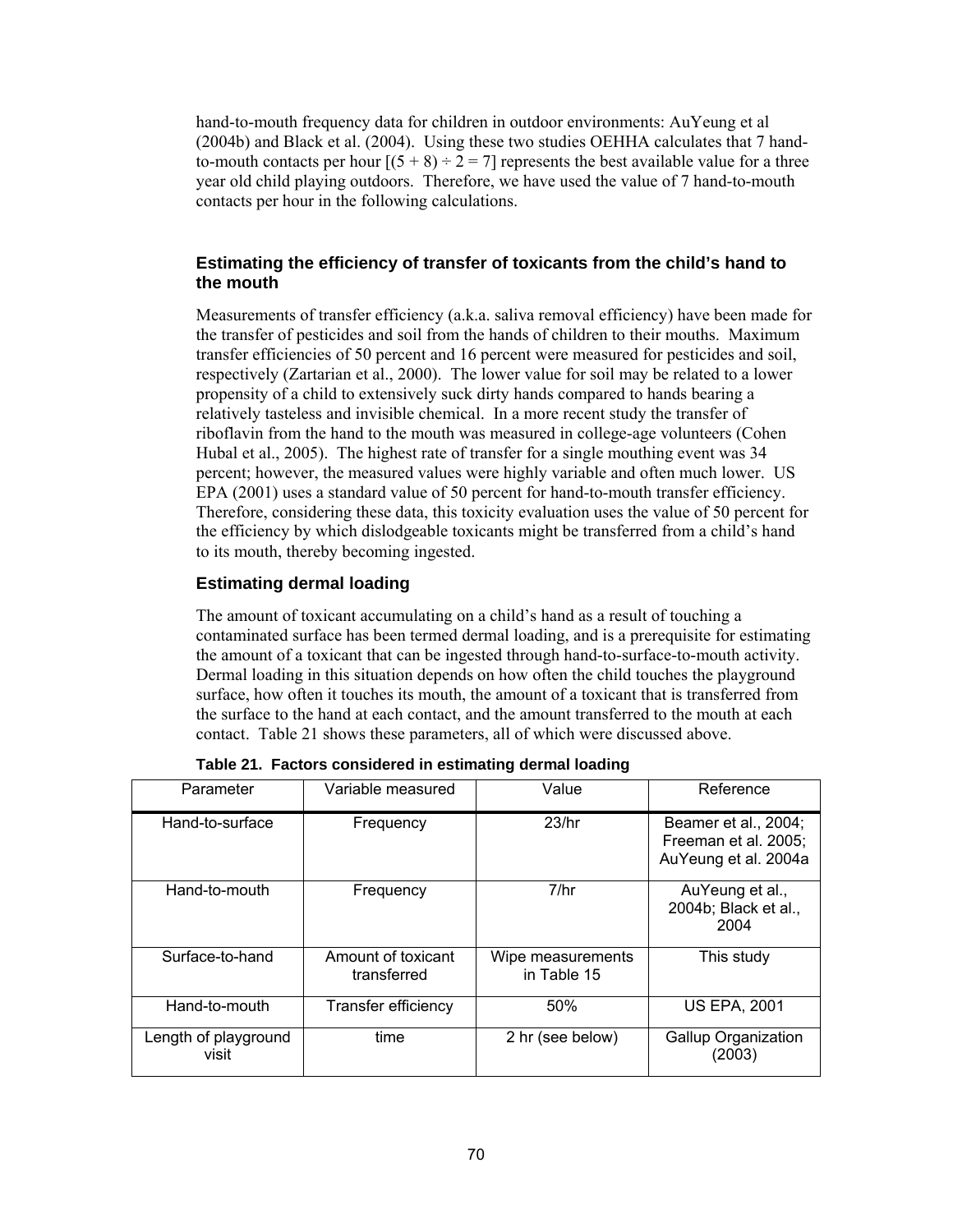hand-to-mouth frequency data for children in outdoor environments: AuYeung et al (2004b) and Black et al. (2004). Using these two studies OEHHA calculates that 7 hand-to-mouth contacts per hour [(5 + 8) ÷ 2 = 7] represents the best available value for a three year old child playing outdoors. Therefore, we have used the value of 7 hand-to-mouth contacts per hour in the following calculations.

### Estimating the efficiency of transfer of toxicants from the child's hand to the mouth

Measurements of transfer efficiency (a.k.a. saliva removal efficiency) have been made for the transfer of pesticides and soil from the hands of children to their mouths. Maximum transfer efficiencies of 50 percent and 16 percent were measured for pesticides and soil, respectively (Zartarian et al., 2000). The lower value for soil may be related to a lower propensity of a child to extensively suck dirty hands compared to hands bearing a relatively tasteless and invisible chemical. In a more recent study the transfer of riboflavin from the hand to the mouth was measured in college-age volunteers (Cohen Hubal et al., 2005). The highest rate of transfer for a single mouthing event was 34 percent; however, the measured values were highly variable and often much lower. US EPA (2001) uses a standard value of 50 percent for hand-to-mouth transfer efficiency. Therefore, considering these data, this toxicity evaluation uses the value of 50 percent for the efficiency by which dislodgeable toxicants might be transferred from a child's hand to its mouth, thereby becoming ingested.

### Estimating dermal loading

The amount of toxicant accumulating on a child's hand as a result of touching a contaminated surface has been termed dermal loading, and is a prerequisite for estimating the amount of a toxicant that can be ingested through hand-to-surface-to-mouth activity. Dermal loading in this situation depends on how often the child touches the playground surface, how often it touches its mouth, the amount of a toxicant that is transferred from the surface to the hand at each contact, and the amount transferred to the mouth at each contact. Table 21 shows these parameters, all of which were discussed above.

**Table 21. Factors considered in estimating dermal loading**

| Parameter | Variable measured | Value | Reference |
|---|---|---|---|
| Hand-to-surface | Frequency | 23/hr | Beamer et al., 2004; Freeman et al. 2005; AuYeung et al. 2004a |
| Hand-to-mouth | Frequency | 7/hr | AuYeung et al., 2004b; Black et al., 2004 |
| Surface-to-hand | Amount of toxicant transferred | Wipe measurements in Table 15 | This study |
| Hand-to-mouth | Transfer efficiency | 50% | US EPA, 2001 |
| Length of playground visit | time | 2 hr (see below) | Gallup Organization (2003) |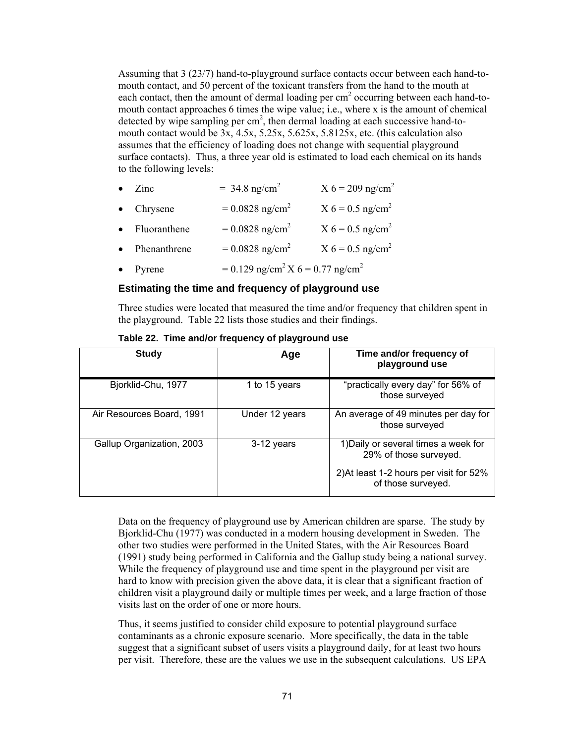Assuming that 3 (23/7) hand-to-playground surface contacts occur between each hand-to-mouth contact, and 50 percent of the toxicant transfers from the hand to the mouth at each contact, then the amount of dermal loading per $cm^2$ occurring between each hand-to-mouth contact approaches 6 times the wipe value; i.e., where x is the amount of chemical detected by wipe sampling per $cm^2$, then dermal loading at each successive hand-to-mouth contact would be 3x, 4.5x, 5.25x, 5.625x, 5.8125x, etc. (this calculation also assumes that the efficiency of loading does not change with sequential playground surface contacts). Thus, a three year old is estimated to load each chemical on its hands to the following levels:

- Zinc = 34.8 ng/$cm^2$ X 6 = 209 ng/$cm^2$
- Chrysene = 0.0828 ng/$cm^2$ X 6 = 0.5 ng/$cm^2$
- Fluoranthene = 0.0828 ng/$cm^2$ X 6 = 0.5 ng/$cm^2$
- Phenanthrene = 0.0828 ng/$cm^2$ X 6 = 0.5 ng/$cm^2$
- Pyrene = 0.129 ng/$cm^2$ X 6 = 0.77 ng/$cm^2$

### Estimating the time and frequency of playground use

Three studies were located that measured the time and/or frequency that children spent in the playground. Table 22 lists those studies and their findings.

**Table 22. Time and/or frequency of playground use**

| Study | Age | Time and/or frequency of playground use |
|---|---|---|
| Bjorklid-Chu, 1977 | 1 to 15 years | "practically every day" for 56% of those surveyed |
| Air Resources Board, 1991 | Under 12 years | An average of 49 minutes per day for those surveyed |
| Gallup Organization, 2003 | 3-12 years | 1)Daily or several times a week for 29% of those surveyed.<br>2)At least 1-2 hours per visit for 52% of those surveyed. |

Data on the frequency of playground use by American children are sparse. The study by Bjorklid-Chu (1977) was conducted in a modern housing development in Sweden. The other two studies were performed in the United States, with the Air Resources Board (1991) study being performed in California and the Gallup study being a national survey. While the frequency of playground use and time spent in the playground per visit are hard to know with precision given the above data, it is clear that a significant fraction of children visit a playground daily or multiple times per week, and a large fraction of those visits last on the order of one or more hours.

Thus, it seems justified to consider child exposure to potential playground surface contaminants as a chronic exposure scenario. More specifically, the data in the table suggest that a significant subset of users visits a playground daily, for at least two hours per visit. Therefore, these are the values we use in the subsequent calculations. US EPA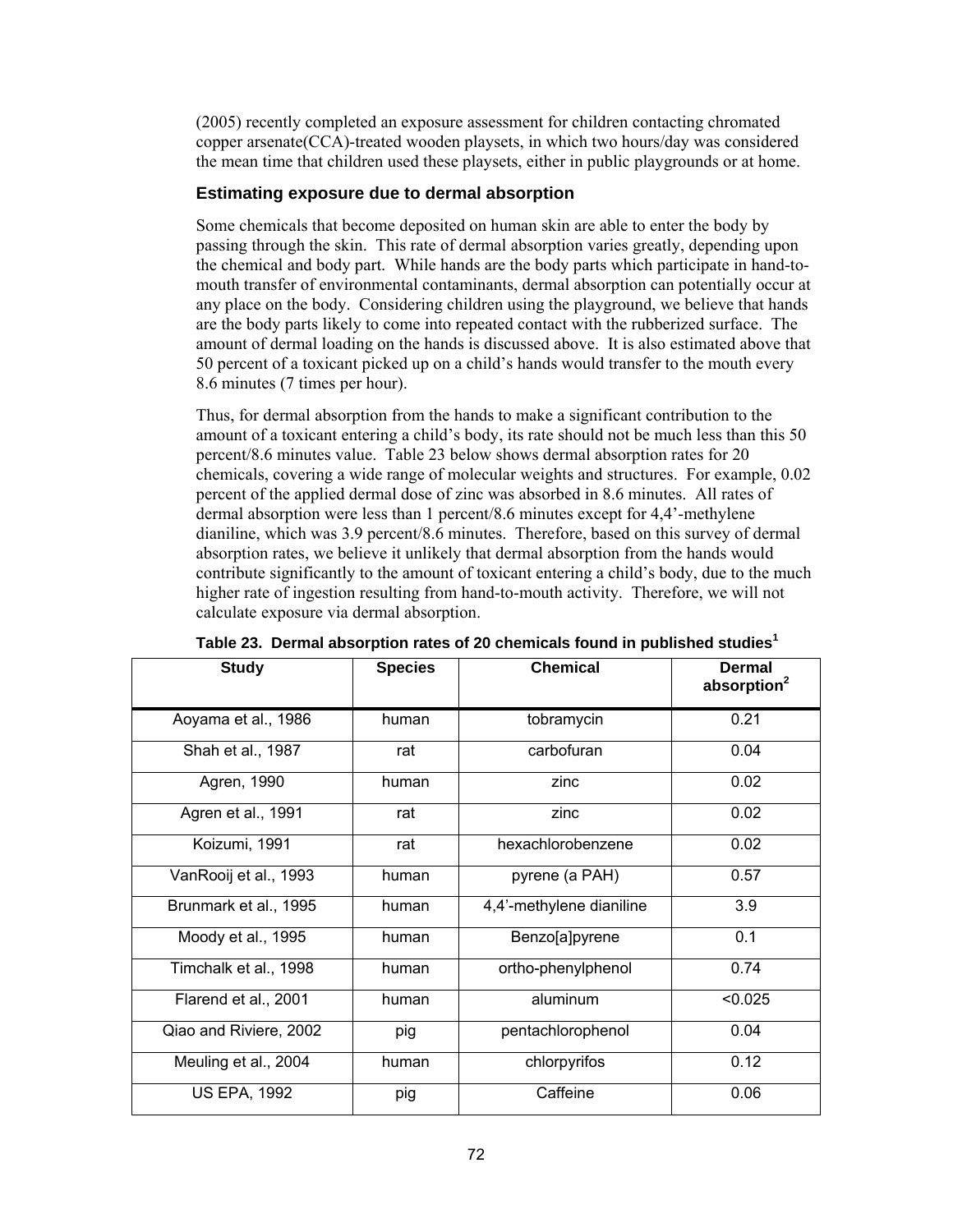(2005) recently completed an exposure assessment for children contacting chromated copper arsenate(CCA)-treated wooden playsets, in which two hours/day was considered the mean time that children used these playsets, either in public playgrounds or at home.

### Estimating exposure due to dermal absorption

Some chemicals that become deposited on human skin are able to enter the body by passing through the skin. This rate of dermal absorption varies greatly, depending upon the chemical and body part. While hands are the body parts which participate in hand-to-mouth transfer of environmental contaminants, dermal absorption can potentially occur at any place on the body. Considering children using the playground, we believe that hands are the body parts likely to come into repeated contact with the rubberized surface. The amount of dermal loading on the hands is discussed above. It is also estimated above that 50 percent of a toxicant picked up on a child's hands would transfer to the mouth every 8.6 minutes (7 times per hour).

Thus, for dermal absorption from the hands to make a significant contribution to the amount of a toxicant entering a child's body, its rate should not be much less than this 50 percent/8.6 minutes value. Table 23 below shows dermal absorption rates for 20 chemicals, covering a wide range of molecular weights and structures. For example, 0.02 percent of the applied dermal dose of zinc was absorbed in 8.6 minutes. All rates of dermal absorption were less than 1 percent/8.6 minutes except for 4,4'-methylene dianiline, which was 3.9 percent/8.6 minutes. Therefore, based on this survey of dermal absorption rates, we believe it unlikely that dermal absorption from the hands would contribute significantly to the amount of toxicant entering a child's body, due to the much higher rate of ingestion resulting from hand-to-mouth activity. Therefore, we will not calculate exposure via dermal absorption.

**Table 23. Dermal absorption rates of 20 chemicals found in published studies[1]**

| Study | Species | Chemical | Dermal absorption[2] |
|---|---|---|---|
| Aoyama et al., 1986 | human | tobramycin | 0.21 |
| Shah et al., 1987 | rat | carbofuran | 0.04 |
| Agren, 1990 | human | zinc | 0.02 |
| Agren et al., 1991 | rat | zinc | 0.02 |
| Koizumi, 1991 | rat | hexachlorobenzene | 0.02 |
| VanRooij et al., 1993 | human | pyrene (a PAH) | 0.57 |
| Brunmark et al., 1995 | human | 4,4'-methylene dianiline | 3.9 |
| Moody et al., 1995 | human | Benzo[a]pyrene | 0.1 |
| Timchalk et al., 1998 | human | ortho-phenylphenol | 0.74 |
| Flarend et al., 2001 | human | aluminum | <0.025 |
| Qiao and Riviere, 2002 | pig | pentachlorophenol | 0.04 |
| Meuling et al., 2004 | human | chlorpyrifos | 0.12 |
| US EPA, 1992 | pig | Caffeine | 0.06 |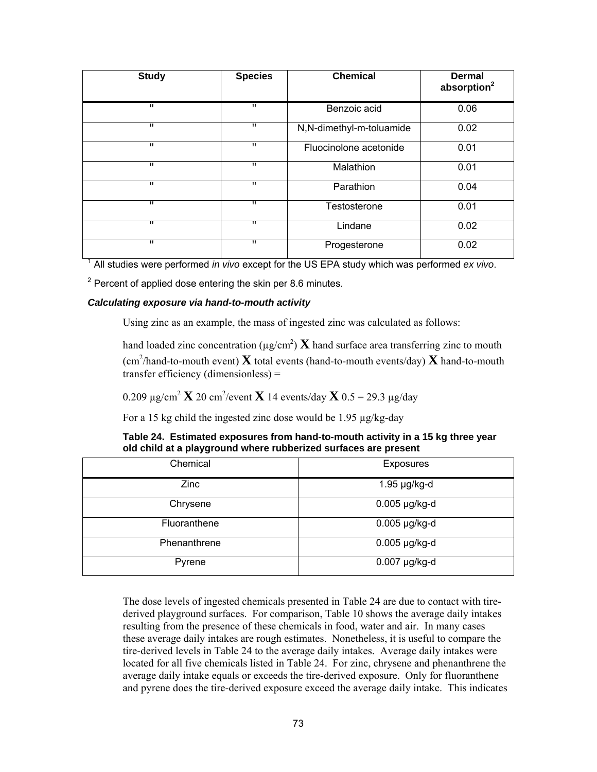| Study | Species | Chemical | Dermal absorption[2] |
|---|---|---|---|
| " | " | Benzoic acid | 0.06 |
| " | " | N,N-dimethyl-m-toluamide | 0.02 |
| " | " | Fluocinolone acetonide | 0.01 |
| " | " | Malathion | 0.01 |
| " | " | Parathion | 0.04 |
| " | " | Testosterone | 0.01 |
| " | " | Lindane | 0.02 |
| " | " | Progesterone | 0.02 |

[1] All studies were performed *in vivo* except for the US EPA study which was performed *ex vivo*.

[2] Percent of applied dose entering the skin per 8.6 minutes.

***Calculating exposure via hand-to-mouth activity***

Using zinc as an example, the mass of ingested zinc was calculated as follows:

hand loaded zinc concentration ($\mu g/cm^2$) **X** hand surface area transferring zinc to mouth ($cm^2$/hand-to-mouth event) **X** total events (hand-to-mouth events/day) **X** hand-to-mouth transfer efficiency (dimensionless) =

0.209 $\mu g/cm^2$ **X** 20 $cm^2$/event **X** 14 events/day **X** 0.5 = 29.3 µg/day

For a 15 kg child the ingested zinc dose would be 1.95 µg/kg-day

**Table 24. Estimated exposures from hand-to-mouth activity in a 15 kg three year old child at a playground where rubberized surfaces are present**

| Chemical | Exposures |
|---|---|
| Zinc | 1.95 µg/kg-d |
| Chrysene | 0.005 µg/kg-d |
| Fluoranthene | 0.005 µg/kg-d |
| Phenanthrene | 0.005 µg/kg-d |
| Pyrene | 0.007 µg/kg-d |

The dose levels of ingested chemicals presented in Table 24 are due to contact with tire-derived playground surfaces. For comparison, Table 10 shows the average daily intakes resulting from the presence of these chemicals in food, water and air. In many cases these average daily intakes are rough estimates. Nonetheless, it is useful to compare the tire-derived levels in Table 24 to the average daily intakes. Average daily intakes were located for all five chemicals listed in Table 24. For zinc, chrysene and phenanthrene the average daily intake equals or exceeds the tire-derived exposure. Only for fluoranthene and pyrene does the tire-derived exposure exceed the average daily intake. This indicates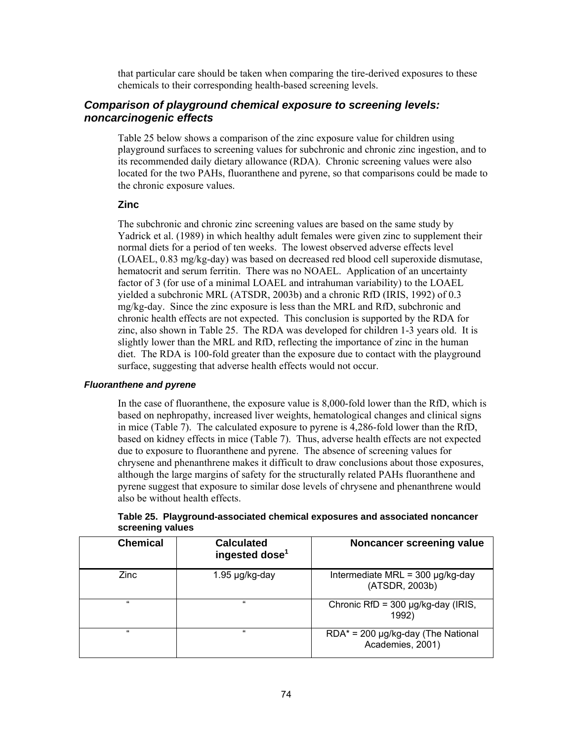that particular care should be taken when comparing the tire-derived exposures to these chemicals to their corresponding health-based screening levels.

## *Comparison of playground chemical exposure to screening levels: noncarcinogenic effects*

Table 25 below shows a comparison of the zinc exposure value for children using playground surfaces to screening values for subchronic and chronic zinc ingestion, and to its recommended daily dietary allowance (RDA). Chronic screening values were also located for the two PAHs, fluoranthene and pyrene, so that comparisons could be made to the chronic exposure values.

### Zinc

The subchronic and chronic zinc screening values are based on the same study by Yadrick et al. (1989) in which healthy adult females were given zinc to supplement their normal diets for a period of ten weeks. The lowest observed adverse effects level (LOAEL, 0.83 mg/kg-day) was based on decreased red blood cell superoxide dismutase, hematocrit and serum ferritin. There was no NOAEL. Application of an uncertainty factor of 3 (for use of a minimal LOAEL and intrahuman variability) to the LOAEL yielded a subchronic MRL (ATSDR, 2003b) and a chronic RfD (IRIS, 1992) of 0.3 mg/kg-day. Since the zinc exposure is less than the MRL and RfD, subchronic and chronic health effects are not expected. This conclusion is supported by the RDA for zinc, also shown in Table 25. The RDA was developed for children 1-3 years old. It is slightly lower than the MRL and RfD, reflecting the importance of zinc in the human diet. The RDA is 100-fold greater than the exposure due to contact with the playground surface, suggesting that adverse health effects would not occur.

#### *Fluoranthene and pyrene*

In the case of fluoranthene, the exposure value is 8,000-fold lower than the RfD, which is based on nephropathy, increased liver weights, hematological changes and clinical signs in mice (Table 7). The calculated exposure to pyrene is 4,286-fold lower than the RfD, based on kidney effects in mice (Table 7). Thus, adverse health effects are not expected due to exposure to fluoranthene and pyrene. The absence of screening values for chrysene and phenanthrene makes it difficult to draw conclusions about those exposures, although the large margins of safety for the structurally related PAHs fluoranthene and pyrene suggest that exposure to similar dose levels of chrysene and phenanthrene would also be without health effects.

**Table 25. Playground-associated chemical exposures and associated noncancer screening values**

| Chemical | Calculated ingested dose[1] | Noncancer screening value |
|---|---|---|
| Zinc | 1.95 µg/kg-day | Intermediate MRL = 300 µg/kg-day (ATSDR, 2003b) |
| " | " | Chronic RfD = 300 µg/kg-day (IRIS, 1992) |
| " | " | RDA* = 200 µg/kg-day (The National Academies, 2001) |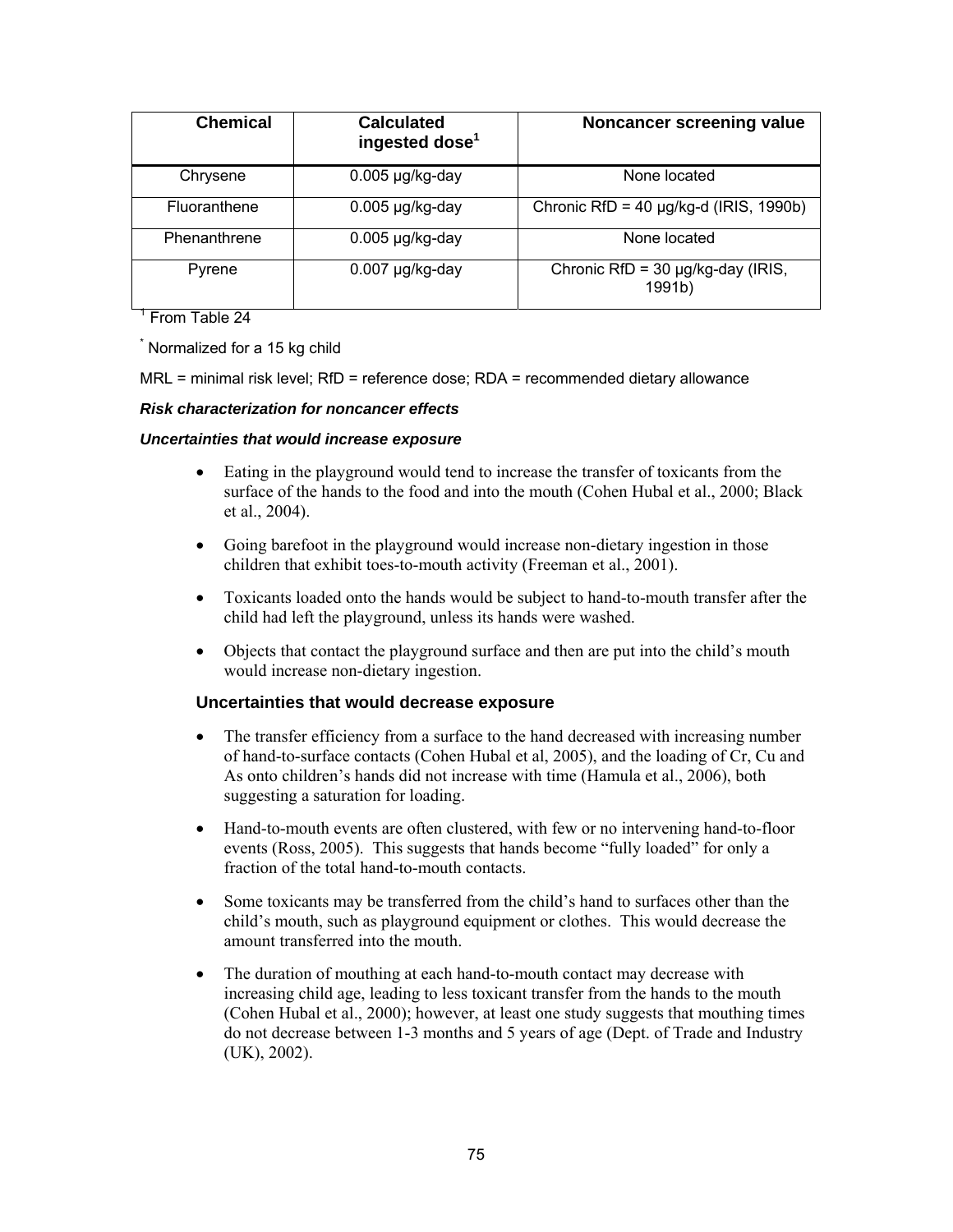| Chemical | Calculated ingested dose[1] | Noncancer screening value |
|---|---|---|
| Chrysene | 0.005 µg/kg-day | None located |
| Fluoranthene | 0.005 µg/kg-day | Chronic RfD = 40 µg/kg-d (IRIS, 1990b) |
| Phenanthrene | 0.005 µg/kg-day | None located |
| Pyrene | 0.007 µg/kg-day | Chronic RfD = 30 µg/kg-day (IRIS, 1991b) |

[1] From Table 24

[*] Normalized for a 15 kg child

MRL = minimal risk level; RfD = reference dose; RDA = recommended dietary allowance

***Risk characterization for noncancer effects***

***Uncertainties that would increase exposure***

- Eating in the playground would tend to increase the transfer of toxicants from the surface of the hands to the food and into the mouth (Cohen Hubal et al., 2000; Black et al., 2004).
- Going barefoot in the playground would increase non-dietary ingestion in those children that exhibit toes-to-mouth activity (Freeman et al., 2001).
- Toxicants loaded onto the hands would be subject to hand-to-mouth transfer after the child had left the playground, unless its hands were washed.
- Objects that contact the playground surface and then are put into the child's mouth would increase non-dietary ingestion.

### Uncertainties that would decrease exposure

- The transfer efficiency from a surface to the hand decreased with increasing number of hand-to-surface contacts (Cohen Hubal et al, 2005), and the loading of Cr, Cu and As onto children's hands did not increase with time (Hamula et al., 2006), both suggesting a saturation for loading.
- Hand-to-mouth events are often clustered, with few or no intervening hand-to-floor events (Ross, 2005). This suggests that hands become "fully loaded" for only a fraction of the total hand-to-mouth contacts.
- Some toxicants may be transferred from the child's hand to surfaces other than the child's mouth, such as playground equipment or clothes. This would decrease the amount transferred into the mouth.
- The duration of mouthing at each hand-to-mouth contact may decrease with increasing child age, leading to less toxicant transfer from the hands to the mouth (Cohen Hubal et al., 2000); however, at least one study suggests that mouthing times do not decrease between 1-3 months and 5 years of age (Dept. of Trade and Industry (UK), 2002).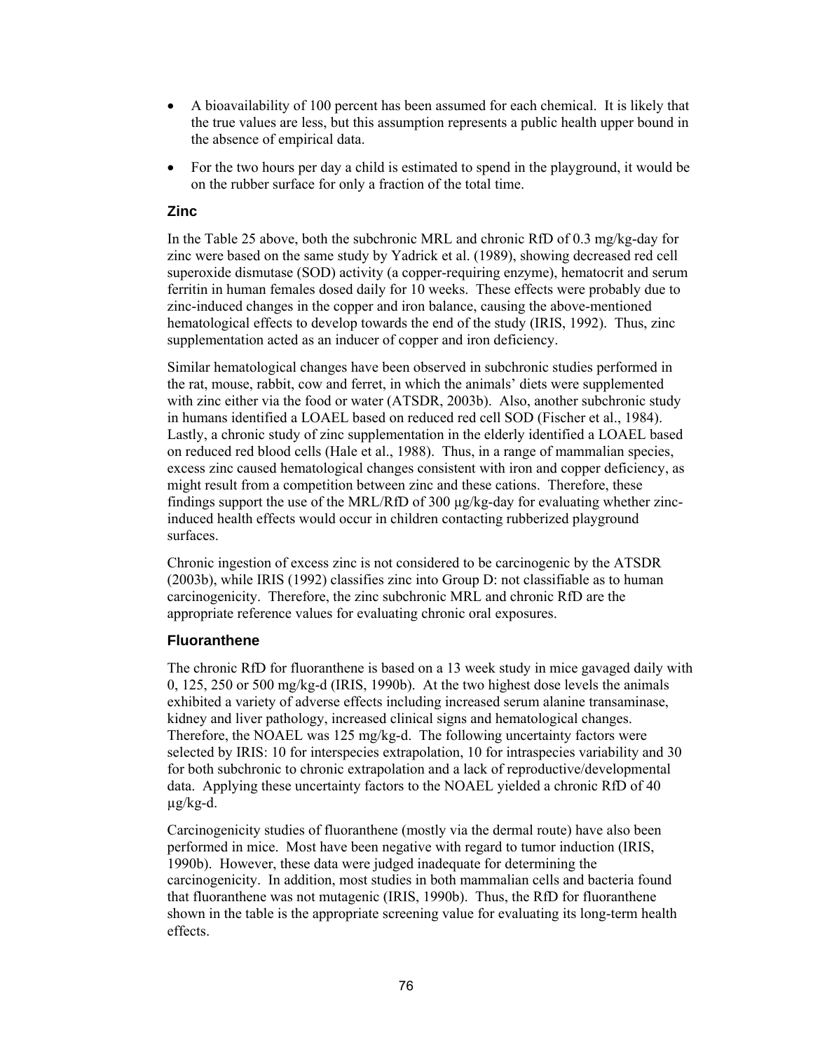- A bioavailability of 100 percent has been assumed for each chemical. It is likely that the true values are less, but this assumption represents a public health upper bound in the absence of empirical data.
- For the two hours per day a child is estimated to spend in the playground, it would be on the rubber surface for only a fraction of the total time.

### Zinc

In the Table 25 above, both the subchronic MRL and chronic RfD of 0.3 mg/kg-day for zinc were based on the same study by Yadrick et al. (1989), showing decreased red cell superoxide dismutase (SOD) activity (a copper-requiring enzyme), hematocrit and serum ferritin in human females dosed daily for 10 weeks. These effects were probably due to zinc-induced changes in the copper and iron balance, causing the above-mentioned hematological effects to develop towards the end of the study (IRIS, 1992). Thus, zinc supplementation acted as an inducer of copper and iron deficiency.

Similar hematological changes have been observed in subchronic studies performed in the rat, mouse, rabbit, cow and ferret, in which the animals' diets were supplemented with zinc either via the food or water (ATSDR, 2003b). Also, another subchronic study in humans identified a LOAEL based on reduced red cell SOD (Fischer et al., 1984). Lastly, a chronic study of zinc supplementation in the elderly identified a LOAEL based on reduced red blood cells (Hale et al., 1988). Thus, in a range of mammalian species, excess zinc caused hematological changes consistent with iron and copper deficiency, as might result from a competition between zinc and these cations. Therefore, these findings support the use of the MRL/RfD of 300 µg/kg-day for evaluating whether zinc-induced health effects would occur in children contacting rubberized playground surfaces.

Chronic ingestion of excess zinc is not considered to be carcinogenic by the ATSDR (2003b), while IRIS (1992) classifies zinc into Group D: not classifiable as to human carcinogenicity. Therefore, the zinc subchronic MRL and chronic RfD are the appropriate reference values for evaluating chronic oral exposures.

### Fluoranthene

The chronic RfD for fluoranthene is based on a 13 week study in mice gavaged daily with 0, 125, 250 or 500 mg/kg-d (IRIS, 1990b). At the two highest dose levels the animals exhibited a variety of adverse effects including increased serum alanine transaminase, kidney and liver pathology, increased clinical signs and hematological changes. Therefore, the NOAEL was 125 mg/kg-d. The following uncertainty factors were selected by IRIS: 10 for interspecies extrapolation, 10 for intraspecies variability and 30 for both subchronic to chronic extrapolation and a lack of reproductive/developmental data. Applying these uncertainty factors to the NOAEL yielded a chronic RfD of 40 µg/kg-d.

Carcinogenicity studies of fluoranthene (mostly via the dermal route) have also been performed in mice. Most have been negative with regard to tumor induction (IRIS, 1990b). However, these data were judged inadequate for determining the carcinogenicity. In addition, most studies in both mammalian cells and bacteria found that fluoranthene was not mutagenic (IRIS, 1990b). Thus, the RfD for fluoranthene shown in the table is the appropriate screening value for evaluating its long-term health effects.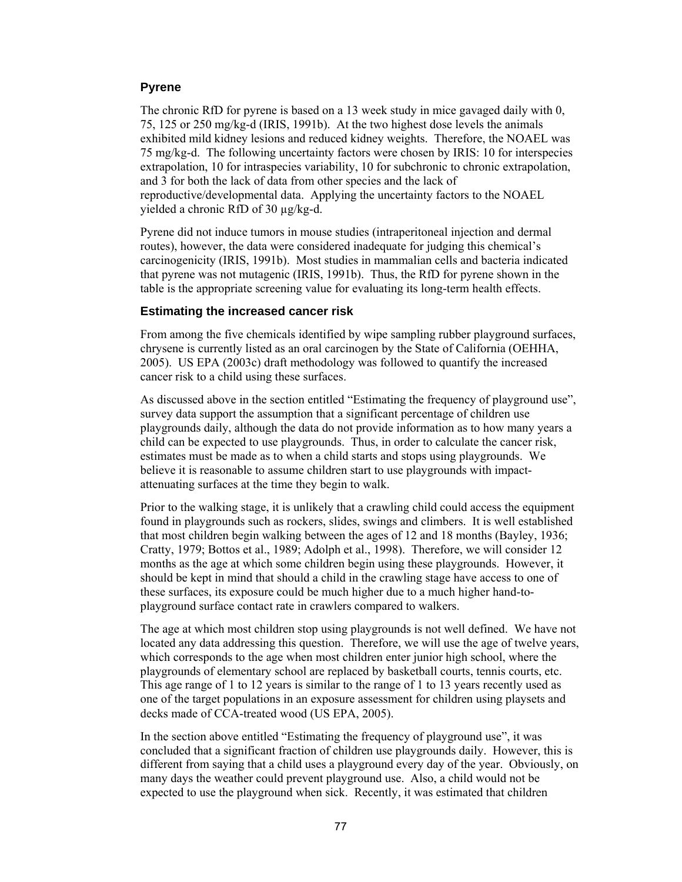### Pyrene

The chronic RfD for pyrene is based on a 13 week study in mice gavaged daily with 0, 75, 125 or 250 mg/kg-d (IRIS, 1991b). At the two highest dose levels the animals exhibited mild kidney lesions and reduced kidney weights. Therefore, the NOAEL was 75 mg/kg-d. The following uncertainty factors were chosen by IRIS: 10 for interspecies extrapolation, 10 for intraspecies variability, 10 for subchronic to chronic extrapolation, and 3 for both the lack of data from other species and the lack of reproductive/developmental data. Applying the uncertainty factors to the NOAEL yielded a chronic RfD of 30 µg/kg-d.

Pyrene did not induce tumors in mouse studies (intraperitoneal injection and dermal routes), however, the data were considered inadequate for judging this chemical's carcinogenicity (IRIS, 1991b). Most studies in mammalian cells and bacteria indicated that pyrene was not mutagenic (IRIS, 1991b). Thus, the RfD for pyrene shown in the table is the appropriate screening value for evaluating its long-term health effects.

### Estimating the increased cancer risk

From among the five chemicals identified by wipe sampling rubber playground surfaces, chrysene is currently listed as an oral carcinogen by the State of California (OEHHA, 2005). US EPA (2003c) draft methodology was followed to quantify the increased cancer risk to a child using these surfaces.

As discussed above in the section entitled "Estimating the frequency of playground use", survey data support the assumption that a significant percentage of children use playgrounds daily, although the data do not provide information as to how many years a child can be expected to use playgrounds. Thus, in order to calculate the cancer risk, estimates must be made as to when a child starts and stops using playgrounds. We believe it is reasonable to assume children start to use playgrounds with impact-attenuating surfaces at the time they begin to walk.

Prior to the walking stage, it is unlikely that a crawling child could access the equipment found in playgrounds such as rockers, slides, swings and climbers. It is well established that most children begin walking between the ages of 12 and 18 months (Bayley, 1936; Cratty, 1979; Bottos et al., 1989; Adolph et al., 1998). Therefore, we will consider 12 months as the age at which some children begin using these playgrounds. However, it should be kept in mind that should a child in the crawling stage have access to one of these surfaces, its exposure could be much higher due to a much higher hand-to-playground surface contact rate in crawlers compared to walkers.

The age at which most children stop using playgrounds is not well defined. We have not located any data addressing this question. Therefore, we will use the age of twelve years, which corresponds to the age when most children enter junior high school, where the playgrounds of elementary school are replaced by basketball courts, tennis courts, etc. This age range of 1 to 12 years is similar to the range of 1 to 13 years recently used as one of the target populations in an exposure assessment for children using playsets and decks made of CCA-treated wood (US EPA, 2005).

In the section above entitled "Estimating the frequency of playground use", it was concluded that a significant fraction of children use playgrounds daily. However, this is different from saying that a child uses a playground every day of the year. Obviously, on many days the weather could prevent playground use. Also, a child would not be expected to use the playground when sick. Recently, it was estimated that children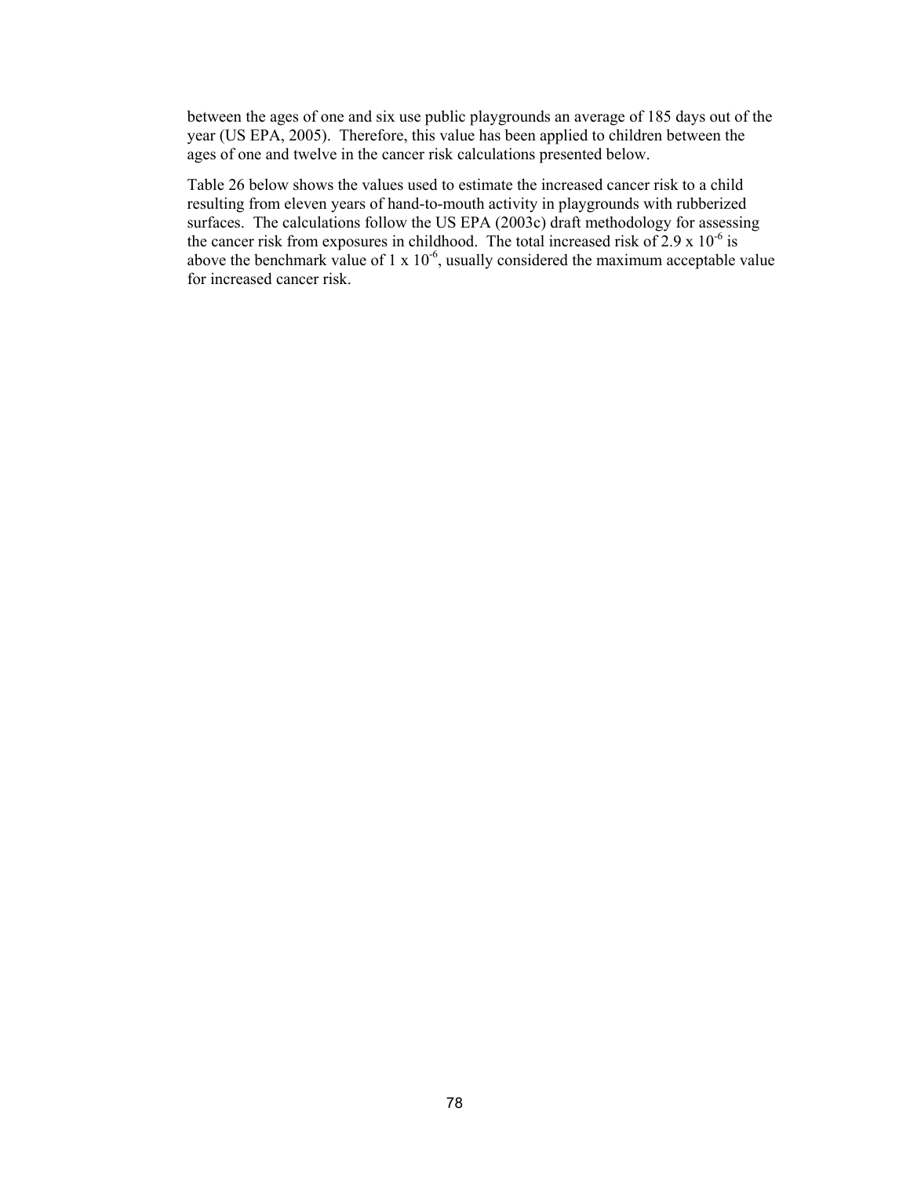between the ages of one and six use public playgrounds an average of 185 days out of the year (US EPA, 2005). Therefore, this value has been applied to children between the ages of one and twelve in the cancer risk calculations presented below.

Table 26 below shows the values used to estimate the increased cancer risk to a child resulting from eleven years of hand-to-mouth activity in playgrounds with rubberized surfaces. The calculations follow the US EPA (2003c) draft methodology for assessing the cancer risk from exposures in childhood. The total increased risk of $2.9 \times 10^{-6}$ is above the benchmark value of $1 \times 10^{-6}$, usually considered the maximum acceptable value for increased cancer risk.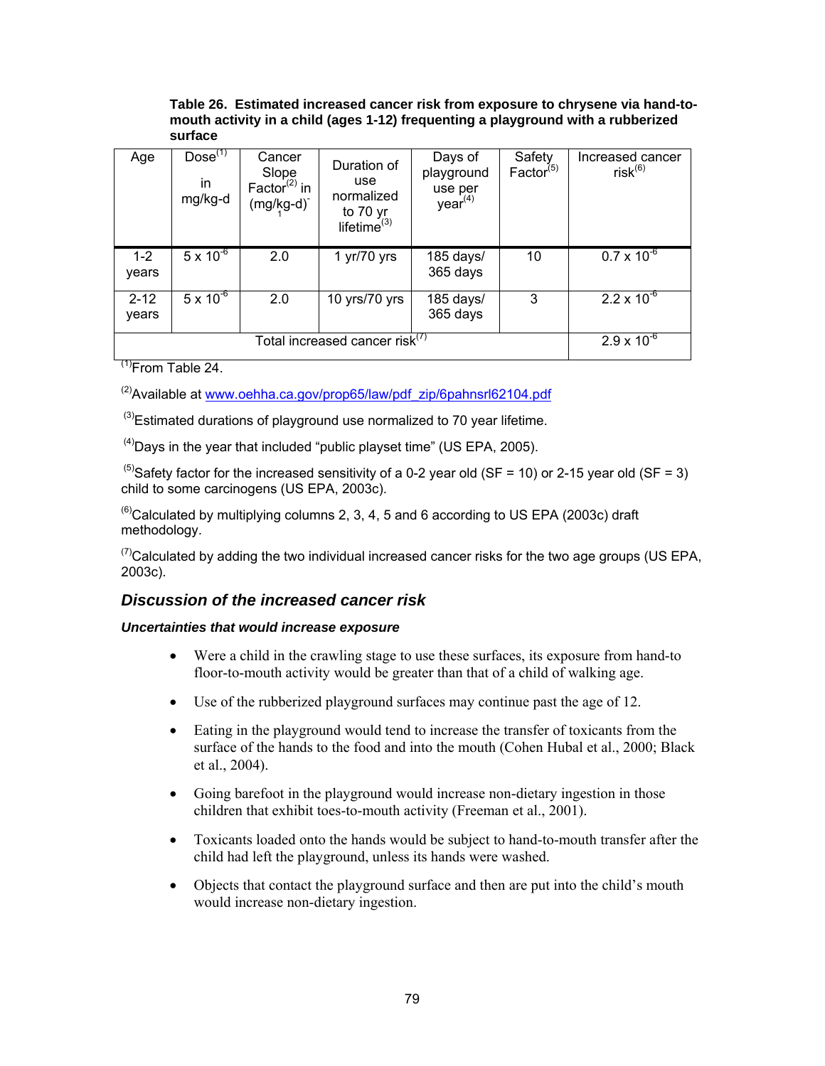**Table 26. Estimated increased cancer risk from exposure to chrysene via hand-to-mouth activity in a child (ages 1-12) frequenting a playground with a rubberized surface**

| Age | Dose[(1)] in mg/kg-d | Cancer Slope Factor[(2)] in $(mg/kg\text{-}d)^{-1}$ | Duration of use normalized to 70 yr lifetime[(3)] | Days of playground use per year[(4)] | Safety Factor[(5)] | Increased cancer risk[(6)] |
|---|---|---|---|---|---|---|
| 1-2 years | $5 \times 10^{-6}$ | 2.0 | 1 yr/70 yrs | 185 days/ 365 days | 10 | $0.7 \times 10^{-6}$ |
| 2-12 years | $5 \times 10^{-6}$ | 2.0 | 10 yrs/70 yrs | 185 days/ 365 days | 3 | $2.2 \times 10^{-6}$ |
| Total increased cancer risk[(7)] | | | | | | $2.9 \times 10^{-6}$ |

[(1)]From Table 24.

[(2)]Available at www.oehha.ca.gov/prop65/law/pdf_zip/6pahnsrl62104.pdf

[(3)]Estimated durations of playground use normalized to 70 year lifetime.

[(4)]Days in the year that included "public playset time" (US EPA, 2005).

[(5)]Safety factor for the increased sensitivity of a 0-2 year old (SF = 10) or 2-15 year old (SF = 3) child to some carcinogens (US EPA, 2003c).

[(6)]Calculated by multiplying columns 2, 3, 4, 5 and 6 according to US EPA (2003c) draft methodology.

[(7)]Calculated by adding the two individual increased cancer risks for the two age groups (US EPA, 2003c).

## *Discussion of the increased cancer risk*

***Uncertainties that would increase exposure***

- Were a child in the crawling stage to use these surfaces, its exposure from hand-to floor-to-mouth activity would be greater than that of a child of walking age.
- Use of the rubberized playground surfaces may continue past the age of 12.
- Eating in the playground would tend to increase the transfer of toxicants from the surface of the hands to the food and into the mouth (Cohen Hubal et al., 2000; Black et al., 2004).
- Going barefoot in the playground would increase non-dietary ingestion in those children that exhibit toes-to-mouth activity (Freeman et al., 2001).
- Toxicants loaded onto the hands would be subject to hand-to-mouth transfer after the child had left the playground, unless its hands were washed.
- Objects that contact the playground surface and then are put into the child's mouth would increase non-dietary ingestion.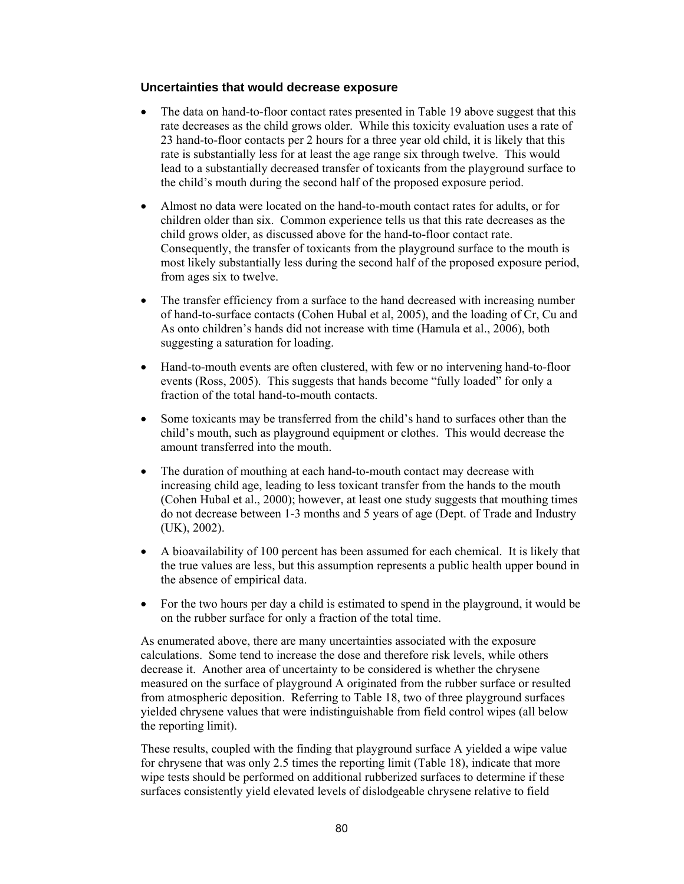### Uncertainties that would decrease exposure

- The data on hand-to-floor contact rates presented in Table 19 above suggest that this rate decreases as the child grows older. While this toxicity evaluation uses a rate of 23 hand-to-floor contacts per 2 hours for a three year old child, it is likely that this rate is substantially less for at least the age range six through twelve. This would lead to a substantially decreased transfer of toxicants from the playground surface to the child's mouth during the second half of the proposed exposure period.
- Almost no data were located on the hand-to-mouth contact rates for adults, or for children older than six. Common experience tells us that this rate decreases as the child grows older, as discussed above for the hand-to-floor contact rate. Consequently, the transfer of toxicants from the playground surface to the mouth is most likely substantially less during the second half of the proposed exposure period, from ages six to twelve.
- The transfer efficiency from a surface to the hand decreased with increasing number of hand-to-surface contacts (Cohen Hubal et al, 2005), and the loading of Cr, Cu and As onto children's hands did not increase with time (Hamula et al., 2006), both suggesting a saturation for loading.
- Hand-to-mouth events are often clustered, with few or no intervening hand-to-floor events (Ross, 2005). This suggests that hands become "fully loaded" for only a fraction of the total hand-to-mouth contacts.
- Some toxicants may be transferred from the child's hand to surfaces other than the child's mouth, such as playground equipment or clothes. This would decrease the amount transferred into the mouth.
- The duration of mouthing at each hand-to-mouth contact may decrease with increasing child age, leading to less toxicant transfer from the hands to the mouth (Cohen Hubal et al., 2000); however, at least one study suggests that mouthing times do not decrease between 1-3 months and 5 years of age (Dept. of Trade and Industry (UK), 2002).
- A bioavailability of 100 percent has been assumed for each chemical. It is likely that the true values are less, but this assumption represents a public health upper bound in the absence of empirical data.
- For the two hours per day a child is estimated to spend in the playground, it would be on the rubber surface for only a fraction of the total time.

As enumerated above, there are many uncertainties associated with the exposure calculations. Some tend to increase the dose and therefore risk levels, while others decrease it. Another area of uncertainty to be considered is whether the chrysene measured on the surface of playground A originated from the rubber surface or resulted from atmospheric deposition. Referring to Table 18, two of three playground surfaces yielded chrysene values that were indistinguishable from field control wipes (all below the reporting limit).

These results, coupled with the finding that playground surface A yielded a wipe value for chrysene that was only 2.5 times the reporting limit (Table 18), indicate that more wipe tests should be performed on additional rubberized surfaces to determine if these surfaces consistently yield elevated levels of dislodgeable chrysene relative to field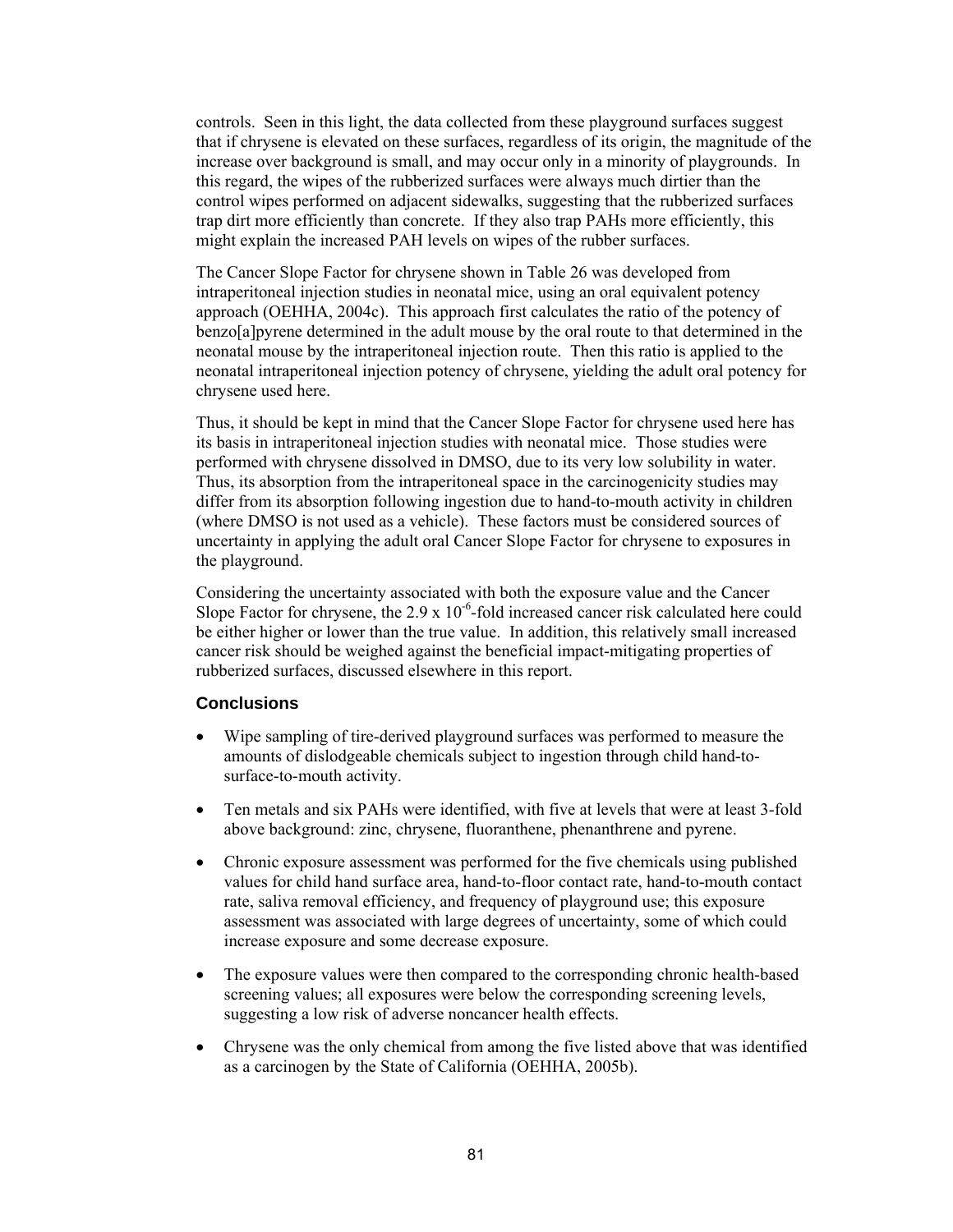controls. Seen in this light, the data collected from these playground surfaces suggest that if chrysene is elevated on these surfaces, regardless of its origin, the magnitude of the increase over background is small, and may occur only in a minority of playgrounds. In this regard, the wipes of the rubberized surfaces were always much dirtier than the control wipes performed on adjacent sidewalks, suggesting that the rubberized surfaces trap dirt more efficiently than concrete. If they also trap PAHs more efficiently, this might explain the increased PAH levels on wipes of the rubber surfaces.

The Cancer Slope Factor for chrysene shown in Table 26 was developed from intraperitoneal injection studies in neonatal mice, using an oral equivalent potency approach (OEHHA, 2004c). This approach first calculates the ratio of the potency of benzo[a]pyrene determined in the adult mouse by the oral route to that determined in the neonatal mouse by the intraperitoneal injection route. Then this ratio is applied to the neonatal intraperitoneal injection potency of chrysene, yielding the adult oral potency for chrysene used here.

Thus, it should be kept in mind that the Cancer Slope Factor for chrysene used here has its basis in intraperitoneal injection studies with neonatal mice. Those studies were performed with chrysene dissolved in DMSO, due to its very low solubility in water. Thus, its absorption from the intraperitoneal space in the carcinogenicity studies may differ from its absorption following ingestion due to hand-to-mouth activity in children (where DMSO is not used as a vehicle). These factors must be considered sources of uncertainty in applying the adult oral Cancer Slope Factor for chrysene to exposures in the playground.

Considering the uncertainty associated with both the exposure value and the Cancer Slope Factor for chrysene, the $2.9 \times 10^{-6}$-fold increased cancer risk calculated here could be either higher or lower than the true value. In addition, this relatively small increased cancer risk should be weighed against the beneficial impact-mitigating properties of rubberized surfaces, discussed elsewhere in this report.

### Conclusions

- Wipe sampling of tire-derived playground surfaces was performed to measure the amounts of dislodgeable chemicals subject to ingestion through child hand-to-surface-to-mouth activity.
- Ten metals and six PAHs were identified, with five at levels that were at least 3-fold above background: zinc, chrysene, fluoranthene, phenanthrene and pyrene.
- Chronic exposure assessment was performed for the five chemicals using published values for child hand surface area, hand-to-floor contact rate, hand-to-mouth contact rate, saliva removal efficiency, and frequency of playground use; this exposure assessment was associated with large degrees of uncertainty, some of which could increase exposure and some decrease exposure.
- The exposure values were then compared to the corresponding chronic health-based screening values; all exposures were below the corresponding screening levels, suggesting a low risk of adverse noncancer health effects.
- Chrysene was the only chemical from among the five listed above that was identified as a carcinogen by the State of California (OEHHA, 2005b).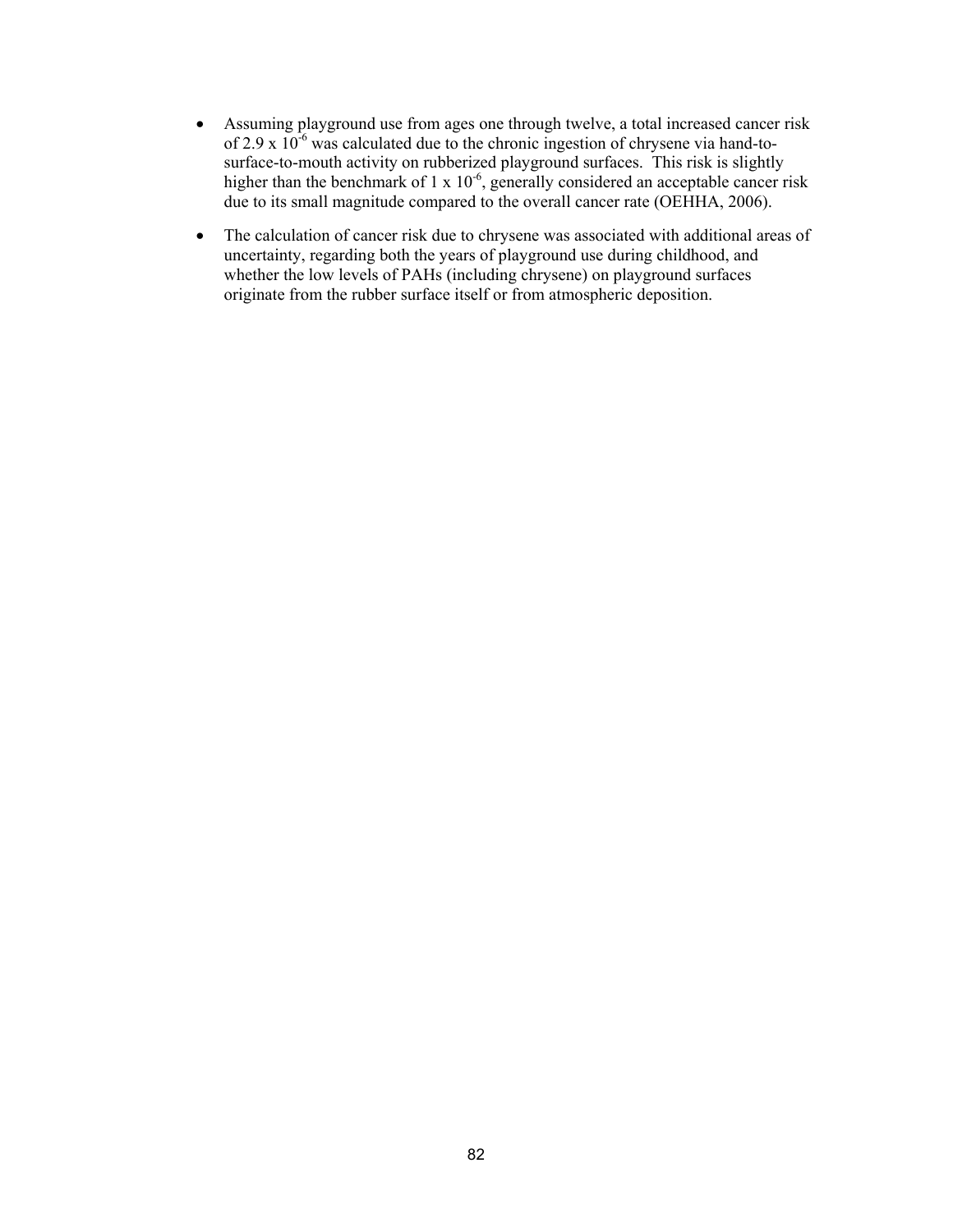- Assuming playground use from ages one through twelve, a total increased cancer risk of $2.9 \times 10^{-6}$ was calculated due to the chronic ingestion of chrysene via hand-to-surface-to-mouth activity on rubberized playground surfaces. This risk is slightly higher than the benchmark of $1 \times 10^{-6}$, generally considered an acceptable cancer risk due to its small magnitude compared to the overall cancer rate (OEHHA, 2006).

- The calculation of cancer risk due to chrysene was associated with additional areas of uncertainty, regarding both the years of playground use during childhood, and whether the low levels of PAHs (including chrysene) on playground surfaces originate from the rubber surface itself or from atmospheric deposition.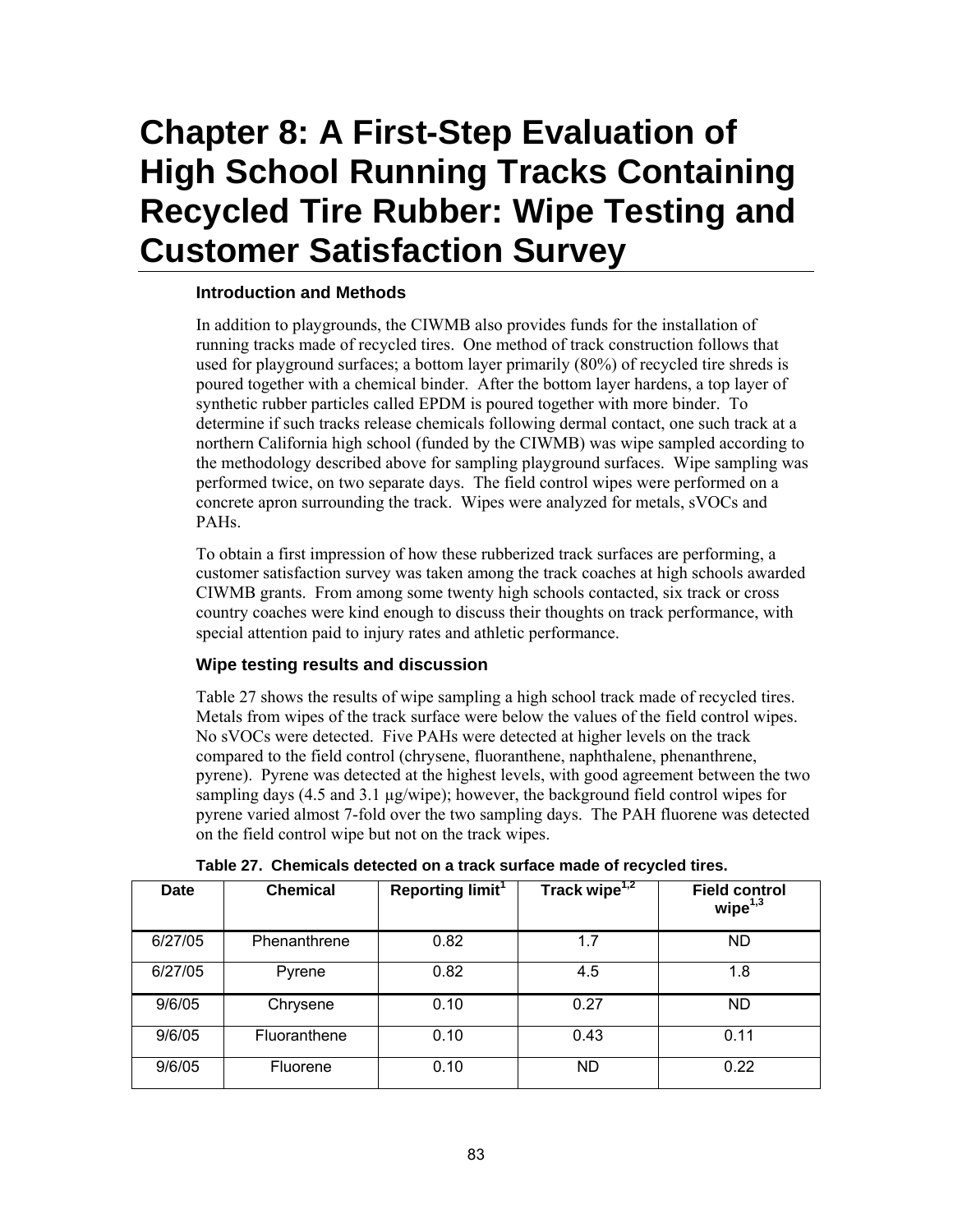# Chapter 8: A First-Step Evaluation of High School Running Tracks Containing Recycled Tire Rubber: Wipe Testing and Customer Satisfaction Survey

### Introduction and Methods

In addition to playgrounds, the CIWMB also provides funds for the installation of running tracks made of recycled tires. One method of track construction follows that used for playground surfaces; a bottom layer primarily (80%) of recycled tire shreds is poured together with a chemical binder. After the bottom layer hardens, a top layer of synthetic rubber particles called EPDM is poured together with more binder. To determine if such tracks release chemicals following dermal contact, one such track at a northern California high school (funded by the CIWMB) was wipe sampled according to the methodology described above for sampling playground surfaces. Wipe sampling was performed twice, on two separate days. The field control wipes were performed on a concrete apron surrounding the track. Wipes were analyzed for metals, sVOCs and PAHs.

To obtain a first impression of how these rubberized track surfaces are performing, a customer satisfaction survey was taken among the track coaches at high schools awarded CIWMB grants. From among some twenty high schools contacted, six track or cross country coaches were kind enough to discuss their thoughts on track performance, with special attention paid to injury rates and athletic performance.

### Wipe testing results and discussion

Table 27 shows the results of wipe sampling a high school track made of recycled tires. Metals from wipes of the track surface were below the values of the field control wipes. No sVOCs were detected. Five PAHs were detected at higher levels on the track compared to the field control (chrysene, fluoranthene, naphthalene, phenanthrene, pyrene). Pyrene was detected at the highest levels, with good agreement between the two sampling days (4.5 and 3.1 µg/wipe); however, the background field control wipes for pyrene varied almost 7-fold over the two sampling days. The PAH fluorene was detected on the field control wipe but not on the track wipes.

**Table 27. Chemicals detected on a track surface made of recycled tires.**

| Date | Chemical | Reporting limit[1] | Track wipe[1,2] | Field control wipe[1,3] |
|---|---|---|---|---|
| 6/27/05 | Phenanthrene | 0.82 | 1.7 | ND |
| 6/27/05 | Pyrene | 0.82 | 4.5 | 1.8 |
| 9/6/05 | Chrysene | 0.10 | 0.27 | ND |
| 9/6/05 | Fluoranthene | 0.10 | 0.43 | 0.11 |
| 9/6/05 | Fluorene | 0.10 | ND | 0.22 |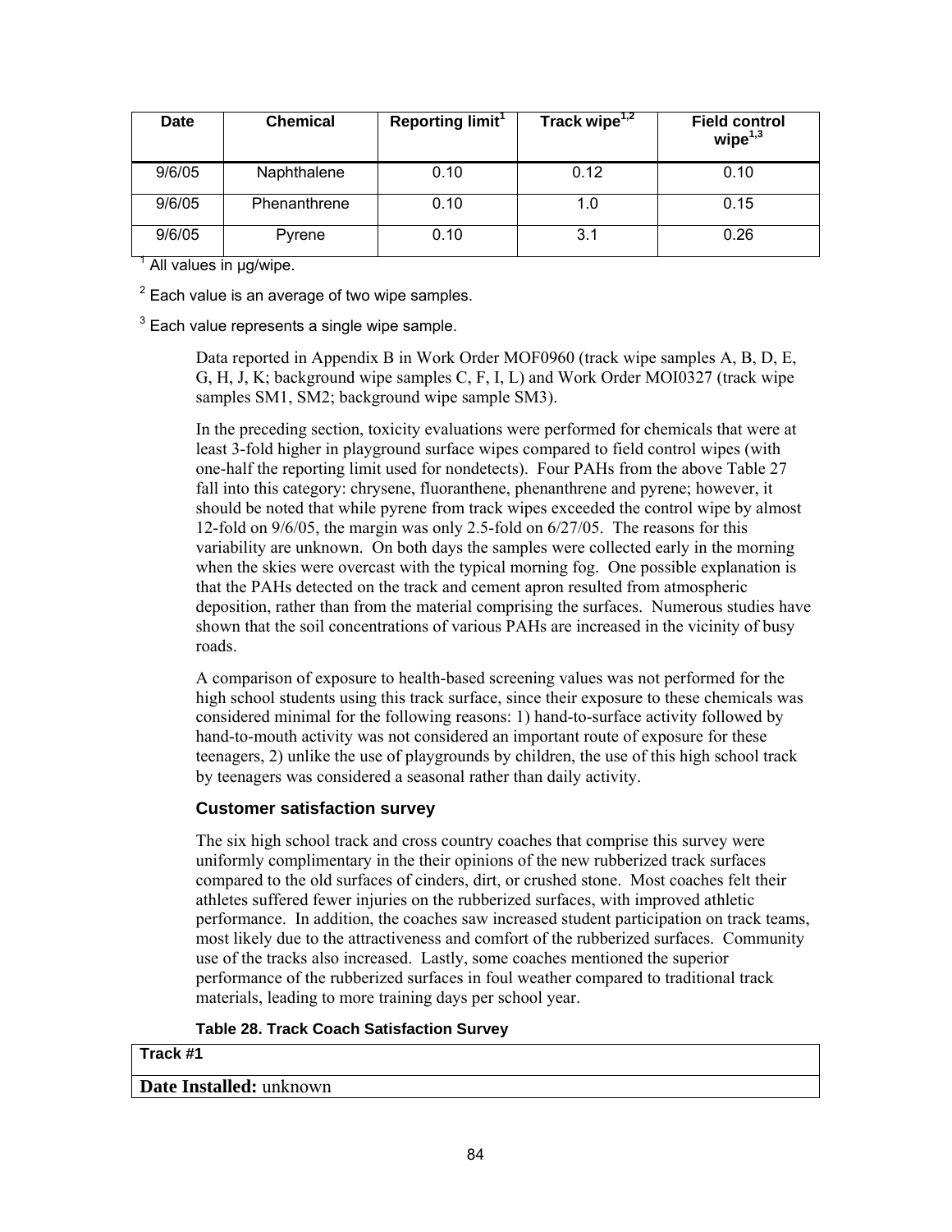| Date | Chemical | Reporting limit[1] | Track wipe[1,2] | Field control wipe[1,3] |
|---|---|---|---|---|
| 9/6/05 | Naphthalene | 0.10 | 0.12 | 0.10 |
| 9/6/05 | Phenanthrene | 0.10 | 1.0 | 0.15 |
| 9/6/05 | Pyrene | 0.10 | 3.1 | 0.26 |

[1] All values in µg/wipe.

[2] Each value is an average of two wipe samples.

[3] Each value represents a single wipe sample.

Data reported in Appendix B in Work Order MOF0960 (track wipe samples A, B, D, E, G, H, J, K; background wipe samples C, F, I, L) and Work Order MOI0327 (track wipe samples SM1, SM2; background wipe sample SM3).

In the preceding section, toxicity evaluations were performed for chemicals that were at least 3-fold higher in playground surface wipes compared to field control wipes (with one-half the reporting limit used for nondetects). Four PAHs from the above Table 27 fall into this category: chrysene, fluoranthene, phenanthrene and pyrene; however, it should be noted that while pyrene from track wipes exceeded the control wipe by almost 12-fold on 9/6/05, the margin was only 2.5-fold on 6/27/05. The reasons for this variability are unknown. On both days the samples were collected early in the morning when the skies were overcast with the typical morning fog. One possible explanation is that the PAHs detected on the track and cement apron resulted from atmospheric deposition, rather than from the material comprising the surfaces. Numerous studies have shown that the soil concentrations of various PAHs are increased in the vicinity of busy roads.

A comparison of exposure to health-based screening values was not performed for the high school students using this track surface, since their exposure to these chemicals was considered minimal for the following reasons: 1) hand-to-surface activity followed by hand-to-mouth activity was not considered an important route of exposure for these teenagers, 2) unlike the use of playgrounds by children, the use of this high school track by teenagers was considered a seasonal rather than daily activity.

### Customer satisfaction survey

The six high school track and cross country coaches that comprise this survey were uniformly complimentary in the their opinions of the new rubberized track surfaces compared to the old surfaces of cinders, dirt, or crushed stone. Most coaches felt their athletes suffered fewer injuries on the rubberized surfaces, with improved athletic performance. In addition, the coaches saw increased student participation on track teams, most likely due to the attractiveness and comfort of the rubberized surfaces. Community use of the tracks also increased. Lastly, some coaches mentioned the superior performance of the rubberized surfaces in foul weather compared to traditional track materials, leading to more training days per school year.

**Table 28. Track Coach Satisfaction Survey**

| **Track #1** |
|---|
| **Date Installed:** unknown |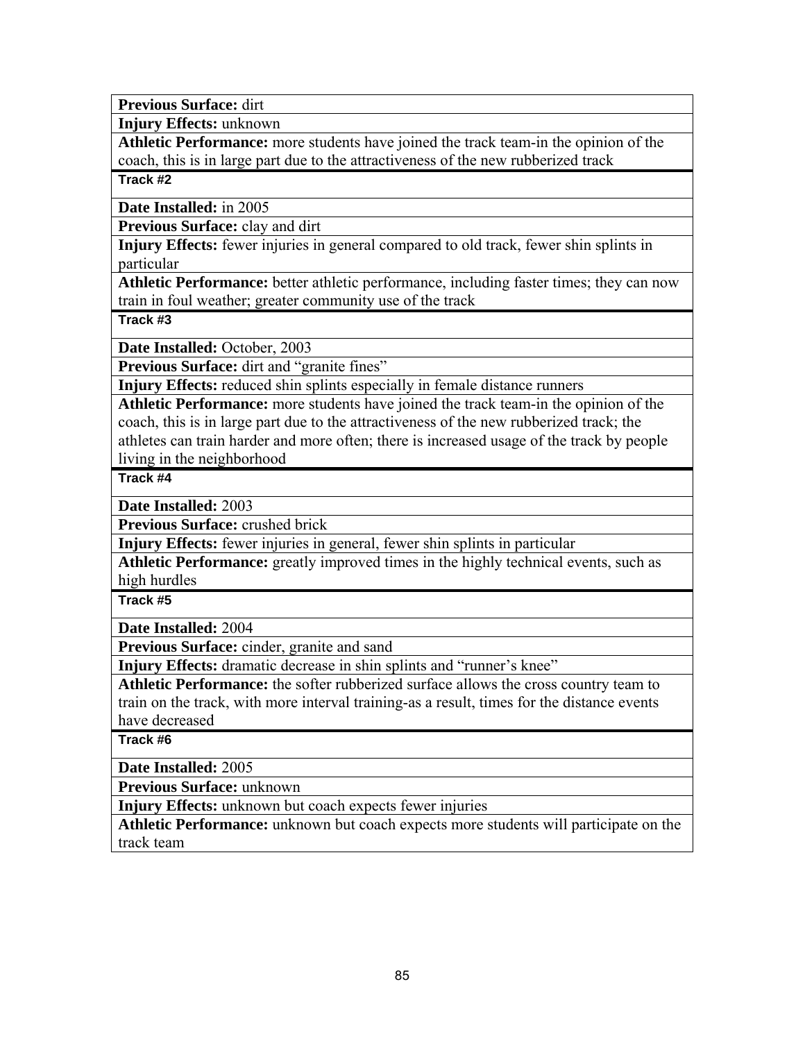| |
|---|
| **Previous Surface:** dirt |
| **Injury Effects:** unknown |
| **Athletic Performance:** more students have joined the track team-in the opinion of the coach, this is in large part due to the attractiveness of the new rubberized track |
| **Track #2** |
| **Date Installed:** in 2005 |
| **Previous Surface:** clay and dirt |
| **Injury Effects:** fewer injuries in general compared to old track, fewer shin splints in particular |
| **Athletic Performance:** better athletic performance, including faster times; they can now train in foul weather; greater community use of the track |
| **Track #3** |
| **Date Installed:** October, 2003 |
| **Previous Surface:** dirt and "granite fines" |
| **Injury Effects:** reduced shin splints especially in female distance runners |
| **Athletic Performance:** more students have joined the track team-in the opinion of the coach, this is in large part due to the attractiveness of the new rubberized track; the athletes can train harder and more often; there is increased usage of the track by people living in the neighborhood |
| **Track #4** |
| **Date Installed:** 2003 |
| **Previous Surface:** crushed brick |
| **Injury Effects:** fewer injuries in general, fewer shin splints in particular |
| **Athletic Performance:** greatly improved times in the highly technical events, such as high hurdles |
| **Track #5** |
| **Date Installed:** 2004 |
| **Previous Surface:** cinder, granite and sand |
| **Injury Effects:** dramatic decrease in shin splints and "runner's knee" |
| **Athletic Performance:** the softer rubberized surface allows the cross country team to train on the track, with more interval training-as a result, times for the distance events have decreased |
| **Track #6** |
| **Date Installed:** 2005 |
| **Previous Surface:** unknown |
| **Injury Effects:** unknown but coach expects fewer injuries |
| **Athletic Performance:** unknown but coach expects more students will participate on the track team |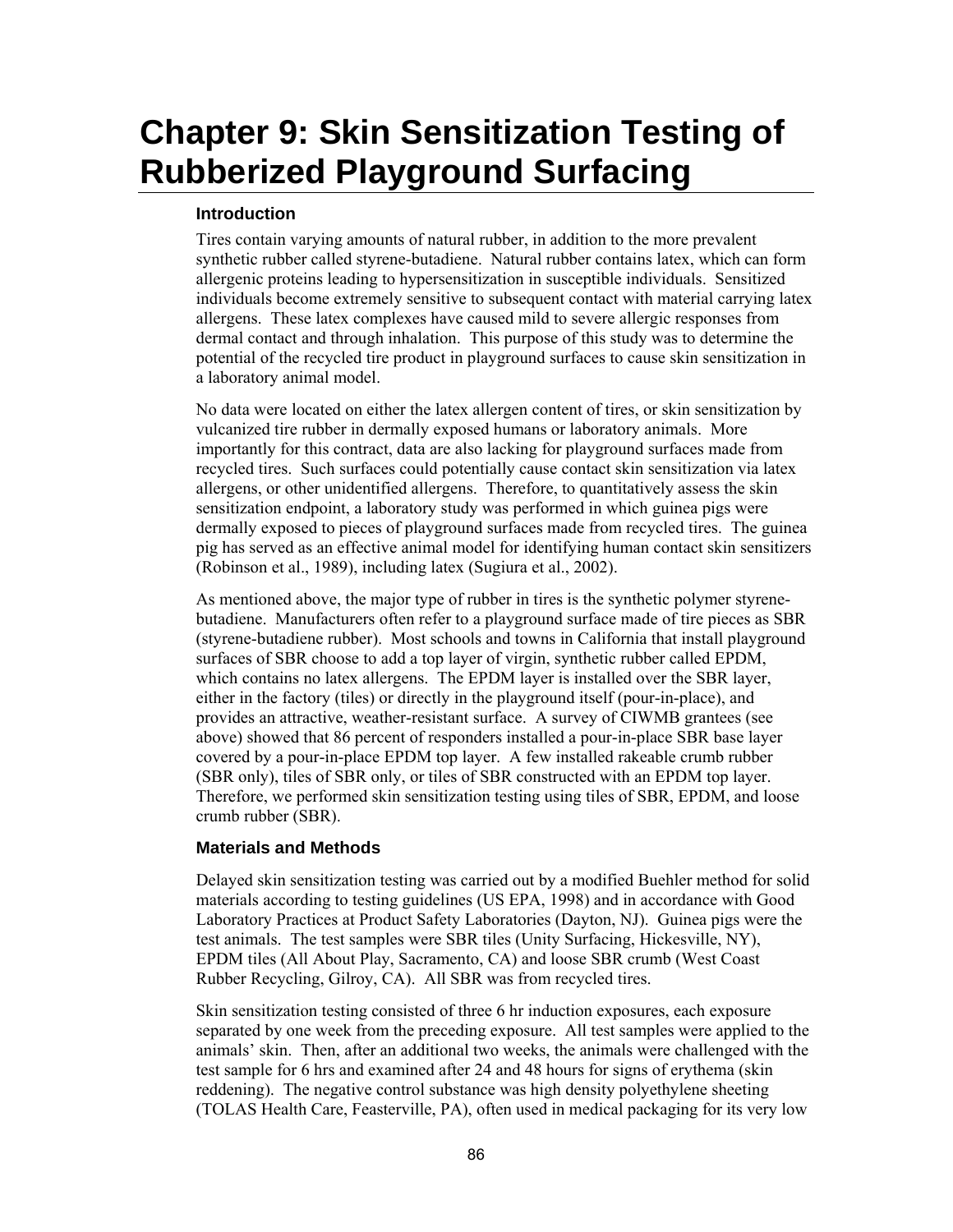# Chapter 9: Skin Sensitization Testing of Rubberized Playground Surfacing

### Introduction

Tires contain varying amounts of natural rubber, in addition to the more prevalent synthetic rubber called styrene-butadiene. Natural rubber contains latex, which can form allergenic proteins leading to hypersensitization in susceptible individuals. Sensitized individuals become extremely sensitive to subsequent contact with material carrying latex allergens. These latex complexes have caused mild to severe allergic responses from dermal contact and through inhalation. This purpose of this study was to determine the potential of the recycled tire product in playground surfaces to cause skin sensitization in a laboratory animal model.

No data were located on either the latex allergen content of tires, or skin sensitization by vulcanized tire rubber in dermally exposed humans or laboratory animals. More importantly for this contract, data are also lacking for playground surfaces made from recycled tires. Such surfaces could potentially cause contact skin sensitization via latex allergens, or other unidentified allergens. Therefore, to quantitatively assess the skin sensitization endpoint, a laboratory study was performed in which guinea pigs were dermally exposed to pieces of playground surfaces made from recycled tires. The guinea pig has served as an effective animal model for identifying human contact skin sensitizers (Robinson et al., 1989), including latex (Sugiura et al., 2002).

As mentioned above, the major type of rubber in tires is the synthetic polymer styrene-butadiene. Manufacturers often refer to a playground surface made of tire pieces as SBR (styrene-butadiene rubber). Most schools and towns in California that install playground surfaces of SBR choose to add a top layer of virgin, synthetic rubber called EPDM, which contains no latex allergens. The EPDM layer is installed over the SBR layer, either in the factory (tiles) or directly in the playground itself (pour-in-place), and provides an attractive, weather-resistant surface. A survey of CIWMB grantees (see above) showed that 86 percent of responders installed a pour-in-place SBR base layer covered by a pour-in-place EPDM top layer. A few installed rakeable crumb rubber (SBR only), tiles of SBR only, or tiles of SBR constructed with an EPDM top layer. Therefore, we performed skin sensitization testing using tiles of SBR, EPDM, and loose crumb rubber (SBR).

### Materials and Methods

Delayed skin sensitization testing was carried out by a modified Buehler method for solid materials according to testing guidelines (US EPA, 1998) and in accordance with Good Laboratory Practices at Product Safety Laboratories (Dayton, NJ). Guinea pigs were the test animals. The test samples were SBR tiles (Unity Surfacing, Hickesville, NY), EPDM tiles (All About Play, Sacramento, CA) and loose SBR crumb (West Coast Rubber Recycling, Gilroy, CA). All SBR was from recycled tires.

Skin sensitization testing consisted of three 6 hr induction exposures, each exposure separated by one week from the preceding exposure. All test samples were applied to the animals' skin. Then, after an additional two weeks, the animals were challenged with the test sample for 6 hrs and examined after 24 and 48 hours for signs of erythema (skin reddening). The negative control substance was high density polyethylene sheeting (TOLAS Health Care, Feasterville, PA), often used in medical packaging for its very low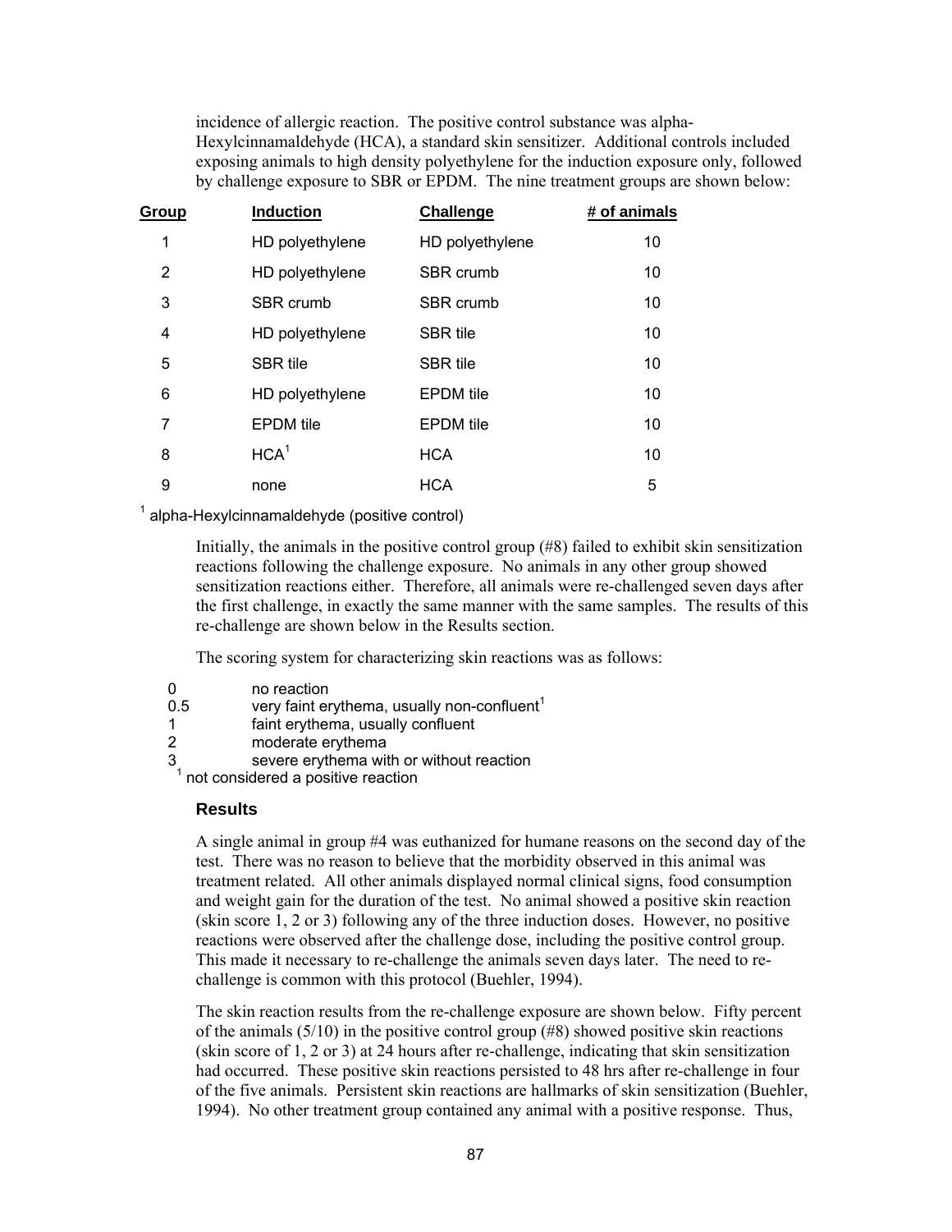incidence of allergic reaction. The positive control substance was alpha-Hexylcinnamaldehyde (HCA), a standard skin sensitizer. Additional controls included exposing animals to high density polyethylene for the induction exposure only, followed by challenge exposure to SBR or EPDM. The nine treatment groups are shown below:

| Group | Induction | Challenge | # of animals |
|---|---|---|---|
| 1 | HD polyethylene | HD polyethylene | 10 |
| 2 | HD polyethylene | SBR crumb | 10 |
| 3 | SBR crumb | SBR crumb | 10 |
| 4 | HD polyethylene | SBR tile | 10 |
| 5 | SBR tile | SBR tile | 10 |
| 6 | HD polyethylene | EPDM tile | 10 |
| 7 | EPDM tile | EPDM tile | 10 |
| 8 | HCA[1] | HCA | 10 |
| 9 | none | HCA | 5 |

[1] alpha-Hexylcinnamaldehyde (positive control)

Initially, the animals in the positive control group (#8) failed to exhibit skin sensitization reactions following the challenge exposure. No animals in any other group showed sensitization reactions either. Therefore, all animals were re-challenged seven days after the first challenge, in exactly the same manner with the same samples. The results of this re-challenge are shown below in the Results section.

The scoring system for characterizing skin reactions was as follows:

- 0 no reaction
- 0.5 very faint erythema, usually non-confluent[1]
- 1 faint erythema, usually confluent
- 2 moderate erythema
- 3 severe erythema with or without reaction

[1] not considered a positive reaction

### Results

A single animal in group #4 was euthanized for humane reasons on the second day of the test. There was no reason to believe that the morbidity observed in this animal was treatment related. All other animals displayed normal clinical signs, food consumption and weight gain for the duration of the test. No animal showed a positive skin reaction (skin score 1, 2 or 3) following any of the three induction doses. However, no positive reactions were observed after the challenge dose, including the positive control group. This made it necessary to re-challenge the animals seven days later. The need to re-challenge is common with this protocol (Buehler, 1994).

The skin reaction results from the re-challenge exposure are shown below. Fifty percent of the animals (5/10) in the positive control group (#8) showed positive skin reactions (skin score of 1, 2 or 3) at 24 hours after re-challenge, indicating that skin sensitization had occurred. These positive skin reactions persisted to 48 hrs after re-challenge in four of the five animals. Persistent skin reactions are hallmarks of skin sensitization (Buehler, 1994). No other treatment group contained any animal with a positive response. Thus,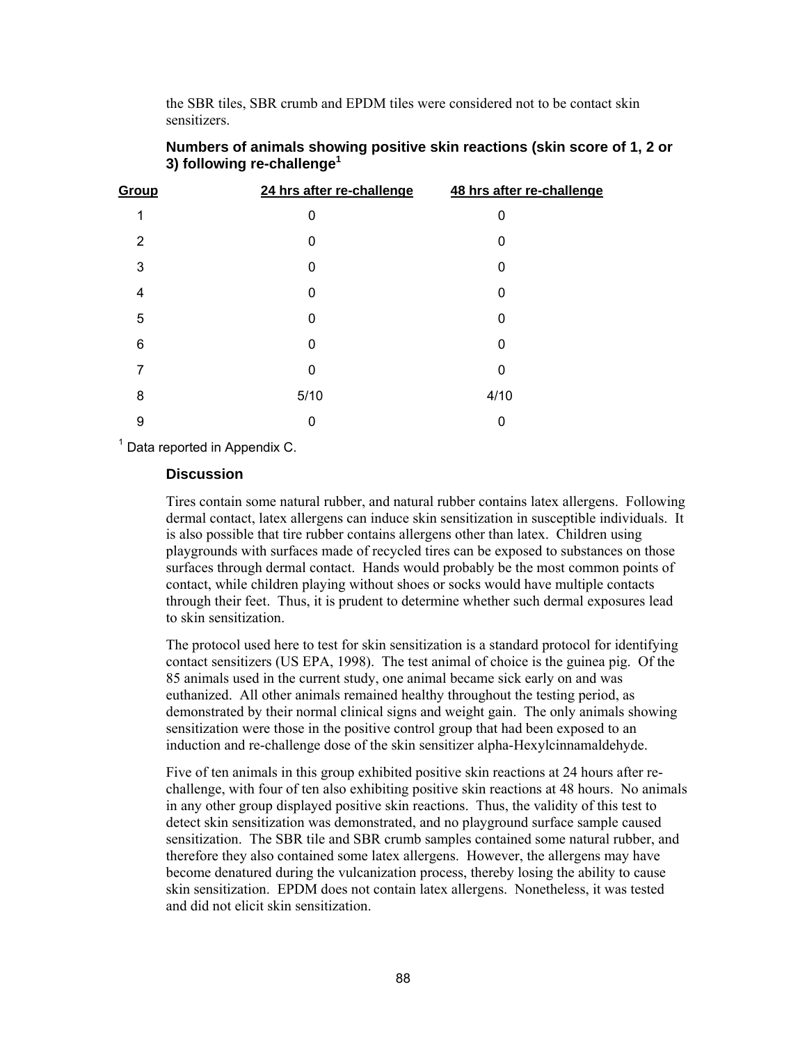the SBR tiles, SBR crumb and EPDM tiles were considered not to be contact skin sensitizers.

**Numbers of animals showing positive skin reactions (skin score of 1, 2 or 3) following re-challenge[1]**

| Group | 24 hrs after re-challenge | 48 hrs after re-challenge |
|---|---|---|
| 1 | 0 | 0 |
| 2 | 0 | 0 |
| 3 | 0 | 0 |
| 4 | 0 | 0 |
| 5 | 0 | 0 |
| 6 | 0 | 0 |
| 7 | 0 | 0 |
| 8 | 5/10 | 4/10 |
| 9 | 0 | 0 |

[1] Data reported in Appendix C.

### Discussion

Tires contain some natural rubber, and natural rubber contains latex allergens. Following dermal contact, latex allergens can induce skin sensitization in susceptible individuals. It is also possible that tire rubber contains allergens other than latex. Children using playgrounds with surfaces made of recycled tires can be exposed to substances on those surfaces through dermal contact. Hands would probably be the most common points of contact, while children playing without shoes or socks would have multiple contacts through their feet. Thus, it is prudent to determine whether such dermal exposures lead to skin sensitization.

The protocol used here to test for skin sensitization is a standard protocol for identifying contact sensitizers (US EPA, 1998). The test animal of choice is the guinea pig. Of the 85 animals used in the current study, one animal became sick early on and was euthanized. All other animals remained healthy throughout the testing period, as demonstrated by their normal clinical signs and weight gain. The only animals showing sensitization were those in the positive control group that had been exposed to an induction and re-challenge dose of the skin sensitizer alpha-Hexylcinnamaldehyde.

Five of ten animals in this group exhibited positive skin reactions at 24 hours after re-challenge, with four of ten also exhibiting positive skin reactions at 48 hours. No animals in any other group displayed positive skin reactions. Thus, the validity of this test to detect skin sensitization was demonstrated, and no playground surface sample caused sensitization. The SBR tile and SBR crumb samples contained some natural rubber, and therefore they also contained some latex allergens. However, the allergens may have become denatured during the vulcanization process, thereby losing the ability to cause skin sensitization. EPDM does not contain latex allergens. Nonetheless, it was tested and did not elicit skin sensitization.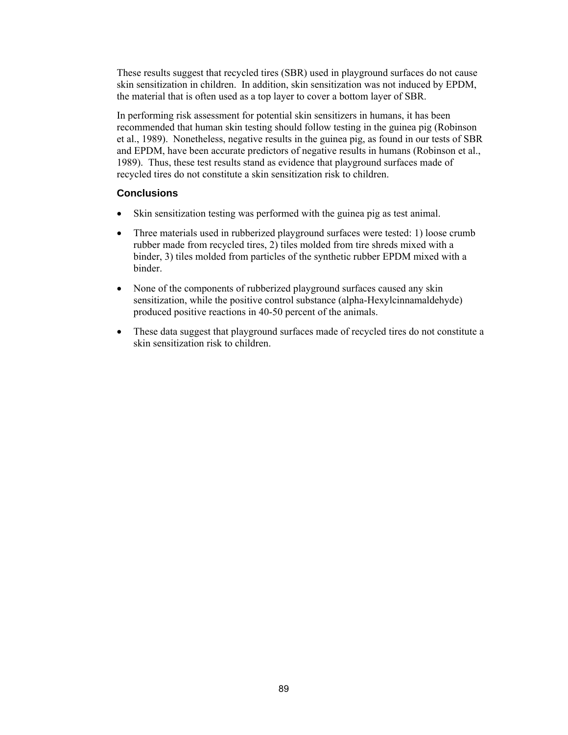These results suggest that recycled tires (SBR) used in playground surfaces do not cause skin sensitization in children. In addition, skin sensitization was not induced by EPDM, the material that is often used as a top layer to cover a bottom layer of SBR.

In performing risk assessment for potential skin sensitizers in humans, it has been recommended that human skin testing should follow testing in the guinea pig (Robinson et al., 1989). Nonetheless, negative results in the guinea pig, as found in our tests of SBR and EPDM, have been accurate predictors of negative results in humans (Robinson et al., 1989). Thus, these test results stand as evidence that playground surfaces made of recycled tires do not constitute a skin sensitization risk to children.

### Conclusions

- Skin sensitization testing was performed with the guinea pig as test animal.
- Three materials used in rubberized playground surfaces were tested: 1) loose crumb rubber made from recycled tires, 2) tiles molded from tire shreds mixed with a binder, 3) tiles molded from particles of the synthetic rubber EPDM mixed with a binder.
- None of the components of rubberized playground surfaces caused any skin sensitization, while the positive control substance (alpha-Hexylcinnamaldehyde) produced positive reactions in 40-50 percent of the animals.
- These data suggest that playground surfaces made of recycled tires do not constitute a skin sensitization risk to children.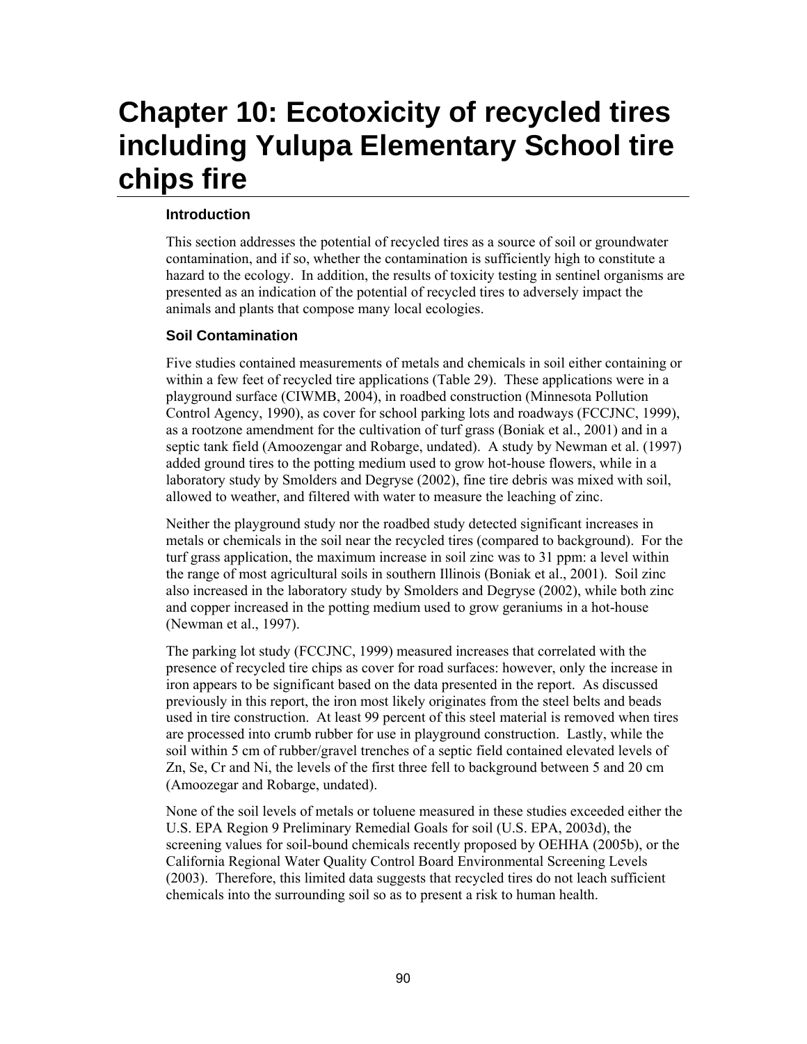# Chapter 10: Ecotoxicity of recycled tires including Yulupa Elementary School tire chips fire

### Introduction

This section addresses the potential of recycled tires as a source of soil or groundwater contamination, and if so, whether the contamination is sufficiently high to constitute a hazard to the ecology. In addition, the results of toxicity testing in sentinel organisms are presented as an indication of the potential of recycled tires to adversely impact the animals and plants that compose many local ecologies.

### Soil Contamination

Five studies contained measurements of metals and chemicals in soil either containing or within a few feet of recycled tire applications (Table 29). These applications were in a playground surface (CIWMB, 2004), in roadbed construction (Minnesota Pollution Control Agency, 1990), as cover for school parking lots and roadways (FCCJNC, 1999), as a rootzone amendment for the cultivation of turf grass (Boniak et al., 2001) and in a septic tank field (Amoozengar and Robarge, undated). A study by Newman et al. (1997) added ground tires to the potting medium used to grow hot-house flowers, while in a laboratory study by Smolders and Degryse (2002), fine tire debris was mixed with soil, allowed to weather, and filtered with water to measure the leaching of zinc.

Neither the playground study nor the roadbed study detected significant increases in metals or chemicals in the soil near the recycled tires (compared to background). For the turf grass application, the maximum increase in soil zinc was to 31 ppm: a level within the range of most agricultural soils in southern Illinois (Boniak et al., 2001). Soil zinc also increased in the laboratory study by Smolders and Degryse (2002), while both zinc and copper increased in the potting medium used to grow geraniums in a hot-house (Newman et al., 1997).

The parking lot study (FCCJNC, 1999) measured increases that correlated with the presence of recycled tire chips as cover for road surfaces: however, only the increase in iron appears to be significant based on the data presented in the report. As discussed previously in this report, the iron most likely originates from the steel belts and beads used in tire construction. At least 99 percent of this steel material is removed when tires are processed into crumb rubber for use in playground construction. Lastly, while the soil within 5 cm of rubber/gravel trenches of a septic field contained elevated levels of Zn, Se, Cr and Ni, the levels of the first three fell to background between 5 and 20 cm (Amoozegar and Robarge, undated).

None of the soil levels of metals or toluene measured in these studies exceeded either the U.S. EPA Region 9 Preliminary Remedial Goals for soil (U.S. EPA, 2003d), the screening values for soil-bound chemicals recently proposed by OEHHA (2005b), or the California Regional Water Quality Control Board Environmental Screening Levels (2003). Therefore, this limited data suggests that recycled tires do not leach sufficient chemicals into the surrounding soil so as to present a risk to human health.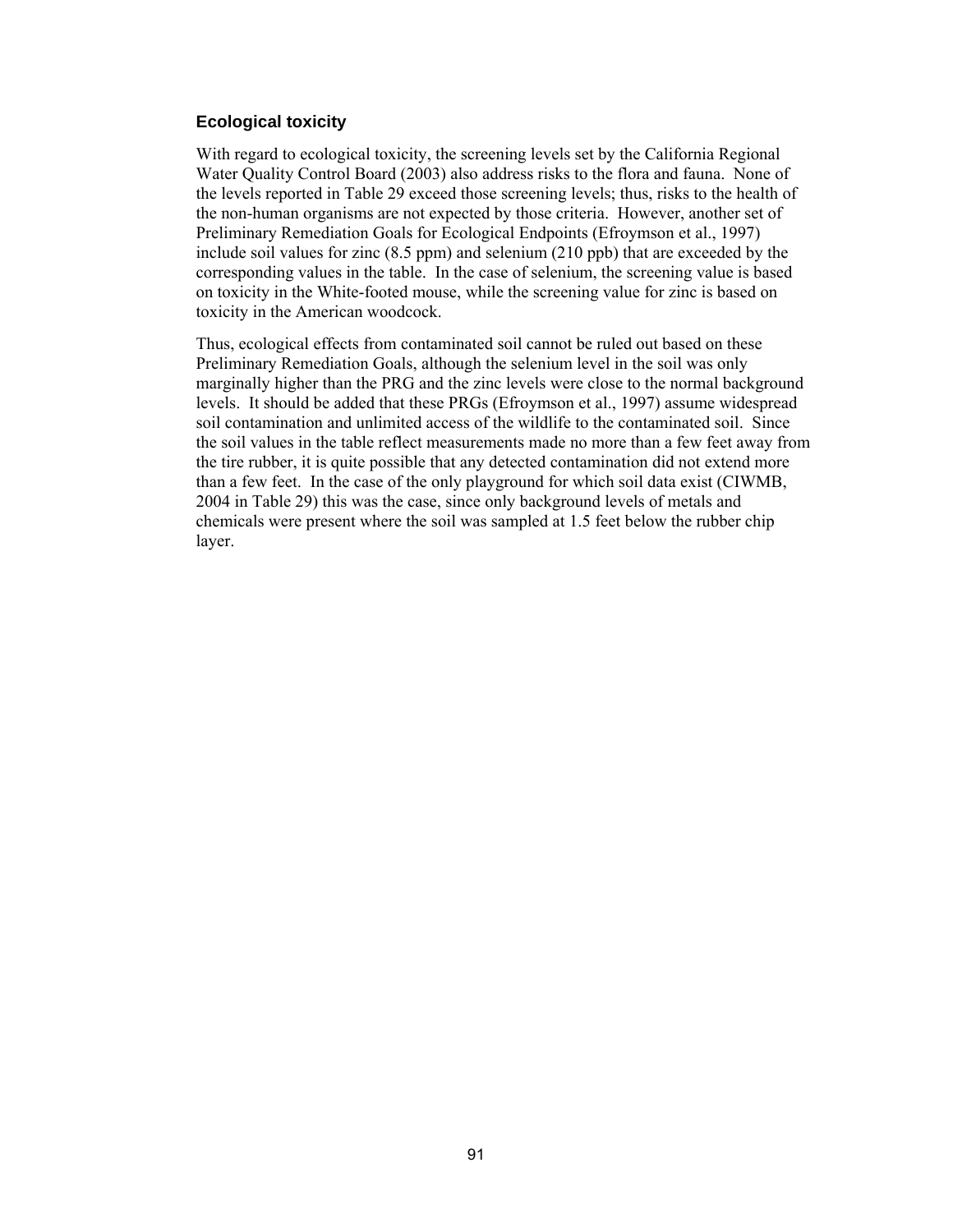### Ecological toxicity

With regard to ecological toxicity, the screening levels set by the California Regional Water Quality Control Board (2003) also address risks to the flora and fauna. None of the levels reported in Table 29 exceed those screening levels; thus, risks to the health of the non-human organisms are not expected by those criteria. However, another set of Preliminary Remediation Goals for Ecological Endpoints (Efroymson et al., 1997) include soil values for zinc (8.5 ppm) and selenium (210 ppb) that are exceeded by the corresponding values in the table. In the case of selenium, the screening value is based on toxicity in the White-footed mouse, while the screening value for zinc is based on toxicity in the American woodcock.

Thus, ecological effects from contaminated soil cannot be ruled out based on these Preliminary Remediation Goals, although the selenium level in the soil was only marginally higher than the PRG and the zinc levels were close to the normal background levels. It should be added that these PRGs (Efroymson et al., 1997) assume widespread soil contamination and unlimited access of the wildlife to the contaminated soil. Since the soil values in the table reflect measurements made no more than a few feet away from the tire rubber, it is quite possible that any detected contamination did not extend more than a few feet. In the case of the only playground for which soil data exist (CIWMB, 2004 in Table 29) this was the case, since only background levels of metals and chemicals were present where the soil was sampled at 1.5 feet below the rubber chip layer.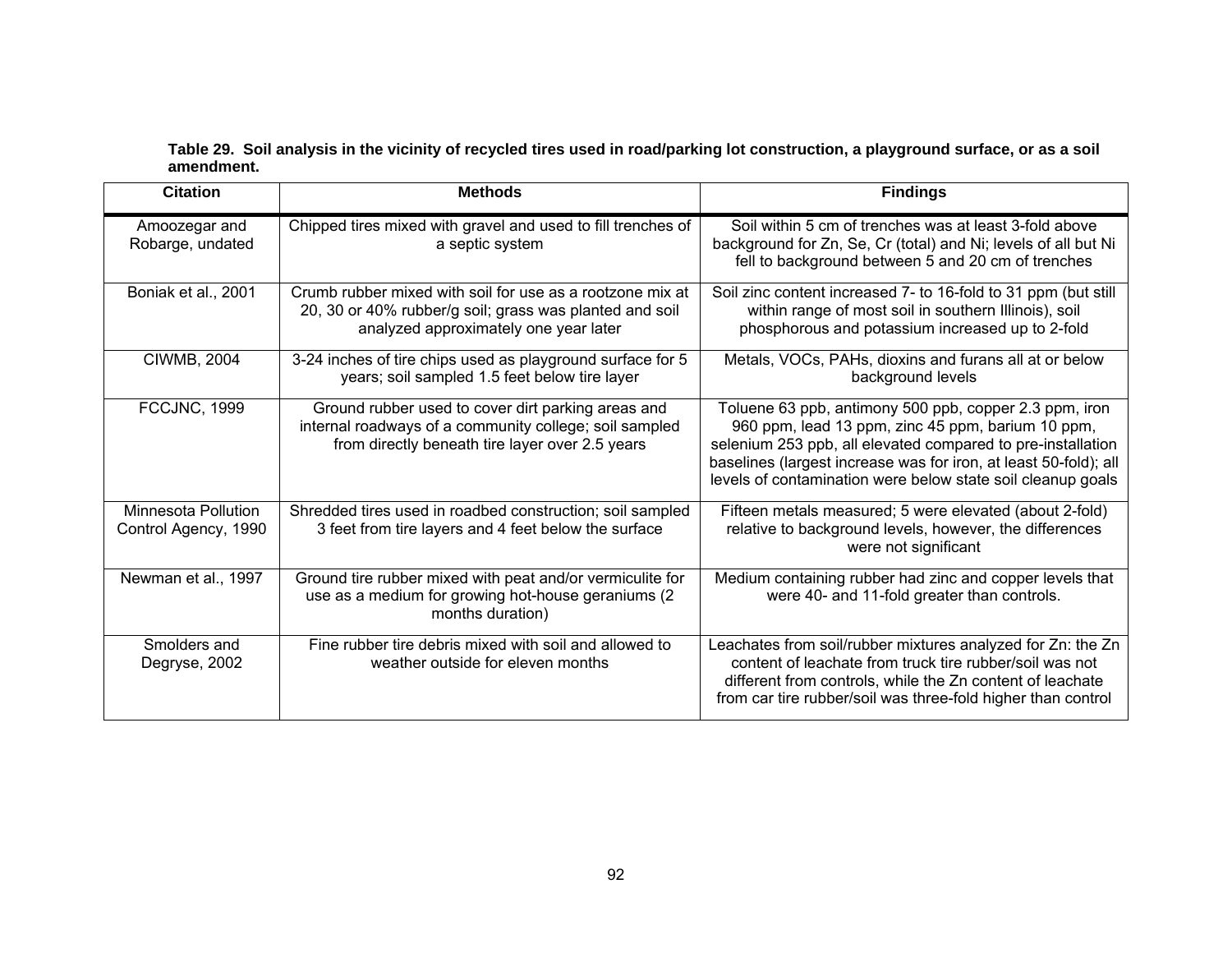**Table 29. Soil analysis in the vicinity of recycled tires used in road/parking lot construction, a playground surface, or as a soil amendment.**

| Citation | Methods | Findings |
| --- | --- | --- |
| Amoozegar and Robarge, undated | Chipped tires mixed with gravel and used to fill trenches of a septic system | Soil within 5 cm of trenches was at least 3-fold above background for Zn, Se, Cr (total) and Ni; levels of all but Ni fell to background between 5 and 20 cm of trenches |
| Boniak et al., 2001 | Crumb rubber mixed with soil for use as a rootzone mix at 20, 30 or 40% rubber/g soil; grass was planted and soil analyzed approximately one year later | Soil zinc content increased 7- to 16-fold to 31 ppm (but still within range of most soil in southern Illinois), soil phosphorous and potassium increased up to 2-fold |
| CIWMB, 2004 | 3-24 inches of tire chips used as playground surface for 5 years; soil sampled 1.5 feet below tire layer | Metals, VOCs, PAHs, dioxins and furans all at or below background levels |
| FCCJNC, 1999 | Ground rubber used to cover dirt parking areas and internal roadways of a community college; soil sampled from directly beneath tire layer over 2.5 years | Toluene 63 ppb, antimony 500 ppb, copper 2.3 ppm, iron 960 ppm, lead 13 ppm, zinc 45 ppm, barium 10 ppm, selenium 253 ppb, all elevated compared to pre-installation baselines (largest increase was for iron, at least 50-fold); all levels of contamination were below state soil cleanup goals |
| Minnesota Pollution Control Agency, 1990 | Shredded tires used in roadbed construction; soil sampled 3 feet from tire layers and 4 feet below the surface | Fifteen metals measured; 5 were elevated (about 2-fold) relative to background levels, however, the differences were not significant |
| Newman et al., 1997 | Ground tire rubber mixed with peat and/or vermiculite for use as a medium for growing hot-house geraniums (2 months duration) | Medium containing rubber had zinc and copper levels that were 40- and 11-fold greater than controls. |
| Smolders and Degryse, 2002 | Fine rubber tire debris mixed with soil and allowed to weather outside for eleven months | Leachates from soil/rubber mixtures analyzed for Zn: the Zn content of leachate from truck tire rubber/soil was not different from controls, while the Zn content of leachate from car tire rubber/soil was three-fold higher than control |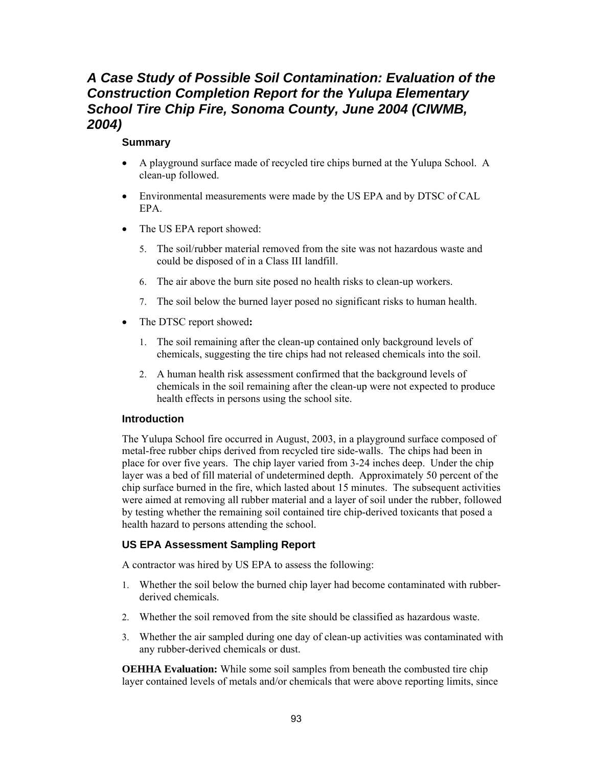## *A Case Study of Possible Soil Contamination: Evaluation of the Construction Completion Report for the Yulupa Elementary School Tire Chip Fire, Sonoma County, June 2004 (CIWMB, 2004)*

### Summary

- A playground surface made of recycled tire chips burned at the Yulupa School. A clean-up followed.
- Environmental measurements were made by the US EPA and by DTSC of CAL EPA.
- The US EPA report showed:
  5. The soil/rubber material removed from the site was not hazardous waste and could be disposed of in a Class III landfill.
  6. The air above the burn site posed no health risks to clean-up workers.
  7. The soil below the burned layer posed no significant risks to human health.
- The DTSC report showed**:**
  1. The soil remaining after the clean-up contained only background levels of chemicals, suggesting the tire chips had not released chemicals into the soil.
  2. A human health risk assessment confirmed that the background levels of chemicals in the soil remaining after the clean-up were not expected to produce health effects in persons using the school site.

### Introduction

The Yulupa School fire occurred in August, 2003, in a playground surface composed of metal-free rubber chips derived from recycled tire side-walls. The chips had been in place for over five years. The chip layer varied from 3-24 inches deep. Under the chip layer was a bed of fill material of undetermined depth. Approximately 50 percent of the chip surface burned in the fire, which lasted about 15 minutes. The subsequent activities were aimed at removing all rubber material and a layer of soil under the rubber, followed by testing whether the remaining soil contained tire chip-derived toxicants that posed a health hazard to persons attending the school.

### US EPA Assessment Sampling Report

A contractor was hired by US EPA to assess the following:

1. Whether the soil below the burned chip layer had become contaminated with rubber-derived chemicals.
2. Whether the soil removed from the site should be classified as hazardous waste.
3. Whether the air sampled during one day of clean-up activities was contaminated with any rubber-derived chemicals or dust.

**OEHHA Evaluation:** While some soil samples from beneath the combusted tire chip layer contained levels of metals and/or chemicals that were above reporting limits, since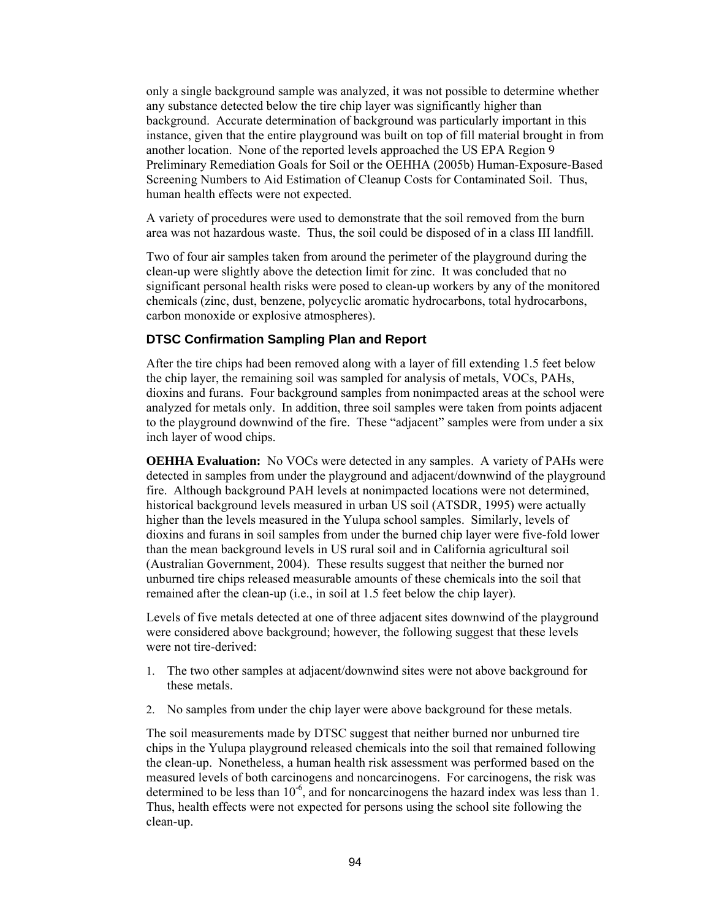only a single background sample was analyzed, it was not possible to determine whether any substance detected below the tire chip layer was significantly higher than background. Accurate determination of background was particularly important in this instance, given that the entire playground was built on top of fill material brought in from another location. None of the reported levels approached the US EPA Region 9 Preliminary Remediation Goals for Soil or the OEHHA (2005b) Human-Exposure-Based Screening Numbers to Aid Estimation of Cleanup Costs for Contaminated Soil. Thus, human health effects were not expected.

A variety of procedures were used to demonstrate that the soil removed from the burn area was not hazardous waste. Thus, the soil could be disposed of in a class III landfill.

Two of four air samples taken from around the perimeter of the playground during the clean-up were slightly above the detection limit for zinc. It was concluded that no significant personal health risks were posed to clean-up workers by any of the monitored chemicals (zinc, dust, benzene, polycyclic aromatic hydrocarbons, total hydrocarbons, carbon monoxide or explosive atmospheres).

### DTSC Confirmation Sampling Plan and Report

After the tire chips had been removed along with a layer of fill extending 1.5 feet below the chip layer, the remaining soil was sampled for analysis of metals, VOCs, PAHs, dioxins and furans. Four background samples from nonimpacted areas at the school were analyzed for metals only. In addition, three soil samples were taken from points adjacent to the playground downwind of the fire. These "adjacent" samples were from under a six inch layer of wood chips.

**OEHHA Evaluation:** No VOCs were detected in any samples. A variety of PAHs were detected in samples from under the playground and adjacent/downwind of the playground fire. Although background PAH levels at nonimpacted locations were not determined, historical background levels measured in urban US soil (ATSDR, 1995) were actually higher than the levels measured in the Yulupa school samples. Similarly, levels of dioxins and furans in soil samples from under the burned chip layer were five-fold lower than the mean background levels in US rural soil and in California agricultural soil (Australian Government, 2004). These results suggest that neither the burned nor unburned tire chips released measurable amounts of these chemicals into the soil that remained after the clean-up (i.e., in soil at 1.5 feet below the chip layer).

Levels of five metals detected at one of three adjacent sites downwind of the playground were considered above background; however, the following suggest that these levels were not tire-derived:

1. The two other samples at adjacent/downwind sites were not above background for these metals.
2. No samples from under the chip layer were above background for these metals.

The soil measurements made by DTSC suggest that neither burned nor unburned tire chips in the Yulupa playground released chemicals into the soil that remained following the clean-up. Nonetheless, a human health risk assessment was performed based on the measured levels of both carcinogens and noncarcinogens. For carcinogens, the risk was determined to be less than $10^{-6}$, and for noncarcinogens the hazard index was less than 1. Thus, health effects were not expected for persons using the school site following the clean-up.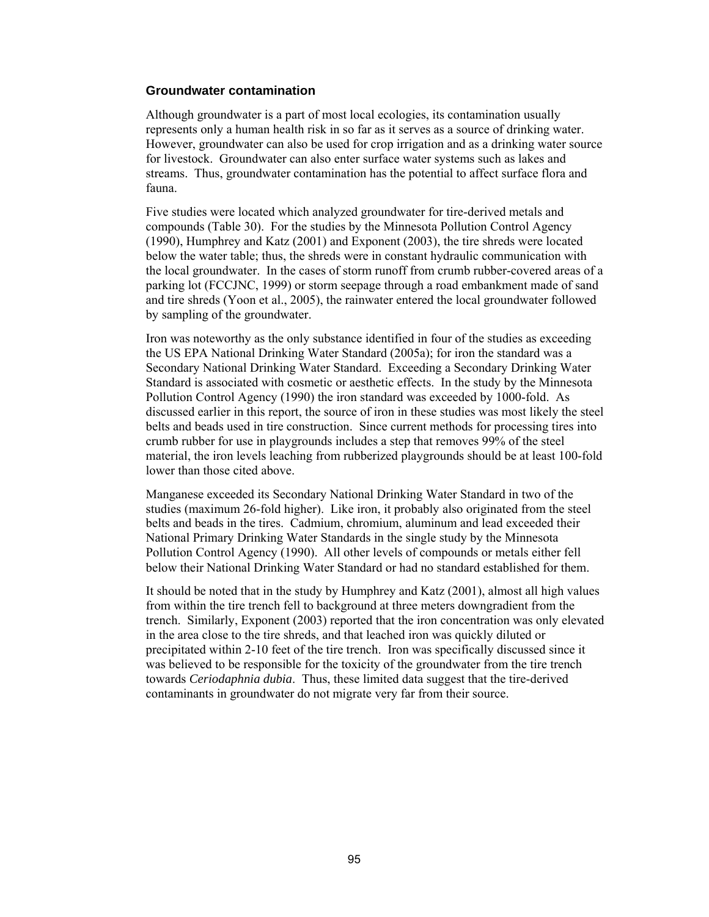### Groundwater contamination

Although groundwater is a part of most local ecologies, its contamination usually represents only a human health risk in so far as it serves as a source of drinking water. However, groundwater can also be used for crop irrigation and as a drinking water source for livestock. Groundwater can also enter surface water systems such as lakes and streams. Thus, groundwater contamination has the potential to affect surface flora and fauna.

Five studies were located which analyzed groundwater for tire-derived metals and compounds (Table 30). For the studies by the Minnesota Pollution Control Agency (1990), Humphrey and Katz (2001) and Exponent (2003), the tire shreds were located below the water table; thus, the shreds were in constant hydraulic communication with the local groundwater. In the cases of storm runoff from crumb rubber-covered areas of a parking lot (FCCJNC, 1999) or storm seepage through a road embankment made of sand and tire shreds (Yoon et al., 2005), the rainwater entered the local groundwater followed by sampling of the groundwater.

Iron was noteworthy as the only substance identified in four of the studies as exceeding the US EPA National Drinking Water Standard (2005a); for iron the standard was a Secondary National Drinking Water Standard. Exceeding a Secondary Drinking Water Standard is associated with cosmetic or aesthetic effects. In the study by the Minnesota Pollution Control Agency (1990) the iron standard was exceeded by 1000-fold. As discussed earlier in this report, the source of iron in these studies was most likely the steel belts and beads used in tire construction. Since current methods for processing tires into crumb rubber for use in playgrounds includes a step that removes 99% of the steel material, the iron levels leaching from rubberized playgrounds should be at least 100-fold lower than those cited above.

Manganese exceeded its Secondary National Drinking Water Standard in two of the studies (maximum 26-fold higher). Like iron, it probably also originated from the steel belts and beads in the tires. Cadmium, chromium, aluminum and lead exceeded their National Primary Drinking Water Standards in the single study by the Minnesota Pollution Control Agency (1990). All other levels of compounds or metals either fell below their National Drinking Water Standard or had no standard established for them.

It should be noted that in the study by Humphrey and Katz (2001), almost all high values from within the tire trench fell to background at three meters downgradient from the trench. Similarly, Exponent (2003) reported that the iron concentration was only elevated in the area close to the tire shreds, and that leached iron was quickly diluted or precipitated within 2-10 feet of the tire trench. Iron was specifically discussed since it was believed to be responsible for the toxicity of the groundwater from the tire trench towards *Ceriodaphnia dubia*. Thus, these limited data suggest that the tire-derived contaminants in groundwater do not migrate very far from their source.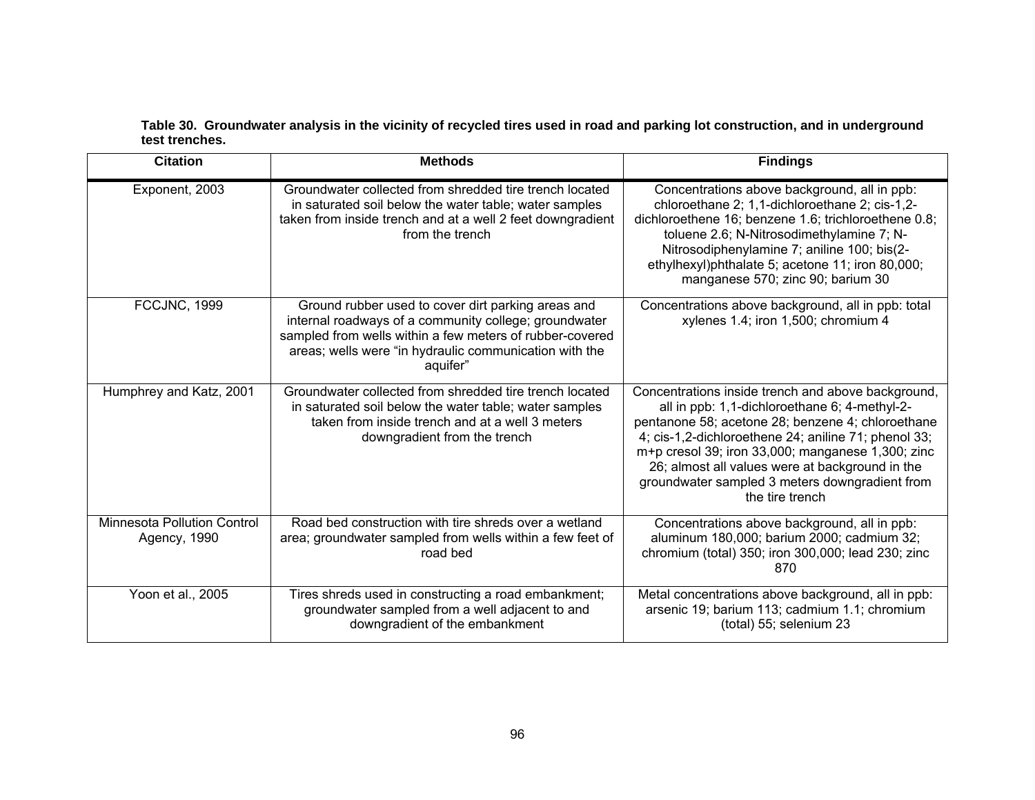**Table 30. Groundwater analysis in the vicinity of recycled tires used in road and parking lot construction, and in underground test trenches.**

| Citation | Methods | Findings |
|---|---|---|
| Exponent, 2003 | Groundwater collected from shredded tire trench located in saturated soil below the water table; water samples taken from inside trench and at a well 2 feet downgradient from the trench | Concentrations above background, all in ppb: chloroethane 2; 1,1-dichloroethane 2; cis-1,2-dichloroethene 16; benzene 1.6; trichloroethene 0.8; toluene 2.6; N-Nitrosodimethylamine 7; N-Nitrosodiphenylamine 7; aniline 100; bis(2-ethylhexyl)phthalate 5; acetone 11; iron 80,000; manganese 570; zinc 90; barium 30 |
| FCCJNC, 1999 | Ground rubber used to cover dirt parking areas and internal roadways of a community college; groundwater sampled from wells within a few meters of rubber-covered areas; wells were "in hydraulic communication with the aquifer" | Concentrations above background, all in ppb: total xylenes 1.4; iron 1,500; chromium 4 |
| Humphrey and Katz, 2001 | Groundwater collected from shredded tire trench located in saturated soil below the water table; water samples taken from inside trench and at a well 3 meters downgradient from the trench | Concentrations inside trench and above background, all in ppb: 1,1-dichloroethane 6; 4-methyl-2-pentanone 58; acetone 28; benzene 4; chloroethane 4; cis-1,2-dichloroethene 24; aniline 71; phenol 33; m+p cresol 39; iron 33,000; manganese 1,300; zinc 26; almost all values were at background in the groundwater sampled 3 meters downgradient from the tire trench |
| Minnesota Pollution Control Agency, 1990 | Road bed construction with tire shreds over a wetland area; groundwater sampled from wells within a few feet of road bed | Concentrations above background, all in ppb: aluminum 180,000; barium 2000; cadmium 32; chromium (total) 350; iron 300,000; lead 230; zinc 870 |
| Yoon et al., 2005 | Tires shreds used in constructing a road embankment; groundwater sampled from a well adjacent to and downgradient of the embankment | Metal concentrations above background, all in ppb: arsenic 19; barium 113; cadmium 1.1; chromium (total) 55; selenium 23 |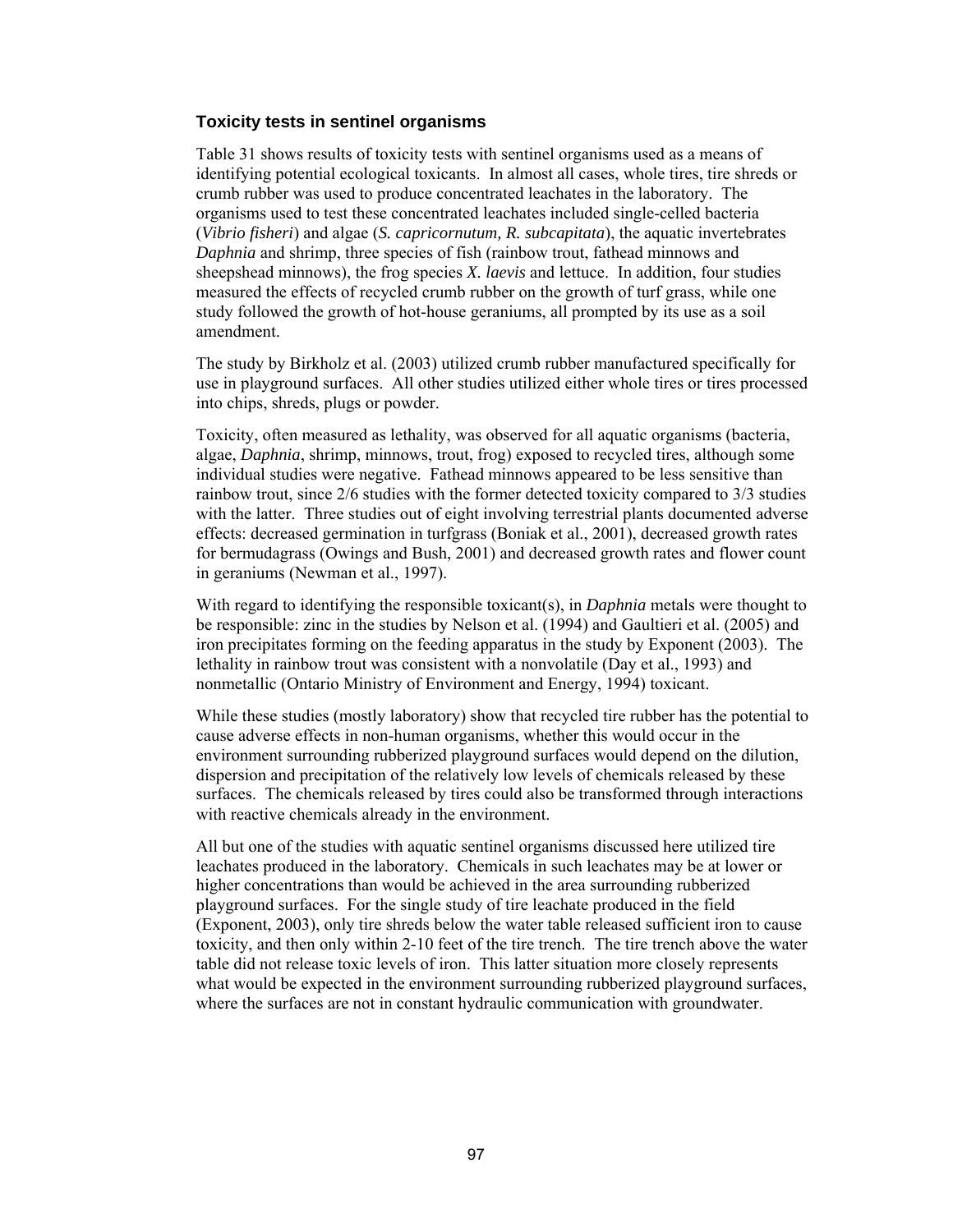### Toxicity tests in sentinel organisms

Table 31 shows results of toxicity tests with sentinel organisms used as a means of identifying potential ecological toxicants. In almost all cases, whole tires, tire shreds or crumb rubber was used to produce concentrated leachates in the laboratory. The organisms used to test these concentrated leachates included single-celled bacteria (*Vibrio fisheri*) and algae (*S. capricornutum, R. subcapitata*), the aquatic invertebrates *Daphnia* and shrimp, three species of fish (rainbow trout, fathead minnows and sheepshead minnows), the frog species *X. laevis* and lettuce. In addition, four studies measured the effects of recycled crumb rubber on the growth of turf grass, while one study followed the growth of hot-house geraniums, all prompted by its use as a soil amendment.

The study by Birkholz et al. (2003) utilized crumb rubber manufactured specifically for use in playground surfaces. All other studies utilized either whole tires or tires processed into chips, shreds, plugs or powder.

Toxicity, often measured as lethality, was observed for all aquatic organisms (bacteria, algae, *Daphnia*, shrimp, minnows, trout, frog) exposed to recycled tires, although some individual studies were negative. Fathead minnows appeared to be less sensitive than rainbow trout, since 2/6 studies with the former detected toxicity compared to 3/3 studies with the latter. Three studies out of eight involving terrestrial plants documented adverse effects: decreased germination in turfgrass (Boniak et al., 2001), decreased growth rates for bermudagrass (Owings and Bush, 2001) and decreased growth rates and flower count in geraniums (Newman et al., 1997).

With regard to identifying the responsible toxicant(s), in *Daphnia* metals were thought to be responsible: zinc in the studies by Nelson et al. (1994) and Gaultieri et al. (2005) and iron precipitates forming on the feeding apparatus in the study by Exponent (2003). The lethality in rainbow trout was consistent with a nonvolatile (Day et al., 1993) and nonmetallic (Ontario Ministry of Environment and Energy, 1994) toxicant.

While these studies (mostly laboratory) show that recycled tire rubber has the potential to cause adverse effects in non-human organisms, whether this would occur in the environment surrounding rubberized playground surfaces would depend on the dilution, dispersion and precipitation of the relatively low levels of chemicals released by these surfaces. The chemicals released by tires could also be transformed through interactions with reactive chemicals already in the environment.

All but one of the studies with aquatic sentinel organisms discussed here utilized tire leachates produced in the laboratory. Chemicals in such leachates may be at lower or higher concentrations than would be achieved in the area surrounding rubberized playground surfaces. For the single study of tire leachate produced in the field (Exponent, 2003), only tire shreds below the water table released sufficient iron to cause toxicity, and then only within 2-10 feet of the tire trench. The tire trench above the water table did not release toxic levels of iron. This latter situation more closely represents what would be expected in the environment surrounding rubberized playground surfaces, where the surfaces are not in constant hydraulic communication with groundwater.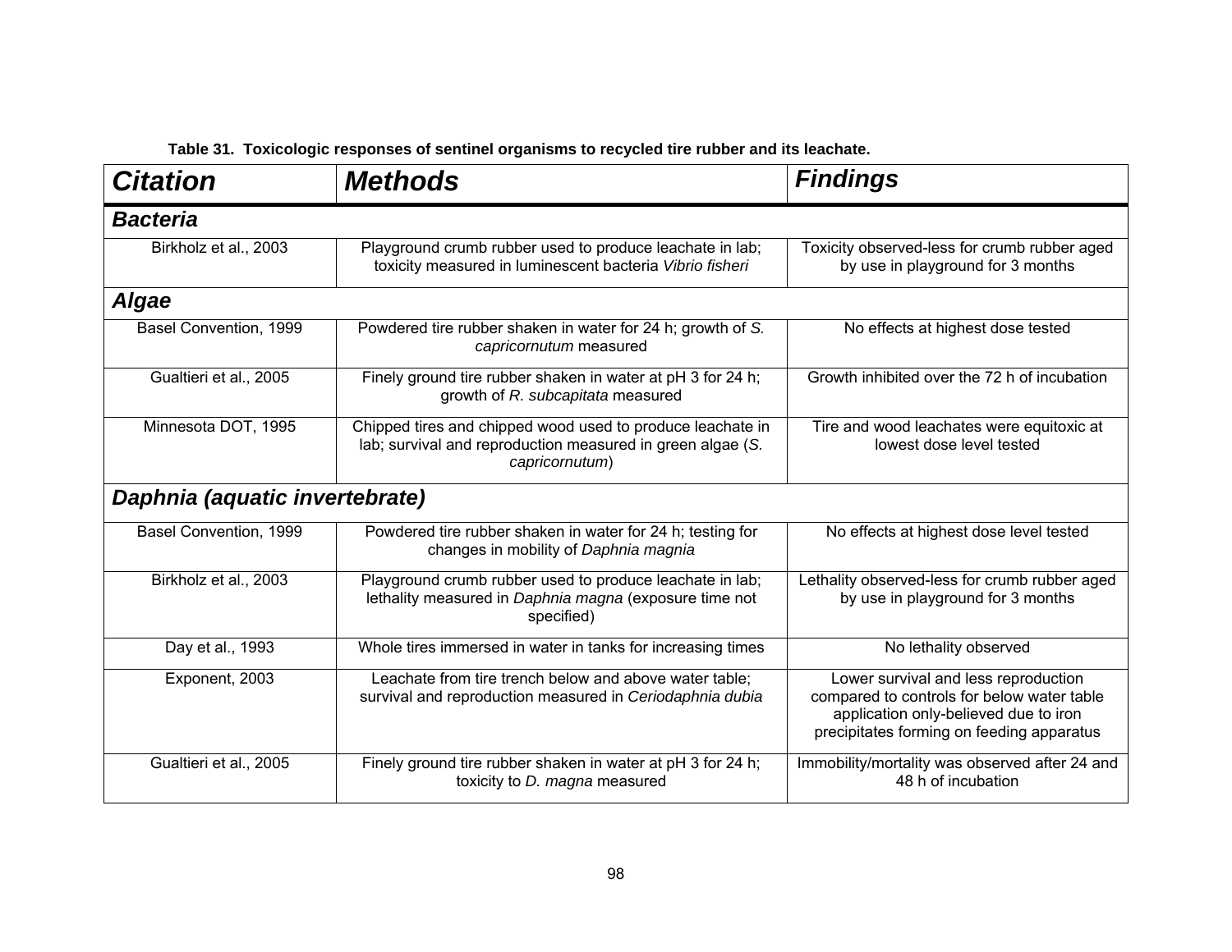**Table 31. Toxicologic responses of sentinel organisms to recycled tire rubber and its leachate.**

| *Citation* | *Methods* | *Findings* |
| --- | --- | --- |
| ***Bacteria*** | | |
| Birkholz et al., 2003 | Playground crumb rubber used to produce leachate in lab; toxicity measured in luminescent bacteria *Vibrio fisheri* | Toxicity observed-less for crumb rubber aged by use in playground for 3 months |
| ***Algae*** | | |
| Basel Convention, 1999 | Powdered tire rubber shaken in water for 24 h; growth of *S. capricornutum* measured | No effects at highest dose tested |
| Gualtieri et al., 2005 | Finely ground tire rubber shaken in water at pH 3 for 24 h; growth of *R. subcapitata* measured | Growth inhibited over the 72 h of incubation |
| Minnesota DOT, 1995 | Chipped tires and chipped wood used to produce leachate in lab; survival and reproduction measured in green algae (*S. capricornutum*) | Tire and wood leachates were equitoxic at lowest dose level tested |
| ***Daphnia (aquatic invertebrate)*** | | |
| Basel Convention, 1999 | Powdered tire rubber shaken in water for 24 h; testing for changes in mobility of *Daphnia magnia* | No effects at highest dose level tested |
| Birkholz et al., 2003 | Playground crumb rubber used to produce leachate in lab; lethality measured in *Daphnia magna* (exposure time not specified) | Lethality observed-less for crumb rubber aged by use in playground for 3 months |
| Day et al., 1993 | Whole tires immersed in water in tanks for increasing times | No lethality observed |
| Exponent, 2003 | Leachate from tire trench below and above water table; survival and reproduction measured in *Ceriodaphnia dubia* | Lower survival and less reproduction compared to controls for below water table application only-believed due to iron precipitates forming on feeding apparatus |
| Gualtieri et al., 2005 | Finely ground tire rubber shaken in water at pH 3 for 24 h; toxicity to *D. magna* measured | Immobility/mortality was observed after 24 and 48 h of incubation |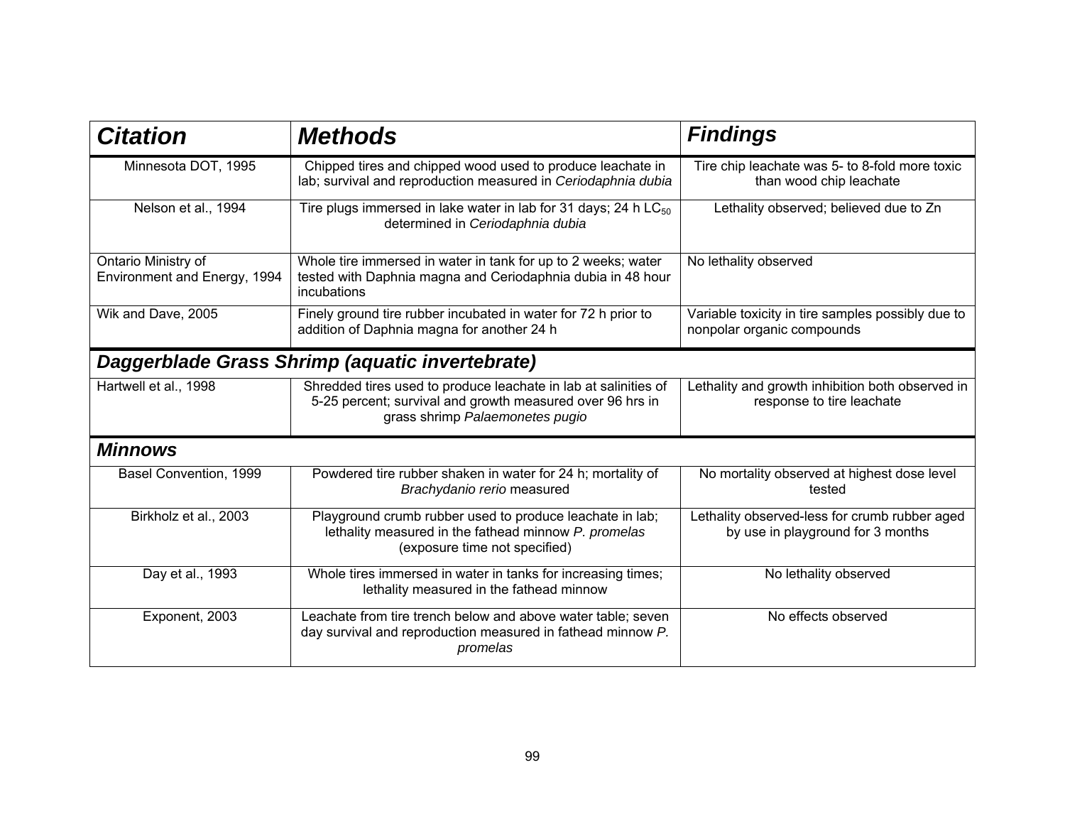| *Citation* | *Methods* | *Findings* |
| --- | --- | --- |
| Minnesota DOT, 1995 | Chipped tires and chipped wood used to produce leachate in lab; survival and reproduction measured in *Ceriodaphnia dubia* | Tire chip leachate was 5- to 8-fold more toxic than wood chip leachate |
| Nelson et al., 1994 | Tire plugs immersed in lake water in lab for 31 days; 24 h $LC_{50}$ determined in *Ceriodaphnia dubia* | Lethality observed; believed due to Zn |
| Ontario Ministry of Environment and Energy, 1994 | Whole tire immersed in water in tank for up to 2 weeks; water tested with Daphnia magna and Ceriodaphnia dubia in 48 hour incubations | No lethality observed |
| Wik and Dave, 2005 | Finely ground tire rubber incubated in water for 72 h prior to addition of Daphnia magna for another 24 h | Variable toxicity in tire samples possibly due to nonpolar organic compounds |
| ***Daggerblade Grass Shrimp (aquatic invertebrate)*** | | |
| Hartwell et al., 1998 | Shredded tires used to produce leachate in lab at salinities of 5-25 percent; survival and growth measured over 96 hrs in grass shrimp *Palaemonetes pugio* | Lethality and growth inhibition both observed in response to tire leachate |
| ***Minnows*** | | |
| Basel Convention, 1999 | Powdered tire rubber shaken in water for 24 h; mortality of *Brachydanio rerio* measured | No mortality observed at highest dose level tested |
| Birkholz et al., 2003 | Playground crumb rubber used to produce leachate in lab; lethality measured in the fathead minnow *P. promelas* (exposure time not specified) | Lethality observed-less for crumb rubber aged by use in playground for 3 months |
| Day et al., 1993 | Whole tires immersed in water in tanks for increasing times; lethality measured in the fathead minnow | No lethality observed |
| Exponent, 2003 | Leachate from tire trench below and above water table; seven day survival and reproduction measured in fathead minnow *P. promelas* | No effects observed |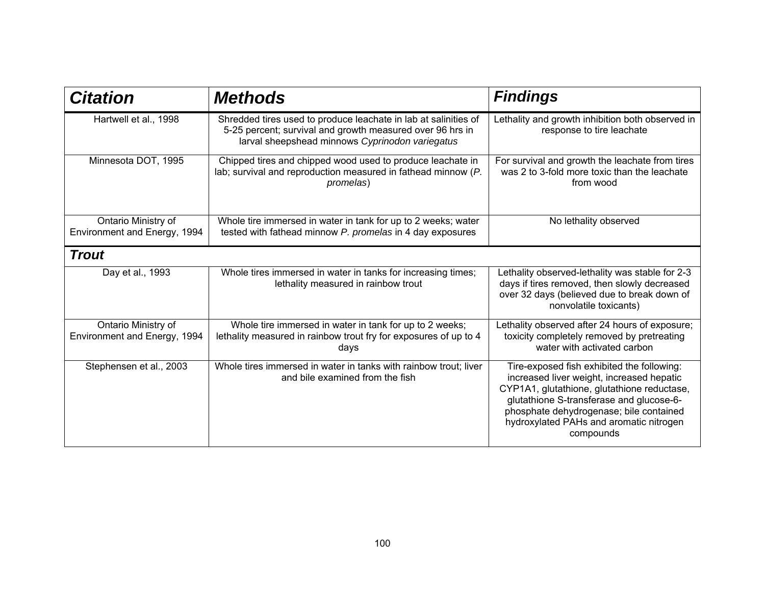| Citation | Methods | Findings |
|---|---|---|
| Hartwell et al., 1998 | Shredded tires used to produce leachate in lab at salinities of 5-25 percent; survival and growth measured over 96 hrs in larval sheepshead minnows *Cyprinodon variegatus* | Lethality and growth inhibition both observed in response to tire leachate |
| Minnesota DOT, 1995 | Chipped tires and chipped wood used to produce leachate in lab; survival and reproduction measured in fathead minnow (*P. promelas*) | For survival and growth the leachate from tires was 2 to 3-fold more toxic than the leachate from wood |
| Ontario Ministry of Environment and Energy, 1994 | Whole tire immersed in water in tank for up to 2 weeks; water tested with fathead minnow *P. promelas* in 4 day exposures | No lethality observed |
| ***Trout*** | | |
| Day et al., 1993 | Whole tires immersed in water in tanks for increasing times; lethality measured in rainbow trout | Lethality observed-lethality was stable for 2-3 days if tires removed, then slowly decreased over 32 days (believed due to break down of nonvolatile toxicants) |
| Ontario Ministry of Environment and Energy, 1994 | Whole tire immersed in water in tank for up to 2 weeks; lethality measured in rainbow trout fry for exposures of up to 4 days | Lethality observed after 24 hours of exposure; toxicity completely removed by pretreating water with activated carbon |
| Stephensen et al., 2003 | Whole tires immersed in water in tanks with rainbow trout; liver and bile examined from the fish | Tire-exposed fish exhibited the following: increased liver weight, increased hepatic CYP1A1, glutathione, glutathione reductase, glutathione S-transferase and glucose-6-phosphate dehydrogenase; bile contained hydroxylated PAHs and aromatic nitrogen compounds |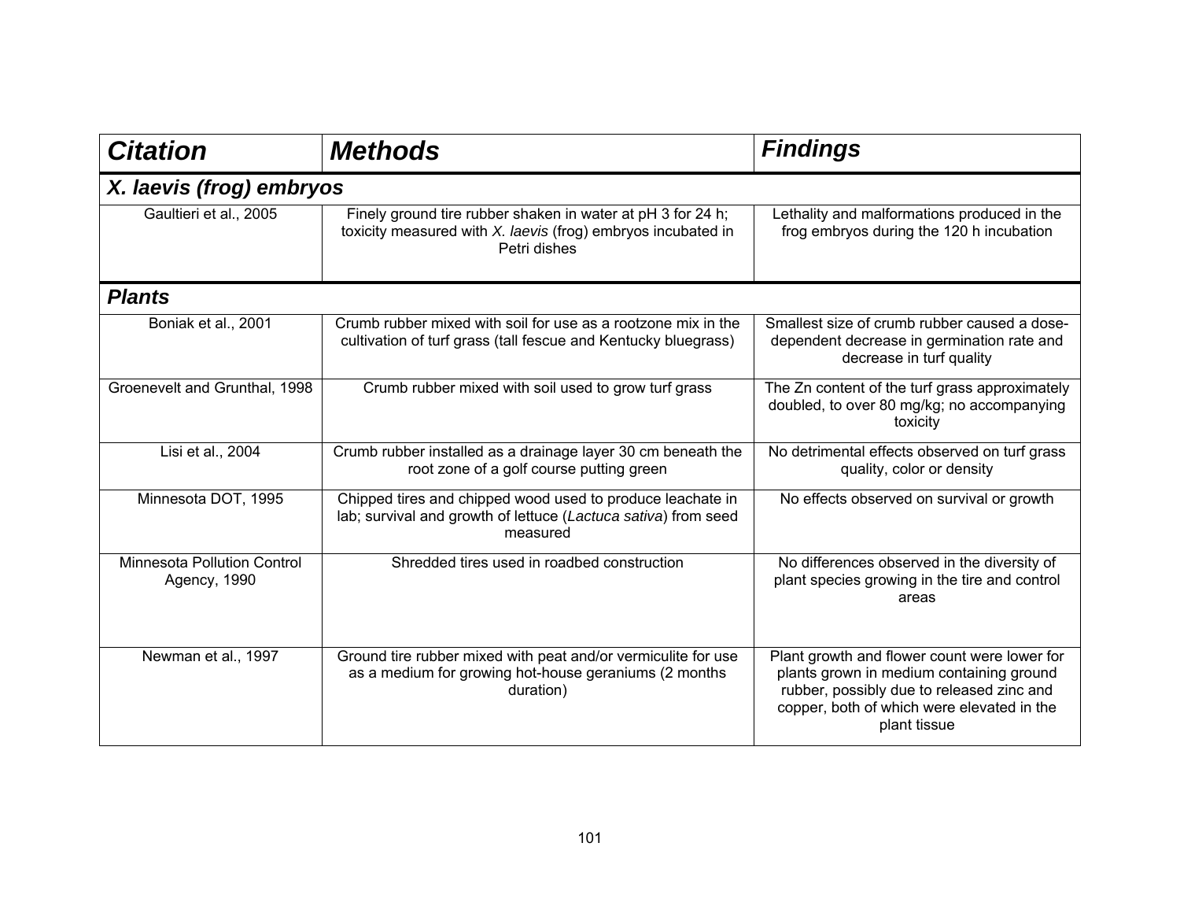| *Citation* | *Methods* | *Findings* |
| --- | --- | --- |
| ***X. laevis* (frog) embryos** | | |
| Gaultieri et al., 2005 | Finely ground tire rubber shaken in water at pH 3 for 24 h; toxicity measured with *X. laevis* (frog) embryos incubated in Petri dishes | Lethality and malformations produced in the frog embryos during the 120 h incubation |
| ***Plants*** | | |
| Boniak et al., 2001 | Crumb rubber mixed with soil for use as a rootzone mix in the cultivation of turf grass (tall fescue and Kentucky bluegrass) | Smallest size of crumb rubber caused a dose-dependent decrease in germination rate and decrease in turf quality |
| Groenevelt and Grunthal, 1998 | Crumb rubber mixed with soil used to grow turf grass | The Zn content of the turf grass approximately doubled, to over 80 mg/kg; no accompanying toxicity |
| Lisi et al., 2004 | Crumb rubber installed as a drainage layer 30 cm beneath the root zone of a golf course putting green | No detrimental effects observed on turf grass quality, color or density |
| Minnesota DOT, 1995 | Chipped tires and chipped wood used to produce leachate in lab; survival and growth of lettuce (*Lactuca sativa*) from seed measured | No effects observed on survival or growth |
| Minnesota Pollution Control Agency, 1990 | Shredded tires used in roadbed construction | No differences observed in the diversity of plant species growing in the tire and control areas |
| Newman et al., 1997 | Ground tire rubber mixed with peat and/or vermiculite for use as a medium for growing hot-house geraniums (2 months duration) | Plant growth and flower count were lower for plants grown in medium containing ground rubber, possibly due to released zinc and copper, both of which were elevated in the plant tissue |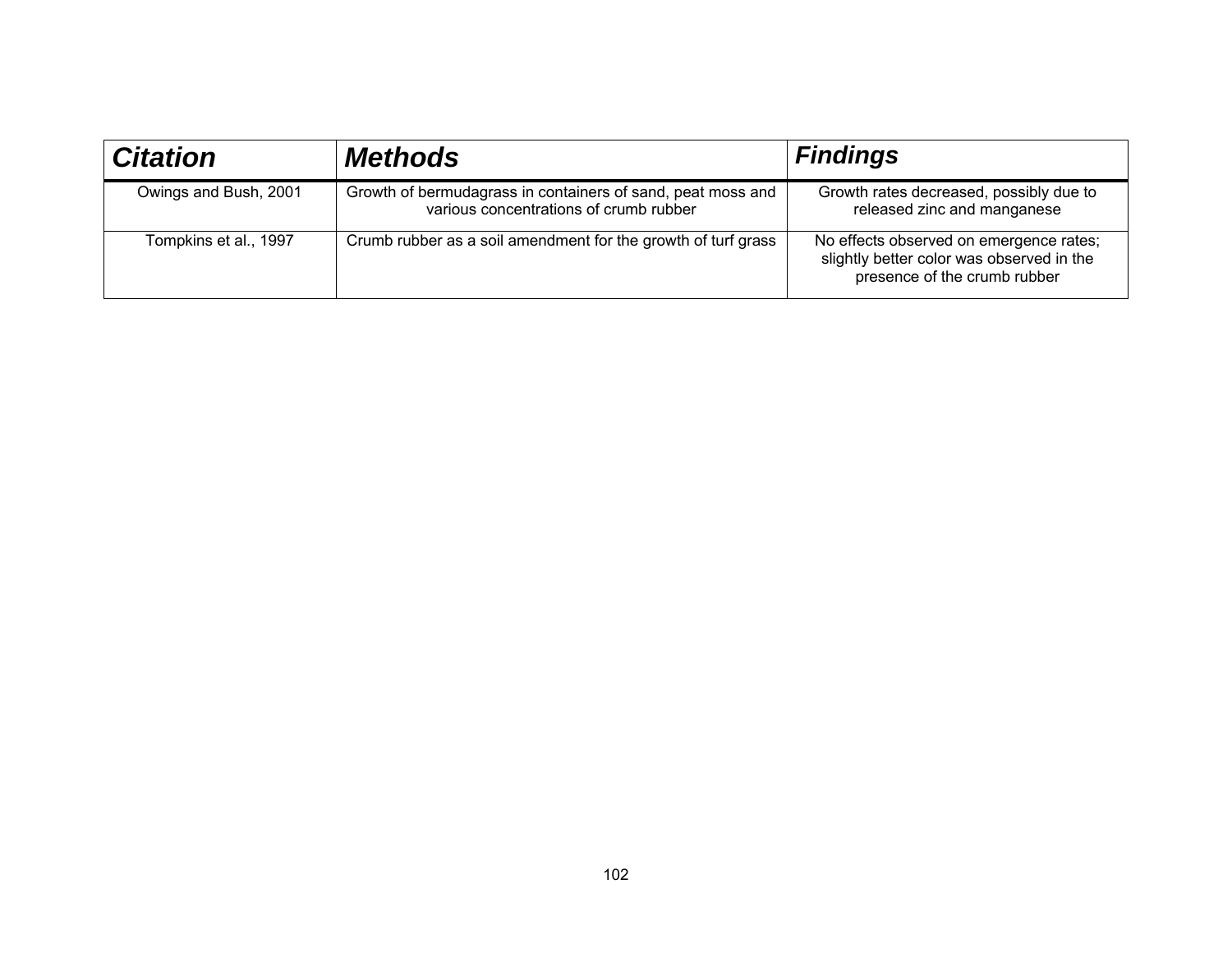| *Citation* | *Methods* | *Findings* |
|---|---|---|
| Owings and Bush, 2001 | Growth of bermudagrass in containers of sand, peat moss and various concentrations of crumb rubber | Growth rates decreased, possibly due to released zinc and manganese |
| Tompkins et al., 1997 | Crumb rubber as a soil amendment for the growth of turf grass | No effects observed on emergence rates; slightly better color was observed in the presence of the crumb rubber |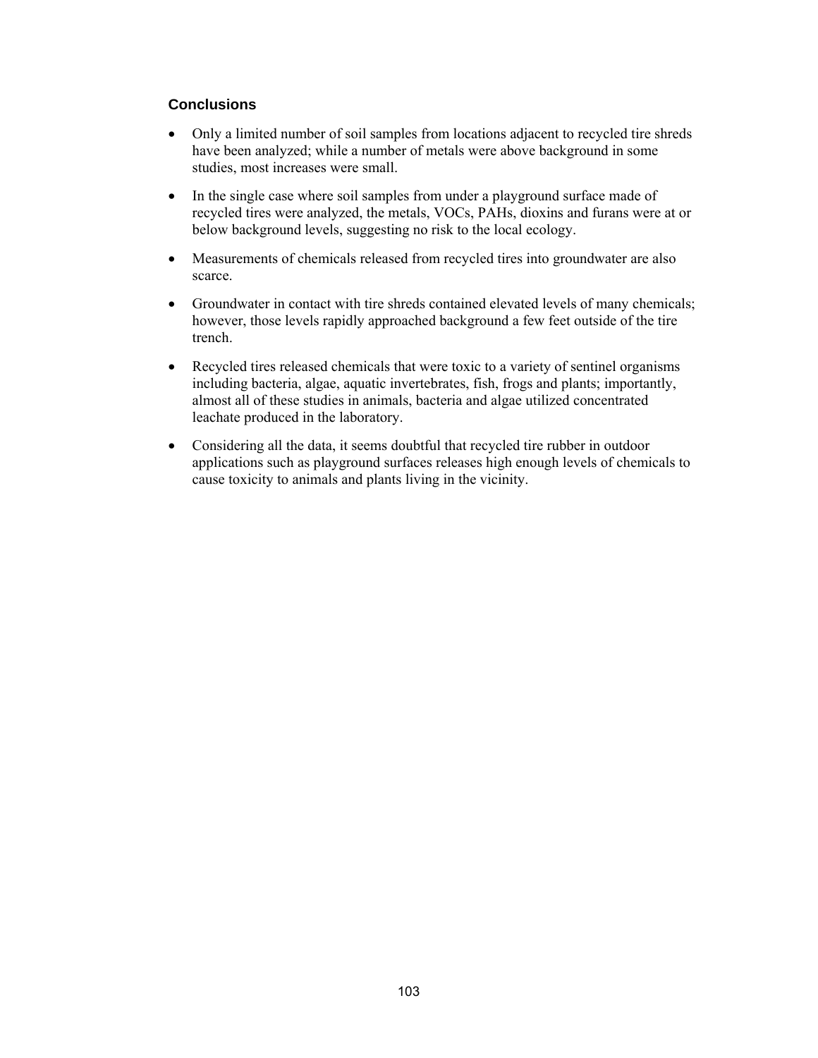### Conclusions

- Only a limited number of soil samples from locations adjacent to recycled tire shreds have been analyzed; while a number of metals were above background in some studies, most increases were small.
- In the single case where soil samples from under a playground surface made of recycled tires were analyzed, the metals, VOCs, PAHs, dioxins and furans were at or below background levels, suggesting no risk to the local ecology.
- Measurements of chemicals released from recycled tires into groundwater are also scarce.
- Groundwater in contact with tire shreds contained elevated levels of many chemicals; however, those levels rapidly approached background a few feet outside of the tire trench.
- Recycled tires released chemicals that were toxic to a variety of sentinel organisms including bacteria, algae, aquatic invertebrates, fish, frogs and plants; importantly, almost all of these studies in animals, bacteria and algae utilized concentrated leachate produced in the laboratory.
- Considering all the data, it seems doubtful that recycled tire rubber in outdoor applications such as playground surfaces releases high enough levels of chemicals to cause toxicity to animals and plants living in the vicinity.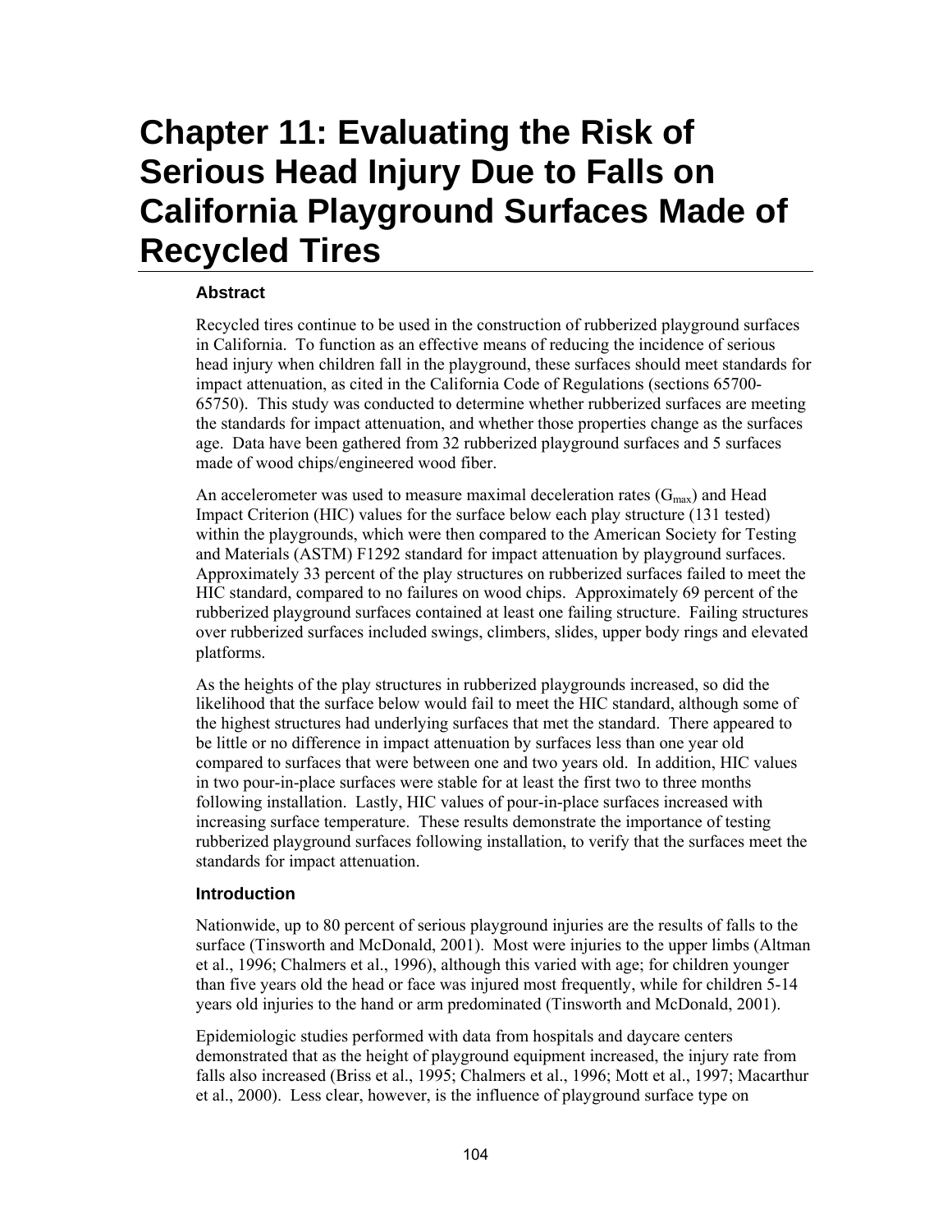# Chapter 11: Evaluating the Risk of Serious Head Injury Due to Falls on California Playground Surfaces Made of Recycled Tires

### Abstract

Recycled tires continue to be used in the construction of rubberized playground surfaces in California. To function as an effective means of reducing the incidence of serious head injury when children fall in the playground, these surfaces should meet standards for impact attenuation, as cited in the California Code of Regulations (sections 65700-65750). This study was conducted to determine whether rubberized surfaces are meeting the standards for impact attenuation, and whether those properties change as the surfaces age. Data have been gathered from 32 rubberized playground surfaces and 5 surfaces made of wood chips/engineered wood fiber.

An accelerometer was used to measure maximal deceleration rates ($G_{max}$) and Head Impact Criterion (HIC) values for the surface below each play structure (131 tested) within the playgrounds, which were then compared to the American Society for Testing and Materials (ASTM) F1292 standard for impact attenuation by playground surfaces. Approximately 33 percent of the play structures on rubberized surfaces failed to meet the HIC standard, compared to no failures on wood chips. Approximately 69 percent of the rubberized playground surfaces contained at least one failing structure. Failing structures over rubberized surfaces included swings, climbers, slides, upper body rings and elevated platforms.

As the heights of the play structures in rubberized playgrounds increased, so did the likelihood that the surface below would fail to meet the HIC standard, although some of the highest structures had underlying surfaces that met the standard. There appeared to be little or no difference in impact attenuation by surfaces less than one year old compared to surfaces that were between one and two years old. In addition, HIC values in two pour-in-place surfaces were stable for at least the first two to three months following installation. Lastly, HIC values of pour-in-place surfaces increased with increasing surface temperature. These results demonstrate the importance of testing rubberized playground surfaces following installation, to verify that the surfaces meet the standards for impact attenuation.

### Introduction

Nationwide, up to 80 percent of serious playground injuries are the results of falls to the surface (Tinsworth and McDonald, 2001). Most were injuries to the upper limbs (Altman et al., 1996; Chalmers et al., 1996), although this varied with age; for children younger than five years old the head or face was injured most frequently, while for children 5-14 years old injuries to the hand or arm predominated (Tinsworth and McDonald, 2001).

Epidemiologic studies performed with data from hospitals and daycare centers demonstrated that as the height of playground equipment increased, the injury rate from falls also increased (Briss et al., 1995; Chalmers et al., 1996; Mott et al., 1997; Macarthur et al., 2000). Less clear, however, is the influence of playground surface type on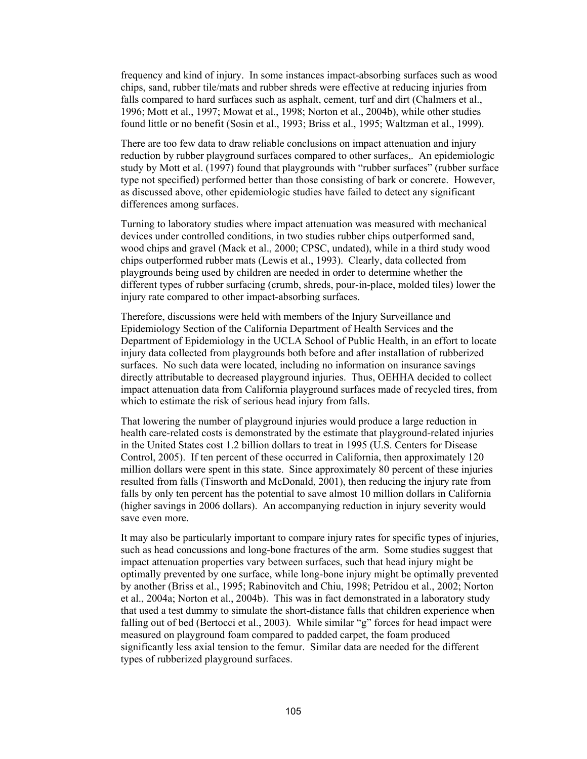frequency and kind of injury. In some instances impact-absorbing surfaces such as wood chips, sand, rubber tile/mats and rubber shreds were effective at reducing injuries from falls compared to hard surfaces such as asphalt, cement, turf and dirt (Chalmers et al., 1996; Mott et al., 1997; Mowat et al., 1998; Norton et al., 2004b), while other studies found little or no benefit (Sosin et al., 1993; Briss et al., 1995; Waltzman et al., 1999).

There are too few data to draw reliable conclusions on impact attenuation and injury reduction by rubber playground surfaces compared to other surfaces,. An epidemiologic study by Mott et al. (1997) found that playgrounds with "rubber surfaces" (rubber surface type not specified) performed better than those consisting of bark or concrete. However, as discussed above, other epidemiologic studies have failed to detect any significant differences among surfaces.

Turning to laboratory studies where impact attenuation was measured with mechanical devices under controlled conditions, in two studies rubber chips outperformed sand, wood chips and gravel (Mack et al., 2000; CPSC, undated), while in a third study wood chips outperformed rubber mats (Lewis et al., 1993). Clearly, data collected from playgrounds being used by children are needed in order to determine whether the different types of rubber surfacing (crumb, shreds, pour-in-place, molded tiles) lower the injury rate compared to other impact-absorbing surfaces.

Therefore, discussions were held with members of the Injury Surveillance and Epidemiology Section of the California Department of Health Services and the Department of Epidemiology in the UCLA School of Public Health, in an effort to locate injury data collected from playgrounds both before and after installation of rubberized surfaces. No such data were located, including no information on insurance savings directly attributable to decreased playground injuries. Thus, OEHHA decided to collect impact attenuation data from California playground surfaces made of recycled tires, from which to estimate the risk of serious head injury from falls.

That lowering the number of playground injuries would produce a large reduction in health care-related costs is demonstrated by the estimate that playground-related injuries in the United States cost 1.2 billion dollars to treat in 1995 (U.S. Centers for Disease Control, 2005). If ten percent of these occurred in California, then approximately 120 million dollars were spent in this state. Since approximately 80 percent of these injuries resulted from falls (Tinsworth and McDonald, 2001), then reducing the injury rate from falls by only ten percent has the potential to save almost 10 million dollars in California (higher savings in 2006 dollars). An accompanying reduction in injury severity would save even more.

It may also be particularly important to compare injury rates for specific types of injuries, such as head concussions and long-bone fractures of the arm. Some studies suggest that impact attenuation properties vary between surfaces, such that head injury might be optimally prevented by one surface, while long-bone injury might be optimally prevented by another (Briss et al., 1995; Rabinovitch and Chiu, 1998; Petridou et al., 2002; Norton et al., 2004a; Norton et al., 2004b). This was in fact demonstrated in a laboratory study that used a test dummy to simulate the short-distance falls that children experience when falling out of bed (Bertocci et al., 2003). While similar "g" forces for head impact were measured on playground foam compared to padded carpet, the foam produced significantly less axial tension to the femur. Similar data are needed for the different types of rubberized playground surfaces.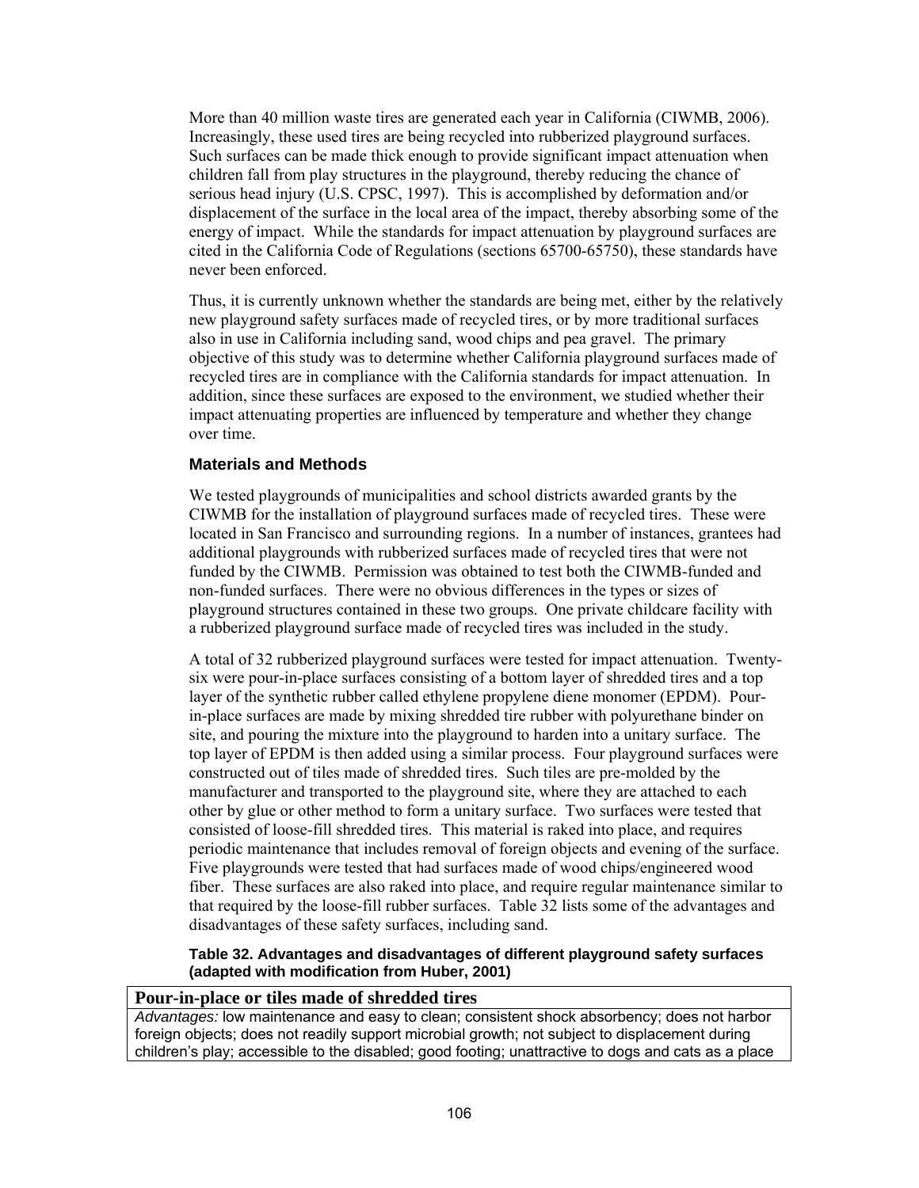More than 40 million waste tires are generated each year in California (CIWMB, 2006). Increasingly, these used tires are being recycled into rubberized playground surfaces. Such surfaces can be made thick enough to provide significant impact attenuation when children fall from play structures in the playground, thereby reducing the chance of serious head injury (U.S. CPSC, 1997). This is accomplished by deformation and/or displacement of the surface in the local area of the impact, thereby absorbing some of the energy of impact. While the standards for impact attenuation by playground surfaces are cited in the California Code of Regulations (sections 65700-65750), these standards have never been enforced.

Thus, it is currently unknown whether the standards are being met, either by the relatively new playground safety surfaces made of recycled tires, or by more traditional surfaces also in use in California including sand, wood chips and pea gravel. The primary objective of this study was to determine whether California playground surfaces made of recycled tires are in compliance with the California standards for impact attenuation. In addition, since these surfaces are exposed to the environment, we studied whether their impact attenuating properties are influenced by temperature and whether they change over time.

### Materials and Methods

We tested playgrounds of municipalities and school districts awarded grants by the CIWMB for the installation of playground surfaces made of recycled tires. These were located in San Francisco and surrounding regions. In a number of instances, grantees had additional playgrounds with rubberized surfaces made of recycled tires that were not funded by the CIWMB. Permission was obtained to test both the CIWMB-funded and non-funded surfaces. There were no obvious differences in the types or sizes of playground structures contained in these two groups. One private childcare facility with a rubberized playground surface made of recycled tires was included in the study.

A total of 32 rubberized playground surfaces were tested for impact attenuation. Twenty-six were pour-in-place surfaces consisting of a bottom layer of shredded tires and a top layer of the synthetic rubber called ethylene propylene diene monomer (EPDM). Pour-in-place surfaces are made by mixing shredded tire rubber with polyurethane binder on site, and pouring the mixture into the playground to harden into a unitary surface. The top layer of EPDM is then added using a similar process. Four playground surfaces were constructed out of tiles made of shredded tires. Such tiles are pre-molded by the manufacturer and transported to the playground site, where they are attached to each other by glue or other method to form a unitary surface. Two surfaces were tested that consisted of loose-fill shredded tires. This material is raked into place, and requires periodic maintenance that includes removal of foreign objects and evening of the surface. Five playgrounds were tested that had surfaces made of wood chips/engineered wood fiber. These surfaces are also raked into place, and require regular maintenance similar to that required by the loose-fill rubber surfaces. Table 32 lists some of the advantages and disadvantages of these safety surfaces, including sand.

**Table 32. Advantages and disadvantages of different playground safety surfaces (adapted with modification from Huber, 2001)**

| **Pour-in-place or tiles made of shredded tires** |
|---|
| *Advantages:* low maintenance and easy to clean; consistent shock absorbency; does not harbor foreign objects; does not readily support microbial growth; not subject to displacement during children's play; accessible to the disabled; good footing; unattractive to dogs and cats as a place |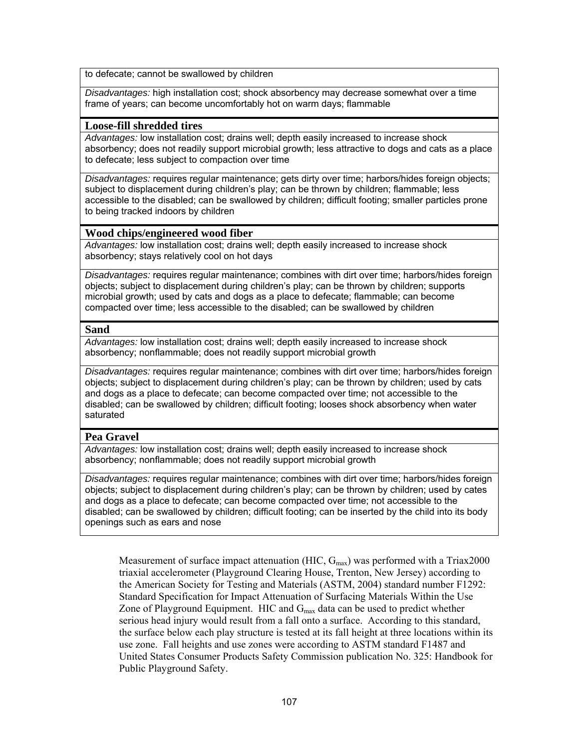| to defecate; cannot be swallowed by children |
|---|
| *Disadvantages:* high installation cost; shock absorbency may decrease somewhat over a time frame of years; can become uncomfortably hot on warm days; flammable |
| **Loose-fill shredded tires** |
| *Advantages:* low installation cost; drains well; depth easily increased to increase shock absorbency; does not readily support microbial growth; less attractive to dogs and cats as a place to defecate; less subject to compaction over time |
| *Disadvantages:* requires regular maintenance; gets dirty over time; harbors/hides foreign objects; subject to displacement during children's play; can be thrown by children; flammable; less accessible to the disabled; can be swallowed by children; difficult footing; smaller particles prone to being tracked indoors by children |
| **Wood chips/engineered wood fiber** |
| *Advantages:* low installation cost; drains well; depth easily increased to increase shock absorbency; stays relatively cool on hot days |
| *Disadvantages:* requires regular maintenance; combines with dirt over time; harbors/hides foreign objects; subject to displacement during children's play; can be thrown by children; supports microbial growth; used by cats and dogs as a place to defecate; flammable; can become compacted over time; less accessible to the disabled; can be swallowed by children |
| **Sand** |
| *Advantages:* low installation cost; drains well; depth easily increased to increase shock absorbency; nonflammable; does not readily support microbial growth |
| *Disadvantages:* requires regular maintenance; combines with dirt over time; harbors/hides foreign objects; subject to displacement during children's play; can be thrown by children; used by cats and dogs as a place to defecate; can become compacted over time; not accessible to the disabled; can be swallowed by children; difficult footing; looses shock absorbency when water saturated |
| **Pea Gravel** |
| *Advantages:* low installation cost; drains well; depth easily increased to increase shock absorbency; nonflammable; does not readily support microbial growth |
| *Disadvantages:* requires regular maintenance; combines with dirt over time; harbors/hides foreign objects; subject to displacement during children's play; can be thrown by children; used by cates and dogs as a place to defecate; can become compacted over time; not accessible to the disabled; can be swallowed by children; difficult footing; can be inserted by the child into its body openings such as ears and nose |

Measurement of surface impact attenuation (HIC, $G_{max}$) was performed with a Triax2000 triaxial accelerometer (Playground Clearing House, Trenton, New Jersey) according to the American Society for Testing and Materials (ASTM, 2004) standard number F1292: Standard Specification for Impact Attenuation of Surfacing Materials Within the Use Zone of Playground Equipment. HIC and $G_{max}$ data can be used to predict whether serious head injury would result from a fall onto a surface. According to this standard, the surface below each play structure is tested at its fall height at three locations within its use zone. Fall heights and use zones were according to ASTM standard F1487 and United States Consumer Products Safety Commission publication No. 325: Handbook for Public Playground Safety.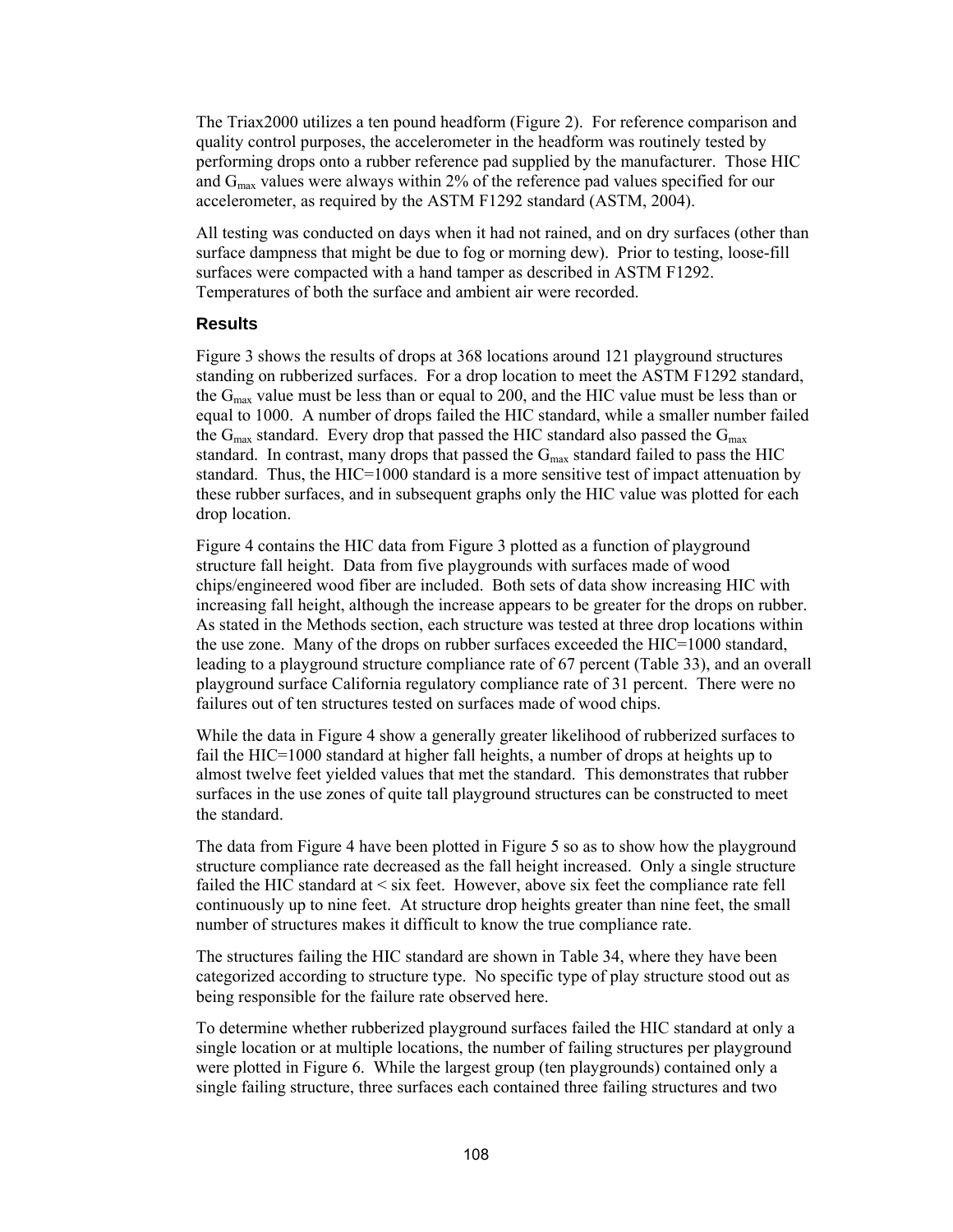The Triax2000 utilizes a ten pound headform (Figure 2). For reference comparison and quality control purposes, the accelerometer in the headform was routinely tested by performing drops onto a rubber reference pad supplied by the manufacturer. Those HIC and $G_{max}$ values were always within 2% of the reference pad values specified for our accelerometer, as required by the ASTM F1292 standard (ASTM, 2004).

All testing was conducted on days when it had not rained, and on dry surfaces (other than surface dampness that might be due to fog or morning dew). Prior to testing, loose-fill surfaces were compacted with a hand tamper as described in ASTM F1292. Temperatures of both the surface and ambient air were recorded.

### Results

Figure 3 shows the results of drops at 368 locations around 121 playground structures standing on rubberized surfaces. For a drop location to meet the ASTM F1292 standard, the $G_{max}$ value must be less than or equal to 200, and the HIC value must be less than or equal to 1000. A number of drops failed the HIC standard, while a smaller number failed the $G_{max}$ standard. Every drop that passed the HIC standard also passed the $G_{max}$ standard. In contrast, many drops that passed the $G_{max}$ standard failed to pass the HIC standard. Thus, the HIC=1000 standard is a more sensitive test of impact attenuation by these rubber surfaces, and in subsequent graphs only the HIC value was plotted for each drop location.

Figure 4 contains the HIC data from Figure 3 plotted as a function of playground structure fall height. Data from five playgrounds with surfaces made of wood chips/engineered wood fiber are included. Both sets of data show increasing HIC with increasing fall height, although the increase appears to be greater for the drops on rubber. As stated in the Methods section, each structure was tested at three drop locations within the use zone. Many of the drops on rubber surfaces exceeded the HIC=1000 standard, leading to a playground structure compliance rate of 67 percent (Table 33), and an overall playground surface California regulatory compliance rate of 31 percent. There were no failures out of ten structures tested on surfaces made of wood chips.

While the data in Figure 4 show a generally greater likelihood of rubberized surfaces to fail the HIC=1000 standard at higher fall heights, a number of drops at heights up to almost twelve feet yielded values that met the standard. This demonstrates that rubber surfaces in the use zones of quite tall playground structures can be constructed to meet the standard.

The data from Figure 4 have been plotted in Figure 5 so as to show how the playground structure compliance rate decreased as the fall height increased. Only a single structure failed the HIC standard at < six feet. However, above six feet the compliance rate fell continuously up to nine feet. At structure drop heights greater than nine feet, the small number of structures makes it difficult to know the true compliance rate.

The structures failing the HIC standard are shown in Table 34, where they have been categorized according to structure type. No specific type of play structure stood out as being responsible for the failure rate observed here.

To determine whether rubberized playground surfaces failed the HIC standard at only a single location or at multiple locations, the number of failing structures per playground were plotted in Figure 6. While the largest group (ten playgrounds) contained only a single failing structure, three surfaces each contained three failing structures and two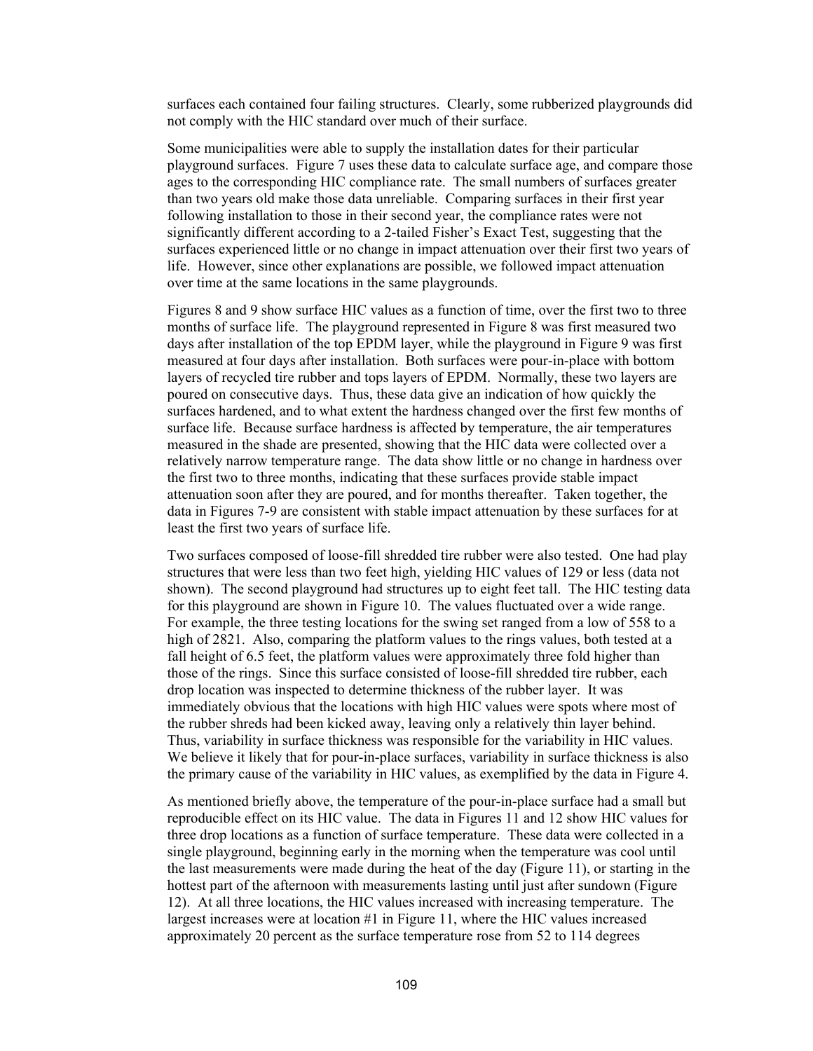surfaces each contained four failing structures. Clearly, some rubberized playgrounds did not comply with the HIC standard over much of their surface.

Some municipalities were able to supply the installation dates for their particular playground surfaces. Figure 7 uses these data to calculate surface age, and compare those ages to the corresponding HIC compliance rate. The small numbers of surfaces greater than two years old make those data unreliable. Comparing surfaces in their first year following installation to those in their second year, the compliance rates were not significantly different according to a 2-tailed Fisher's Exact Test, suggesting that the surfaces experienced little or no change in impact attenuation over their first two years of life. However, since other explanations are possible, we followed impact attenuation over time at the same locations in the same playgrounds.

Figures 8 and 9 show surface HIC values as a function of time, over the first two to three months of surface life. The playground represented in Figure 8 was first measured two days after installation of the top EPDM layer, while the playground in Figure 9 was first measured at four days after installation. Both surfaces were pour-in-place with bottom layers of recycled tire rubber and tops layers of EPDM. Normally, these two layers are poured on consecutive days. Thus, these data give an indication of how quickly the surfaces hardened, and to what extent the hardness changed over the first few months of surface life. Because surface hardness is affected by temperature, the air temperatures measured in the shade are presented, showing that the HIC data were collected over a relatively narrow temperature range. The data show little or no change in hardness over the first two to three months, indicating that these surfaces provide stable impact attenuation soon after they are poured, and for months thereafter. Taken together, the data in Figures 7-9 are consistent with stable impact attenuation by these surfaces for at least the first two years of surface life.

Two surfaces composed of loose-fill shredded tire rubber were also tested. One had play structures that were less than two feet high, yielding HIC values of 129 or less (data not shown). The second playground had structures up to eight feet tall. The HIC testing data for this playground are shown in Figure 10. The values fluctuated over a wide range. For example, the three testing locations for the swing set ranged from a low of 558 to a high of 2821. Also, comparing the platform values to the rings values, both tested at a fall height of 6.5 feet, the platform values were approximately three fold higher than those of the rings. Since this surface consisted of loose-fill shredded tire rubber, each drop location was inspected to determine thickness of the rubber layer. It was immediately obvious that the locations with high HIC values were spots where most of the rubber shreds had been kicked away, leaving only a relatively thin layer behind. Thus, variability in surface thickness was responsible for the variability in HIC values. We believe it likely that for pour-in-place surfaces, variability in surface thickness is also the primary cause of the variability in HIC values, as exemplified by the data in Figure 4.

As mentioned briefly above, the temperature of the pour-in-place surface had a small but reproducible effect on its HIC value. The data in Figures 11 and 12 show HIC values for three drop locations as a function of surface temperature. These data were collected in a single playground, beginning early in the morning when the temperature was cool until the last measurements were made during the heat of the day (Figure 11), or starting in the hottest part of the afternoon with measurements lasting until just after sundown (Figure 12). At all three locations, the HIC values increased with increasing temperature. The largest increases were at location #1 in Figure 11, where the HIC values increased approximately 20 percent as the surface temperature rose from 52 to 114 degrees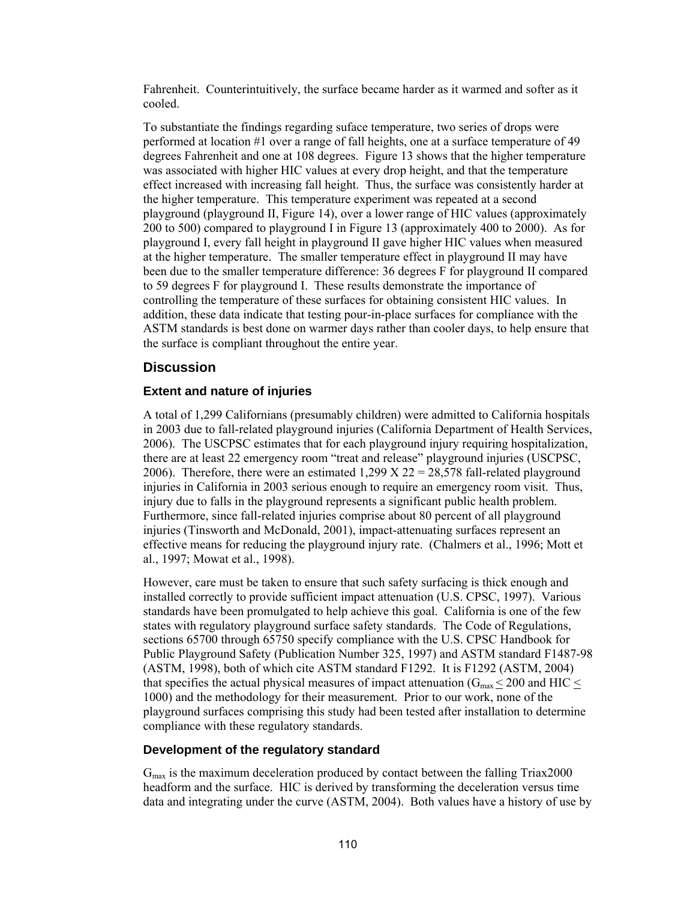Fahrenheit. Counterintuitively, the surface became harder as it warmed and softer as it cooled.

To substantiate the findings regarding suface temperature, two series of drops were performed at location #1 over a range of fall heights, one at a surface temperature of 49 degrees Fahrenheit and one at 108 degrees. Figure 13 shows that the higher temperature was associated with higher HIC values at every drop height, and that the temperature effect increased with increasing fall height. Thus, the surface was consistently harder at the higher temperature. This temperature experiment was repeated at a second playground (playground II, Figure 14), over a lower range of HIC values (approximately 200 to 500) compared to playground I in Figure 13 (approximately 400 to 2000). As for playground I, every fall height in playground II gave higher HIC values when measured at the higher temperature. The smaller temperature effect in playground II may have been due to the smaller temperature difference: 36 degrees F for playground II compared to 59 degrees F for playground I. These results demonstrate the importance of controlling the temperature of these surfaces for obtaining consistent HIC values. In addition, these data indicate that testing pour-in-place surfaces for compliance with the ASTM standards is best done on warmer days rather than cooler days, to help ensure that the surface is compliant throughout the entire year.

## Discussion

### Extent and nature of injuries

A total of 1,299 Californians (presumably children) were admitted to California hospitals in 2003 due to fall-related playground injuries (California Department of Health Services, 2006). The USCPSC estimates that for each playground injury requiring hospitalization, there are at least 22 emergency room "treat and release" playground injuries (USCPSC, 2006). Therefore, there were an estimated 1,299 X 22 = 28,578 fall-related playground injuries in California in 2003 serious enough to require an emergency room visit. Thus, injury due to falls in the playground represents a significant public health problem. Furthermore, since fall-related injuries comprise about 80 percent of all playground injuries (Tinsworth and McDonald, 2001), impact-attenuating surfaces represent an effective means for reducing the playground injury rate. (Chalmers et al., 1996; Mott et al., 1997; Mowat et al., 1998).

However, care must be taken to ensure that such safety surfacing is thick enough and installed correctly to provide sufficient impact attenuation (U.S. CPSC, 1997). Various standards have been promulgated to help achieve this goal. California is one of the few states with regulatory playground surface safety standards. The Code of Regulations, sections 65700 through 65750 specify compliance with the U.S. CPSC Handbook for Public Playground Safety (Publication Number 325, 1997) and ASTM standard F1487-98 (ASTM, 1998), both of which cite ASTM standard F1292. It is F1292 (ASTM, 2004) that specifies the actual physical measures of impact attenuation ($G_{max} \leq 200$ and HIC $\leq$ 1000) and the methodology for their measurement. Prior to our work, none of the playground surfaces comprising this study had been tested after installation to determine compliance with these regulatory standards.

### Development of the regulatory standard

$G_{max}$ is the maximum deceleration produced by contact between the falling Triax2000 headform and the surface. HIC is derived by transforming the deceleration versus time data and integrating under the curve (ASTM, 2004). Both values have a history of use by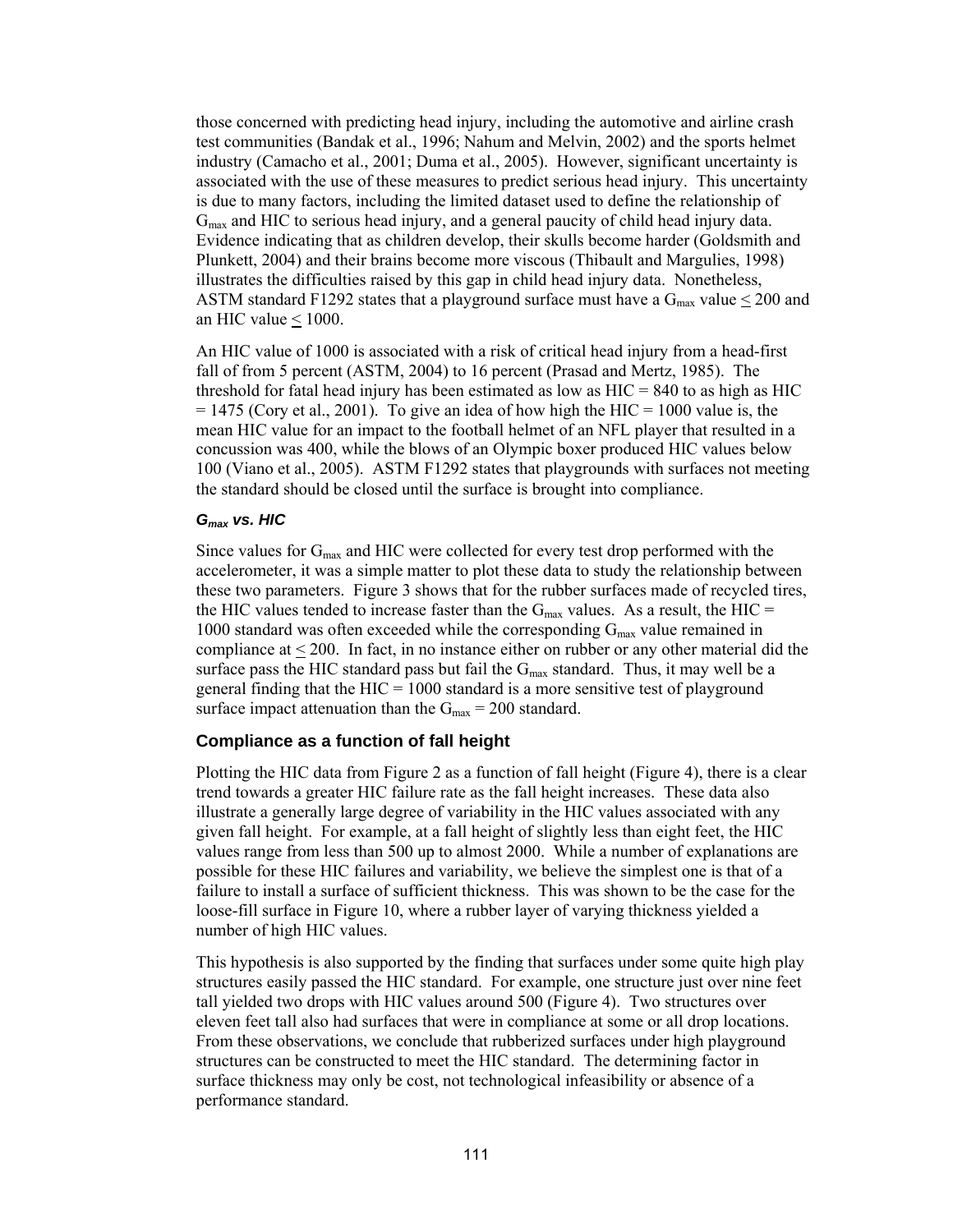those concerned with predicting head injury, including the automotive and airline crash test communities (Bandak et al., 1996; Nahum and Melvin, 2002) and the sports helmet industry (Camacho et al., 2001; Duma et al., 2005). However, significant uncertainty is associated with the use of these measures to predict serious head injury. This uncertainty is due to many factors, including the limited dataset used to define the relationship of $G_{max}$ and HIC to serious head injury, and a general paucity of child head injury data. Evidence indicating that as children develop, their skulls become harder (Goldsmith and Plunkett, 2004) and their brains become more viscous (Thibault and Margulies, 1998) illustrates the difficulties raised by this gap in child head injury data. Nonetheless, ASTM standard F1292 states that a playground surface must have a $G_{max}$ value $\leq$ 200 and an HIC value $\leq$ 1000.

An HIC value of 1000 is associated with a risk of critical head injury from a head-first fall of from 5 percent (ASTM, 2004) to 16 percent (Prasad and Mertz, 1985). The threshold for fatal head injury has been estimated as low as HIC = 840 to as high as HIC = 1475 (Cory et al., 2001). To give an idea of how high the HIC = 1000 value is, the mean HIC value for an impact to the football helmet of an NFL player that resulted in a concussion was 400, while the blows of an Olympic boxer produced HIC values below 100 (Viano et al., 2005). ASTM F1292 states that playgrounds with surfaces not meeting the standard should be closed until the surface is brought into compliance.

#### *$G_{max}$ vs. HIC*

Since values for $G_{max}$ and HIC were collected for every test drop performed with the accelerometer, it was a simple matter to plot these data to study the relationship between these two parameters. Figure 3 shows that for the rubber surfaces made of recycled tires, the HIC values tended to increase faster than the $G_{max}$ values. As a result, the HIC = 1000 standard was often exceeded while the corresponding $G_{max}$ value remained in compliance at $\leq$ 200. In fact, in no instance either on rubber or any other material did the surface pass the HIC standard pass but fail the $G_{max}$ standard. Thus, it may well be a general finding that the HIC = 1000 standard is a more sensitive test of playground surface impact attenuation than the $G_{max}$ = 200 standard.

### Compliance as a function of fall height

Plotting the HIC data from Figure 2 as a function of fall height (Figure 4), there is a clear trend towards a greater HIC failure rate as the fall height increases. These data also illustrate a generally large degree of variability in the HIC values associated with any given fall height. For example, at a fall height of slightly less than eight feet, the HIC values range from less than 500 up to almost 2000. While a number of explanations are possible for these HIC failures and variability, we believe the simplest one is that of a failure to install a surface of sufficient thickness. This was shown to be the case for the loose-fill surface in Figure 10, where a rubber layer of varying thickness yielded a number of high HIC values.

This hypothesis is also supported by the finding that surfaces under some quite high play structures easily passed the HIC standard. For example, one structure just over nine feet tall yielded two drops with HIC values around 500 (Figure 4). Two structures over eleven feet tall also had surfaces that were in compliance at some or all drop locations. From these observations, we conclude that rubberized surfaces under high playground structures can be constructed to meet the HIC standard. The determining factor in surface thickness may only be cost, not technological infeasibility or absence of a performance standard.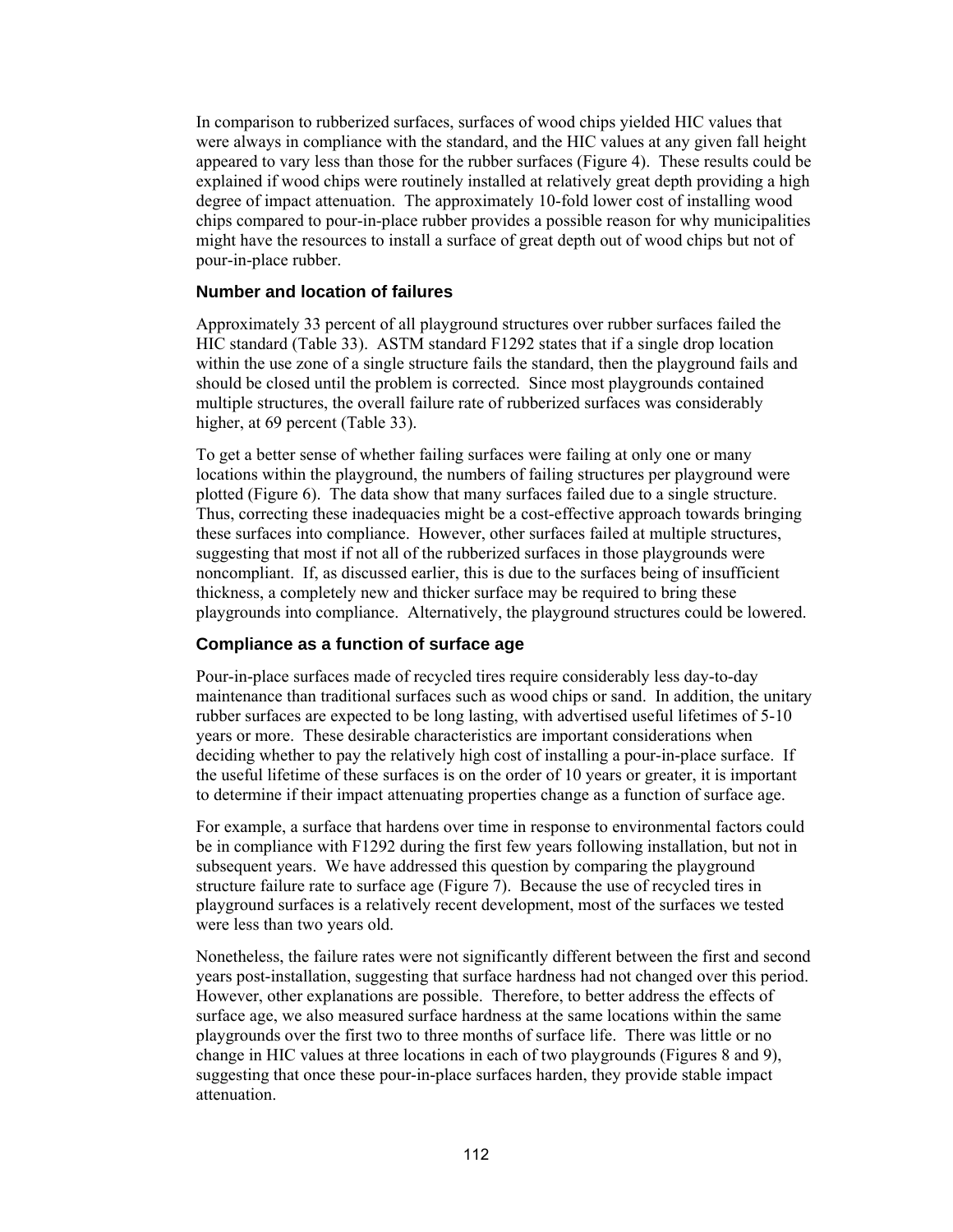In comparison to rubberized surfaces, surfaces of wood chips yielded HIC values that were always in compliance with the standard, and the HIC values at any given fall height appeared to vary less than those for the rubber surfaces (Figure 4). These results could be explained if wood chips were routinely installed at relatively great depth providing a high degree of impact attenuation. The approximately 10-fold lower cost of installing wood chips compared to pour-in-place rubber provides a possible reason for why municipalities might have the resources to install a surface of great depth out of wood chips but not of pour-in-place rubber.

### Number and location of failures

Approximately 33 percent of all playground structures over rubber surfaces failed the HIC standard (Table 33). ASTM standard F1292 states that if a single drop location within the use zone of a single structure fails the standard, then the playground fails and should be closed until the problem is corrected. Since most playgrounds contained multiple structures, the overall failure rate of rubberized surfaces was considerably higher, at 69 percent (Table 33).

To get a better sense of whether failing surfaces were failing at only one or many locations within the playground, the numbers of failing structures per playground were plotted (Figure 6). The data show that many surfaces failed due to a single structure. Thus, correcting these inadequacies might be a cost-effective approach towards bringing these surfaces into compliance. However, other surfaces failed at multiple structures, suggesting that most if not all of the rubberized surfaces in those playgrounds were noncompliant. If, as discussed earlier, this is due to the surfaces being of insufficient thickness, a completely new and thicker surface may be required to bring these playgrounds into compliance. Alternatively, the playground structures could be lowered.

### Compliance as a function of surface age

Pour-in-place surfaces made of recycled tires require considerably less day-to-day maintenance than traditional surfaces such as wood chips or sand. In addition, the unitary rubber surfaces are expected to be long lasting, with advertised useful lifetimes of 5-10 years or more. These desirable characteristics are important considerations when deciding whether to pay the relatively high cost of installing a pour-in-place surface. If the useful lifetime of these surfaces is on the order of 10 years or greater, it is important to determine if their impact attenuating properties change as a function of surface age.

For example, a surface that hardens over time in response to environmental factors could be in compliance with F1292 during the first few years following installation, but not in subsequent years. We have addressed this question by comparing the playground structure failure rate to surface age (Figure 7). Because the use of recycled tires in playground surfaces is a relatively recent development, most of the surfaces we tested were less than two years old.

Nonetheless, the failure rates were not significantly different between the first and second years post-installation, suggesting that surface hardness had not changed over this period. However, other explanations are possible. Therefore, to better address the effects of surface age, we also measured surface hardness at the same locations within the same playgrounds over the first two to three months of surface life. There was little or no change in HIC values at three locations in each of two playgrounds (Figures 8 and 9), suggesting that once these pour-in-place surfaces harden, they provide stable impact attenuation.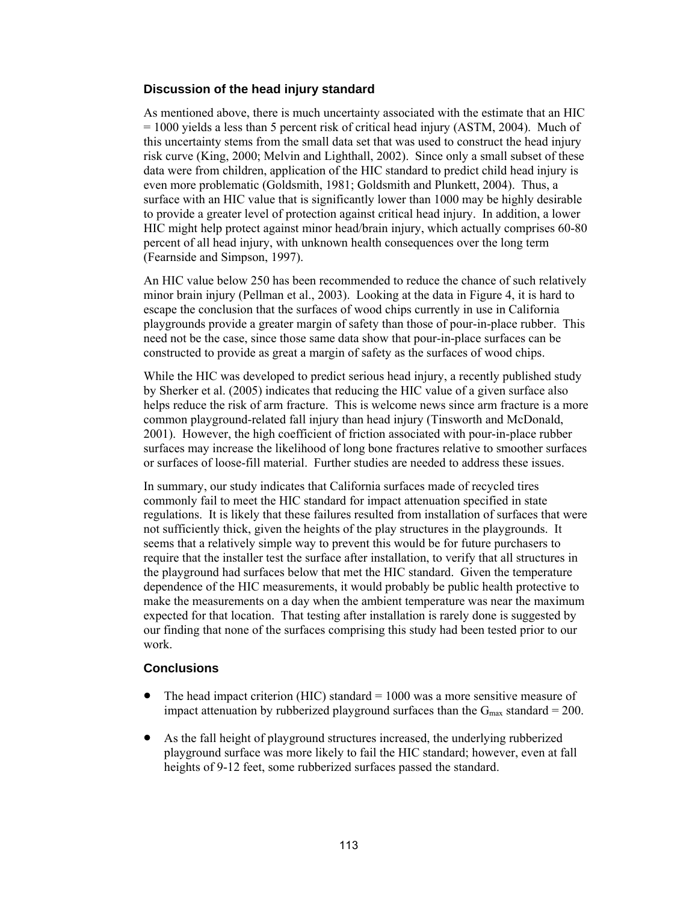### Discussion of the head injury standard

As mentioned above, there is much uncertainty associated with the estimate that an HIC = 1000 yields a less than 5 percent risk of critical head injury (ASTM, 2004). Much of this uncertainty stems from the small data set that was used to construct the head injury risk curve (King, 2000; Melvin and Lighthall, 2002). Since only a small subset of these data were from children, application of the HIC standard to predict child head injury is even more problematic (Goldsmith, 1981; Goldsmith and Plunkett, 2004). Thus, a surface with an HIC value that is significantly lower than 1000 may be highly desirable to provide a greater level of protection against critical head injury. In addition, a lower HIC might help protect against minor head/brain injury, which actually comprises 60-80 percent of all head injury, with unknown health consequences over the long term (Fearnside and Simpson, 1997).

An HIC value below 250 has been recommended to reduce the chance of such relatively minor brain injury (Pellman et al., 2003). Looking at the data in Figure 4, it is hard to escape the conclusion that the surfaces of wood chips currently in use in California playgrounds provide a greater margin of safety than those of pour-in-place rubber. This need not be the case, since those same data show that pour-in-place surfaces can be constructed to provide as great a margin of safety as the surfaces of wood chips.

While the HIC was developed to predict serious head injury, a recently published study by Sherker et al. (2005) indicates that reducing the HIC value of a given surface also helps reduce the risk of arm fracture. This is welcome news since arm fracture is a more common playground-related fall injury than head injury (Tinsworth and McDonald, 2001). However, the high coefficient of friction associated with pour-in-place rubber surfaces may increase the likelihood of long bone fractures relative to smoother surfaces or surfaces of loose-fill material. Further studies are needed to address these issues.

In summary, our study indicates that California surfaces made of recycled tires commonly fail to meet the HIC standard for impact attenuation specified in state regulations. It is likely that these failures resulted from installation of surfaces that were not sufficiently thick, given the heights of the play structures in the playgrounds. It seems that a relatively simple way to prevent this would be for future purchasers to require that the installer test the surface after installation, to verify that all structures in the playground had surfaces below that met the HIC standard. Given the temperature dependence of the HIC measurements, it would probably be public health protective to make the measurements on a day when the ambient temperature was near the maximum expected for that location. That testing after installation is rarely done is suggested by our finding that none of the surfaces comprising this study had been tested prior to our work.

### Conclusions

- The head impact criterion (HIC) standard = 1000 was a more sensitive measure of impact attenuation by rubberized playground surfaces than the $G_{max}$ standard = 200.
- As the fall height of playground structures increased, the underlying rubberized playground surface was more likely to fail the HIC standard; however, even at fall heights of 9-12 feet, some rubberized surfaces passed the standard.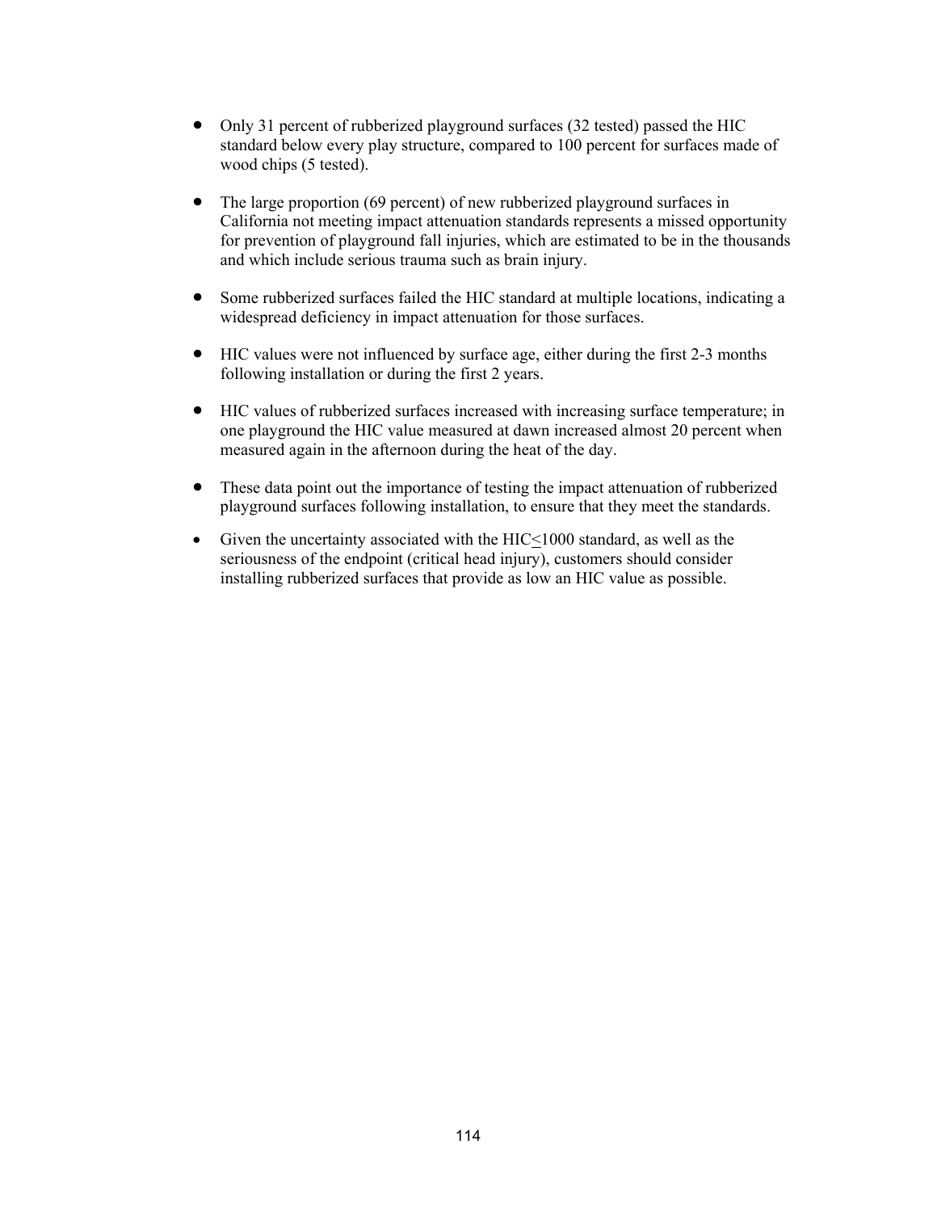- Only 31 percent of rubberized playground surfaces (32 tested) passed the HIC standard below every play structure, compared to 100 percent for surfaces made of wood chips (5 tested).

- The large proportion (69 percent) of new rubberized playground surfaces in California not meeting impact attenuation standards represents a missed opportunity for prevention of playground fall injuries, which are estimated to be in the thousands and which include serious trauma such as brain injury.

- Some rubberized surfaces failed the HIC standard at multiple locations, indicating a widespread deficiency in impact attenuation for those surfaces.

- HIC values were not influenced by surface age, either during the first 2-3 months following installation or during the first 2 years.

- HIC values of rubberized surfaces increased with increasing surface temperature; in one playground the HIC value measured at dawn increased almost 20 percent when measured again in the afternoon during the heat of the day.

- These data point out the importance of testing the impact attenuation of rubberized playground surfaces following installation, to ensure that they meet the standards.

- Given the uncertainty associated with the HIC$\leq$1000 standard, as well as the seriousness of the endpoint (critical head injury), customers should consider installing rubberized surfaces that provide as low an HIC value as possible.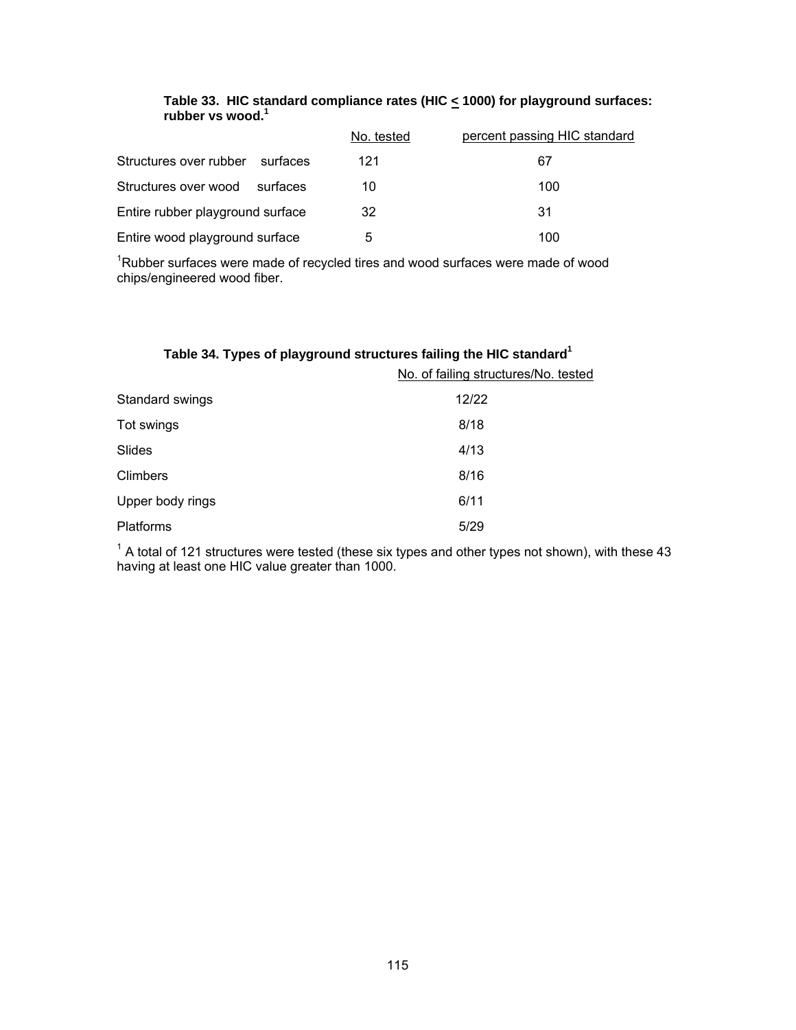**Table 33. HIC standard compliance rates (HIC ≤ 1000) for playground surfaces: rubber vs wood.[1]**

| | No. tested | percent passing HIC standard |
|---|---|---|
| Structures over rubber surfaces | 121 | 67 |
| Structures over wood surfaces | 10 | 100 |
| Entire rubber playground surface | 32 | 31 |
| Entire wood playground surface | 5 | 100 |

[1]Rubber surfaces were made of recycled tires and wood surfaces were made of wood chips/engineered wood fiber.

**Table 34. Types of playground structures failing the HIC standard[1]**

| | No. of failing structures/No. tested |
|---|---|
| Standard swings | 12/22 |
| Tot swings | 8/18 |
| Slides | 4/13 |
| Climbers | 8/16 |
| Upper body rings | 6/11 |
| Platforms | 5/29 |

[1] A total of 121 structures were tested (these six types and other types not shown), with these 43 having at least one HIC value greater than 1000.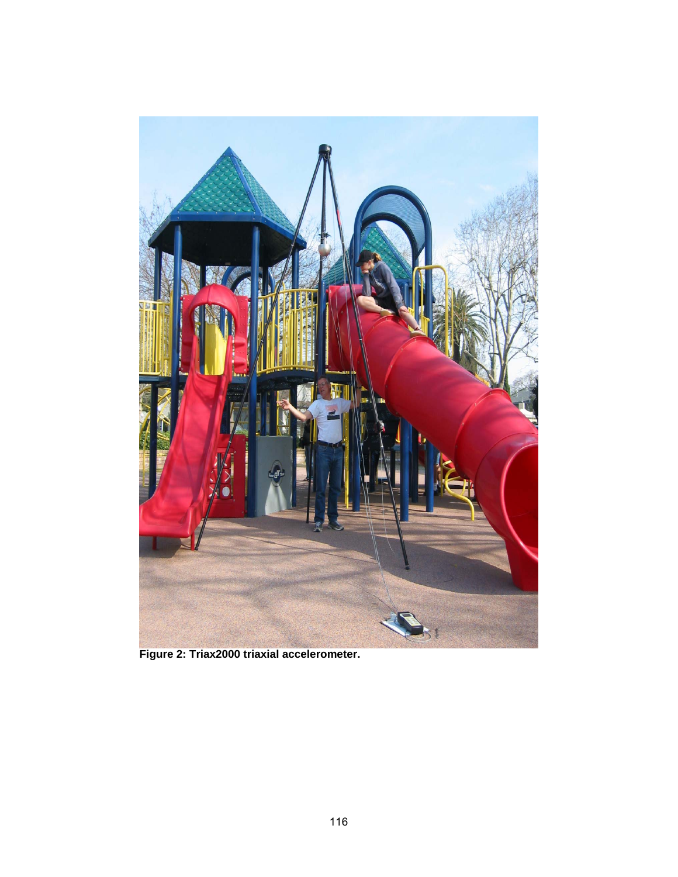**Figure 2: Triax2000 triaxial accelerometer.**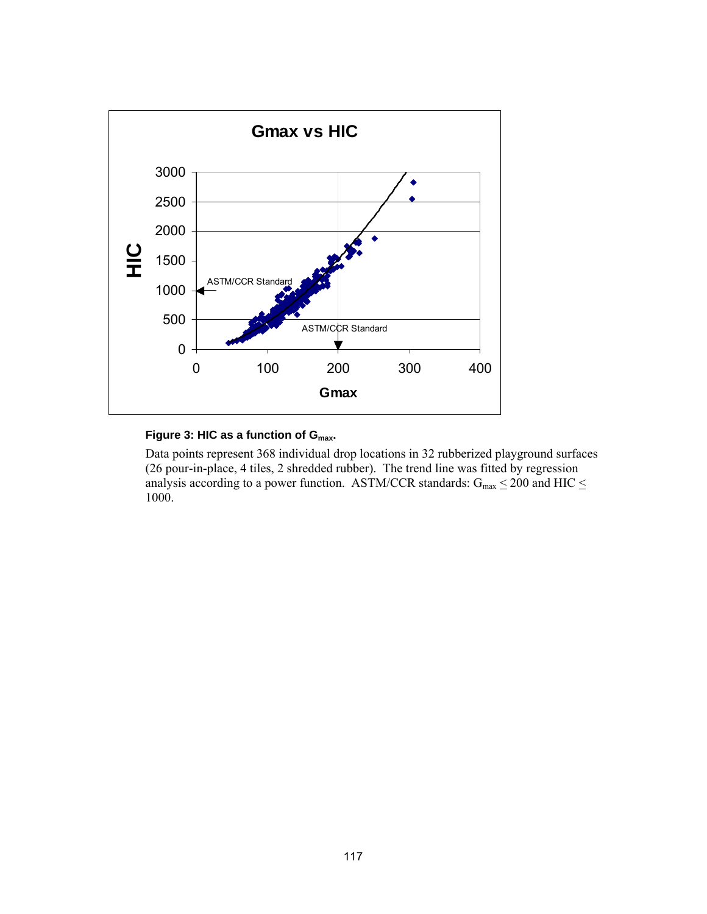**Figure 3: HIC as a function of $G_{max}$.**

Data points represent 368 individual drop locations in 32 rubberized playground surfaces (26 pour-in-place, 4 tiles, 2 shredded rubber). The trend line was fitted by regression analysis according to a power function. ASTM/CCR standards: $G_{max} \leq 200$ and HIC $\leq$ 1000.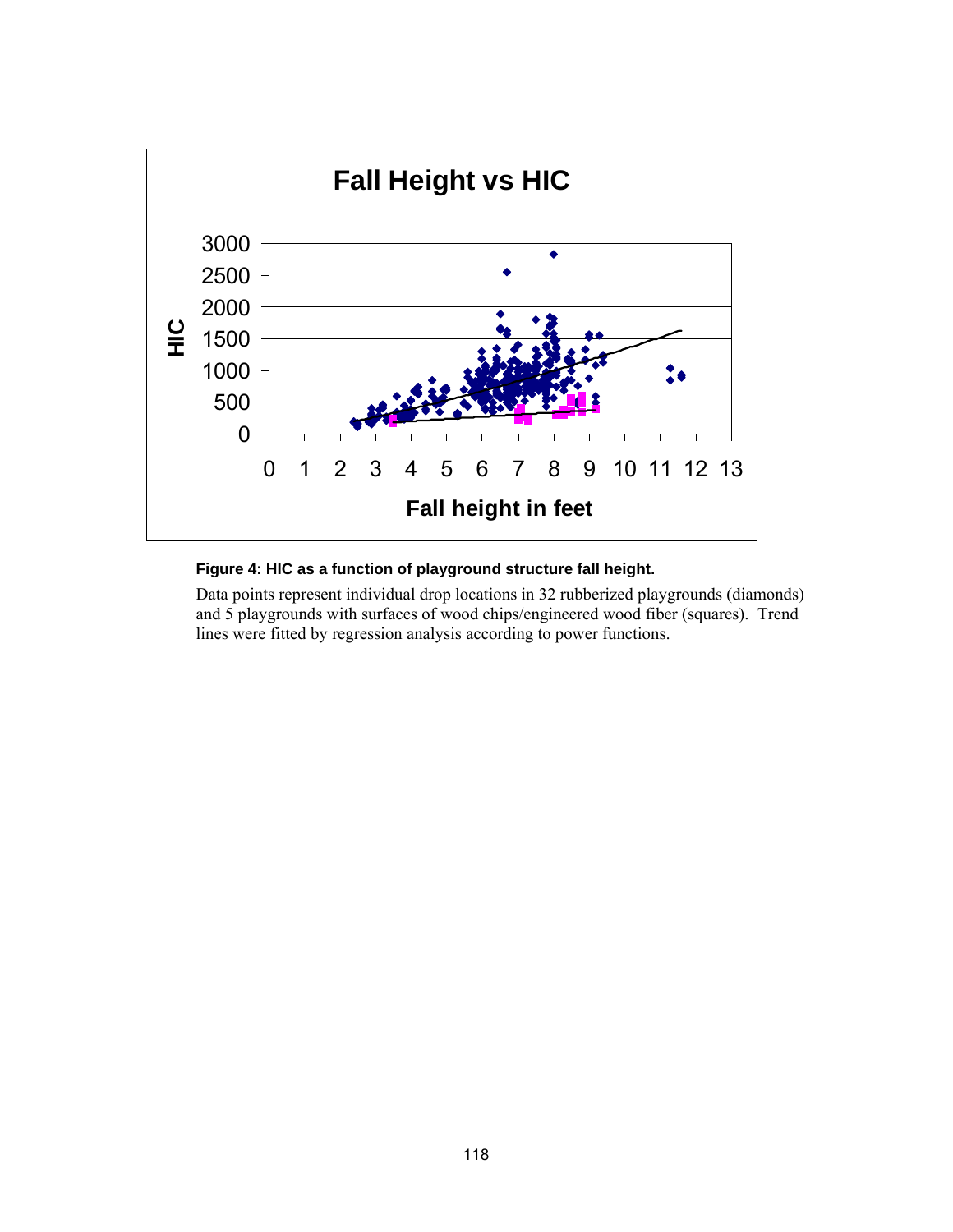**Figure 4: HIC as a function of playground structure fall height.**

Data points represent individual drop locations in 32 rubberized playgrounds (diamonds) and 5 playgrounds with surfaces of wood chips/engineered wood fiber (squares). Trend lines were fitted by regression analysis according to power functions.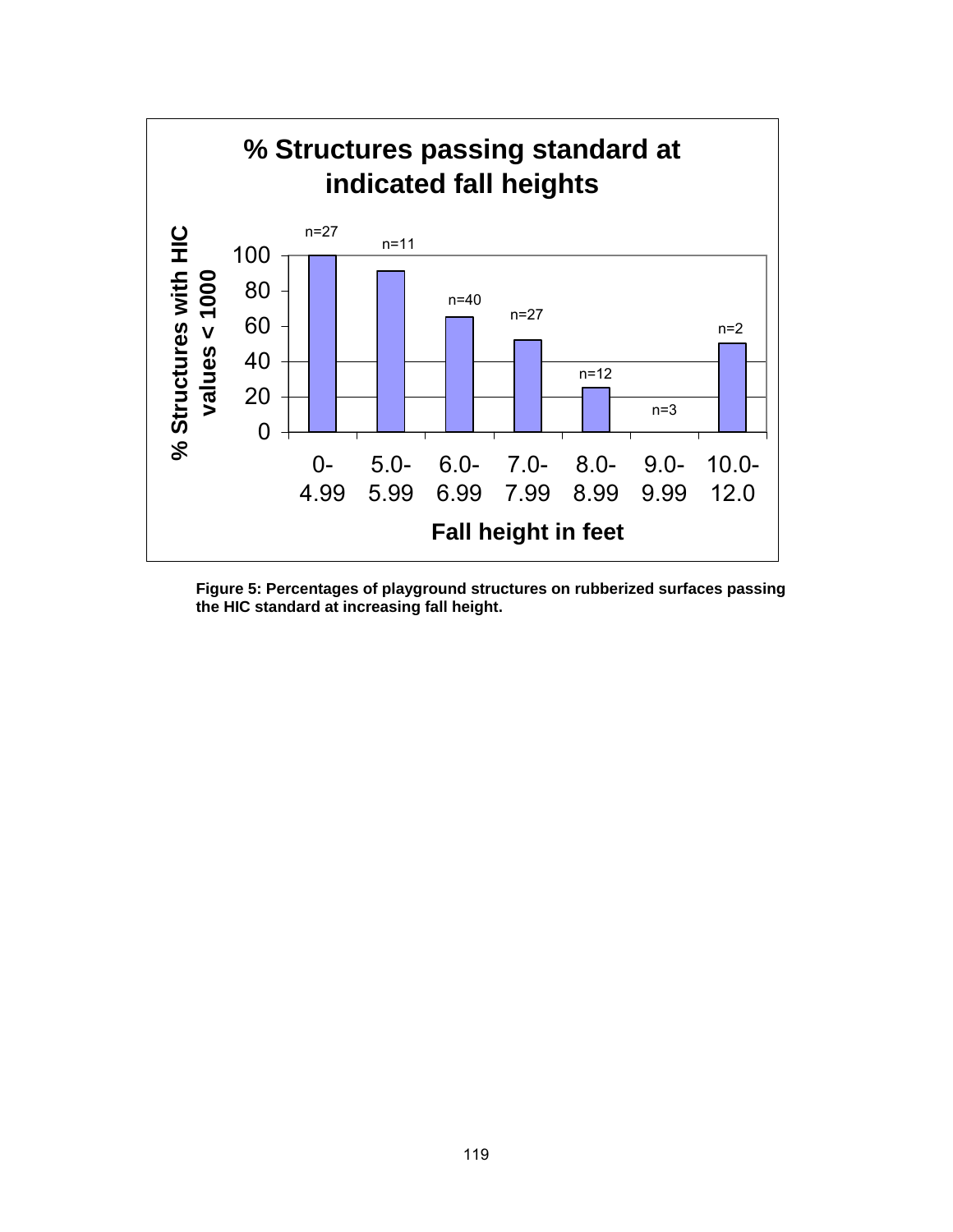**% Structures passing standard at indicated fall heights**

**Figure 5: Percentages of playground structures on rubberized surfaces passing the HIC standard at increasing fall height.**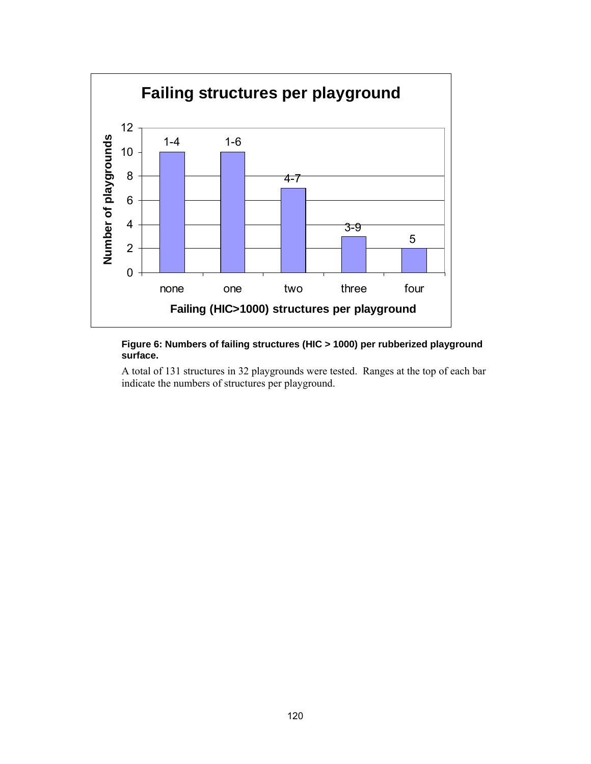**Figure 6: Numbers of failing structures (HIC > 1000) per rubberized playground surface.**

A total of 131 structures in 32 playgrounds were tested. Ranges at the top of each bar indicate the numbers of structures per playground.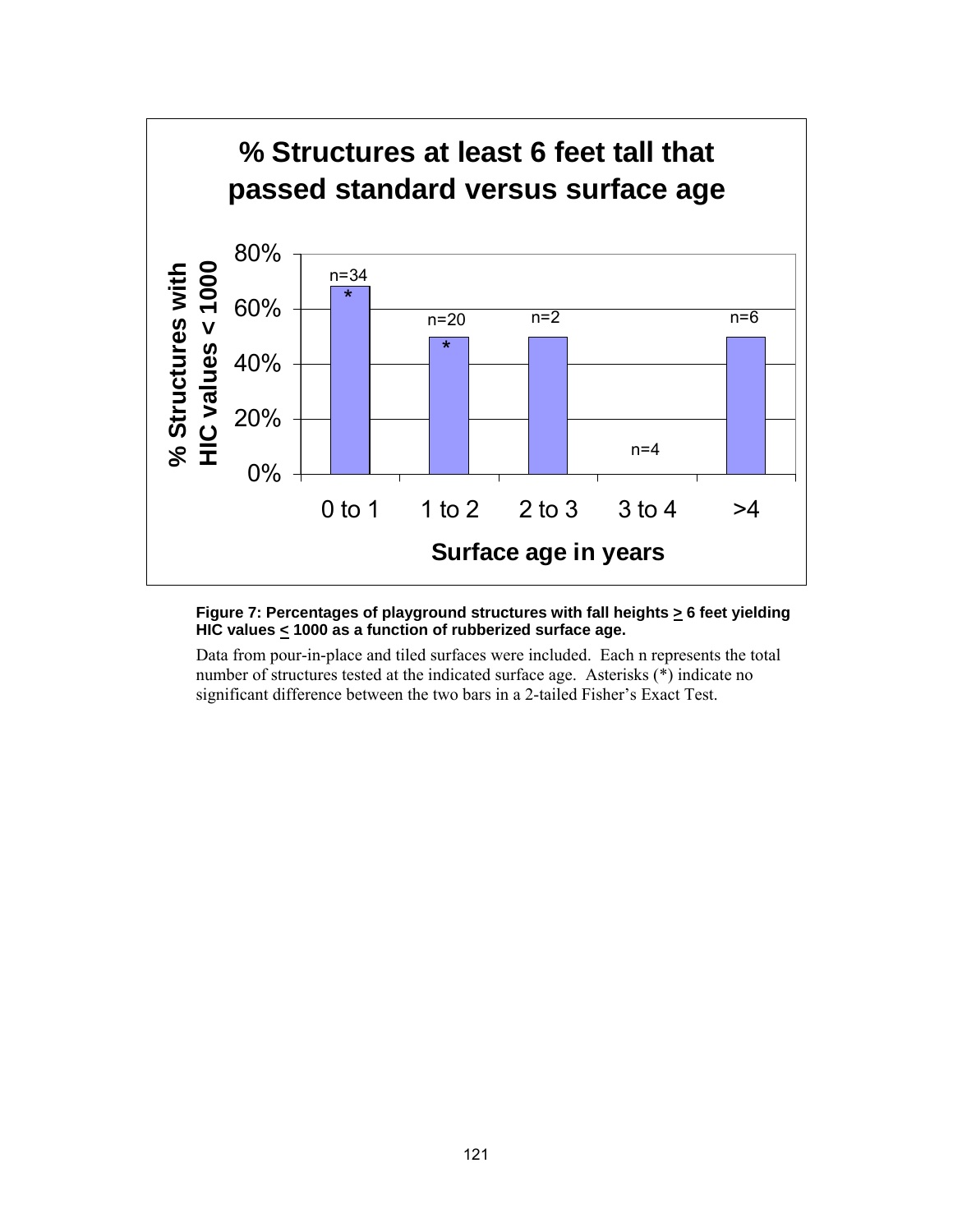**% Structures at least 6 feet tall that passed standard versus surface age**

**Figure 7: Percentages of playground structures with fall heights ≥ 6 feet yielding HIC values ≤ 1000 as a function of rubberized surface age.**

Data from pour-in-place and tiled surfaces were included. Each n represents the total number of structures tested at the indicated surface age. Asterisks (*) indicate no significant difference between the two bars in a 2-tailed Fisher's Exact Test.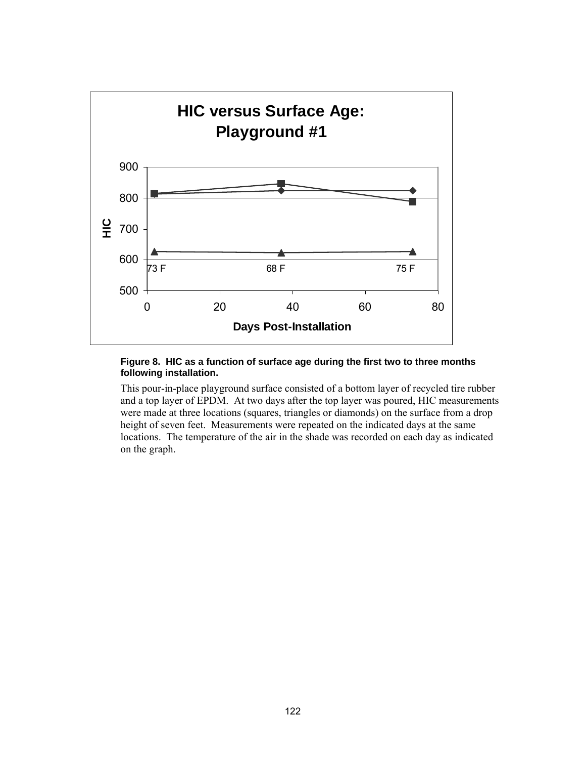**Figure 8. HIC as a function of surface age during the first two to three months following installation.**

This pour-in-place playground surface consisted of a bottom layer of recycled tire rubber and a top layer of EPDM. At two days after the top layer was poured, HIC measurements were made at three locations (squares, triangles or diamonds) on the surface from a drop height of seven feet. Measurements were repeated on the indicated days at the same locations. The temperature of the air in the shade was recorded on each day as indicated on the graph.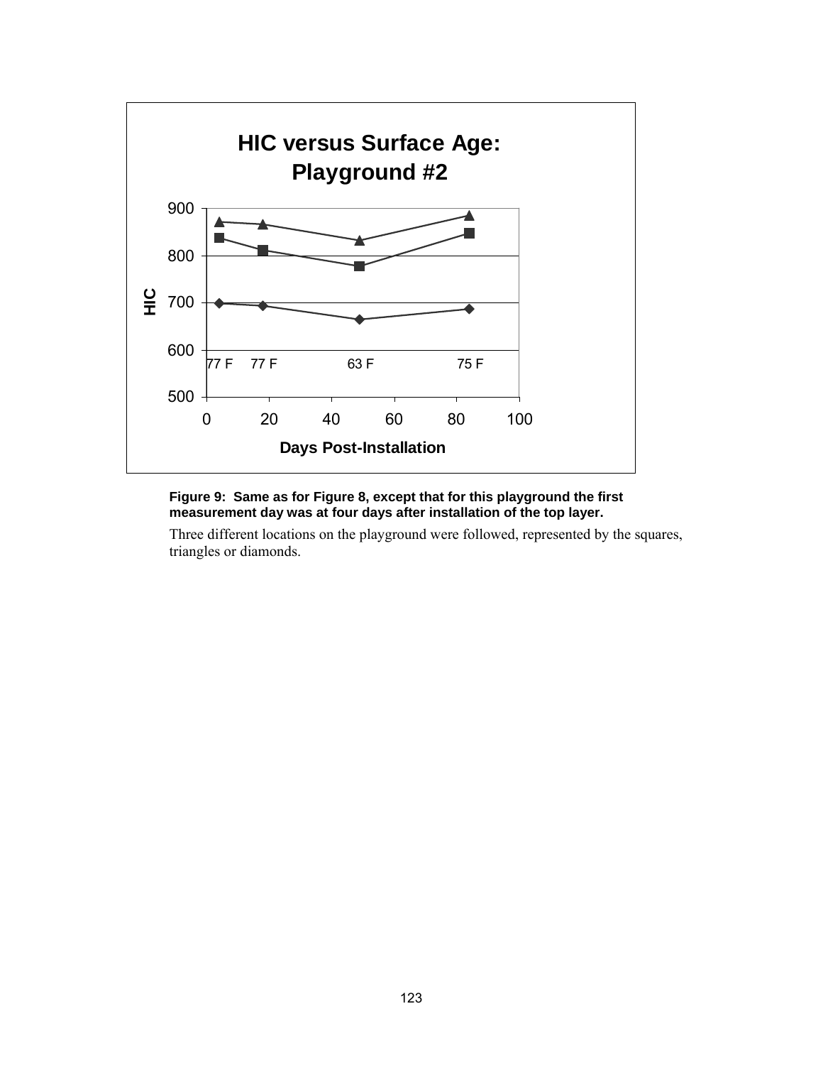**Figure 9: Same as for Figure 8, except that for this playground the first measurement day was at four days after installation of the top layer.**

Three different locations on the playground were followed, represented by the squares, triangles or diamonds.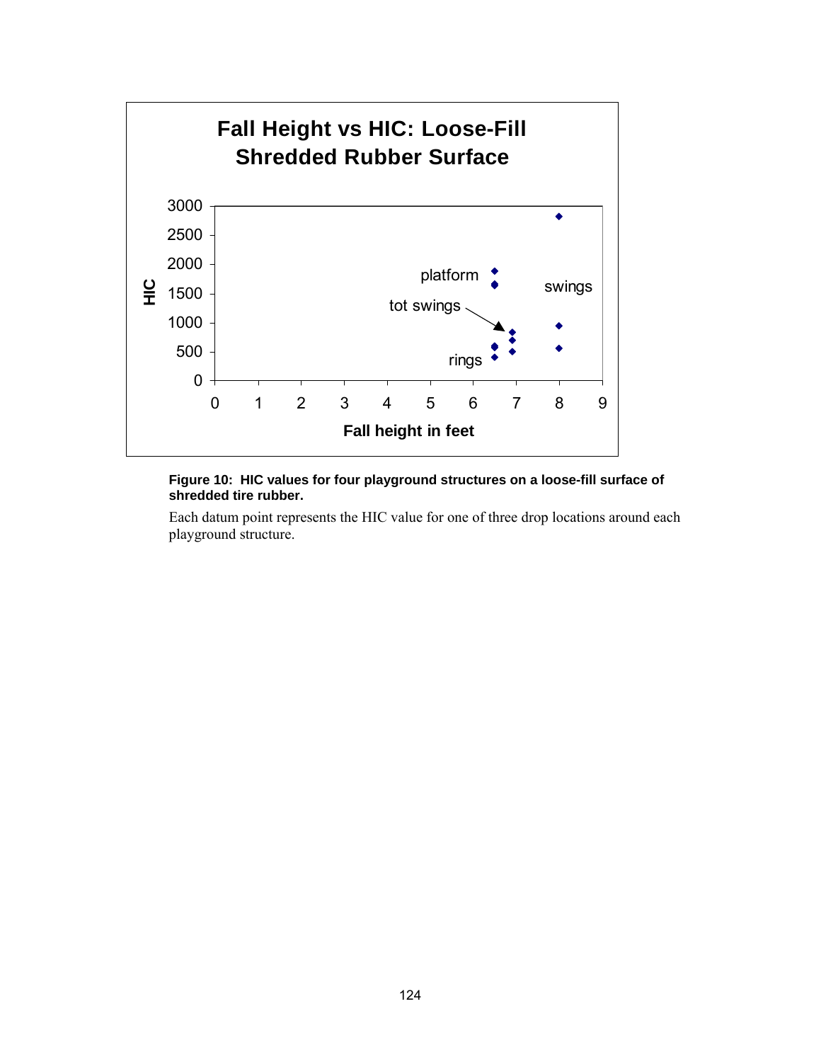**Figure 10: HIC values for four playground structures on a loose-fill surface of shredded tire rubber.**

Each datum point represents the HIC value for one of three drop locations around each playground structure.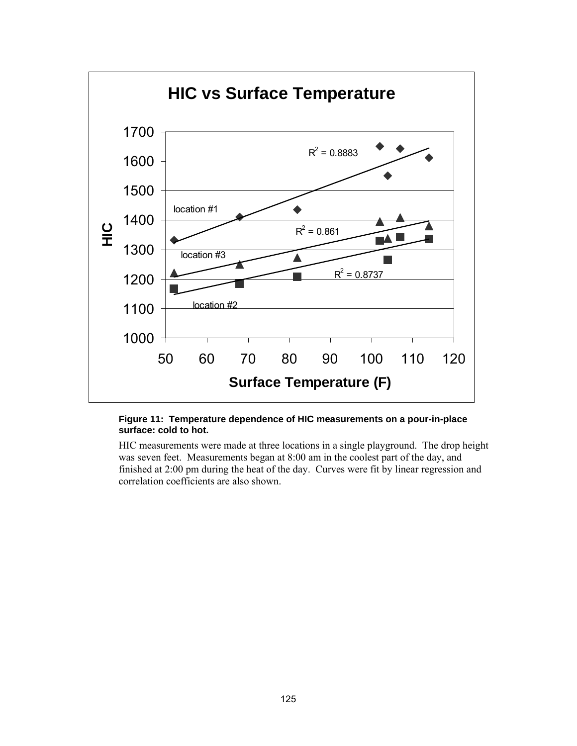**Figure 11: Temperature dependence of HIC measurements on a pour-in-place surface: cold to hot.**

HIC measurements were made at three locations in a single playground. The drop height was seven feet. Measurements began at 8:00 am in the coolest part of the day, and finished at 2:00 pm during the heat of the day. Curves were fit by linear regression and correlation coefficients are also shown.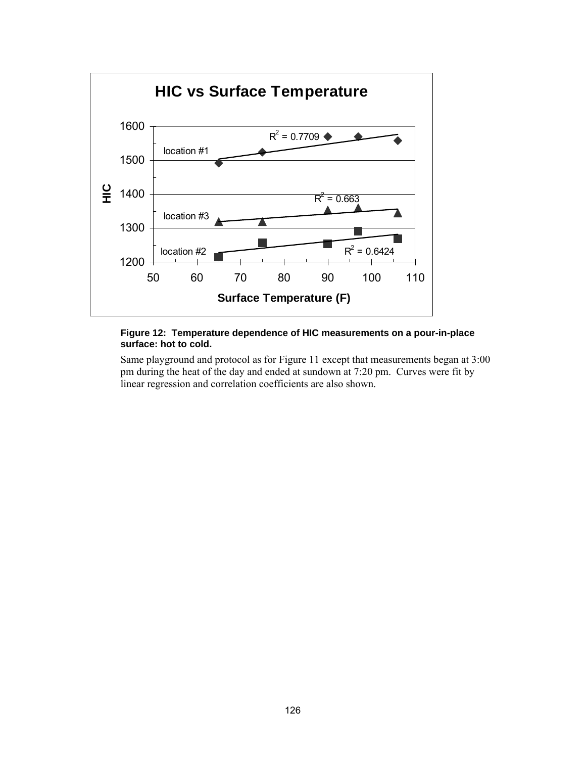**Figure 12: Temperature dependence of HIC measurements on a pour-in-place surface: hot to cold.**

Same playground and protocol as for Figure 11 except that measurements began at 3:00 pm during the heat of the day and ended at sundown at 7:20 pm. Curves were fit by linear regression and correlation coefficients are also shown.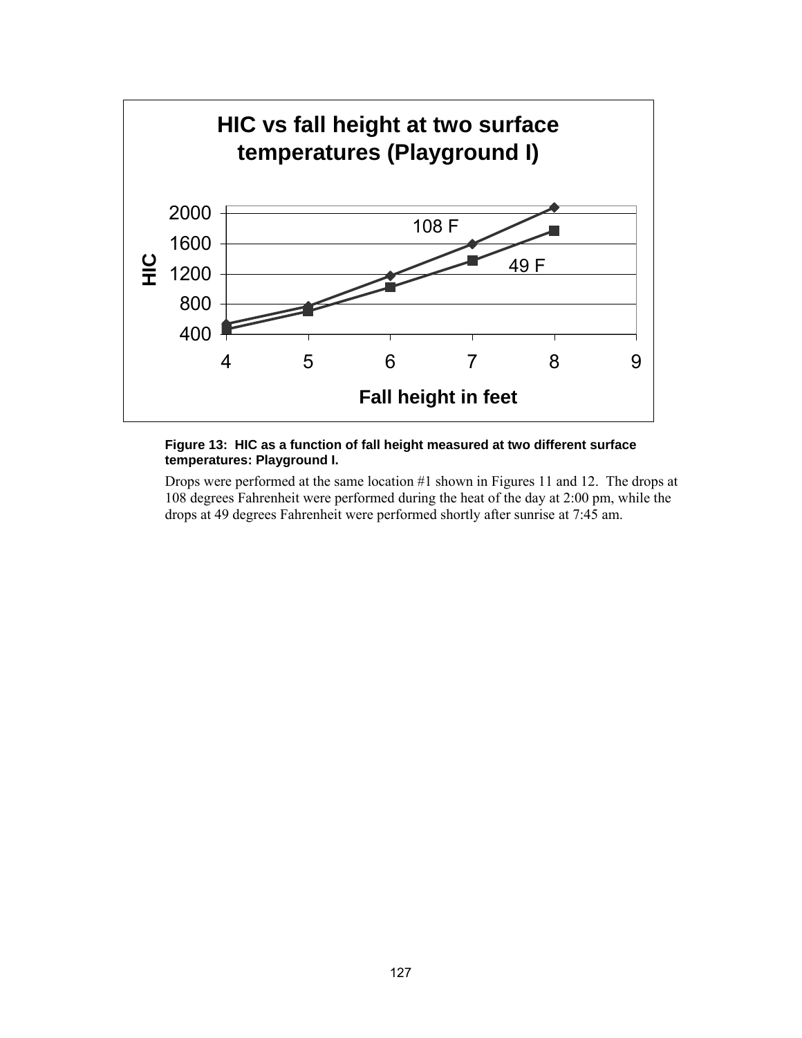**Figure 13: HIC as a function of fall height measured at two different surface temperatures: Playground I.**

Drops were performed at the same location #1 shown in Figures 11 and 12. The drops at 108 degrees Fahrenheit were performed during the heat of the day at 2:00 pm, while the drops at 49 degrees Fahrenheit were performed shortly after sunrise at 7:45 am.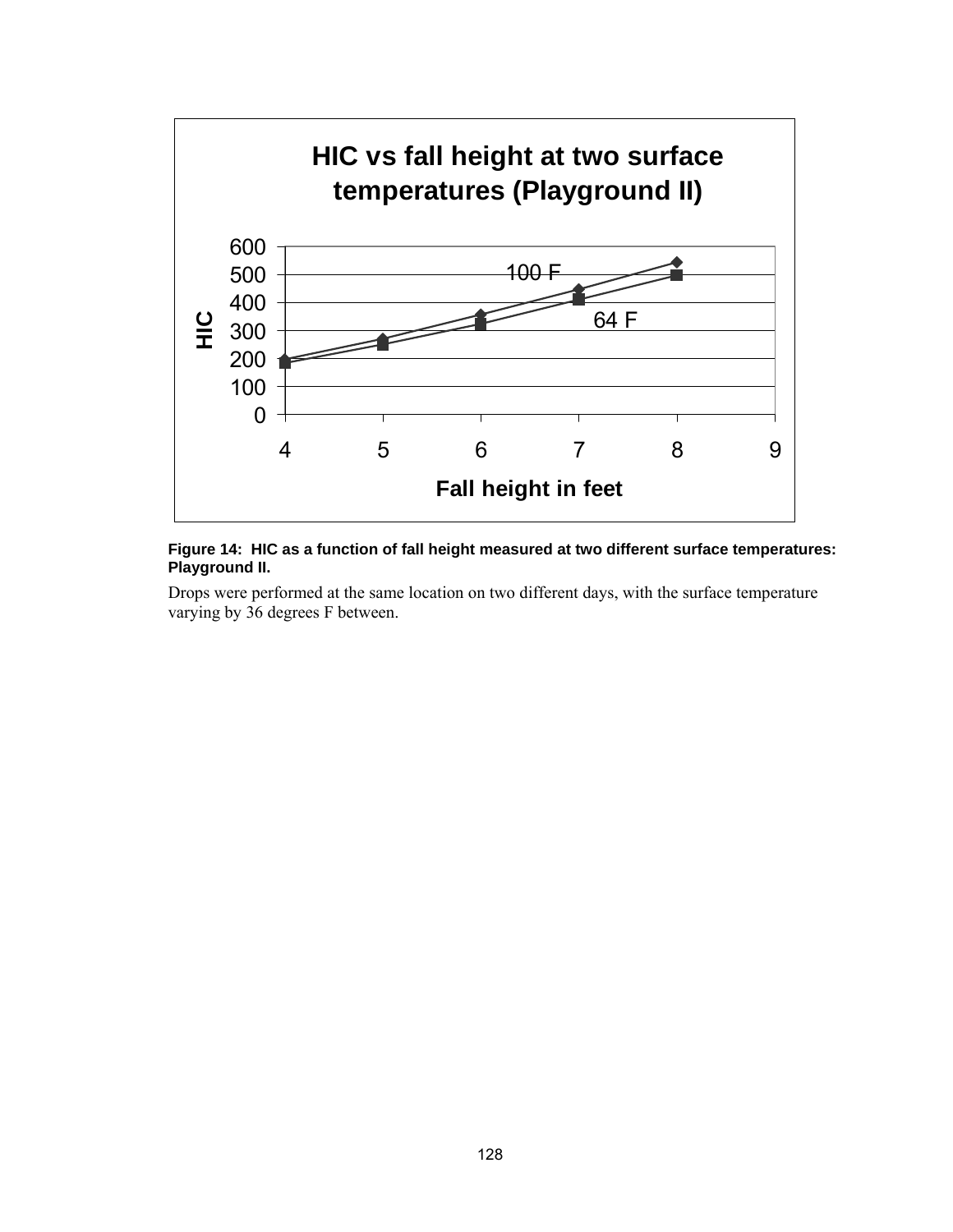**Figure 14: HIC as a function of fall height measured at two different surface temperatures: Playground II.**

Drops were performed at the same location on two different days, with the surface temperature varying by 36 degrees F between.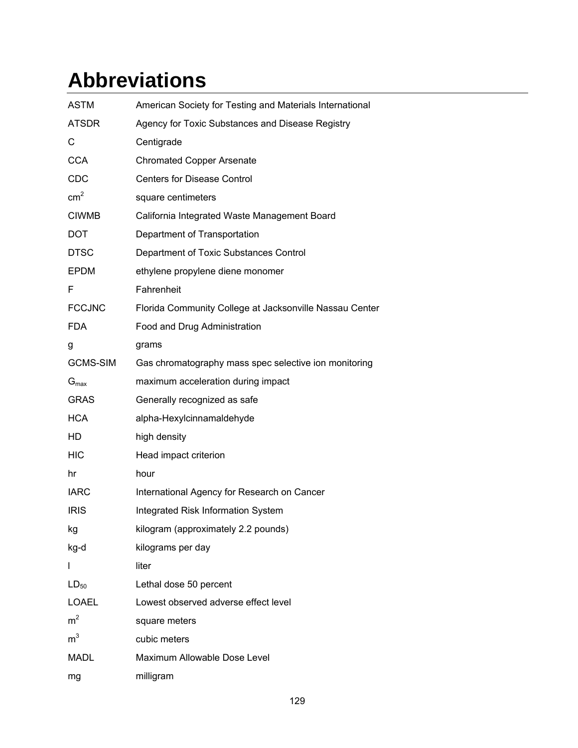# Abbreviations

| | |
|---|---|
| ASTM | American Society for Testing and Materials International |
| ATSDR | Agency for Toxic Substances and Disease Registry |
| C | Centigrade |
| CCA | Chromated Copper Arsenate |
| CDC | Centers for Disease Control |
| $cm^2$ | square centimeters |
| CIWMB | California Integrated Waste Management Board |
| DOT | Department of Transportation |
| DTSC | Department of Toxic Substances Control |
| EPDM | ethylene propylene diene monomer |
| F | Fahrenheit |
| FCCJNC | Florida Community College at Jacksonville Nassau Center |
| FDA | Food and Drug Administration |
| g | grams |
| GCMS-SIM | Gas chromatography mass spec selective ion monitoring |
| $G_{max}$ | maximum acceleration during impact |
| GRAS | Generally recognized as safe |
| HCA | alpha-Hexylcinnamaldehyde |
| HD | high density |
| HIC | Head impact criterion |
| hr | hour |
| IARC | International Agency for Research on Cancer |
| IRIS | Integrated Risk Information System |
| kg | kilogram (approximately 2.2 pounds) |
| kg-d | kilograms per day |
| l | liter |
| $LD_{50}$ | Lethal dose 50 percent |
| LOAEL | Lowest observed adverse effect level |
| $m^2$ | square meters |
| $m^3$ | cubic meters |
| MADL | Maximum Allowable Dose Level |
| mg | milligram |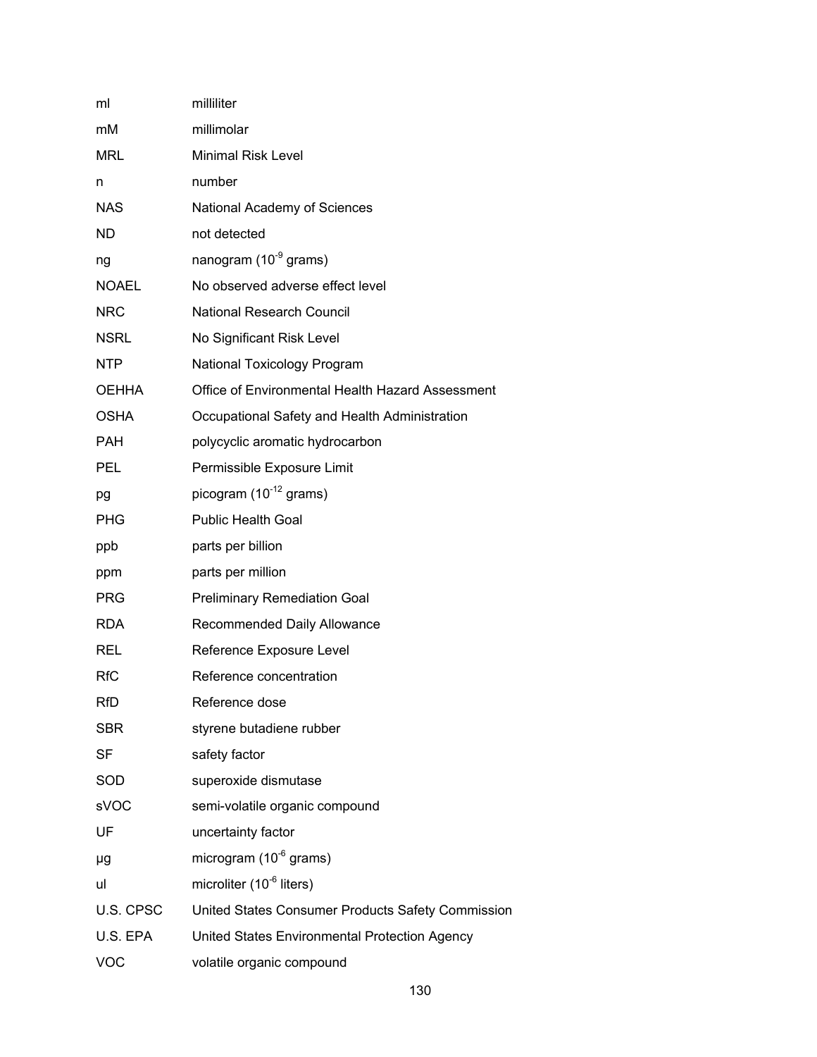| | |
|---|---|
| ml | milliliter |
| mM | millimolar |
| MRL | Minimal Risk Level |
| n | number |
| NAS | National Academy of Sciences |
| ND | not detected |
| ng | nanogram ($10^{-9}$ grams) |
| NOAEL | No observed adverse effect level |
| NRC | National Research Council |
| NSRL | No Significant Risk Level |
| NTP | National Toxicology Program |
| OEHHA | Office of Environmental Health Hazard Assessment |
| OSHA | Occupational Safety and Health Administration |
| PAH | polycyclic aromatic hydrocarbon |
| PEL | Permissible Exposure Limit |
| pg | picogram ($10^{-12}$ grams) |
| PHG | Public Health Goal |
| ppb | parts per billion |
| ppm | parts per million |
| PRG | Preliminary Remediation Goal |
| RDA | Recommended Daily Allowance |
| REL | Reference Exposure Level |
| RfC | Reference concentration |
| RfD | Reference dose |
| SBR | styrene butadiene rubber |
| SF | safety factor |
| SOD | superoxide dismutase |
| sVOC | semi-volatile organic compound |
| UF | uncertainty factor |
| µg | microgram ($10^{-6}$ grams) |
| ul | microliter ($10^{-6}$ liters) |
| U.S. CPSC | United States Consumer Products Safety Commission |
| U.S. EPA | United States Environmental Protection Agency |
| VOC | volatile organic compound |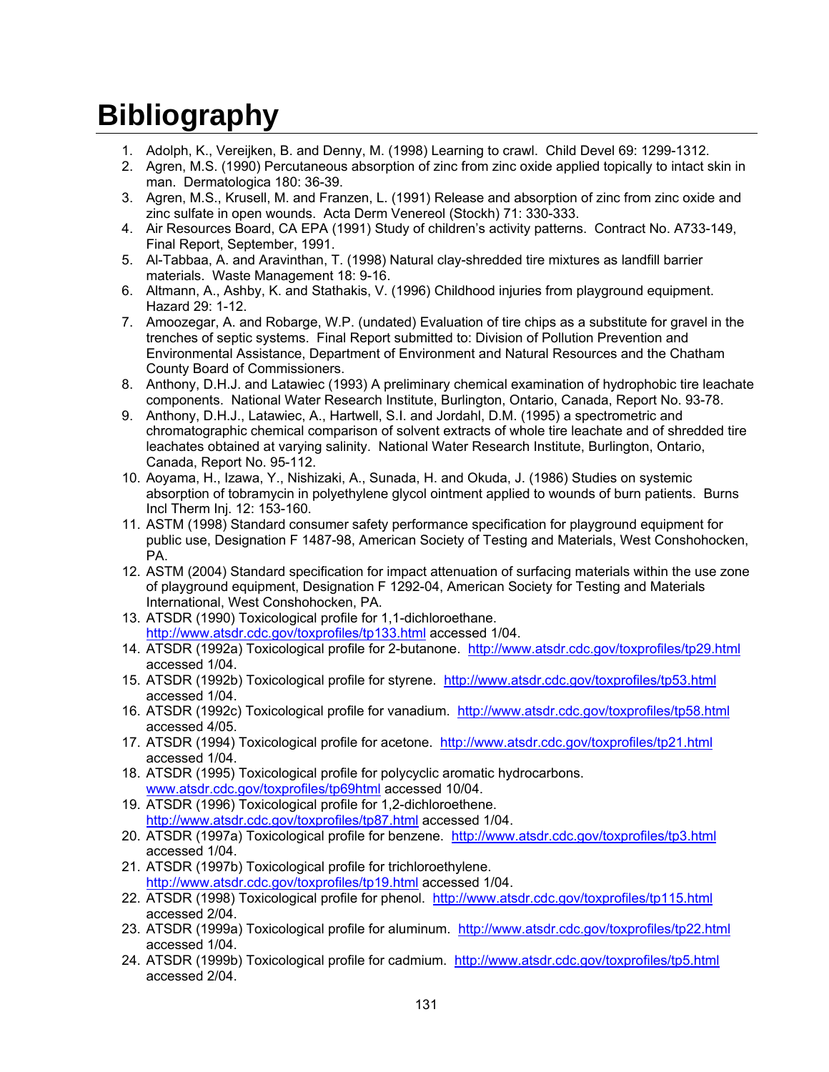# Bibliography

1. Adolph, K., Vereijken, B. and Denny, M. (1998) Learning to crawl. Child Devel 69: 1299-1312.
2. Agren, M.S. (1990) Percutaneous absorption of zinc from zinc oxide applied topically to intact skin in man. Dermatologica 180: 36-39.
3. Agren, M.S., Krusell, M. and Franzen, L. (1991) Release and absorption of zinc from zinc oxide and zinc sulfate in open wounds. Acta Derm Venereol (Stockh) 71: 330-333.
4. Air Resources Board, CA EPA (1991) Study of children's activity patterns. Contract No. A733-149, Final Report, September, 1991.
5. Al-Tabbaa, A. and Aravinthan, T. (1998) Natural clay-shredded tire mixtures as landfill barrier materials. Waste Management 18: 9-16.
6. Altmann, A., Ashby, K. and Stathakis, V. (1996) Childhood injuries from playground equipment. Hazard 29: 1-12.
7. Amoozegar, A. and Robarge, W.P. (undated) Evaluation of tire chips as a substitute for gravel in the trenches of septic systems. Final Report submitted to: Division of Pollution Prevention and Environmental Assistance, Department of Environment and Natural Resources and the Chatham County Board of Commissioners.
8. Anthony, D.H.J. and Latawiec (1993) A preliminary chemical examination of hydrophobic tire leachate components. National Water Research Institute, Burlington, Ontario, Canada, Report No. 93-78.
9. Anthony, D.H.J., Latawiec, A., Hartwell, S.I. and Jordahl, D.M. (1995) a spectrometric and chromatographic chemical comparison of solvent extracts of whole tire leachate and of shredded tire leachates obtained at varying salinity. National Water Research Institute, Burlington, Ontario, Canada, Report No. 95-112.
10. Aoyama, H., Izawa, Y., Nishizaki, A., Sunada, H. and Okuda, J. (1986) Studies on systemic absorption of tobramycin in polyethylene glycol ointment applied to wounds of burn patients. Burns Incl Therm Inj. 12: 153-160.
11. ASTM (1998) Standard consumer safety performance specification for playground equipment for public use, Designation F 1487-98, American Society of Testing and Materials, West Conshohocken, PA.
12. ASTM (2004) Standard specification for impact attenuation of surfacing materials within the use zone of playground equipment, Designation F 1292-04, American Society for Testing and Materials International, West Conshohocken, PA.
13. ATSDR (1990) Toxicological profile for 1,1-dichloroethane. http://www.atsdr.cdc.gov/toxprofiles/tp133.html accessed 1/04.
14. ATSDR (1992a) Toxicological profile for 2-butanone. http://www.atsdr.cdc.gov/toxprofiles/tp29.html accessed 1/04.
15. ATSDR (1992b) Toxicological profile for styrene. http://www.atsdr.cdc.gov/toxprofiles/tp53.html accessed 1/04.
16. ATSDR (1992c) Toxicological profile for vanadium. http://www.atsdr.cdc.gov/toxprofiles/tp58.html accessed 4/05.
17. ATSDR (1994) Toxicological profile for acetone. http://www.atsdr.cdc.gov/toxprofiles/tp21.html accessed 1/04.
18. ATSDR (1995) Toxicological profile for polycyclic aromatic hydrocarbons. www.atsdr.cdc.gov/toxprofiles/tp69html accessed 10/04.
19. ATSDR (1996) Toxicological profile for 1,2-dichloroethene. http://www.atsdr.cdc.gov/toxprofiles/tp87.html accessed 1/04.
20. ATSDR (1997a) Toxicological profile for benzene. http://www.atsdr.cdc.gov/toxprofiles/tp3.html accessed 1/04.
21. ATSDR (1997b) Toxicological profile for trichloroethylene. http://www.atsdr.cdc.gov/toxprofiles/tp19.html accessed 1/04.
22. ATSDR (1998) Toxicological profile for phenol. http://www.atsdr.cdc.gov/toxprofiles/tp115.html accessed 2/04.
23. ATSDR (1999a) Toxicological profile for aluminum. http://www.atsdr.cdc.gov/toxprofiles/tp22.html accessed 1/04.
24. ATSDR (1999b) Toxicological profile for cadmium. http://www.atsdr.cdc.gov/toxprofiles/tp5.html accessed 2/04.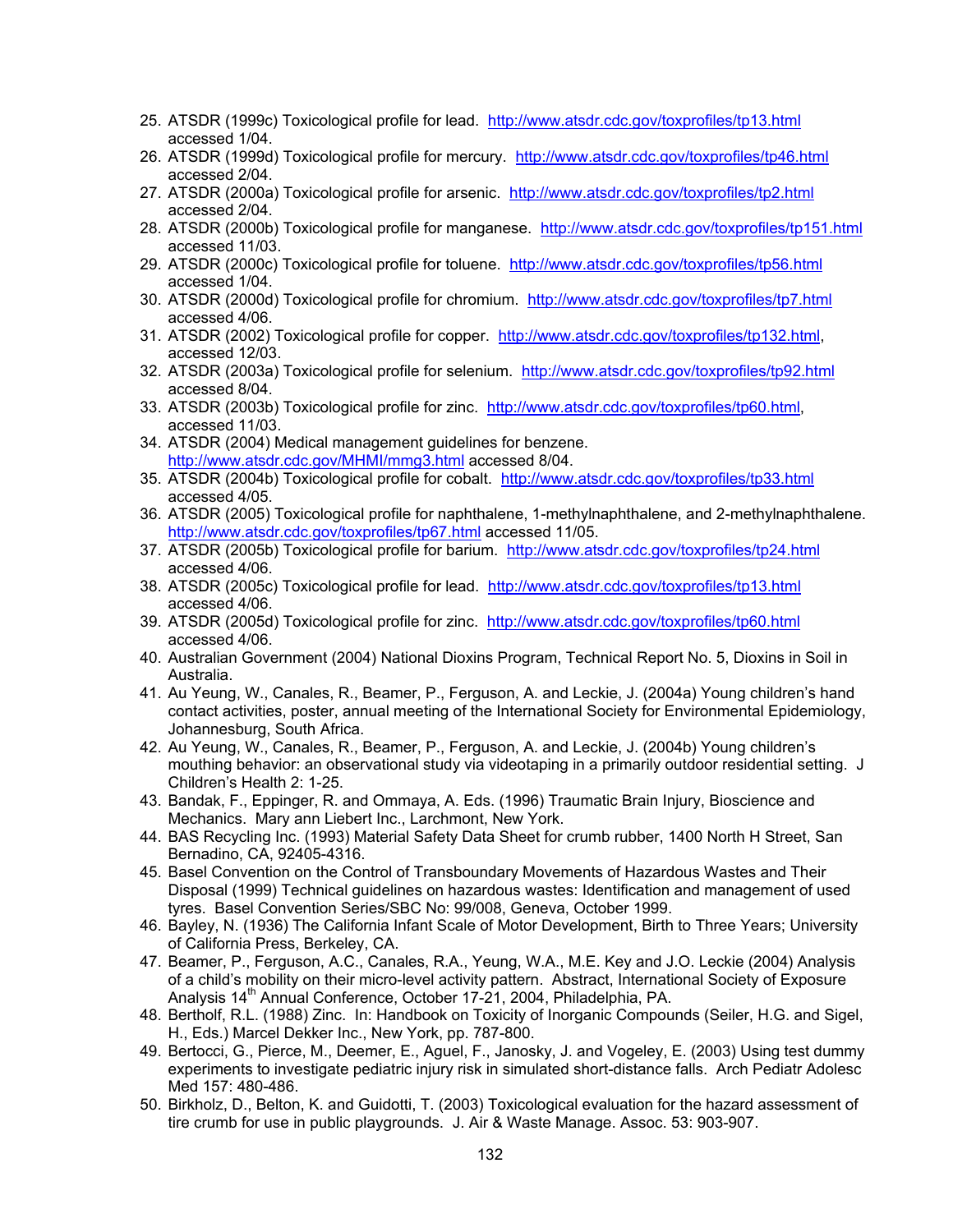25. ATSDR (1999c) Toxicological profile for lead. http://www.atsdr.cdc.gov/toxprofiles/tp13.html accessed 1/04.
26. ATSDR (1999d) Toxicological profile for mercury. http://www.atsdr.cdc.gov/toxprofiles/tp46.html accessed 2/04.
27. ATSDR (2000a) Toxicological profile for arsenic. http://www.atsdr.cdc.gov/toxprofiles/tp2.html accessed 2/04.
28. ATSDR (2000b) Toxicological profile for manganese. http://www.atsdr.cdc.gov/toxprofiles/tp151.html accessed 11/03.
29. ATSDR (2000c) Toxicological profile for toluene. http://www.atsdr.cdc.gov/toxprofiles/tp56.html accessed 1/04.
30. ATSDR (2000d) Toxicological profile for chromium. http://www.atsdr.cdc.gov/toxprofiles/tp7.html accessed 4/06.
31. ATSDR (2002) Toxicological profile for copper. http://www.atsdr.cdc.gov/toxprofiles/tp132.html, accessed 12/03.
32. ATSDR (2003a) Toxicological profile for selenium. http://www.atsdr.cdc.gov/toxprofiles/tp92.html accessed 8/04.
33. ATSDR (2003b) Toxicological profile for zinc. http://www.atsdr.cdc.gov/toxprofiles/tp60.html, accessed 11/03.
34. ATSDR (2004) Medical management guidelines for benzene. http://www.atsdr.cdc.gov/MHMI/mmg3.html accessed 8/04.
35. ATSDR (2004b) Toxicological profile for cobalt. http://www.atsdr.cdc.gov/toxprofiles/tp33.html accessed 4/05.
36. ATSDR (2005) Toxicological profile for naphthalene, 1-methylnaphthalene, and 2-methylnaphthalene. http://www.atsdr.cdc.gov/toxprofiles/tp67.html accessed 11/05.
37. ATSDR (2005b) Toxicological profile for barium. http://www.atsdr.cdc.gov/toxprofiles/tp24.html accessed 4/06.
38. ATSDR (2005c) Toxicological profile for lead. http://www.atsdr.cdc.gov/toxprofiles/tp13.html accessed 4/06.
39. ATSDR (2005d) Toxicological profile for zinc. http://www.atsdr.cdc.gov/toxprofiles/tp60.html accessed 4/06.
40. Australian Government (2004) National Dioxins Program, Technical Report No. 5, Dioxins in Soil in Australia.
41. Au Yeung, W., Canales, R., Beamer, P., Ferguson, A. and Leckie, J. (2004a) Young children's hand contact activities, poster, annual meeting of the International Society for Environmental Epidemiology, Johannesburg, South Africa.
42. Au Yeung, W., Canales, R., Beamer, P., Ferguson, A. and Leckie, J. (2004b) Young children's mouthing behavior: an observational study via videotaping in a primarily outdoor residential setting. J Children's Health 2: 1-25.
43. Bandak, F., Eppinger, R. and Ommaya, A. Eds. (1996) Traumatic Brain Injury, Bioscience and Mechanics. Mary ann Liebert Inc., Larchmont, New York.
44. BAS Recycling Inc. (1993) Material Safety Data Sheet for crumb rubber, 1400 North H Street, San Bernadino, CA, 92405-4316.
45. Basel Convention on the Control of Transboundary Movements of Hazardous Wastes and Their Disposal (1999) Technical guidelines on hazardous wastes: Identification and management of used tyres. Basel Convention Series/SBC No: 99/008, Geneva, October 1999.
46. Bayley, N. (1936) The California Infant Scale of Motor Development, Birth to Three Years; University of California Press, Berkeley, CA.
47. Beamer, P., Ferguson, A.C., Canales, R.A., Yeung, W.A., M.E. Key and J.O. Leckie (2004) Analysis of a child's mobility on their micro-level activity pattern. Abstract, International Society of Exposure Analysis 14th Annual Conference, October 17-21, 2004, Philadelphia, PA.
48. Bertholf, R.L. (1988) Zinc. In: Handbook on Toxicity of Inorganic Compounds (Seiler, H.G. and Sigel, H., Eds.) Marcel Dekker Inc., New York, pp. 787-800.
49. Bertocci, G., Pierce, M., Deemer, E., Aguel, F., Janosky, J. and Vogeley, E. (2003) Using test dummy experiments to investigate pediatric injury risk in simulated short-distance falls. Arch Pediatr Adolesc Med 157: 480-486.
50. Birkholz, D., Belton, K. and Guidotti, T. (2003) Toxicological evaluation for the hazard assessment of tire crumb for use in public playgrounds. J. Air & Waste Manage. Assoc. 53: 903-907.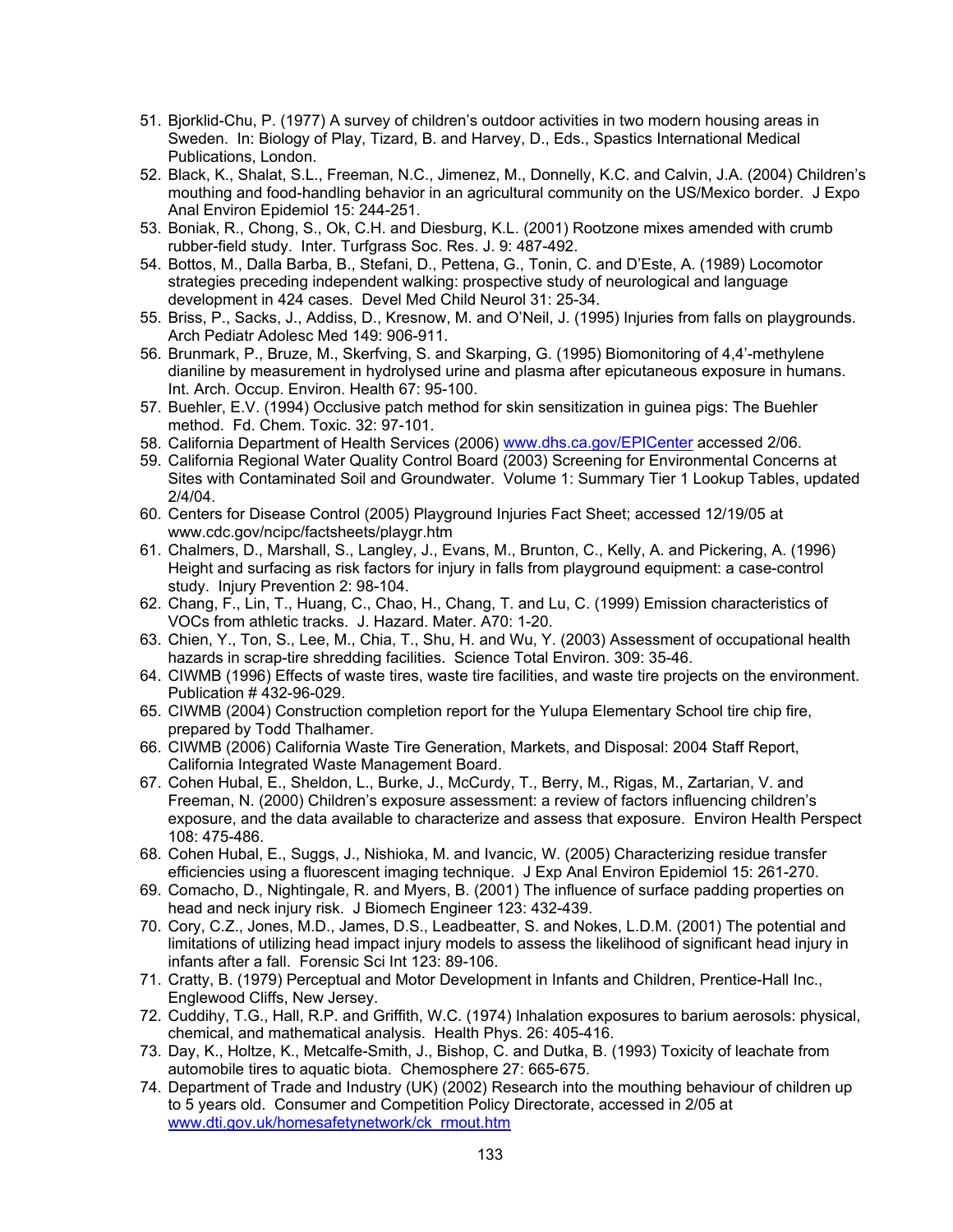51. Bjorklid-Chu, P. (1977) A survey of children's outdoor activities in two modern housing areas in Sweden. In: Biology of Play, Tizard, B. and Harvey, D., Eds., Spastics International Medical Publications, London.
52. Black, K., Shalat, S.L., Freeman, N.C., Jimenez, M., Donnelly, K.C. and Calvin, J.A. (2004) Children's mouthing and food-handling behavior in an agricultural community on the US/Mexico border. J Expo Anal Environ Epidemiol 15: 244-251.
53. Boniak, R., Chong, S., Ok, C.H. and Diesburg, K.L. (2001) Rootzone mixes amended with crumb rubber-field study. Inter. Turfgrass Soc. Res. J. 9: 487-492.
54. Bottos, M., Dalla Barba, B., Stefani, D., Pettena, G., Tonin, C. and D'Este, A. (1989) Locomotor strategies preceding independent walking: prospective study of neurological and language development in 424 cases. Devel Med Child Neurol 31: 25-34.
55. Briss, P., Sacks, J., Addiss, D., Kresnow, M. and O'Neil, J. (1995) Injuries from falls on playgrounds. Arch Pediatr Adolesc Med 149: 906-911.
56. Brunmark, P., Bruze, M., Skerfving, S. and Skarping, G. (1995) Biomonitoring of 4,4'-methylene dianiline by measurement in hydrolysed urine and plasma after epicutaneous exposure in humans. Int. Arch. Occup. Environ. Health 67: 95-100.
57. Buehler, E.V. (1994) Occlusive patch method for skin sensitization in guinea pigs: The Buehler method. Fd. Chem. Toxic. 32: 97-101.
58. California Department of Health Services (2006) www.dhs.ca.gov/EPICenter accessed 2/06.
59. California Regional Water Quality Control Board (2003) Screening for Environmental Concerns at Sites with Contaminated Soil and Groundwater. Volume 1: Summary Tier 1 Lookup Tables, updated 2/4/04.
60. Centers for Disease Control (2005) Playground Injuries Fact Sheet; accessed 12/19/05 at www.cdc.gov/ncipc/factsheets/playgr.htm
61. Chalmers, D., Marshall, S., Langley, J., Evans, M., Brunton, C., Kelly, A. and Pickering, A. (1996) Height and surfacing as risk factors for injury in falls from playground equipment: a case-control study. Injury Prevention 2: 98-104.
62. Chang, F., Lin, T., Huang, C., Chao, H., Chang, T. and Lu, C. (1999) Emission characteristics of VOCs from athletic tracks. J. Hazard. Mater. A70: 1-20.
63. Chien, Y., Ton, S., Lee, M., Chia, T., Shu, H. and Wu, Y. (2003) Assessment of occupational health hazards in scrap-tire shredding facilities. Science Total Environ. 309: 35-46.
64. CIWMB (1996) Effects of waste tires, waste tire facilities, and waste tire projects on the environment. Publication # 432-96-029.
65. CIWMB (2004) Construction completion report for the Yulupa Elementary School tire chip fire, prepared by Todd Thalhamer.
66. CIWMB (2006) California Waste Tire Generation, Markets, and Disposal: 2004 Staff Report, California Integrated Waste Management Board.
67. Cohen Hubal, E., Sheldon, L., Burke, J., McCurdy, T., Berry, M., Rigas, M., Zartarian, V. and Freeman, N. (2000) Children's exposure assessment: a review of factors influencing children's exposure, and the data available to characterize and assess that exposure. Environ Health Perspect 108: 475-486.
68. Cohen Hubal, E., Suggs, J., Nishioka, M. and Ivancic, W. (2005) Characterizing residue transfer efficiencies using a fluorescent imaging technique. J Exp Anal Environ Epidemiol 15: 261-270.
69. Comacho, D., Nightingale, R. and Myers, B. (2001) The influence of surface padding properties on head and neck injury risk. J Biomech Engineer 123: 432-439.
70. Cory, C.Z., Jones, M.D., James, D.S., Leadbeatter, S. and Nokes, L.D.M. (2001) The potential and limitations of utilizing head impact injury models to assess the likelihood of significant head injury in infants after a fall. Forensic Sci Int 123: 89-106.
71. Cratty, B. (1979) Perceptual and Motor Development in Infants and Children, Prentice-Hall Inc., Englewood Cliffs, New Jersey.
72. Cuddihy, T.G., Hall, R.P. and Griffith, W.C. (1974) Inhalation exposures to barium aerosols: physical, chemical, and mathematical analysis. Health Phys. 26: 405-416.
73. Day, K., Holtze, K., Metcalfe-Smith, J., Bishop, C. and Dutka, B. (1993) Toxicity of leachate from automobile tires to aquatic biota. Chemosphere 27: 665-675.
74. Department of Trade and Industry (UK) (2002) Research into the mouthing behaviour of children up to 5 years old. Consumer and Competition Policy Directorate, accessed in 2/05 at www.dti.gov.uk/homesafetynetwork/ck_rmout.htm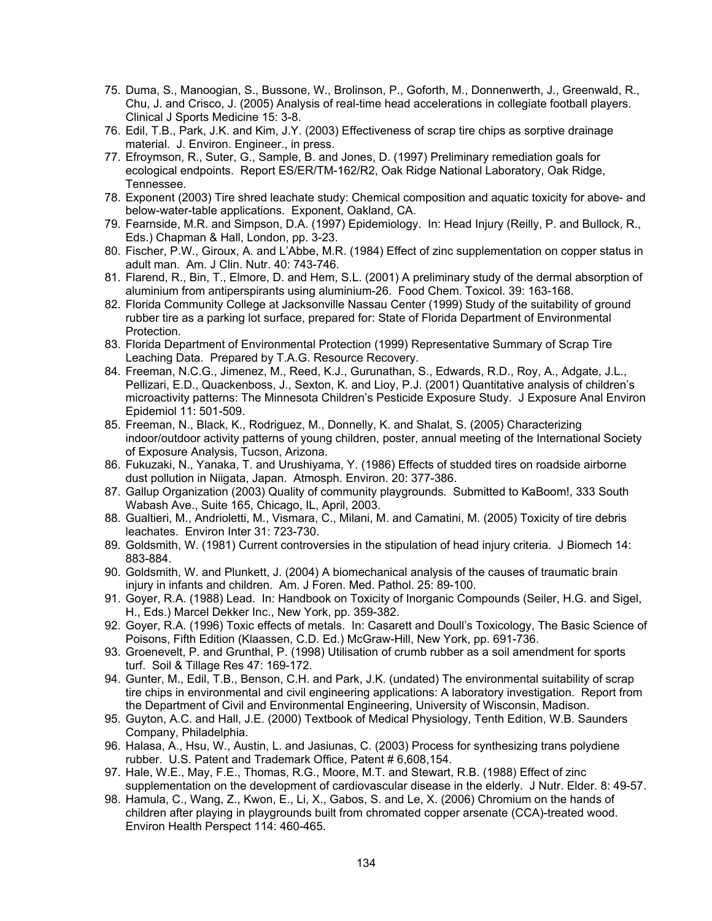75. Duma, S., Manoogian, S., Bussone, W., Brolinson, P., Goforth, M., Donnenwerth, J., Greenwald, R., Chu, J. and Crisco, J. (2005) Analysis of real-time head accelerations in collegiate football players. Clinical J Sports Medicine 15: 3-8.
76. Edil, T.B., Park, J.K. and Kim, J.Y. (2003) Effectiveness of scrap tire chips as sorptive drainage material. J. Environ. Engineer., in press.
77. Efroymson, R., Suter, G., Sample, B. and Jones, D. (1997) Preliminary remediation goals for ecological endpoints. Report ES/ER/TM-162/R2, Oak Ridge National Laboratory, Oak Ridge, Tennessee.
78. Exponent (2003) Tire shred leachate study: Chemical composition and aquatic toxicity for above- and below-water-table applications. Exponent, Oakland, CA.
79. Fearnside, M.R. and Simpson, D.A. (1997) Epidemiology. In: Head Injury (Reilly, P. and Bullock, R., Eds.) Chapman & Hall, London, pp. 3-23.
80. Fischer, P.W., Giroux, A. and L'Abbe, M.R. (1984) Effect of zinc supplementation on copper status in adult man. Am. J Clin. Nutr. 40: 743-746.
81. Flarend, R., Bin, T., Elmore, D. and Hem, S.L. (2001) A preliminary study of the dermal absorption of aluminium from antiperspirants using aluminium-26. Food Chem. Toxicol. 39: 163-168.
82. Florida Community College at Jacksonville Nassau Center (1999) Study of the suitability of ground rubber tire as a parking lot surface, prepared for: State of Florida Department of Environmental Protection.
83. Florida Department of Environmental Protection (1999) Representative Summary of Scrap Tire Leaching Data. Prepared by T.A.G. Resource Recovery.
84. Freeman, N.C.G., Jimenez, M., Reed, K.J., Gurunathan, S., Edwards, R.D., Roy, A., Adgate, J.L., Pellizari, E.D., Quackenboss, J., Sexton, K. and Lioy, P.J. (2001) Quantitative analysis of children's microactivity patterns: The Minnesota Children's Pesticide Exposure Study. J Exposure Anal Environ Epidemiol 11: 501-509.
85. Freeman, N., Black, K., Rodriguez, M., Donnelly, K. and Shalat, S. (2005) Characterizing indoor/outdoor activity patterns of young children, poster, annual meeting of the International Society of Exposure Analysis, Tucson, Arizona.
86. Fukuzaki, N., Yanaka, T. and Urushiyama, Y. (1986) Effects of studded tires on roadside airborne dust pollution in Niigata, Japan. Atmosph. Environ. 20: 377-386.
87. Gallup Organization (2003) Quality of community playgrounds. Submitted to KaBoom!, 333 South Wabash Ave., Suite 165, Chicago, IL, April, 2003.
88. Gualtieri, M., Andrioletti, M., Vismara, C., Milani, M. and Camatini, M. (2005) Toxicity of tire debris leachates. Environ Inter 31: 723-730.
89. Goldsmith, W. (1981) Current controversies in the stipulation of head injury criteria. J Biomech 14: 883-884.
90. Goldsmith, W. and Plunkett, J. (2004) A biomechanical analysis of the causes of traumatic brain injury in infants and children. Am. J Foren. Med. Pathol. 25: 89-100.
91. Goyer, R.A. (1988) Lead. In: Handbook on Toxicity of Inorganic Compounds (Seiler, H.G. and Sigel, H., Eds.) Marcel Dekker Inc., New York, pp. 359-382.
92. Goyer, R.A. (1996) Toxic effects of metals. In: Casarett and Doull's Toxicology, The Basic Science of Poisons, Fifth Edition (Klaassen, C.D. Ed.) McGraw-Hill, New York, pp. 691-736.
93. Groenevelt, P. and Grunthal, P. (1998) Utilisation of crumb rubber as a soil amendment for sports turf. Soil & Tillage Res 47: 169-172.
94. Gunter, M., Edil, T.B., Benson, C.H. and Park, J.K. (undated) The environmental suitability of scrap tire chips in environmental and civil engineering applications: A laboratory investigation. Report from the Department of Civil and Environmental Engineering, University of Wisconsin, Madison.
95. Guyton, A.C. and Hall, J.E. (2000) Textbook of Medical Physiology, Tenth Edition, W.B. Saunders Company, Philadelphia.
96. Halasa, A., Hsu, W., Austin, L. and Jasiunas, C. (2003) Process for synthesizing trans polydiene rubber. U.S. Patent and Trademark Office, Patent # 6,608,154.
97. Hale, W.E., May, F.E., Thomas, R.G., Moore, M.T. and Stewart, R.B. (1988) Effect of zinc supplementation on the development of cardiovascular disease in the elderly. J Nutr. Elder. 8: 49-57.
98. Hamula, C., Wang, Z., Kwon, E., Li, X., Gabos, S. and Le, X. (2006) Chromium on the hands of children after playing in playgrounds built from chromated copper arsenate (CCA)-treated wood. Environ Health Perspect 114: 460-465.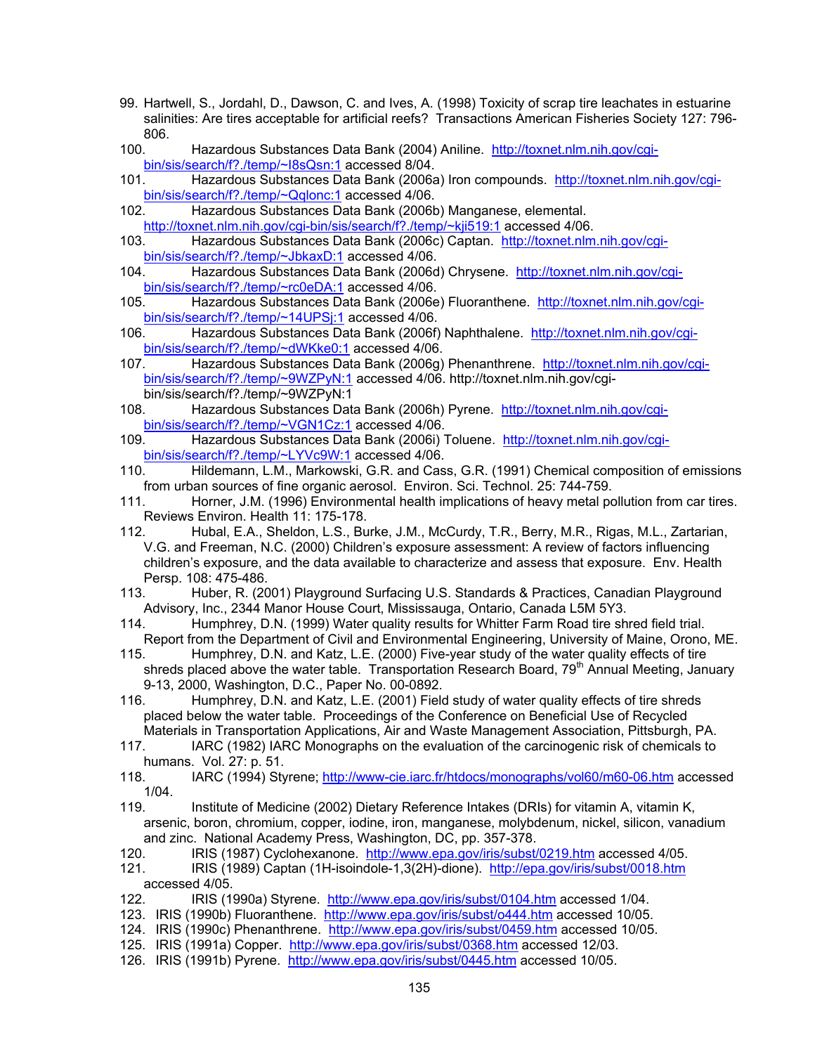99. Hartwell, S., Jordahl, D., Dawson, C. and Ives, A. (1998) Toxicity of scrap tire leachates in estuarine salinities: Are tires acceptable for artificial reefs? Transactions American Fisheries Society 127: 796-806.
100. Hazardous Substances Data Bank (2004) Aniline. http://toxnet.nlm.nih.gov/cgi-bin/sis/search/f?./temp/~I8sQsn:1 accessed 8/04.
101. Hazardous Substances Data Bank (2006a) Iron compounds. http://toxnet.nlm.nih.gov/cgi-bin/sis/search/f?./temp/~Qqlonc:1 accessed 4/06.
102. Hazardous Substances Data Bank (2006b) Manganese, elemental. http://toxnet.nlm.nih.gov/cgi-bin/sis/search/f?./temp/~kji519:1 accessed 4/06.
103. Hazardous Substances Data Bank (2006c) Captan. http://toxnet.nlm.nih.gov/cgi-bin/sis/search/f?./temp/~JbkaxD:1 accessed 4/06.
104. Hazardous Substances Data Bank (2006d) Chrysene. http://toxnet.nlm.nih.gov/cgi-bin/sis/search/f?./temp/~rc0eDA:1 accessed 4/06.
105. Hazardous Substances Data Bank (2006e) Fluoranthene. http://toxnet.nlm.nih.gov/cgi-bin/sis/search/f?./temp/~14UPSj:1 accessed 4/06.
106. Hazardous Substances Data Bank (2006f) Naphthalene. http://toxnet.nlm.nih.gov/cgi-bin/sis/search/f?./temp/~dWKke0:1 accessed 4/06.
107. Hazardous Substances Data Bank (2006g) Phenanthrene. http://toxnet.nlm.nih.gov/cgi-bin/sis/search/f?./temp/~9WZPyN:1 accessed 4/06. http://toxnet.nlm.nih.gov/cgi-bin/sis/search/f?./temp/~9WZPyN:1
108. Hazardous Substances Data Bank (2006h) Pyrene. http://toxnet.nlm.nih.gov/cgi-bin/sis/search/f?./temp/~VGN1Cz:1 accessed 4/06.
109. Hazardous Substances Data Bank (2006i) Toluene. http://toxnet.nlm.nih.gov/cgi-bin/sis/search/f?./temp/~LYVc9W:1 accessed 4/06.
110. Hildemann, L.M., Markowski, G.R. and Cass, G.R. (1991) Chemical composition of emissions from urban sources of fine organic aerosol. Environ. Sci. Technol. 25: 744-759.
111. Horner, J.M. (1996) Environmental health implications of heavy metal pollution from car tires. Reviews Environ. Health 11: 175-178.
112. Hubal, E.A., Sheldon, L.S., Burke, J.M., McCurdy, T.R., Berry, M.R., Rigas, M.L., Zartarian, V.G. and Freeman, N.C. (2000) Children's exposure assessment: A review of factors influencing children's exposure, and the data available to characterize and assess that exposure. Env. Health Persp. 108: 475-486.
113. Huber, R. (2001) Playground Surfacing U.S. Standards & Practices, Canadian Playground Advisory, Inc., 2344 Manor House Court, Mississauga, Ontario, Canada L5M 5Y3.
114. Humphrey, D.N. (1999) Water quality results for Whitter Farm Road tire shred field trial. Report from the Department of Civil and Environmental Engineering, University of Maine, Orono, ME.
115. Humphrey, D.N. and Katz, L.E. (2000) Five-year study of the water quality effects of tire shreds placed above the water table. Transportation Research Board, 79th Annual Meeting, January 9-13, 2000, Washington, D.C., Paper No. 00-0892.
116. Humphrey, D.N. and Katz, L.E. (2001) Field study of water quality effects of tire shreds placed below the water table. Proceedings of the Conference on Beneficial Use of Recycled Materials in Transportation Applications, Air and Waste Management Association, Pittsburgh, PA.
117. IARC (1982) IARC Monographs on the evaluation of the carcinogenic risk of chemicals to humans. Vol. 27: p. 51.
118. IARC (1994) Styrene; http://www-cie.iarc.fr/htdocs/monographs/vol60/m60-06.htm accessed 1/04.
119. Institute of Medicine (2002) Dietary Reference Intakes (DRIs) for vitamin A, vitamin K, arsenic, boron, chromium, copper, iodine, iron, manganese, molybdenum, nickel, silicon, vanadium and zinc. National Academy Press, Washington, DC, pp. 357-378.
120. IRIS (1987) Cyclohexanone. http://www.epa.gov/iris/subst/0219.htm accessed 4/05.
121. IRIS (1989) Captan (1H-isoindole-1,3(2H)-dione). http://epa.gov/iris/subst/0018.htm accessed 4/05.
122. IRIS (1990a) Styrene. http://www.epa.gov/iris/subst/0104.htm accessed 1/04.
123. IRIS (1990b) Fluoranthene. http://www.epa.gov/iris/subst/o444.htm accessed 10/05.
124. IRIS (1990c) Phenanthrene. http://www.epa.gov/iris/subst/0459.htm accessed 10/05.
125. IRIS (1991a) Copper. http://www.epa.gov/iris/subst/0368.htm accessed 12/03.
126. IRIS (1991b) Pyrene. http://www.epa.gov/iris/subst/0445.htm accessed 10/05.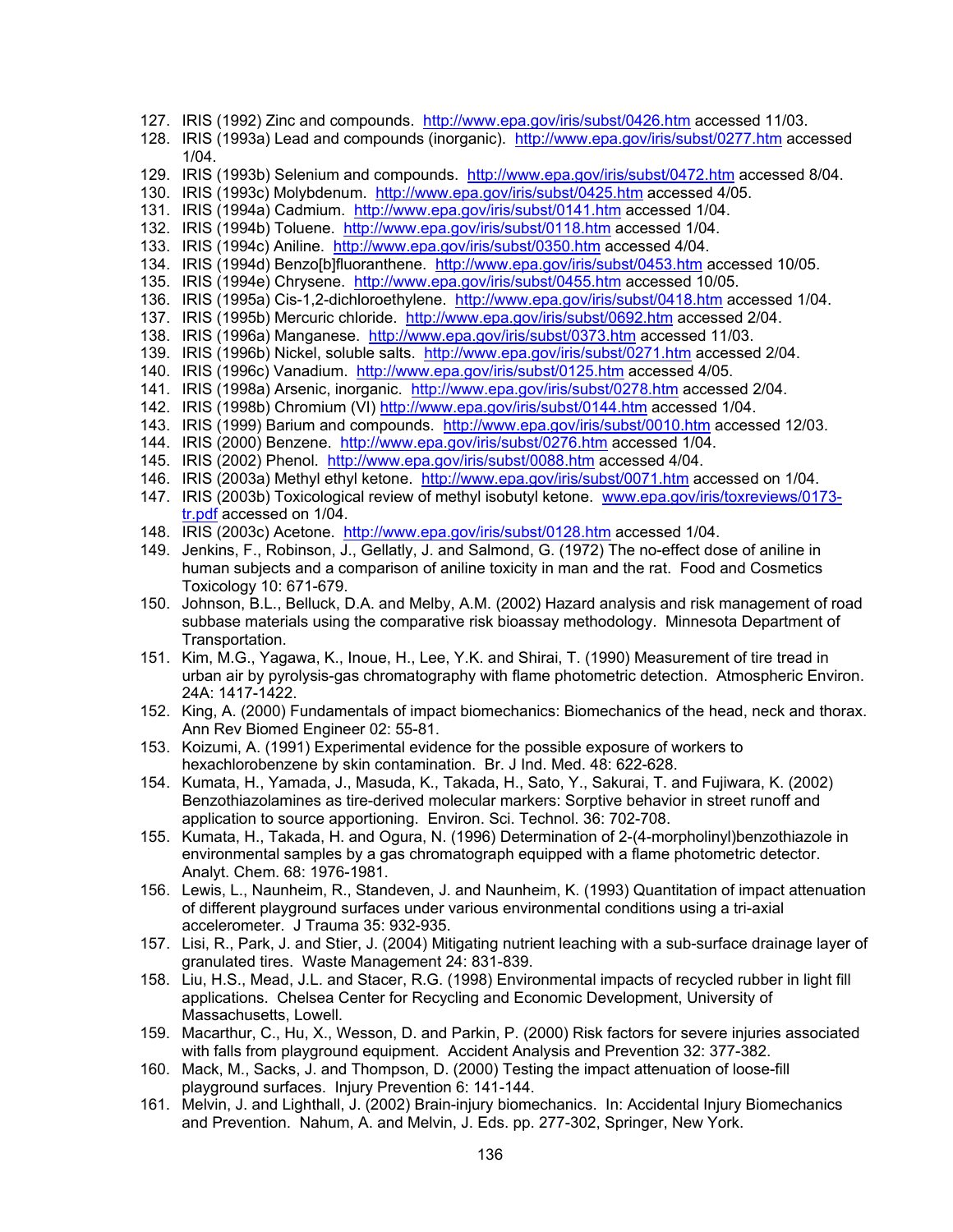127. IRIS (1992) Zinc and compounds. http://www.epa.gov/iris/subst/0426.htm accessed 11/03.
128. IRIS (1993a) Lead and compounds (inorganic). http://www.epa.gov/iris/subst/0277.htm accessed 1/04.
129. IRIS (1993b) Selenium and compounds. http://www.epa.gov/iris/subst/0472.htm accessed 8/04.
130. IRIS (1993c) Molybdenum. http://www.epa.gov/iris/subst/0425.htm accessed 4/05.
131. IRIS (1994a) Cadmium. http://www.epa.gov/iris/subst/0141.htm accessed 1/04.
132. IRIS (1994b) Toluene. http://www.epa.gov/iris/subst/0118.htm accessed 1/04.
133. IRIS (1994c) Aniline. http://www.epa.gov/iris/subst/0350.htm accessed 4/04.
134. IRIS (1994d) Benzo[b]fluoranthene. http://www.epa.gov/iris/subst/0453.htm accessed 10/05.
135. IRIS (1994e) Chrysene. http://www.epa.gov/iris/subst/0455.htm accessed 10/05.
136. IRIS (1995a) Cis-1,2-dichloroethylene. http://www.epa.gov/iris/subst/0418.htm accessed 1/04.
137. IRIS (1995b) Mercuric chloride. http://www.epa.gov/iris/subst/0692.htm accessed 2/04.
138. IRIS (1996a) Manganese. http://www.epa.gov/iris/subst/0373.htm accessed 11/03.
139. IRIS (1996b) Nickel, soluble salts. http://www.epa.gov/iris/subst/0271.htm accessed 2/04.
140. IRIS (1996c) Vanadium. http://www.epa.gov/iris/subst/0125.htm accessed 4/05.
141. IRIS (1998a) Arsenic, inorganic. http://www.epa.gov/iris/subst/0278.htm accessed 2/04.
142. IRIS (1998b) Chromium (VI) http://www.epa.gov/iris/subst/0144.htm accessed 1/04.
143. IRIS (1999) Barium and compounds. http://www.epa.gov/iris/subst/0010.htm accessed 12/03.
144. IRIS (2000) Benzene. http://www.epa.gov/iris/subst/0276.htm accessed 1/04.
145. IRIS (2002) Phenol. http://www.epa.gov/iris/subst/0088.htm accessed 4/04.
146. IRIS (2003a) Methyl ethyl ketone. http://www.epa.gov/iris/subst/0071.htm accessed on 1/04.
147. IRIS (2003b) Toxicological review of methyl isobutyl ketone. www.epa.gov/iris/toxreviews/0173-tr.pdf accessed on 1/04.
148. IRIS (2003c) Acetone. http://www.epa.gov/iris/subst/0128.htm accessed 1/04.
149. Jenkins, F., Robinson, J., Gellatly, J. and Salmond, G. (1972) The no-effect dose of aniline in human subjects and a comparison of aniline toxicity in man and the rat. Food and Cosmetics Toxicology 10: 671-679.
150. Johnson, B.L., Belluck, D.A. and Melby, A.M. (2002) Hazard analysis and risk management of road subbase materials using the comparative risk bioassay methodology. Minnesota Department of Transportation.
151. Kim, M.G., Yagawa, K., Inoue, H., Lee, Y.K. and Shirai, T. (1990) Measurement of tire tread in urban air by pyrolysis-gas chromatography with flame photometric detection. Atmospheric Environ. 24A: 1417-1422.
152. King, A. (2000) Fundamentals of impact biomechanics: Biomechanics of the head, neck and thorax. Ann Rev Biomed Engineer 02: 55-81.
153. Koizumi, A. (1991) Experimental evidence for the possible exposure of workers to hexachlorobenzene by skin contamination. Br. J Ind. Med. 48: 622-628.
154. Kumata, H., Yamada, J., Masuda, K., Takada, H., Sato, Y., Sakurai, T. and Fujiwara, K. (2002) Benzothiazolamines as tire-derived molecular markers: Sorptive behavior in street runoff and application to source apportioning. Environ. Sci. Technol. 36: 702-708.
155. Kumata, H., Takada, H. and Ogura, N. (1996) Determination of 2-(4-morpholinyl)benzothiazole in environmental samples by a gas chromatograph equipped with a flame photometric detector. Analyt. Chem. 68: 1976-1981.
156. Lewis, L., Naunheim, R., Standeven, J. and Naunheim, K. (1993) Quantitation of impact attenuation of different playground surfaces under various environmental conditions using a tri-axial accelerometer. J Trauma 35: 932-935.
157. Lisi, R., Park, J. and Stier, J. (2004) Mitigating nutrient leaching with a sub-surface drainage layer of granulated tires. Waste Management 24: 831-839.
158. Liu, H.S., Mead, J.L. and Stacer, R.G. (1998) Environmental impacts of recycled rubber in light fill applications. Chelsea Center for Recycling and Economic Development, University of Massachusetts, Lowell.
159. Macarthur, C., Hu, X., Wesson, D. and Parkin, P. (2000) Risk factors for severe injuries associated with falls from playground equipment. Accident Analysis and Prevention 32: 377-382.
160. Mack, M., Sacks, J. and Thompson, D. (2000) Testing the impact attenuation of loose-fill playground surfaces. Injury Prevention 6: 141-144.
161. Melvin, J. and Lighthall, J. (2002) Brain-injury biomechanics. In: Accidental Injury Biomechanics and Prevention. Nahum, A. and Melvin, J. Eds. pp. 277-302, Springer, New York.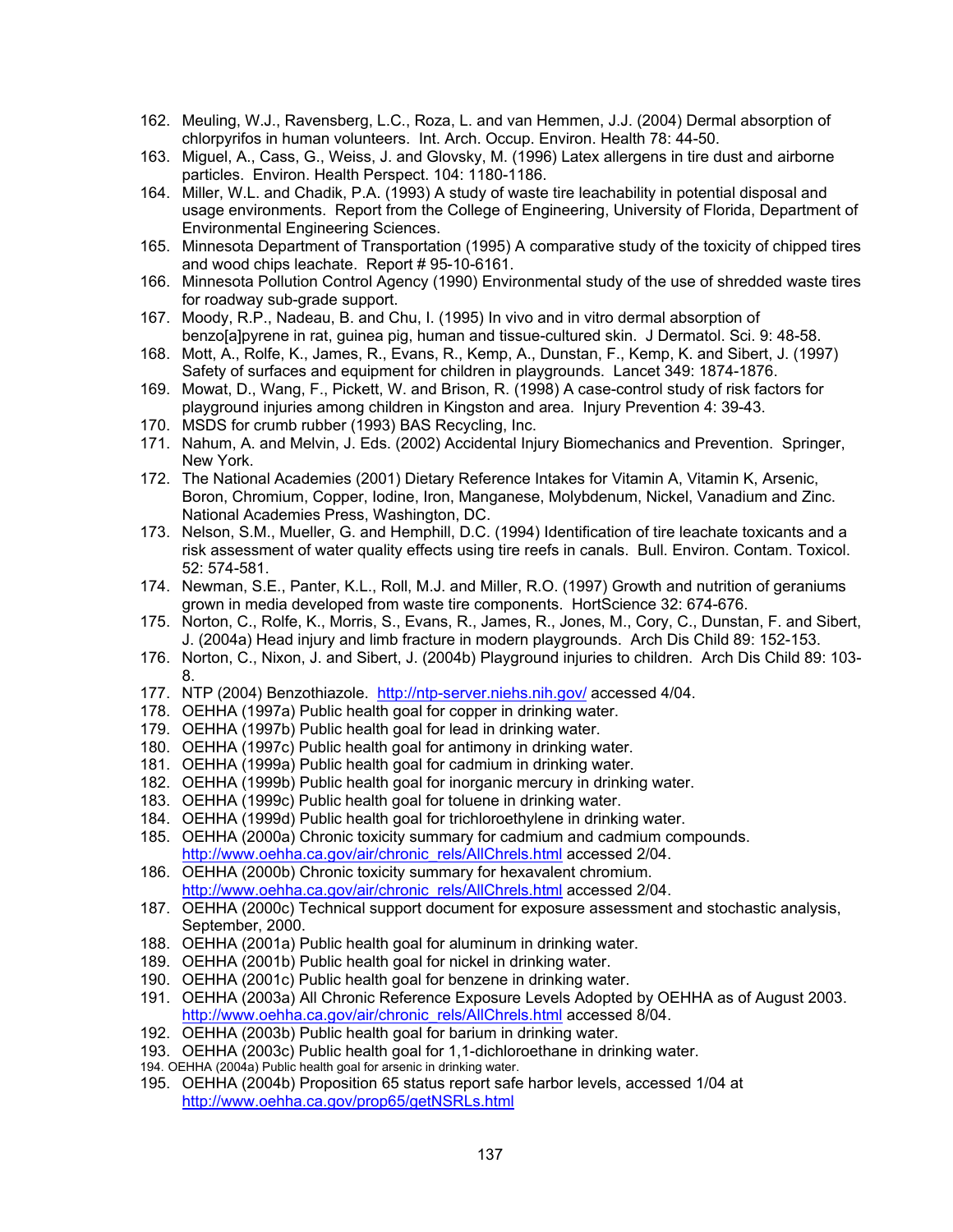162. Meuling, W.J., Ravensberg, L.C., Roza, L. and van Hemmen, J.J. (2004) Dermal absorption of chlorpyrifos in human volunteers. Int. Arch. Occup. Environ. Health 78: 44-50.
163. Miguel, A., Cass, G., Weiss, J. and Glovsky, M. (1996) Latex allergens in tire dust and airborne particles. Environ. Health Perspect. 104: 1180-1186.
164. Miller, W.L. and Chadik, P.A. (1993) A study of waste tire leachability in potential disposal and usage environments. Report from the College of Engineering, University of Florida, Department of Environmental Engineering Sciences.
165. Minnesota Department of Transportation (1995) A comparative study of the toxicity of chipped tires and wood chips leachate. Report # 95-10-6161.
166. Minnesota Pollution Control Agency (1990) Environmental study of the use of shredded waste tires for roadway sub-grade support.
167. Moody, R.P., Nadeau, B. and Chu, I. (1995) In vivo and in vitro dermal absorption of benzo[a]pyrene in rat, guinea pig, human and tissue-cultured skin. J Dermatol. Sci. 9: 48-58.
168. Mott, A., Rolfe, K., James, R., Evans, R., Kemp, A., Dunstan, F., Kemp, K. and Sibert, J. (1997) Safety of surfaces and equipment for children in playgrounds. Lancet 349: 1874-1876.
169. Mowat, D., Wang, F., Pickett, W. and Brison, R. (1998) A case-control study of risk factors for playground injuries among children in Kingston and area. Injury Prevention 4: 39-43.
170. MSDS for crumb rubber (1993) BAS Recycling, Inc.
171. Nahum, A. and Melvin, J. Eds. (2002) Accidental Injury Biomechanics and Prevention. Springer, New York.
172. The National Academies (2001) Dietary Reference Intakes for Vitamin A, Vitamin K, Arsenic, Boron, Chromium, Copper, Iodine, Iron, Manganese, Molybdenum, Nickel, Vanadium and Zinc. National Academies Press, Washington, DC.
173. Nelson, S.M., Mueller, G. and Hemphill, D.C. (1994) Identification of tire leachate toxicants and a risk assessment of water quality effects using tire reefs in canals. Bull. Environ. Contam. Toxicol. 52: 574-581.
174. Newman, S.E., Panter, K.L., Roll, M.J. and Miller, R.O. (1997) Growth and nutrition of geraniums grown in media developed from waste tire components. HortScience 32: 674-676.
175. Norton, C., Rolfe, K., Morris, S., Evans, R., James, R., Jones, M., Cory, C., Dunstan, F. and Sibert, J. (2004a) Head injury and limb fracture in modern playgrounds. Arch Dis Child 89: 152-153.
176. Norton, C., Nixon, J. and Sibert, J. (2004b) Playground injuries to children. Arch Dis Child 89: 103-8.
177. NTP (2004) Benzothiazole. http://ntp-server.niehs.nih.gov/ accessed 4/04.
178. OEHHA (1997a) Public health goal for copper in drinking water.
179. OEHHA (1997b) Public health goal for lead in drinking water.
180. OEHHA (1997c) Public health goal for antimony in drinking water.
181. OEHHA (1999a) Public health goal for cadmium in drinking water.
182. OEHHA (1999b) Public health goal for inorganic mercury in drinking water.
183. OEHHA (1999c) Public health goal for toluene in drinking water.
184. OEHHA (1999d) Public health goal for trichloroethylene in drinking water.
185. OEHHA (2000a) Chronic toxicity summary for cadmium and cadmium compounds. http://www.oehha.ca.gov/air/chronic_rels/AllChrels.html accessed 2/04.
186. OEHHA (2000b) Chronic toxicity summary for hexavalent chromium. http://www.oehha.ca.gov/air/chronic_rels/AllChrels.html accessed 2/04.
187. OEHHA (2000c) Technical support document for exposure assessment and stochastic analysis, September, 2000.
188. OEHHA (2001a) Public health goal for aluminum in drinking water.
189. OEHHA (2001b) Public health goal for nickel in drinking water.
190. OEHHA (2001c) Public health goal for benzene in drinking water.
191. OEHHA (2003a) All Chronic Reference Exposure Levels Adopted by OEHHA as of August 2003. http://www.oehha.ca.gov/air/chronic_rels/AllChrels.html accessed 8/04.
192. OEHHA (2003b) Public health goal for barium in drinking water.
193. OEHHA (2003c) Public health goal for 1,1-dichloroethane in drinking water.
194. OEHHA (2004a) Public health goal for arsenic in drinking water.
195. OEHHA (2004b) Proposition 65 status report safe harbor levels, accessed 1/04 at http://www.oehha.ca.gov/prop65/getNSRLs.html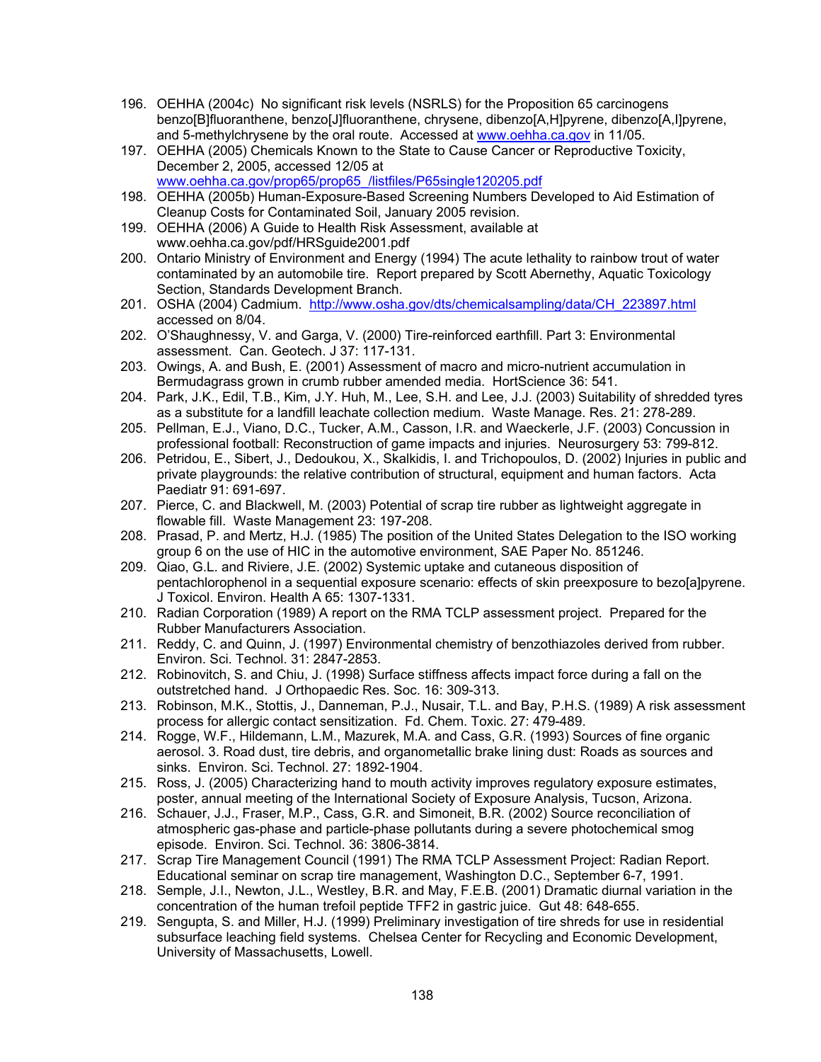196. OEHHA (2004c) No significant risk levels (NSRLS) for the Proposition 65 carcinogens benzo[B]fluoranthene, benzo[J]fluoranthene, chrysene, dibenzo[A,H]pyrene, dibenzo[A,I]pyrene, and 5-methylchrysene by the oral route. Accessed at www.oehha.ca.gov in 11/05.
197. OEHHA (2005) Chemicals Known to the State to Cause Cancer or Reproductive Toxicity, December 2, 2005, accessed 12/05 at www.oehha.ca.gov/prop65/prop65_/listfiles/P65single120205.pdf
198. OEHHA (2005b) Human-Exposure-Based Screening Numbers Developed to Aid Estimation of Cleanup Costs for Contaminated Soil, January 2005 revision.
199. OEHHA (2006) A Guide to Health Risk Assessment, available at www.oehha.ca.gov/pdf/HRSguide2001.pdf
200. Ontario Ministry of Environment and Energy (1994) The acute lethality to rainbow trout of water contaminated by an automobile tire. Report prepared by Scott Abernethy, Aquatic Toxicology Section, Standards Development Branch.
201. OSHA (2004) Cadmium. http://www.osha.gov/dts/chemicalsampling/data/CH_223897.html accessed on 8/04.
202. O'Shaughnessy, V. and Garga, V. (2000) Tire-reinforced earthfill. Part 3: Environmental assessment. Can. Geotech. J 37: 117-131.
203. Owings, A. and Bush, E. (2001) Assessment of macro and micro-nutrient accumulation in Bermudagrass grown in crumb rubber amended media. HortScience 36: 541.
204. Park, J.K., Edil, T.B., Kim, J.Y. Huh, M., Lee, S.H. and Lee, J.J. (2003) Suitability of shredded tyres as a substitute for a landfill leachate collection medium. Waste Manage. Res. 21: 278-289.
205. Pellman, E.J., Viano, D.C., Tucker, A.M., Casson, I.R. and Waeckerle, J.F. (2003) Concussion in professional football: Reconstruction of game impacts and injuries. Neurosurgery 53: 799-812.
206. Petridou, E., Sibert, J., Dedoukou, X., Skalkidis, I. and Trichopoulos, D. (2002) Injuries in public and private playgrounds: the relative contribution of structural, equipment and human factors. Acta Paediatr 91: 691-697.
207. Pierce, C. and Blackwell, M. (2003) Potential of scrap tire rubber as lightweight aggregate in flowable fill. Waste Management 23: 197-208.
208. Prasad, P. and Mertz, H.J. (1985) The position of the United States Delegation to the ISO working group 6 on the use of HIC in the automotive environment, SAE Paper No. 851246.
209. Qiao, G.L. and Riviere, J.E. (2002) Systemic uptake and cutaneous disposition of pentachlorophenol in a sequential exposure scenario: effects of skin preexposure to bezo[a]pyrene. J Toxicol. Environ. Health A 65: 1307-1331.
210. Radian Corporation (1989) A report on the RMA TCLP assessment project. Prepared for the Rubber Manufacturers Association.
211. Reddy, C. and Quinn, J. (1997) Environmental chemistry of benzothiazoles derived from rubber. Environ. Sci. Technol. 31: 2847-2853.
212. Robinovitch, S. and Chiu, J. (1998) Surface stiffness affects impact force during a fall on the outstretched hand. J Orthopaedic Res. Soc. 16: 309-313.
213. Robinson, M.K., Stottis, J., Danneman, P.J., Nusair, T.L. and Bay, P.H.S. (1989) A risk assessment process for allergic contact sensitization. Fd. Chem. Toxic. 27: 479-489.
214. Rogge, W.F., Hildemann, L.M., Mazurek, M.A. and Cass, G.R. (1993) Sources of fine organic aerosol. 3. Road dust, tire debris, and organometallic brake lining dust: Roads as sources and sinks. Environ. Sci. Technol. 27: 1892-1904.
215. Ross, J. (2005) Characterizing hand to mouth activity improves regulatory exposure estimates, poster, annual meeting of the International Society of Exposure Analysis, Tucson, Arizona.
216. Schauer, J.J., Fraser, M.P., Cass, G.R. and Simoneit, B.R. (2002) Source reconciliation of atmospheric gas-phase and particle-phase pollutants during a severe photochemical smog episode. Environ. Sci. Technol. 36: 3806-3814.
217. Scrap Tire Management Council (1991) The RMA TCLP Assessment Project: Radian Report. Educational seminar on scrap tire management, Washington D.C., September 6-7, 1991.
218. Semple, J.I., Newton, J.L., Westley, B.R. and May, F.E.B. (2001) Dramatic diurnal variation in the concentration of the human trefoil peptide TFF2 in gastric juice. Gut 48: 648-655.
219. Sengupta, S. and Miller, H.J. (1999) Preliminary investigation of tire shreds for use in residential subsurface leaching field systems. Chelsea Center for Recycling and Economic Development, University of Massachusetts, Lowell.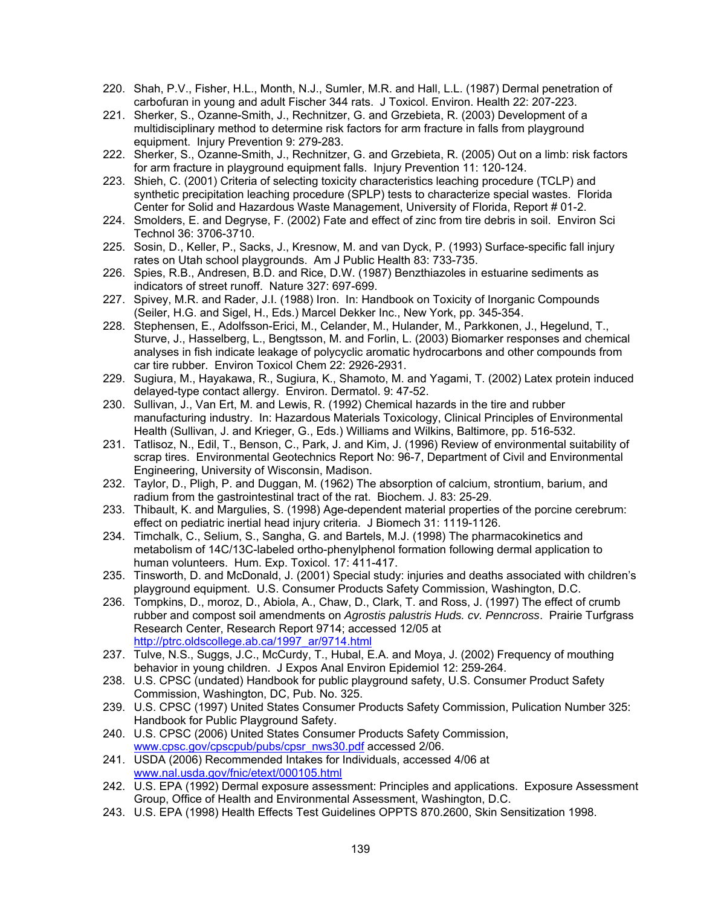220. Shah, P.V., Fisher, H.L., Month, N.J., Sumler, M.R. and Hall, L.L. (1987) Dermal penetration of carbofuran in young and adult Fischer 344 rats. J Toxicol. Environ. Health 22: 207-223.
221. Sherker, S., Ozanne-Smith, J., Rechnitzer, G. and Grzebieta, R. (2003) Development of a multidisciplinary method to determine risk factors for arm fracture in falls from playground equipment. Injury Prevention 9: 279-283.
222. Sherker, S., Ozanne-Smith, J., Rechnitzer, G. and Grzebieta, R. (2005) Out on a limb: risk factors for arm fracture in playground equipment falls. Injury Prevention 11: 120-124.
223. Shieh, C. (2001) Criteria of selecting toxicity characteristics leaching procedure (TCLP) and synthetic precipitation leaching procedure (SPLP) tests to characterize special wastes. Florida Center for Solid and Hazardous Waste Management, University of Florida, Report # 01-2.
224. Smolders, E. and Degryse, F. (2002) Fate and effect of zinc from tire debris in soil. Environ Sci Technol 36: 3706-3710.
225. Sosin, D., Keller, P., Sacks, J., Kresnow, M. and van Dyck, P. (1993) Surface-specific fall injury rates on Utah school playgrounds. Am J Public Health 83: 733-735.
226. Spies, R.B., Andresen, B.D. and Rice, D.W. (1987) Benzthiazoles in estuarine sediments as indicators of street runoff. Nature 327: 697-699.
227. Spivey, M.R. and Rader, J.I. (1988) Iron. In: Handbook on Toxicity of Inorganic Compounds (Seiler, H.G. and Sigel, H., Eds.) Marcel Dekker Inc., New York, pp. 345-354.
228. Stephensen, E., Adolfsson-Erici, M., Celander, M., Hulander, M., Parkkonen, J., Hegelund, T., Sturve, J., Hasselberg, L., Bengtsson, M. and Forlin, L. (2003) Biomarker responses and chemical analyses in fish indicate leakage of polycyclic aromatic hydrocarbons and other compounds from car tire rubber. Environ Toxicol Chem 22: 2926-2931.
229. Sugiura, M., Hayakawa, R., Sugiura, K., Shamoto, M. and Yagami, T. (2002) Latex protein induced delayed-type contact allergy. Environ. Dermatol. 9: 47-52.
230. Sullivan, J., Van Ert, M. and Lewis, R. (1992) Chemical hazards in the tire and rubber manufacturing industry. In: Hazardous Materials Toxicology, Clinical Principles of Environmental Health (Sullivan, J. and Krieger, G., Eds.) Williams and Wilkins, Baltimore, pp. 516-532.
231. Tatlisoz, N., Edil, T., Benson, C., Park, J. and Kim, J. (1996) Review of environmental suitability of scrap tires. Environmental Geotechnics Report No: 96-7, Department of Civil and Environmental Engineering, University of Wisconsin, Madison.
232. Taylor, D., Pligh, P. and Duggan, M. (1962) The absorption of calcium, strontium, barium, and radium from the gastrointestinal tract of the rat. Biochem. J. 83: 25-29.
233. Thibault, K. and Margulies, S. (1998) Age-dependent material properties of the porcine cerebrum: effect on pediatric inertial head injury criteria. J Biomech 31: 1119-1126.
234. Timchalk, C., Selium, S., Sangha, G. and Bartels, M.J. (1998) The pharmacokinetics and metabolism of 14C/13C-labeled ortho-phenylphenol formation following dermal application to human volunteers. Hum. Exp. Toxicol. 17: 411-417.
235. Tinsworth, D. and McDonald, J. (2001) Special study: injuries and deaths associated with children's playground equipment. U.S. Consumer Products Safety Commission, Washington, D.C.
236. Tompkins, D., moroz, D., Abiola, A., Chaw, D., Clark, T. and Ross, J. (1997) The effect of crumb rubber and compost soil amendments on *Agrostis palustris Huds. cv. Penncross*. Prairie Turfgrass Research Center, Research Report 9714; accessed 12/05 at http://ptrc.oldscollege.ab.ca/1997_ar/9714.html
237. Tulve, N.S., Suggs, J.C., McCurdy, T., Hubal, E.A. and Moya, J. (2002) Frequency of mouthing behavior in young children. J Expos Anal Environ Epidemiol 12: 259-264.
238. U.S. CPSC (undated) Handbook for public playground safety, U.S. Consumer Product Safety Commission, Washington, DC, Pub. No. 325.
239. U.S. CPSC (1997) United States Consumer Products Safety Commission, Pulication Number 325: Handbook for Public Playground Safety.
240. U.S. CPSC (2006) United States Consumer Products Safety Commission, www.cpsc.gov/cpscpub/pubs/cpsr_nws30.pdf accessed 2/06.
241. USDA (2006) Recommended Intakes for Individuals, accessed 4/06 at www.nal.usda.gov/fnic/etext/000105.html
242. U.S. EPA (1992) Dermal exposure assessment: Principles and applications. Exposure Assessment Group, Office of Health and Environmental Assessment, Washington, D.C.
243. U.S. EPA (1998) Health Effects Test Guidelines OPPTS 870.2600, Skin Sensitization 1998.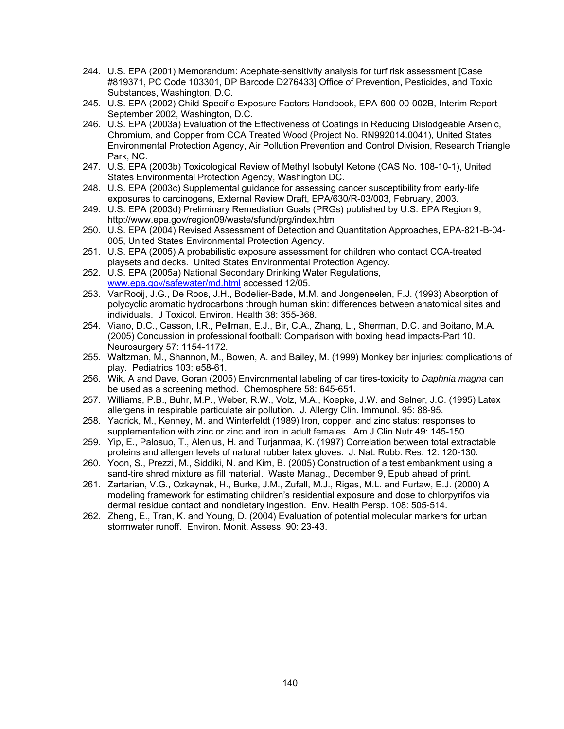244. U.S. EPA (2001) Memorandum: Acephate-sensitivity analysis for turf risk assessment [Case #819371, PC Code 103301, DP Barcode D276433] Office of Prevention, Pesticides, and Toxic Substances, Washington, D.C.
245. U.S. EPA (2002) Child-Specific Exposure Factors Handbook, EPA-600-00-002B, Interim Report September 2002, Washington, D.C.
246. U.S. EPA (2003a) Evaluation of the Effectiveness of Coatings in Reducing Dislodgeable Arsenic, Chromium, and Copper from CCA Treated Wood (Project No. RN992014.0041), United States Environmental Protection Agency, Air Pollution Prevention and Control Division, Research Triangle Park, NC.
247. U.S. EPA (2003b) Toxicological Review of Methyl Isobutyl Ketone (CAS No. 108-10-1), United States Environmental Protection Agency, Washington DC.
248. U.S. EPA (2003c) Supplemental guidance for assessing cancer susceptibility from early-life exposures to carcinogens, External Review Draft, EPA/630/R-03/003, February, 2003.
249. U.S. EPA (2003d) Preliminary Remediation Goals (PRGs) published by U.S. EPA Region 9, http://www.epa.gov/region09/waste/sfund/prg/index.htm
250. U.S. EPA (2004) Revised Assessment of Detection and Quantitation Approaches, EPA-821-B-04-005, United States Environmental Protection Agency.
251. U.S. EPA (2005) A probabilistic exposure assessment for children who contact CCA-treated playsets and decks. United States Environmental Protection Agency.
252. U.S. EPA (2005a) National Secondary Drinking Water Regulations, www.epa.gov/safewater/md.html accessed 12/05.
253. VanRooij, J.G., De Roos, J.H., Bodelier-Bade, M.M. and Jongeneelen, F.J. (1993) Absorption of polycyclic aromatic hydrocarbons through human skin: differences between anatomical sites and individuals. J Toxicol. Environ. Health 38: 355-368.
254. Viano, D.C., Casson, I.R., Pellman, E.J., Bir, C.A., Zhang, L., Sherman, D.C. and Boitano, M.A. (2005) Concussion in professional football: Comparison with boxing head impacts-Part 10. Neurosurgery 57: 1154-1172.
255. Waltzman, M., Shannon, M., Bowen, A. and Bailey, M. (1999) Monkey bar injuries: complications of play. Pediatrics 103: e58-61.
256. Wik, A and Dave, Goran (2005) Environmental labeling of car tires-toxicity to *Daphnia magna* can be used as a screening method. Chemosphere 58: 645-651.
257. Williams, P.B., Buhr, M.P., Weber, R.W., Volz, M.A., Koepke, J.W. and Selner, J.C. (1995) Latex allergens in respirable particulate air pollution. J. Allergy Clin. Immunol. 95: 88-95.
258. Yadrick, M., Kenney, M. and Winterfeldt (1989) Iron, copper, and zinc status: responses to supplementation with zinc or zinc and iron in adult females. Am J Clin Nutr 49: 145-150.
259. Yip, E., Palosuo, T., Alenius, H. and Turjanmaa, K. (1997) Correlation between total extractable proteins and allergen levels of natural rubber latex gloves. J. Nat. Rubb. Res. 12: 120-130.
260. Yoon, S., Prezzi, M., Siddiki, N. and Kim, B. (2005) Construction of a test embankment using a sand-tire shred mixture as fill material. Waste Manag., December 9, Epub ahead of print.
261. Zartarian, V.G., Ozkaynak, H., Burke, J.M., Zufall, M.J., Rigas, M.L. and Furtaw, E.J. (2000) A modeling framework for estimating children's residential exposure and dose to chlorpyrifos via dermal residue contact and nondietary ingestion. Env. Health Persp. 108: 505-514.
262. Zheng, E., Tran, K. and Young, D. (2004) Evaluation of potential molecular markers for urban stormwater runoff. Environ. Monit. Assess. 90: 23-43.